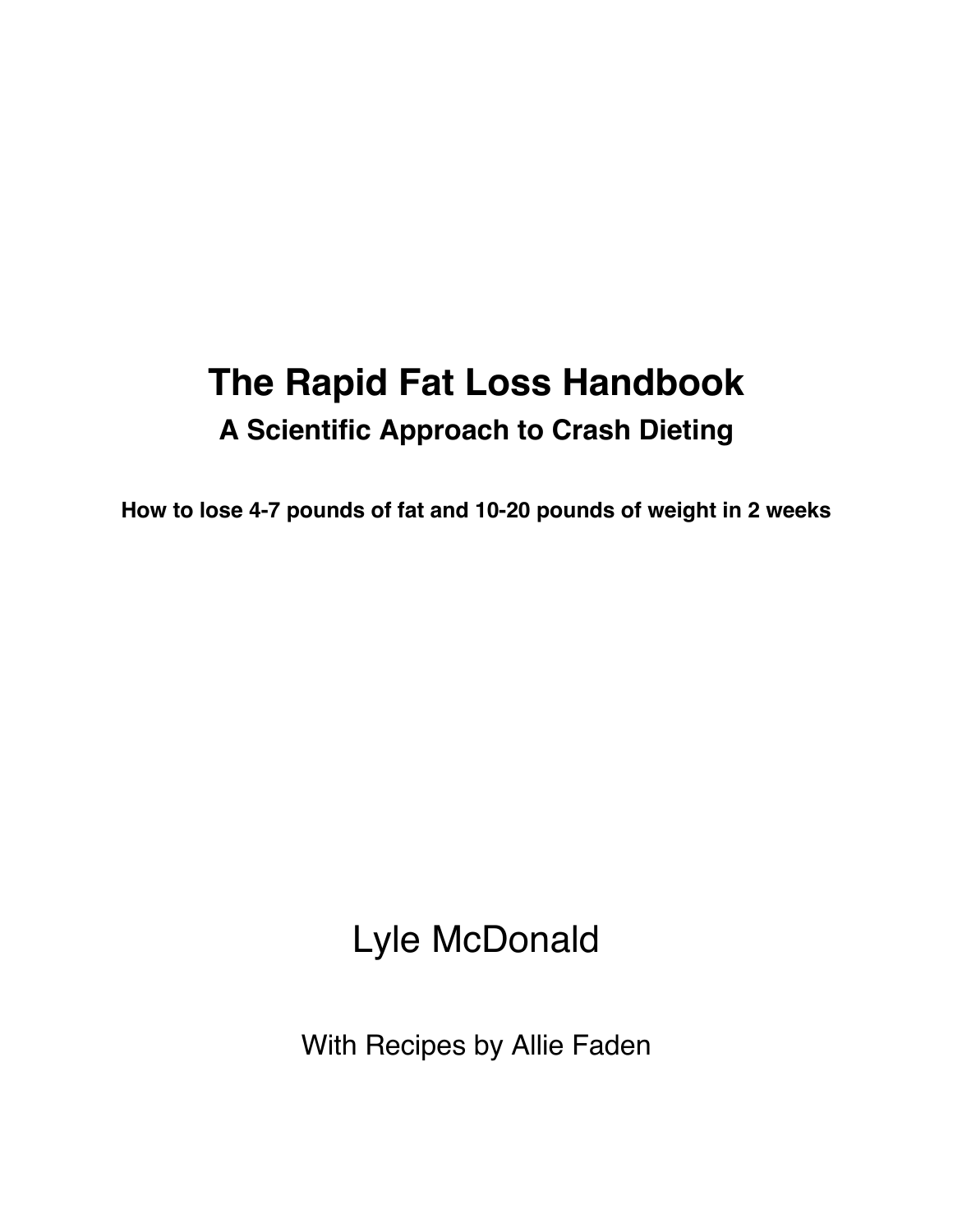# The Rapid Fat Loss Handbook

## A Scientific Approach to Crash Dieting

**How to lose 4-7 pounds of fat and 10-20 pounds of weight in 2 weeks**

Lyle McDonald

With Recipes by Allie Faden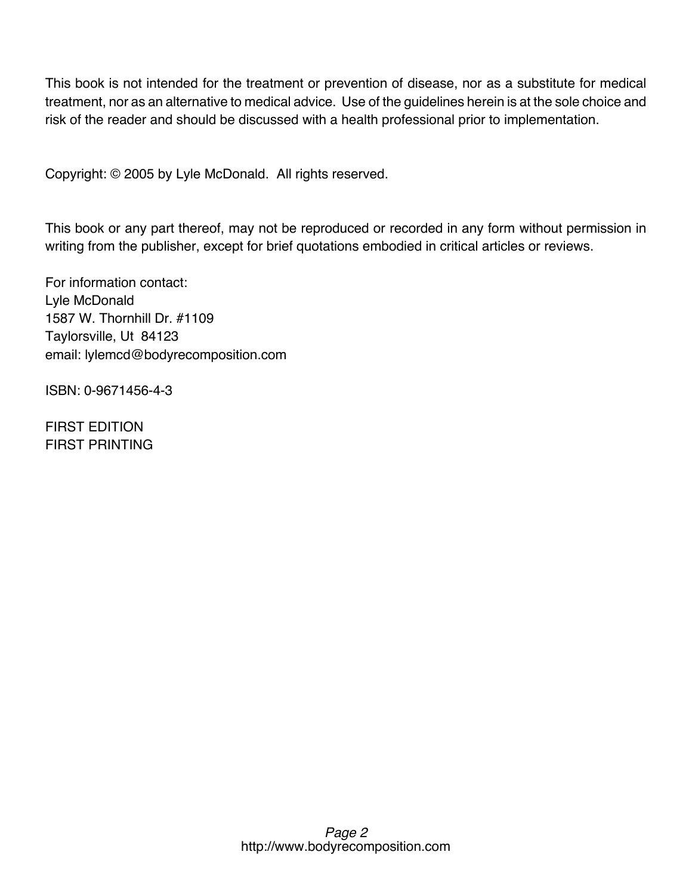This book is not intended for the treatment or prevention of disease, nor as a substitute for medical treatment, nor as an alternative to medical advice. Use of the guidelines herein is at the sole choice and risk of the reader and should be discussed with a health professional prior to implementation.

Copyright: © 2005 by Lyle McDonald. All rights reserved.

This book or any part thereof, may not be reproduced or recorded in any form without permission in writing from the publisher, except for brief quotations embodied in critical articles or reviews.

For information contact:
Lyle McDonald
1587 W. Thornhill Dr. #1109
Taylorsville, Ut 84123
email: lylemcd@bodyrecomposition.com

ISBN: 0-9671456-4-3

FIRST EDITION
FIRST PRINTING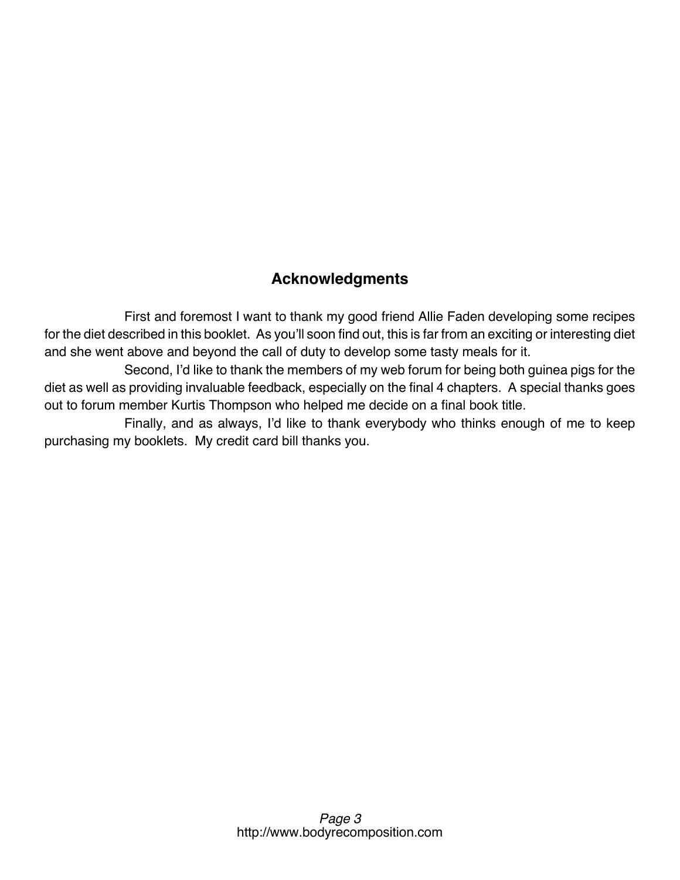## Acknowledgments

First and foremost I want to thank my good friend Allie Faden developing some recipes for the diet described in this booklet. As you'll soon find out, this is far from an exciting or interesting diet and she went above and beyond the call of duty to develop some tasty meals for it.

Second, I'd like to thank the members of my web forum for being both guinea pigs for the diet as well as providing invaluable feedback, especially on the final 4 chapters. A special thanks goes out to forum member Kurtis Thompson who helped me decide on a final book title.

Finally, and as always, I'd like to thank everybody who thinks enough of me to keep purchasing my booklets. My credit card bill thanks you.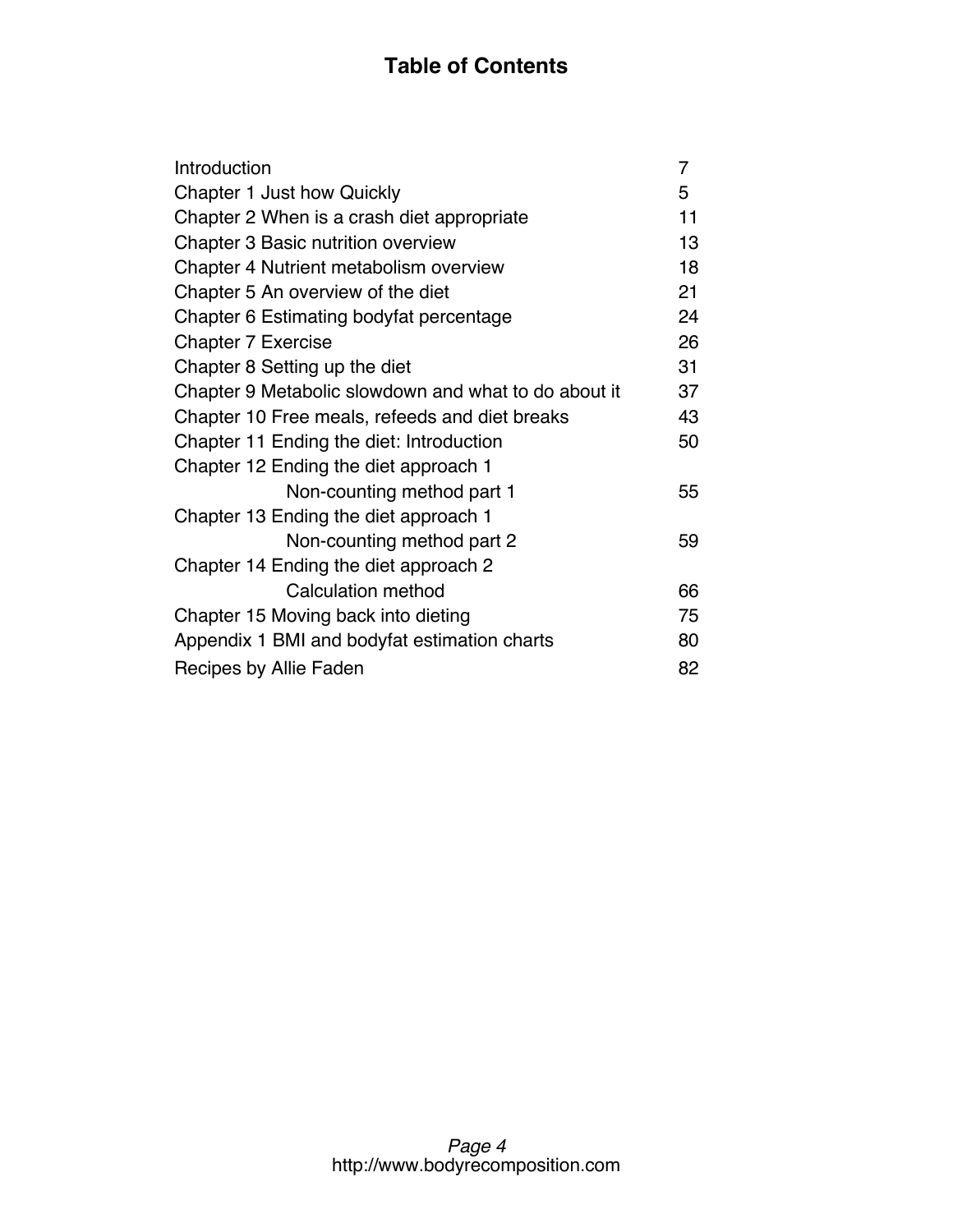# Table of Contents

| | |
|---|---|
| Introduction | 7 |
| Chapter 1 Just how Quickly | 5 |
| Chapter 2 When is a crash diet appropriate | 11 |
| Chapter 3 Basic nutrition overview | 13 |
| Chapter 4 Nutrient metabolism overview | 18 |
| Chapter 5 An overview of the diet | 21 |
| Chapter 6 Estimating bodyfat percentage | 24 |
| Chapter 7 Exercise | 26 |
| Chapter 8 Setting up the diet | 31 |
| Chapter 9 Metabolic slowdown and what to do about it | 37 |
| Chapter 10 Free meals, refeeds and diet breaks | 43 |
| Chapter 11 Ending the diet: Introduction | 50 |
| Chapter 12 Ending the diet approach 1 Non-counting method part 1 | 55 |
| Chapter 13 Ending the diet approach 1 Non-counting method part 2 | 59 |
| Chapter 14 Ending the diet approach 2 Calculation method | 66 |
| Chapter 15 Moving back into dieting | 75 |
| Appendix 1 BMI and bodyfat estimation charts | 80 |
| Recipes by Allie Faden | 82 |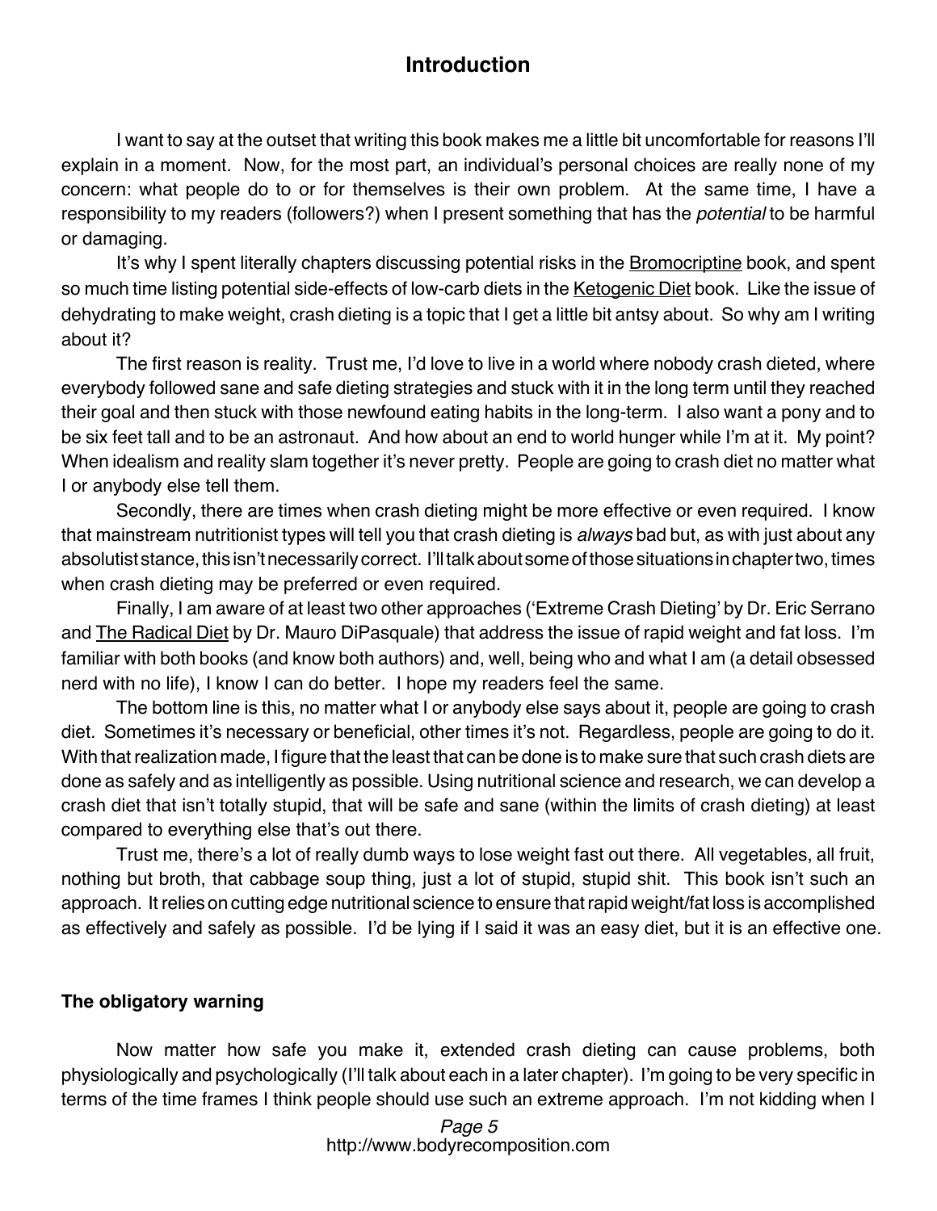# Introduction

I want to say at the outset that writing this book makes me a little bit uncomfortable for reasons I'll explain in a moment. Now, for the most part, an individual's personal choices are really none of my concern: what people do to or for themselves is their own problem. At the same time, I have a responsibility to my readers (followers?) when I present something that has the *potential* to be harmful or damaging.

It's why I spent literally chapters discussing potential risks in the Bromocriptine book, and spent so much time listing potential side-effects of low-carb diets in the Ketogenic Diet book. Like the issue of dehydrating to make weight, crash dieting is a topic that I get a little bit antsy about. So why am I writing about it?

The first reason is reality. Trust me, I'd love to live in a world where nobody crash dieted, where everybody followed sane and safe dieting strategies and stuck with it in the long term until they reached their goal and then stuck with those newfound eating habits in the long-term. I also want a pony and to be six feet tall and to be an astronaut. And how about an end to world hunger while I'm at it. My point? When idealism and reality slam together it's never pretty. People are going to crash diet no matter what I or anybody else tell them.

Secondly, there are times when crash dieting might be more effective or even required. I know that mainstream nutritionist types will tell you that crash dieting is *always* bad but, as with just about any absolutist stance, this isn't necessarily correct. I'll talk about some of those situations in chapter two, times when crash dieting may be preferred or even required.

Finally, I am aware of at least two other approaches ('Extreme Crash Dieting' by Dr. Eric Serrano and The Radical Diet by Dr. Mauro DiPasquale) that address the issue of rapid weight and fat loss. I'm familiar with both books (and know both authors) and, well, being who and what I am (a detail obsessed nerd with no life), I know I can do better. I hope my readers feel the same.

The bottom line is this, no matter what I or anybody else says about it, people are going to crash diet. Sometimes it's necessary or beneficial, other times it's not. Regardless, people are going to do it. With that realization made, I figure that the least that can be done is to make sure that such crash diets are done as safely and as intelligently as possible. Using nutritional science and research, we can develop a crash diet that isn't totally stupid, that will be safe and sane (within the limits of crash dieting) at least compared to everything else that's out there.

Trust me, there's a lot of really dumb ways to lose weight fast out there. All vegetables, all fruit, nothing but broth, that cabbage soup thing, just a lot of stupid, stupid shit. This book isn't such an approach. It relies on cutting edge nutritional science to ensure that rapid weight/fat loss is accomplished as effectively and safely as possible. I'd be lying if I said it was an easy diet, but it is an effective one.

### The obligatory warning

Now matter how safe you make it, extended crash dieting can cause problems, both physiologically and psychologically (I'll talk about each in a later chapter). I'm going to be very specific in terms of the time frames I think people should use such an extreme approach. I'm not kidding when I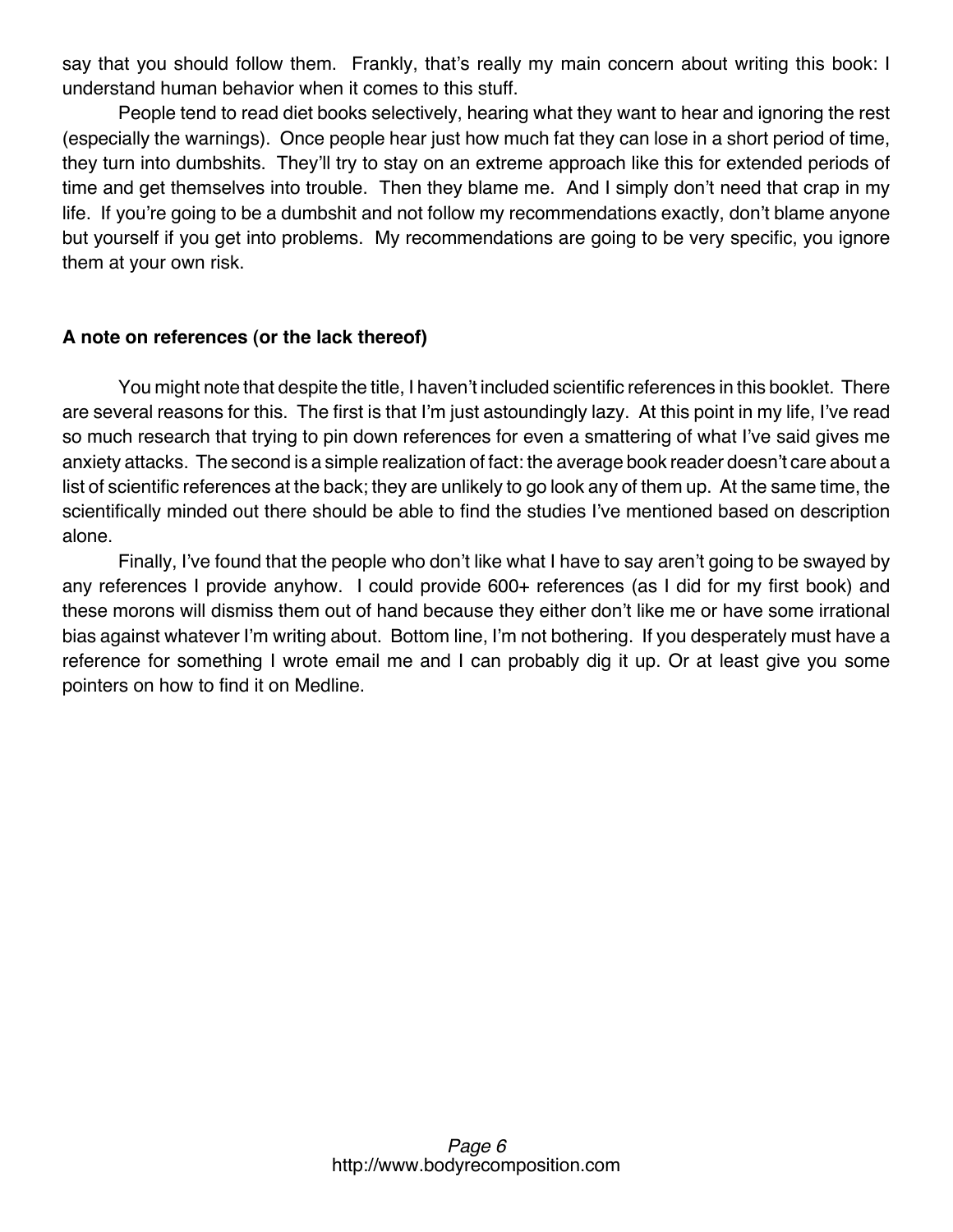say that you should follow them. Frankly, that's really my main concern about writing this book: I understand human behavior when it comes to this stuff.

People tend to read diet books selectively, hearing what they want to hear and ignoring the rest (especially the warnings). Once people hear just how much fat they can lose in a short period of time, they turn into dumbshits. They'll try to stay on an extreme approach like this for extended periods of time and get themselves into trouble. Then they blame me. And I simply don't need that crap in my life. If you're going to be a dumbshit and not follow my recommendations exactly, don't blame anyone but yourself if you get into problems. My recommendations are going to be very specific, you ignore them at your own risk.

**A note on references (or the lack thereof)**

You might note that despite the title, I haven't included scientific references in this booklet. There are several reasons for this. The first is that I'm just astoundingly lazy. At this point in my life, I've read so much research that trying to pin down references for even a smattering of what I've said gives me anxiety attacks. The second is a simple realization of fact: the average book reader doesn't care about a list of scientific references at the back; they are unlikely to go look any of them up. At the same time, the scientifically minded out there should be able to find the studies I've mentioned based on description alone.

Finally, I've found that the people who don't like what I have to say aren't going to be swayed by any references I provide anyhow. I could provide 600+ references (as I did for my first book) and these morons will dismiss them out of hand because they either don't like me or have some irrational bias against whatever I'm writing about. Bottom line, I'm not bothering. If you desperately must have a reference for something I wrote email me and I can probably dig it up. Or at least give you some pointers on how to find it on Medline.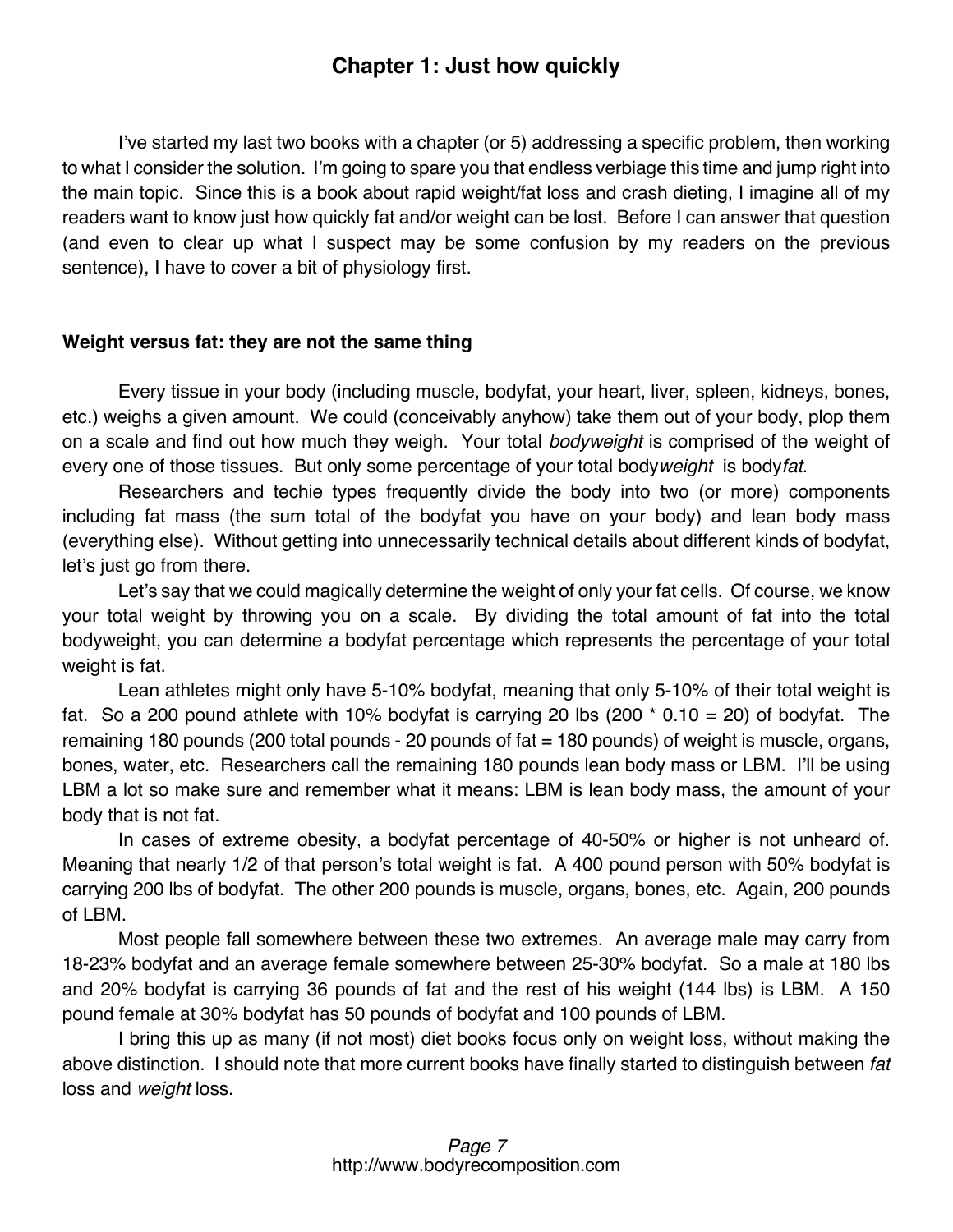# Chapter 1: Just how quickly

I've started my last two books with a chapter (or 5) addressing a specific problem, then working to what I consider the solution. I'm going to spare you that endless verbiage this time and jump right into the main topic. Since this is a book about rapid weight/fat loss and crash dieting, I imagine all of my readers want to know just how quickly fat and/or weight can be lost. Before I can answer that question (and even to clear up what I suspect may be some confusion by my readers on the previous sentence), I have to cover a bit of physiology first.

### Weight versus fat: they are not the same thing

Every tissue in your body (including muscle, bodyfat, your heart, liver, spleen, kidneys, bones, etc.) weighs a given amount. We could (conceivably anyhow) take them out of your body, plop them on a scale and find out how much they weigh. Your total *bodyweight* is comprised of the weight of every one of those tissues. But only some percentage of your total body*weight* is body*fat*.

Researchers and techie types frequently divide the body into two (or more) components including fat mass (the sum total of the bodyfat you have on your body) and lean body mass (everything else). Without getting into unnecessarily technical details about different kinds of bodyfat, let's just go from there.

Let's say that we could magically determine the weight of only your fat cells. Of course, we know your total weight by throwing you on a scale. By dividing the total amount of fat into the total bodyweight, you can determine a bodyfat percentage which represents the percentage of your total weight is fat.

Lean athletes might only have 5-10% bodyfat, meaning that only 5-10% of their total weight is fat. So a 200 pound athlete with 10% bodyfat is carrying 20 lbs (200 * 0.10 = 20) of bodyfat. The remaining 180 pounds (200 total pounds - 20 pounds of fat = 180 pounds) of weight is muscle, organs, bones, water, etc. Researchers call the remaining 180 pounds lean body mass or LBM. I'll be using LBM a lot so make sure and remember what it means: LBM is lean body mass, the amount of your body that is not fat.

In cases of extreme obesity, a bodyfat percentage of 40-50% or higher is not unheard of. Meaning that nearly 1/2 of that person's total weight is fat. A 400 pound person with 50% bodyfat is carrying 200 lbs of bodyfat. The other 200 pounds is muscle, organs, bones, etc. Again, 200 pounds of LBM.

Most people fall somewhere between these two extremes. An average male may carry from 18-23% bodyfat and an average female somewhere between 25-30% bodyfat. So a male at 180 lbs and 20% bodyfat is carrying 36 pounds of fat and the rest of his weight (144 lbs) is LBM. A 150 pound female at 30% bodyfat has 50 pounds of bodyfat and 100 pounds of LBM.

I bring this up as many (if not most) diet books focus only on weight loss, without making the above distinction. I should note that more current books have finally started to distinguish between *fat* loss and *weight* loss.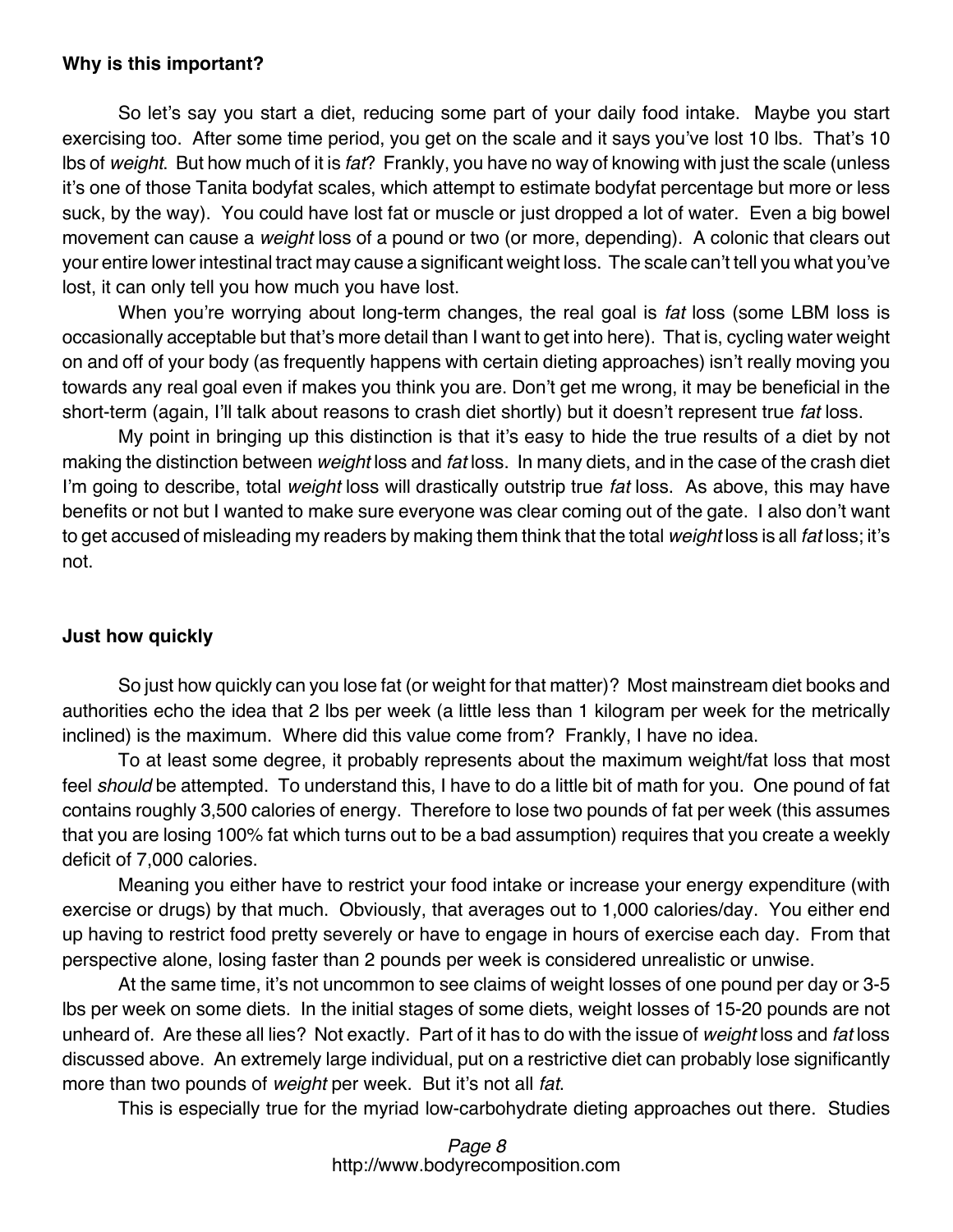**Why is this important?**

So let's say you start a diet, reducing some part of your daily food intake. Maybe you start exercising too. After some time period, you get on the scale and it says you've lost 10 lbs. That's 10 lbs of *weight*. But how much of it is *fat*? Frankly, you have no way of knowing with just the scale (unless it's one of those Tanita bodyfat scales, which attempt to estimate bodyfat percentage but more or less suck, by the way). You could have lost fat or muscle or just dropped a lot of water. Even a big bowel movement can cause a *weight* loss of a pound or two (or more, depending). A colonic that clears out your entire lower intestinal tract may cause a significant weight loss. The scale can't tell you what you've lost, it can only tell you how much you have lost.

When you're worrying about long-term changes, the real goal is *fat* loss (some LBM loss is occasionally acceptable but that's more detail than I want to get into here). That is, cycling water weight on and off of your body (as frequently happens with certain dieting approaches) isn't really moving you towards any real goal even if makes you think you are. Don't get me wrong, it may be beneficial in the short-term (again, I'll talk about reasons to crash diet shortly) but it doesn't represent true *fat* loss.

My point in bringing up this distinction is that it's easy to hide the true results of a diet by not making the distinction between *weight* loss and *fat* loss. In many diets, and in the case of the crash diet I'm going to describe, total *weight* loss will drastically outstrip true *fat* loss. As above, this may have benefits or not but I wanted to make sure everyone was clear coming out of the gate. I also don't want to get accused of misleading my readers by making them think that the total *weight* loss is all *fat* loss; it's not.

**Just how quickly**

So just how quickly can you lose fat (or weight for that matter)? Most mainstream diet books and authorities echo the idea that 2 lbs per week (a little less than 1 kilogram per week for the metrically inclined) is the maximum. Where did this value come from? Frankly, I have no idea.

To at least some degree, it probably represents about the maximum weight/fat loss that most feel *should* be attempted. To understand this, I have to do a little bit of math for you. One pound of fat contains roughly 3,500 calories of energy. Therefore to lose two pounds of fat per week (this assumes that you are losing 100% fat which turns out to be a bad assumption) requires that you create a weekly deficit of 7,000 calories.

Meaning you either have to restrict your food intake or increase your energy expenditure (with exercise or drugs) by that much. Obviously, that averages out to 1,000 calories/day. You either end up having to restrict food pretty severely or have to engage in hours of exercise each day. From that perspective alone, losing faster than 2 pounds per week is considered unrealistic or unwise.

At the same time, it's not uncommon to see claims of weight losses of one pound per day or 3-5 lbs per week on some diets. In the initial stages of some diets, weight losses of 15-20 pounds are not unheard of. Are these all lies? Not exactly. Part of it has to do with the issue of *weight* loss and *fat* loss discussed above. An extremely large individual, put on a restrictive diet can probably lose significantly more than two pounds of *weight* per week. But it's not all *fat*.

This is especially true for the myriad low-carbohydrate dieting approaches out there. Studies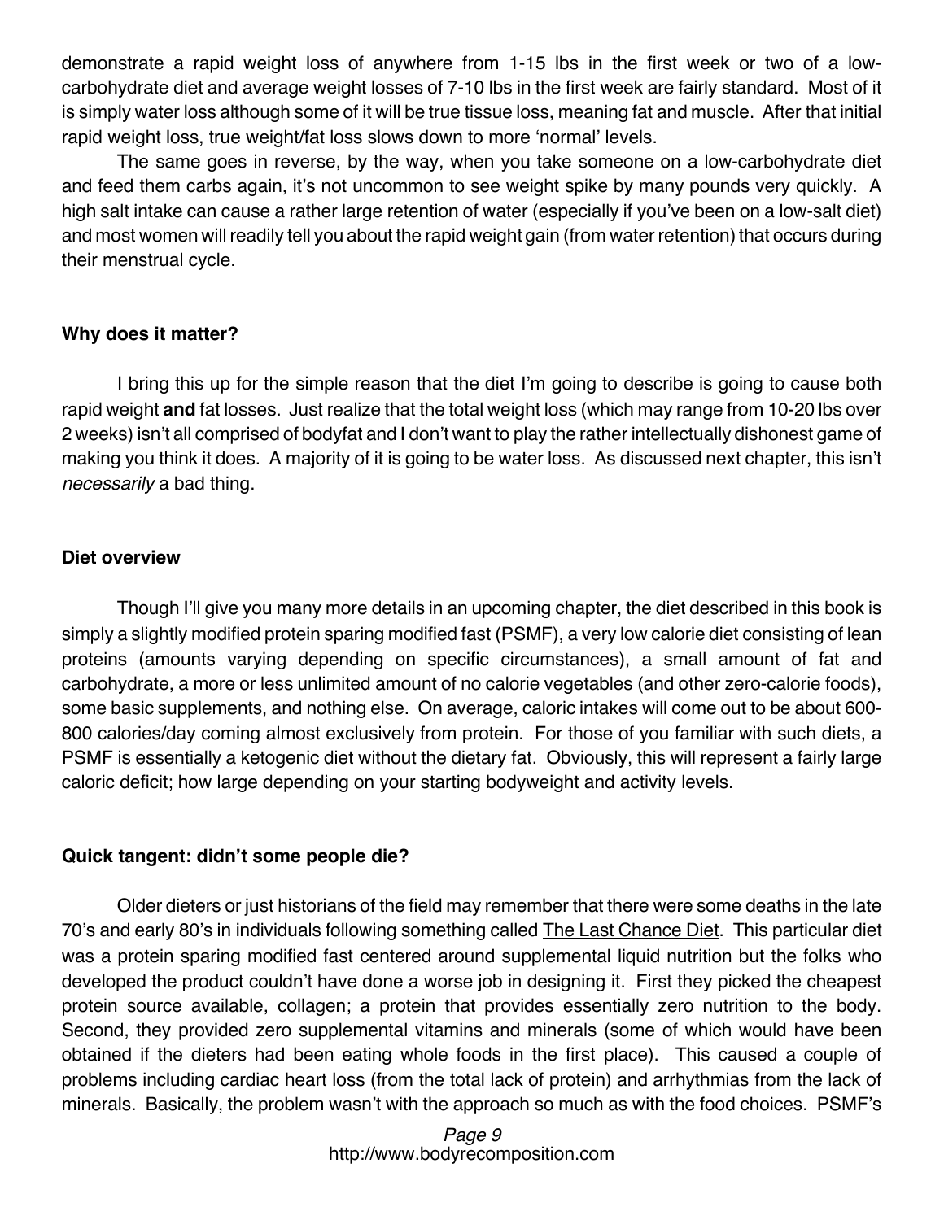demonstrate a rapid weight loss of anywhere from 1-15 lbs in the first week or two of a low-carbohydrate diet and average weight losses of 7-10 lbs in the first week are fairly standard. Most of it is simply water loss although some of it will be true tissue loss, meaning fat and muscle. After that initial rapid weight loss, true weight/fat loss slows down to more 'normal' levels.

The same goes in reverse, by the way, when you take someone on a low-carbohydrate diet and feed them carbs again, it's not uncommon to see weight spike by many pounds very quickly. A high salt intake can cause a rather large retention of water (especially if you've been on a low-salt diet) and most women will readily tell you about the rapid weight gain (from water retention) that occurs during their menstrual cycle.

### Why does it matter?

I bring this up for the simple reason that the diet I'm going to describe is going to cause both rapid weight **and** fat losses. Just realize that the total weight loss (which may range from 10-20 lbs over 2 weeks) isn't all comprised of bodyfat and I don't want to play the rather intellectually dishonest game of making you think it does. A majority of it is going to be water loss. As discussed next chapter, this isn't *necessarily* a bad thing.

### Diet overview

Though I'll give you many more details in an upcoming chapter, the diet described in this book is simply a slightly modified protein sparing modified fast (PSMF), a very low calorie diet consisting of lean proteins (amounts varying depending on specific circumstances), a small amount of fat and carbohydrate, a more or less unlimited amount of no calorie vegetables (and other zero-calorie foods), some basic supplements, and nothing else. On average, caloric intakes will come out to be about 600-800 calories/day coming almost exclusively from protein. For those of you familiar with such diets, a PSMF is essentially a ketogenic diet without the dietary fat. Obviously, this will represent a fairly large caloric deficit; how large depending on your starting bodyweight and activity levels.

### Quick tangent: didn't some people die?

Older dieters or just historians of the field may remember that there were some deaths in the late 70's and early 80's in individuals following something called The Last Chance Diet. This particular diet was a protein sparing modified fast centered around supplemental liquid nutrition but the folks who developed the product couldn't have done a worse job in designing it. First they picked the cheapest protein source available, collagen; a protein that provides essentially zero nutrition to the body. Second, they provided zero supplemental vitamins and minerals (some of which would have been obtained if the dieters had been eating whole foods in the first place). This caused a couple of problems including cardiac heart loss (from the total lack of protein) and arrhythmias from the lack of minerals. Basically, the problem wasn't with the approach so much as with the food choices. PSMF's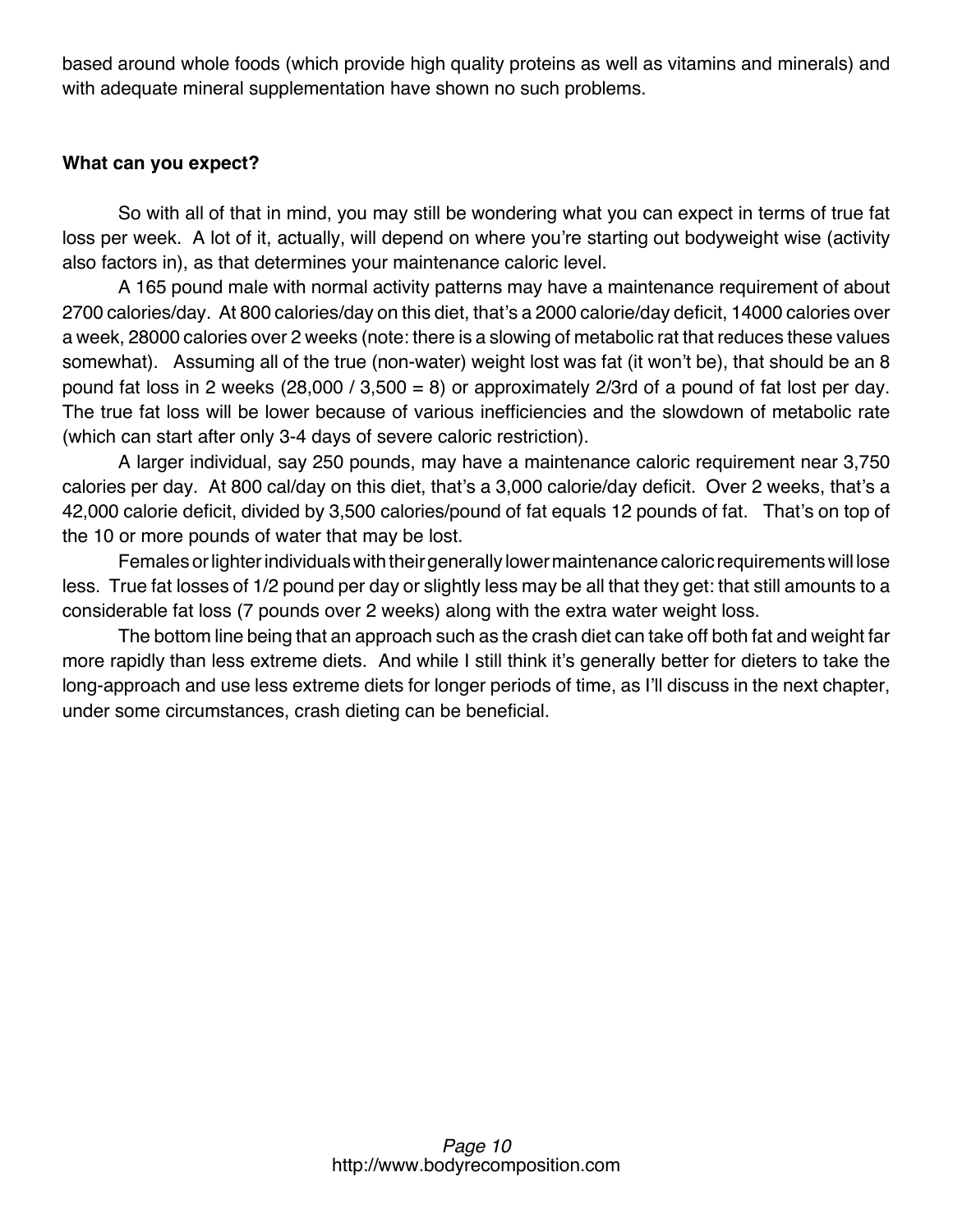based around whole foods (which provide high quality proteins as well as vitamins and minerals) and with adequate mineral supplementation have shown no such problems.

### What can you expect?

So with all of that in mind, you may still be wondering what you can expect in terms of true fat loss per week. A lot of it, actually, will depend on where you're starting out bodyweight wise (activity also factors in), as that determines your maintenance caloric level.

A 165 pound male with normal activity patterns may have a maintenance requirement of about 2700 calories/day. At 800 calories/day on this diet, that's a 2000 calorie/day deficit, 14000 calories over a week, 28000 calories over 2 weeks (note: there is a slowing of metabolic rat that reduces these values somewhat). Assuming all of the true (non-water) weight lost was fat (it won't be), that should be an 8 pound fat loss in 2 weeks (28,000 / 3,500 = 8) or approximately 2/3rd of a pound of fat lost per day. The true fat loss will be lower because of various inefficiencies and the slowdown of metabolic rate (which can start after only 3-4 days of severe caloric restriction).

A larger individual, say 250 pounds, may have a maintenance caloric requirement near 3,750 calories per day. At 800 cal/day on this diet, that's a 3,000 calorie/day deficit. Over 2 weeks, that's a 42,000 calorie deficit, divided by 3,500 calories/pound of fat equals 12 pounds of fat. That's on top of the 10 or more pounds of water that may be lost.

Females or lighter individuals with their generally lower maintenance caloric requirements will lose less. True fat losses of 1/2 pound per day or slightly less may be all that they get: that still amounts to a considerable fat loss (7 pounds over 2 weeks) along with the extra water weight loss.

The bottom line being that an approach such as the crash diet can take off both fat and weight far more rapidly than less extreme diets. And while I still think it's generally better for dieters to take the long-approach and use less extreme diets for longer periods of time, as I'll discuss in the next chapter, under some circumstances, crash dieting can be beneficial.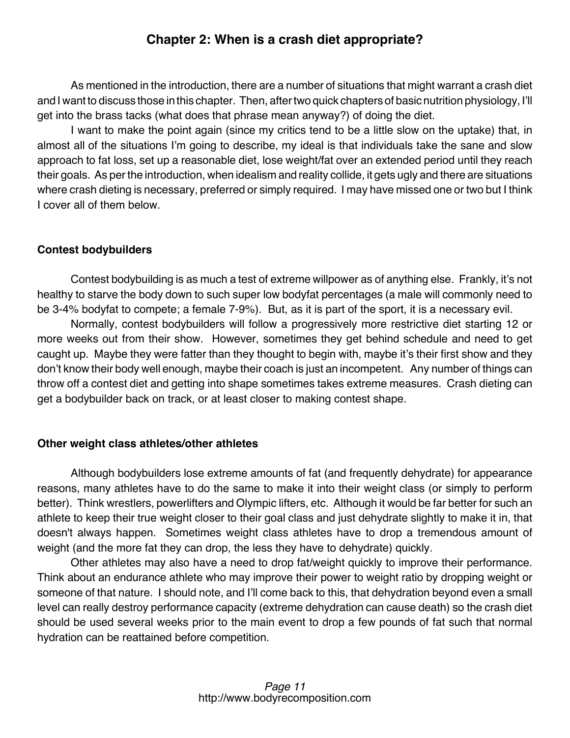## Chapter 2: When is a crash diet appropriate?

As mentioned in the introduction, there are a number of situations that might warrant a crash diet and I want to discuss those in this chapter. Then, after two quick chapters of basic nutrition physiology, I'll get into the brass tacks (what does that phrase mean anyway?) of doing the diet.

I want to make the point again (since my critics tend to be a little slow on the uptake) that, in almost all of the situations I'm going to describe, my ideal is that individuals take the sane and slow approach to fat loss, set up a reasonable diet, lose weight/fat over an extended period until they reach their goals. As per the introduction, when idealism and reality collide, it gets ugly and there are situations where crash dieting is necessary, preferred or simply required. I may have missed one or two but I think I cover all of them below.

### Contest bodybuilders

Contest bodybuilding is as much a test of extreme willpower as of anything else. Frankly, it's not healthy to starve the body down to such super low bodyfat percentages (a male will commonly need to be 3-4% bodyfat to compete; a female 7-9%). But, as it is part of the sport, it is a necessary evil.

Normally, contest bodybuilders will follow a progressively more restrictive diet starting 12 or more weeks out from their show. However, sometimes they get behind schedule and need to get caught up. Maybe they were fatter than they thought to begin with, maybe it's their first show and they don't know their body well enough, maybe their coach is just an incompetent. Any number of things can throw off a contest diet and getting into shape sometimes takes extreme measures. Crash dieting can get a bodybuilder back on track, or at least closer to making contest shape.

### Other weight class athletes/other athletes

Although bodybuilders lose extreme amounts of fat (and frequently dehydrate) for appearance reasons, many athletes have to do the same to make it into their weight class (or simply to perform better). Think wrestlers, powerlifters and Olympic lifters, etc. Although it would be far better for such an athlete to keep their true weight closer to their goal class and just dehydrate slightly to make it in, that doesn't always happen. Sometimes weight class athletes have to drop a tremendous amount of weight (and the more fat they can drop, the less they have to dehydrate) quickly.

Other athletes may also have a need to drop fat/weight quickly to improve their performance. Think about an endurance athlete who may improve their power to weight ratio by dropping weight or someone of that nature. I should note, and I'll come back to this, that dehydration beyond even a small level can really destroy performance capacity (extreme dehydration can cause death) so the crash diet should be used several weeks prior to the main event to drop a few pounds of fat such that normal hydration can be reattained before competition.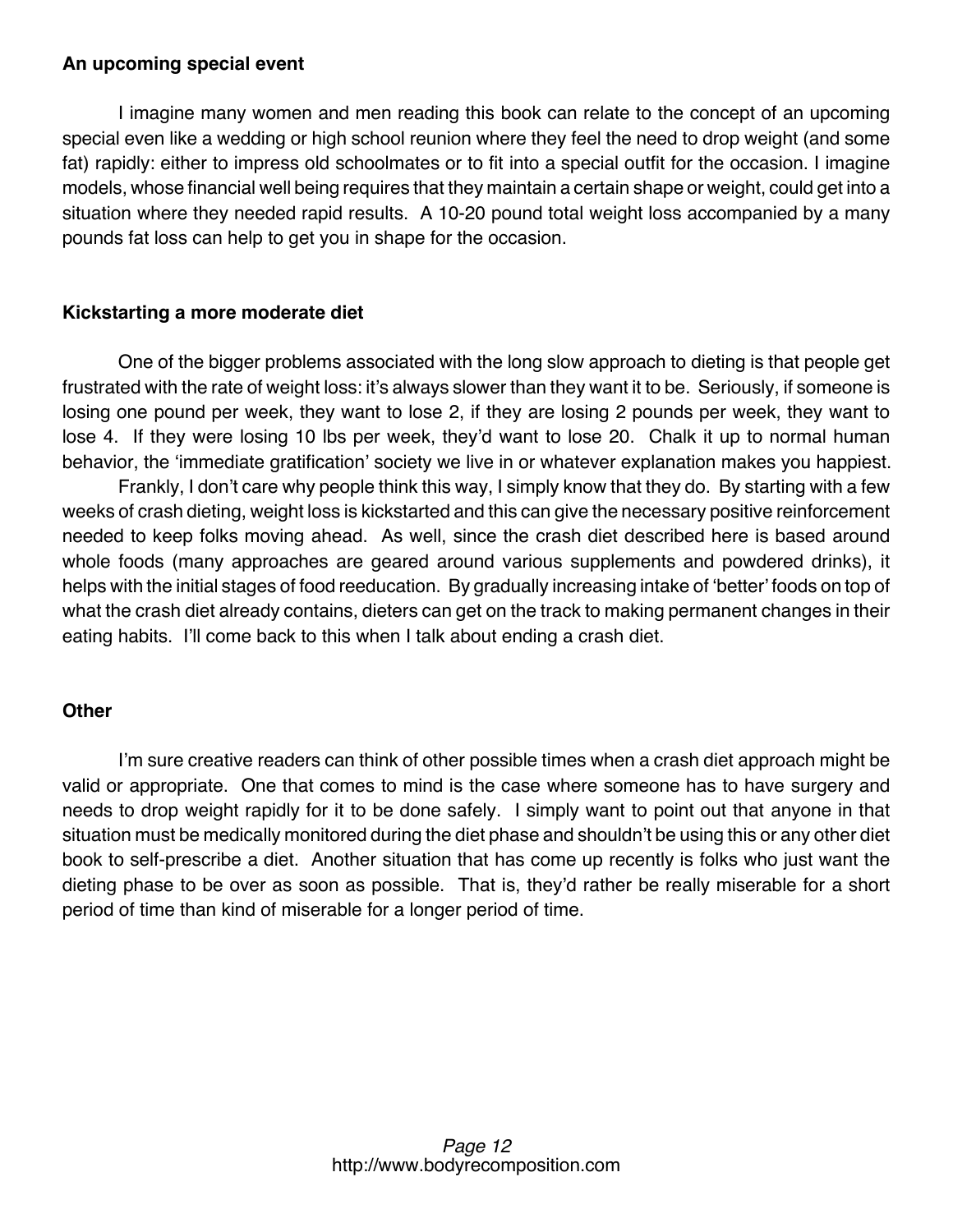**An upcoming special event**

I imagine many women and men reading this book can relate to the concept of an upcoming special even like a wedding or high school reunion where they feel the need to drop weight (and some fat) rapidly: either to impress old schoolmates or to fit into a special outfit for the occasion. I imagine models, whose financial well being requires that they maintain a certain shape or weight, could get into a situation where they needed rapid results. A 10-20 pound total weight loss accompanied by a many pounds fat loss can help to get you in shape for the occasion.

**Kickstarting a more moderate diet**

One of the bigger problems associated with the long slow approach to dieting is that people get frustrated with the rate of weight loss: it's always slower than they want it to be. Seriously, if someone is losing one pound per week, they want to lose 2, if they are losing 2 pounds per week, they want to lose 4. If they were losing 10 lbs per week, they'd want to lose 20. Chalk it up to normal human behavior, the 'immediate gratification' society we live in or whatever explanation makes you happiest.

Frankly, I don't care why people think this way, I simply know that they do. By starting with a few weeks of crash dieting, weight loss is kickstarted and this can give the necessary positive reinforcement needed to keep folks moving ahead. As well, since the crash diet described here is based around whole foods (many approaches are geared around various supplements and powdered drinks), it helps with the initial stages of food reeducation. By gradually increasing intake of 'better' foods on top of what the crash diet already contains, dieters can get on the track to making permanent changes in their eating habits. I'll come back to this when I talk about ending a crash diet.

**Other**

I'm sure creative readers can think of other possible times when a crash diet approach might be valid or appropriate. One that comes to mind is the case where someone has to have surgery and needs to drop weight rapidly for it to be done safely. I simply want to point out that anyone in that situation must be medically monitored during the diet phase and shouldn't be using this or any other diet book to self-prescribe a diet. Another situation that has come up recently is folks who just want the dieting phase to be over as soon as possible. That is, they'd rather be really miserable for a short period of time than kind of miserable for a longer period of time.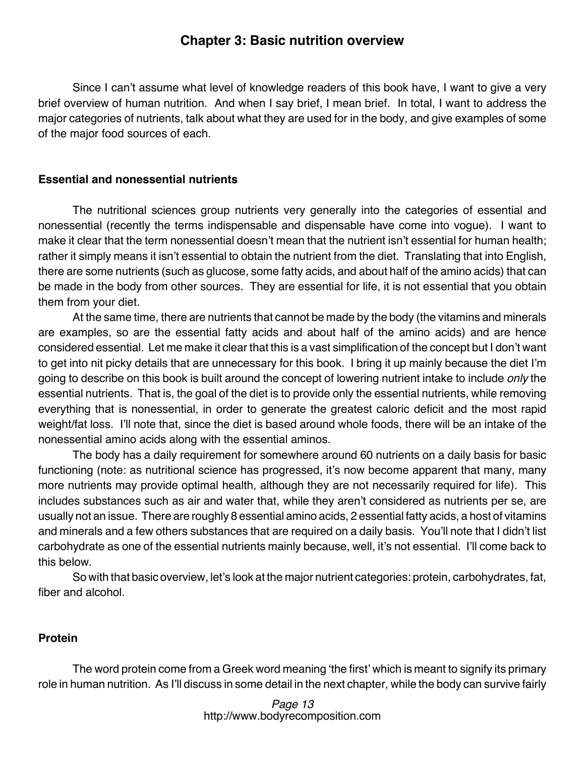# Chapter 3: Basic nutrition overview

Since I can't assume what level of knowledge readers of this book have, I want to give a very brief overview of human nutrition. And when I say brief, I mean brief. In total, I want to address the major categories of nutrients, talk about what they are used for in the body, and give examples of some of the major food sources of each.

## Essential and nonessential nutrients

The nutritional sciences group nutrients very generally into the categories of essential and nonessential (recently the terms indispensable and dispensable have come into vogue). I want to make it clear that the term nonessential doesn't mean that the nutrient isn't essential for human health; rather it simply means it isn't essential to obtain the nutrient from the diet. Translating that into English, there are some nutrients (such as glucose, some fatty acids, and about half of the amino acids) that can be made in the body from other sources. They are essential for life, it is not essential that you obtain them from your diet.

At the same time, there are nutrients that cannot be made by the body (the vitamins and minerals are examples, so are the essential fatty acids and about half of the amino acids) and are hence considered essential. Let me make it clear that this is a vast simplification of the concept but I don't want to get into nit picky details that are unnecessary for this book. I bring it up mainly because the diet I'm going to describe on this book is built around the concept of lowering nutrient intake to include *only* the essential nutrients. That is, the goal of the diet is to provide only the essential nutrients, while removing everything that is nonessential, in order to generate the greatest caloric deficit and the most rapid weight/fat loss. I'll note that, since the diet is based around whole foods, there will be an intake of the nonessential amino acids along with the essential aminos.

The body has a daily requirement for somewhere around 60 nutrients on a daily basis for basic functioning (note: as nutritional science has progressed, it's now become apparent that many, many more nutrients may provide optimal health, although they are not necessarily required for life). This includes substances such as air and water that, while they aren't considered as nutrients per se, are usually not an issue. There are roughly 8 essential amino acids, 2 essential fatty acids, a host of vitamins and minerals and a few others substances that are required on a daily basis. You'll note that I didn't list carbohydrate as one of the essential nutrients mainly because, well, it's not essential. I'll come back to this below.

So with that basic overview, let's look at the major nutrient categories: protein, carbohydrates, fat, fiber and alcohol.

## Protein

The word protein come from a Greek word meaning 'the first' which is meant to signify its primary role in human nutrition. As I'll discuss in some detail in the next chapter, while the body can survive fairly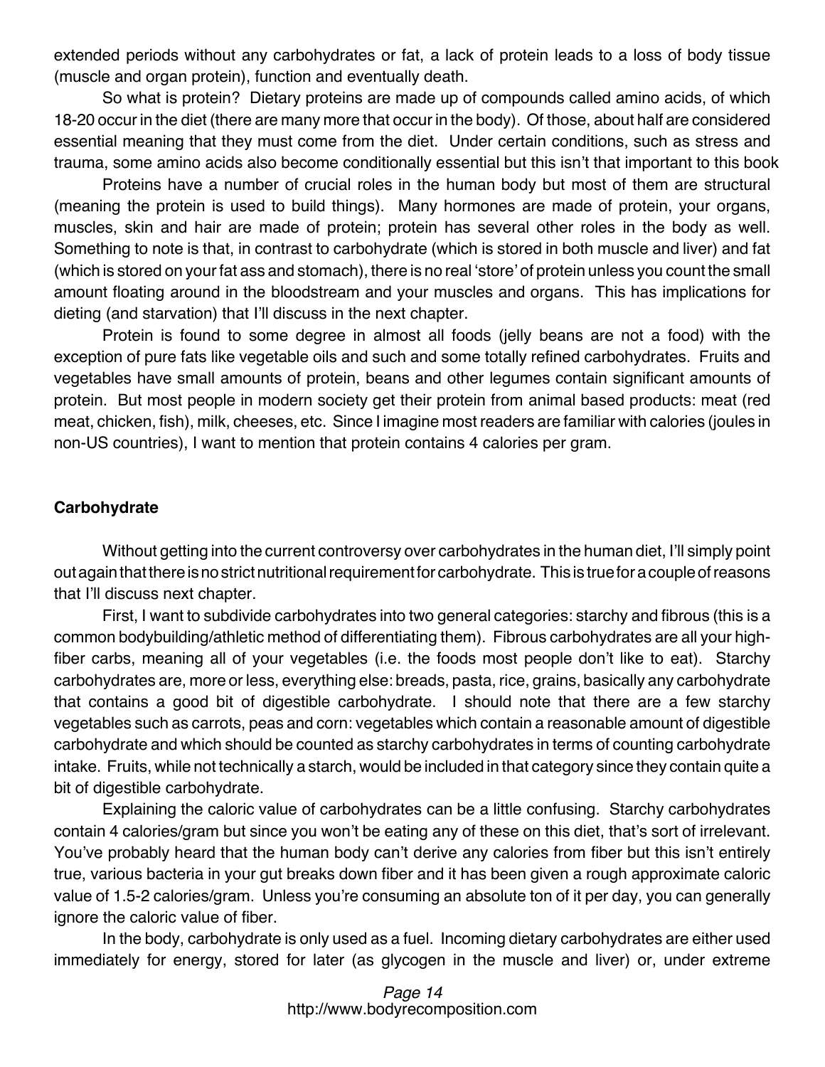extended periods without any carbohydrates or fat, a lack of protein leads to a loss of body tissue (muscle and organ protein), function and eventually death.

So what is protein? Dietary proteins are made up of compounds called amino acids, of which 18-20 occur in the diet (there are many more that occur in the body). Of those, about half are considered essential meaning that they must come from the diet. Under certain conditions, such as stress and trauma, some amino acids also become conditionally essential but this isn't that important to this book

Proteins have a number of crucial roles in the human body but most of them are structural (meaning the protein is used to build things). Many hormones are made of protein, your organs, muscles, skin and hair are made of protein; protein has several other roles in the body as well. Something to note is that, in contrast to carbohydrate (which is stored in both muscle and liver) and fat (which is stored on your fat ass and stomach), there is no real 'store' of protein unless you count the small amount floating around in the bloodstream and your muscles and organs. This has implications for dieting (and starvation) that I'll discuss in the next chapter.

Protein is found to some degree in almost all foods (jelly beans are not a food) with the exception of pure fats like vegetable oils and such and some totally refined carbohydrates. Fruits and vegetables have small amounts of protein, beans and other legumes contain significant amounts of protein. But most people in modern society get their protein from animal based products: meat (red meat, chicken, fish), milk, cheeses, etc. Since I imagine most readers are familiar with calories (joules in non-US countries), I want to mention that protein contains 4 calories per gram.

**Carbohydrate**

Without getting into the current controversy over carbohydrates in the human diet, I'll simply point out again that there is no strict nutritional requirement for carbohydrate. This is true for a couple of reasons that I'll discuss next chapter.

First, I want to subdivide carbohydrates into two general categories: starchy and fibrous (this is a common bodybuilding/athletic method of differentiating them). Fibrous carbohydrates are all your high-fiber carbs, meaning all of your vegetables (i.e. the foods most people don't like to eat). Starchy carbohydrates are, more or less, everything else: breads, pasta, rice, grains, basically any carbohydrate that contains a good bit of digestible carbohydrate. I should note that there are a few starchy vegetables such as carrots, peas and corn: vegetables which contain a reasonable amount of digestible carbohydrate and which should be counted as starchy carbohydrates in terms of counting carbohydrate intake. Fruits, while not technically a starch, would be included in that category since they contain quite a bit of digestible carbohydrate.

Explaining the caloric value of carbohydrates can be a little confusing. Starchy carbohydrates contain 4 calories/gram but since you won't be eating any of these on this diet, that's sort of irrelevant. You've probably heard that the human body can't derive any calories from fiber but this isn't entirely true, various bacteria in your gut breaks down fiber and it has been given a rough approximate caloric value of 1.5-2 calories/gram. Unless you're consuming an absolute ton of it per day, you can generally ignore the caloric value of fiber.

In the body, carbohydrate is only used as a fuel. Incoming dietary carbohydrates are either used immediately for energy, stored for later (as glycogen in the muscle and liver) or, under extreme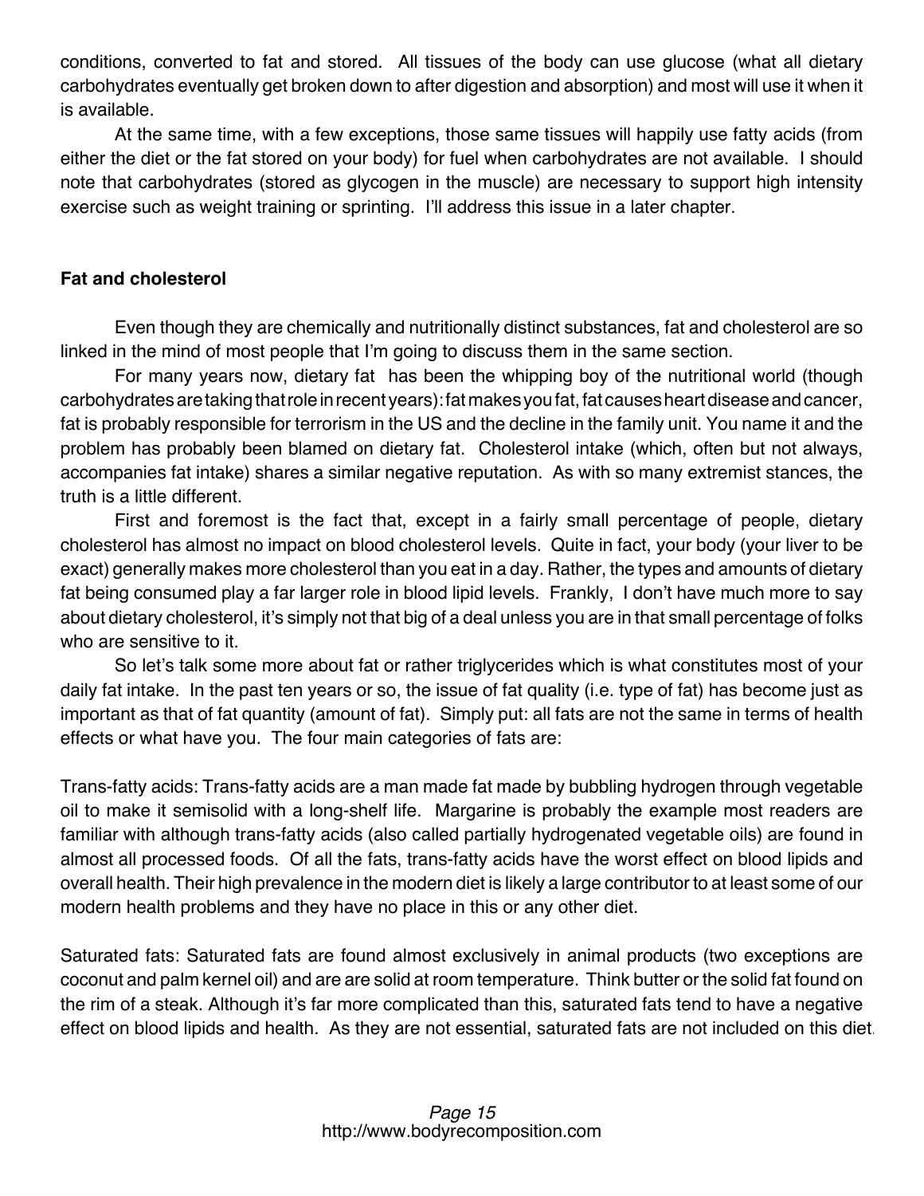conditions, converted to fat and stored. All tissues of the body can use glucose (what all dietary carbohydrates eventually get broken down to after digestion and absorption) and most will use it when it is available.

At the same time, with a few exceptions, those same tissues will happily use fatty acids (from either the diet or the fat stored on your body) for fuel when carbohydrates are not available. I should note that carbohydrates (stored as glycogen in the muscle) are necessary to support high intensity exercise such as weight training or sprinting. I'll address this issue in a later chapter.

**Fat and cholesterol**

Even though they are chemically and nutritionally distinct substances, fat and cholesterol are so linked in the mind of most people that I'm going to discuss them in the same section.

For many years now, dietary fat has been the whipping boy of the nutritional world (though carbohydrates are taking that role in recent years): fat makes you fat, fat causes heart disease and cancer, fat is probably responsible for terrorism in the US and the decline in the family unit. You name it and the problem has probably been blamed on dietary fat. Cholesterol intake (which, often but not always, accompanies fat intake) shares a similar negative reputation. As with so many extremist stances, the truth is a little different.

First and foremost is the fact that, except in a fairly small percentage of people, dietary cholesterol has almost no impact on blood cholesterol levels. Quite in fact, your body (your liver to be exact) generally makes more cholesterol than you eat in a day. Rather, the types and amounts of dietary fat being consumed play a far larger role in blood lipid levels. Frankly, I don't have much more to say about dietary cholesterol, it's simply not that big of a deal unless you are in that small percentage of folks who are sensitive to it.

So let's talk some more about fat or rather triglycerides which is what constitutes most of your daily fat intake. In the past ten years or so, the issue of fat quality (i.e. type of fat) has become just as important as that of fat quantity (amount of fat). Simply put: all fats are not the same in terms of health effects or what have you. The four main categories of fats are:

Trans-fatty acids: Trans-fatty acids are a man made fat made by bubbling hydrogen through vegetable oil to make it semisolid with a long-shelf life. Margarine is probably the example most readers are familiar with although trans-fatty acids (also called partially hydrogenated vegetable oils) are found in almost all processed foods. Of all the fats, trans-fatty acids have the worst effect on blood lipids and overall health. Their high prevalence in the modern diet is likely a large contributor to at least some of our modern health problems and they have no place in this or any other diet.

Saturated fats: Saturated fats are found almost exclusively in animal products (two exceptions are coconut and palm kernel oil) and are are solid at room temperature. Think butter or the solid fat found on the rim of a steak. Although it's far more complicated than this, saturated fats tend to have a negative effect on blood lipids and health. As they are not essential, saturated fats are not included on this diet.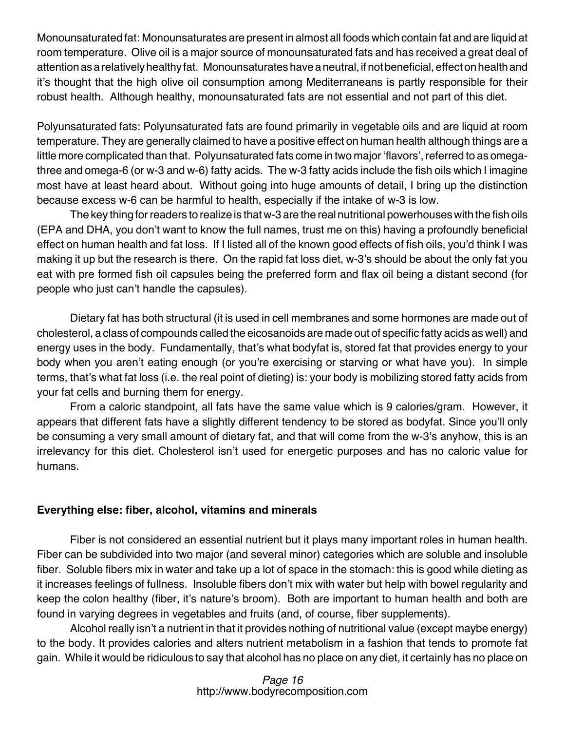Monounsaturated fat: Monounsaturates are present in almost all foods which contain fat and are liquid at room temperature. Olive oil is a major source of monounsaturated fats and has received a great deal of attention as a relatively healthy fat. Monounsaturates have a neutral, if not beneficial, effect on health and it's thought that the high olive oil consumption among Mediterraneans is partly responsible for their robust health. Although healthy, monounsaturated fats are not essential and not part of this diet.

Polyunsaturated fats: Polyunsaturated fats are found primarily in vegetable oils and are liquid at room temperature. They are generally claimed to have a positive effect on human health although things are a little more complicated than that. Polyunsaturated fats come in two major 'flavors', referred to as omega-three and omega-6 (or w-3 and w-6) fatty acids. The w-3 fatty acids include the fish oils which I imagine most have at least heard about. Without going into huge amounts of detail, I bring up the distinction because excess w-6 can be harmful to health, especially if the intake of w-3 is low.

The key thing for readers to realize is that w-3 are the real nutritional powerhouses with the fish oils (EPA and DHA, you don't want to know the full names, trust me on this) having a profoundly beneficial effect on human health and fat loss. If I listed all of the known good effects of fish oils, you'd think I was making it up but the research is there. On the rapid fat loss diet, w-3's should be about the only fat you eat with pre formed fish oil capsules being the preferred form and flax oil being a distant second (for people who just can't handle the capsules).

Dietary fat has both structural (it is used in cell membranes and some hormones are made out of cholesterol, a class of compounds called the eicosanoids are made out of specific fatty acids as well) and energy uses in the body. Fundamentally, that's what bodyfat is, stored fat that provides energy to your body when you aren't eating enough (or you're exercising or starving or what have you). In simple terms, that's what fat loss (i.e. the real point of dieting) is: your body is mobilizing stored fatty acids from your fat cells and burning them for energy.

From a caloric standpoint, all fats have the same value which is 9 calories/gram. However, it appears that different fats have a slightly different tendency to be stored as bodyfat. Since you'll only be consuming a very small amount of dietary fat, and that will come from the w-3's anyhow, this is an irrelevancy for this diet. Cholesterol isn't used for energetic purposes and has no caloric value for humans.

### Everything else: fiber, alcohol, vitamins and minerals

Fiber is not considered an essential nutrient but it plays many important roles in human health. Fiber can be subdivided into two major (and several minor) categories which are soluble and insoluble fiber. Soluble fibers mix in water and take up a lot of space in the stomach: this is good while dieting as it increases feelings of fullness. Insoluble fibers don't mix with water but help with bowel regularity and keep the colon healthy (fiber, it's nature's broom). Both are important to human health and both are found in varying degrees in vegetables and fruits (and, of course, fiber supplements).

Alcohol really isn't a nutrient in that it provides nothing of nutritional value (except maybe energy) to the body. It provides calories and alters nutrient metabolism in a fashion that tends to promote fat gain. While it would be ridiculous to say that alcohol has no place on any diet, it certainly has no place on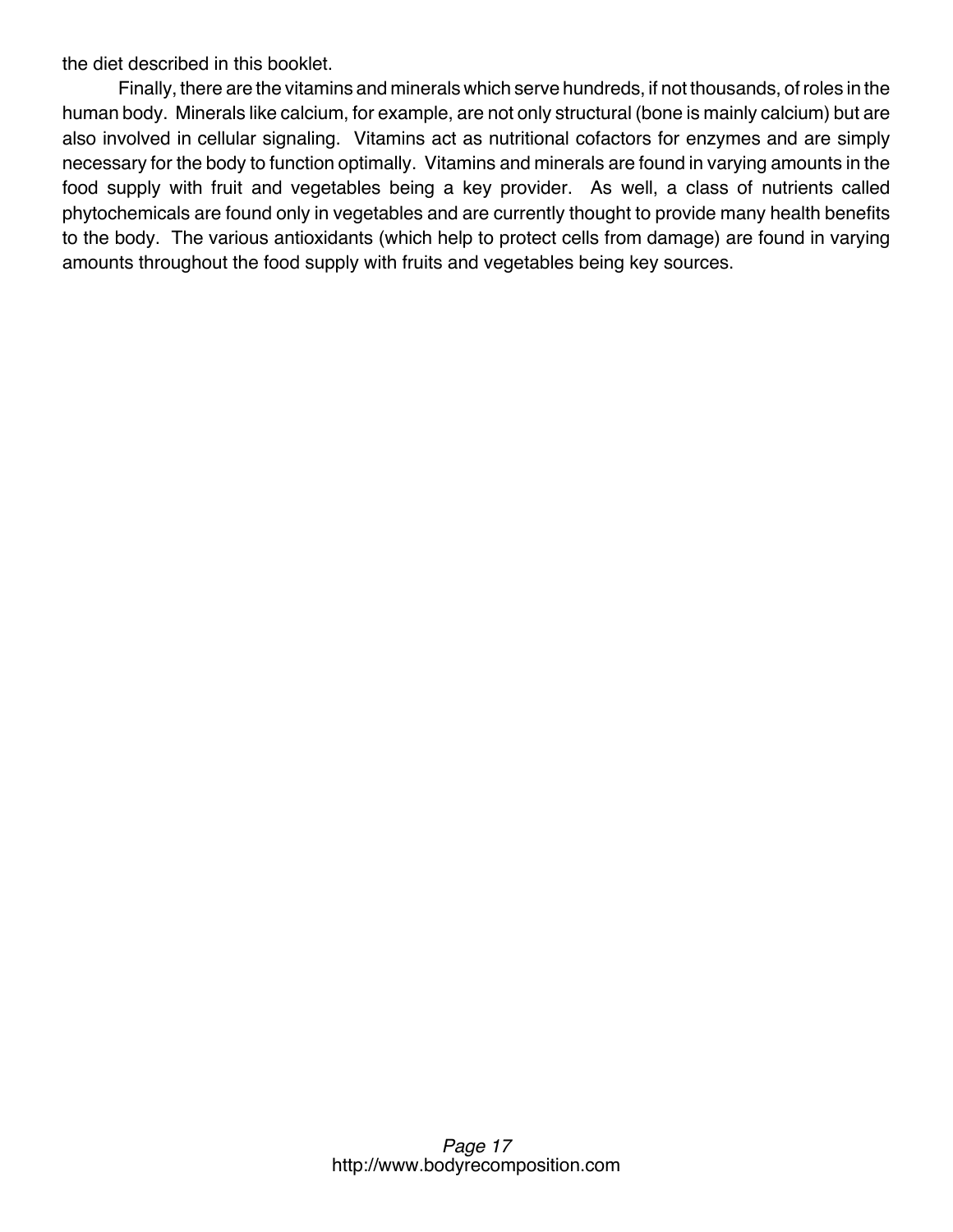the diet described in this booklet.

Finally, there are the vitamins and minerals which serve hundreds, if not thousands, of roles in the human body. Minerals like calcium, for example, are not only structural (bone is mainly calcium) but are also involved in cellular signaling. Vitamins act as nutritional cofactors for enzymes and are simply necessary for the body to function optimally. Vitamins and minerals are found in varying amounts in the food supply with fruit and vegetables being a key provider. As well, a class of nutrients called phytochemicals are found only in vegetables and are currently thought to provide many health benefits to the body. The various antioxidants (which help to protect cells from damage) are found in varying amounts throughout the food supply with fruits and vegetables being key sources.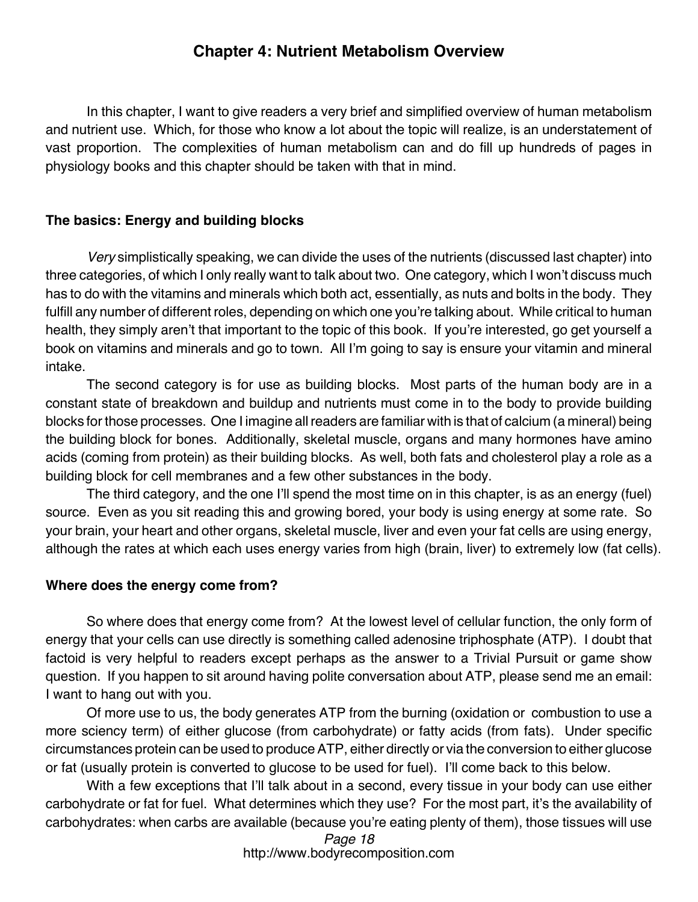## Chapter 4: Nutrient Metabolism Overview

In this chapter, I want to give readers a very brief and simplified overview of human metabolism and nutrient use. Which, for those who know a lot about the topic will realize, is an understatement of vast proportion. The complexities of human metabolism can and do fill up hundreds of pages in physiology books and this chapter should be taken with that in mind.

### The basics: Energy and building blocks

*Very* simplistically speaking, we can divide the uses of the nutrients (discussed last chapter) into three categories, of which I only really want to talk about two. One category, which I won't discuss much has to do with the vitamins and minerals which both act, essentially, as nuts and bolts in the body. They fulfill any number of different roles, depending on which one you're talking about. While critical to human health, they simply aren't that important to the topic of this book. If you're interested, go get yourself a book on vitamins and minerals and go to town. All I'm going to say is ensure your vitamin and mineral intake.

The second category is for use as building blocks. Most parts of the human body are in a constant state of breakdown and buildup and nutrients must come in to the body to provide building blocks for those processes. One I imagine all readers are familiar with is that of calcium (a mineral) being the building block for bones. Additionally, skeletal muscle, organs and many hormones have amino acids (coming from protein) as their building blocks. As well, both fats and cholesterol play a role as a building block for cell membranes and a few other substances in the body.

The third category, and the one I'll spend the most time on in this chapter, is as an energy (fuel) source. Even as you sit reading this and growing bored, your body is using energy at some rate. So your brain, your heart and other organs, skeletal muscle, liver and even your fat cells are using energy, although the rates at which each uses energy varies from high (brain, liver) to extremely low (fat cells).

### Where does the energy come from?

So where does that energy come from? At the lowest level of cellular function, the only form of energy that your cells can use directly is something called adenosine triphosphate (ATP). I doubt that factoid is very helpful to readers except perhaps as the answer to a Trivial Pursuit or game show question. If you happen to sit around having polite conversation about ATP, please send me an email: I want to hang out with you.

Of more use to us, the body generates ATP from the burning (oxidation or combustion to use a more sciency term) of either glucose (from carbohydrate) or fatty acids (from fats). Under specific circumstances protein can be used to produce ATP, either directly or via the conversion to either glucose or fat (usually protein is converted to glucose to be used for fuel). I'll come back to this below.

With a few exceptions that I'll talk about in a second, every tissue in your body can use either carbohydrate or fat for fuel. What determines which they use? For the most part, it's the availability of carbohydrates: when carbs are available (because you're eating plenty of them), those tissues will use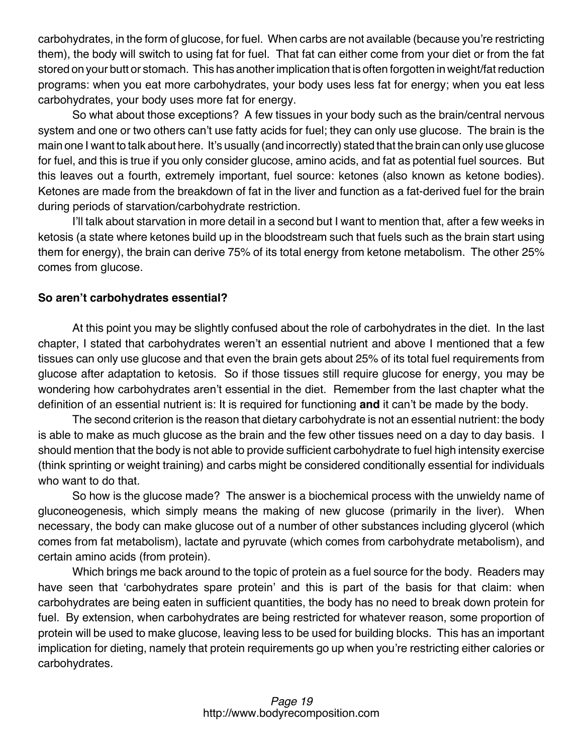carbohydrates, in the form of glucose, for fuel. When carbs are not available (because you're restricting them), the body will switch to using fat for fuel. That fat can either come from your diet or from the fat stored on your butt or stomach. This has another implication that is often forgotten in weight/fat reduction programs: when you eat more carbohydrates, your body uses less fat for energy; when you eat less carbohydrates, your body uses more fat for energy.

So what about those exceptions? A few tissues in your body such as the brain/central nervous system and one or two others can't use fatty acids for fuel; they can only use glucose. The brain is the main one I want to talk about here. It's usually (and incorrectly) stated that the brain can only use glucose for fuel, and this is true if you only consider glucose, amino acids, and fat as potential fuel sources. But this leaves out a fourth, extremely important, fuel source: ketones (also known as ketone bodies). Ketones are made from the breakdown of fat in the liver and function as a fat-derived fuel for the brain during periods of starvation/carbohydrate restriction.

I'll talk about starvation in more detail in a second but I want to mention that, after a few weeks in ketosis (a state where ketones build up in the bloodstream such that fuels such as the brain start using them for energy), the brain can derive 75% of its total energy from ketone metabolism. The other 25% comes from glucose.

**So aren't carbohydrates essential?**

At this point you may be slightly confused about the role of carbohydrates in the diet. In the last chapter, I stated that carbohydrates weren't an essential nutrient and above I mentioned that a few tissues can only use glucose and that even the brain gets about 25% of its total fuel requirements from glucose after adaptation to ketosis. So if those tissues still require glucose for energy, you may be wondering how carbohydrates aren't essential in the diet. Remember from the last chapter what the definition of an essential nutrient is: It is required for functioning **and** it can't be made by the body.

The second criterion is the reason that dietary carbohydrate is not an essential nutrient: the body is able to make as much glucose as the brain and the few other tissues need on a day to day basis. I should mention that the body is not able to provide sufficient carbohydrate to fuel high intensity exercise (think sprinting or weight training) and carbs might be considered conditionally essential for individuals who want to do that.

So how is the glucose made? The answer is a biochemical process with the unwieldy name of gluconeogenesis, which simply means the making of new glucose (primarily in the liver). When necessary, the body can make glucose out of a number of other substances including glycerol (which comes from fat metabolism), lactate and pyruvate (which comes from carbohydrate metabolism), and certain amino acids (from protein).

Which brings me back around to the topic of protein as a fuel source for the body. Readers may have seen that 'carbohydrates spare protein' and this is part of the basis for that claim: when carbohydrates are being eaten in sufficient quantities, the body has no need to break down protein for fuel. By extension, when carbohydrates are being restricted for whatever reason, some proportion of protein will be used to make glucose, leaving less to be used for building blocks. This has an important implication for dieting, namely that protein requirements go up when you're restricting either calories or carbohydrates.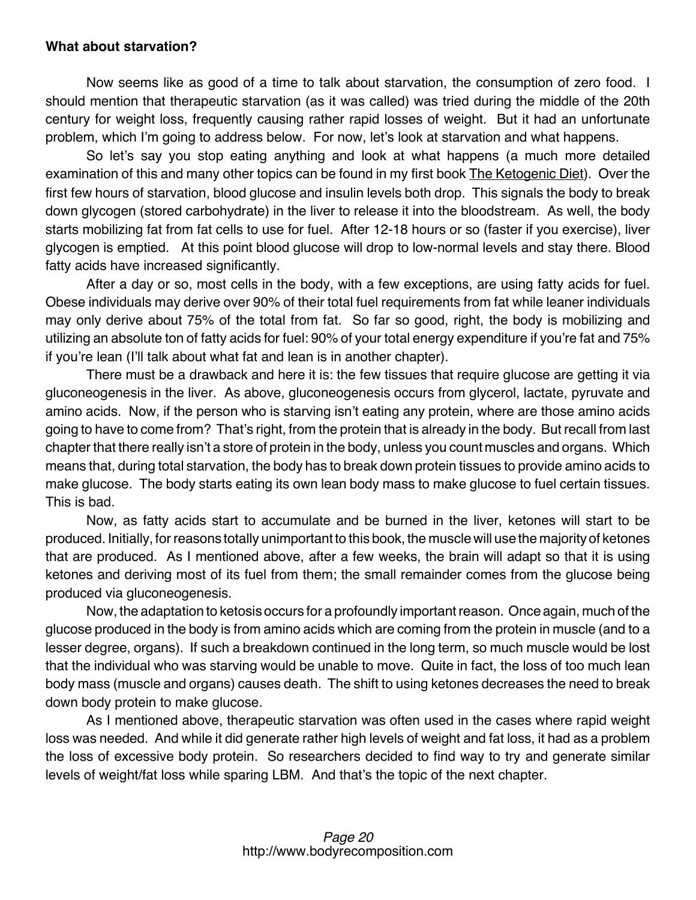**What about starvation?**

Now seems like as good of a time to talk about starvation, the consumption of zero food. I should mention that therapeutic starvation (as it was called) was tried during the middle of the 20th century for weight loss, frequently causing rather rapid losses of weight. But it had an unfortunate problem, which I'm going to address below. For now, let's look at starvation and what happens.

So let's say you stop eating anything and look at what happens (a much more detailed examination of this and many other topics can be found in my first book The Ketogenic Diet). Over the first few hours of starvation, blood glucose and insulin levels both drop. This signals the body to break down glycogen (stored carbohydrate) in the liver to release it into the bloodstream. As well, the body starts mobilizing fat from fat cells to use for fuel. After 12-18 hours or so (faster if you exercise), liver glycogen is emptied. At this point blood glucose will drop to low-normal levels and stay there. Blood fatty acids have increased significantly.

After a day or so, most cells in the body, with a few exceptions, are using fatty acids for fuel. Obese individuals may derive over 90% of their total fuel requirements from fat while leaner individuals may only derive about 75% of the total from fat. So far so good, right, the body is mobilizing and utilizing an absolute ton of fatty acids for fuel: 90% of your total energy expenditure if you're fat and 75% if you're lean (I'll talk about what fat and lean is in another chapter).

There must be a drawback and here it is: the few tissues that require glucose are getting it via gluconeogenesis in the liver. As above, gluconeogenesis occurs from glycerol, lactate, pyruvate and amino acids. Now, if the person who is starving isn't eating any protein, where are those amino acids going to have to come from? That's right, from the protein that is already in the body. But recall from last chapter that there really isn't a store of protein in the body, unless you count muscles and organs. Which means that, during total starvation, the body has to break down protein tissues to provide amino acids to make glucose. The body starts eating its own lean body mass to make glucose to fuel certain tissues. This is bad.

Now, as fatty acids start to accumulate and be burned in the liver, ketones will start to be produced. Initially, for reasons totally unimportant to this book, the muscle will use the majority of ketones that are produced. As I mentioned above, after a few weeks, the brain will adapt so that it is using ketones and deriving most of its fuel from them; the small remainder comes from the glucose being produced via gluconeogenesis.

Now, the adaptation to ketosis occurs for a profoundly important reason. Once again, much of the glucose produced in the body is from amino acids which are coming from the protein in muscle (and to a lesser degree, organs). If such a breakdown continued in the long term, so much muscle would be lost that the individual who was starving would be unable to move. Quite in fact, the loss of too much lean body mass (muscle and organs) causes death. The shift to using ketones decreases the need to break down body protein to make glucose.

As I mentioned above, therapeutic starvation was often used in the cases where rapid weight loss was needed. And while it did generate rather high levels of weight and fat loss, it had as a problem the loss of excessive body protein. So researchers decided to find way to try and generate similar levels of weight/fat loss while sparing LBM. And that's the topic of the next chapter.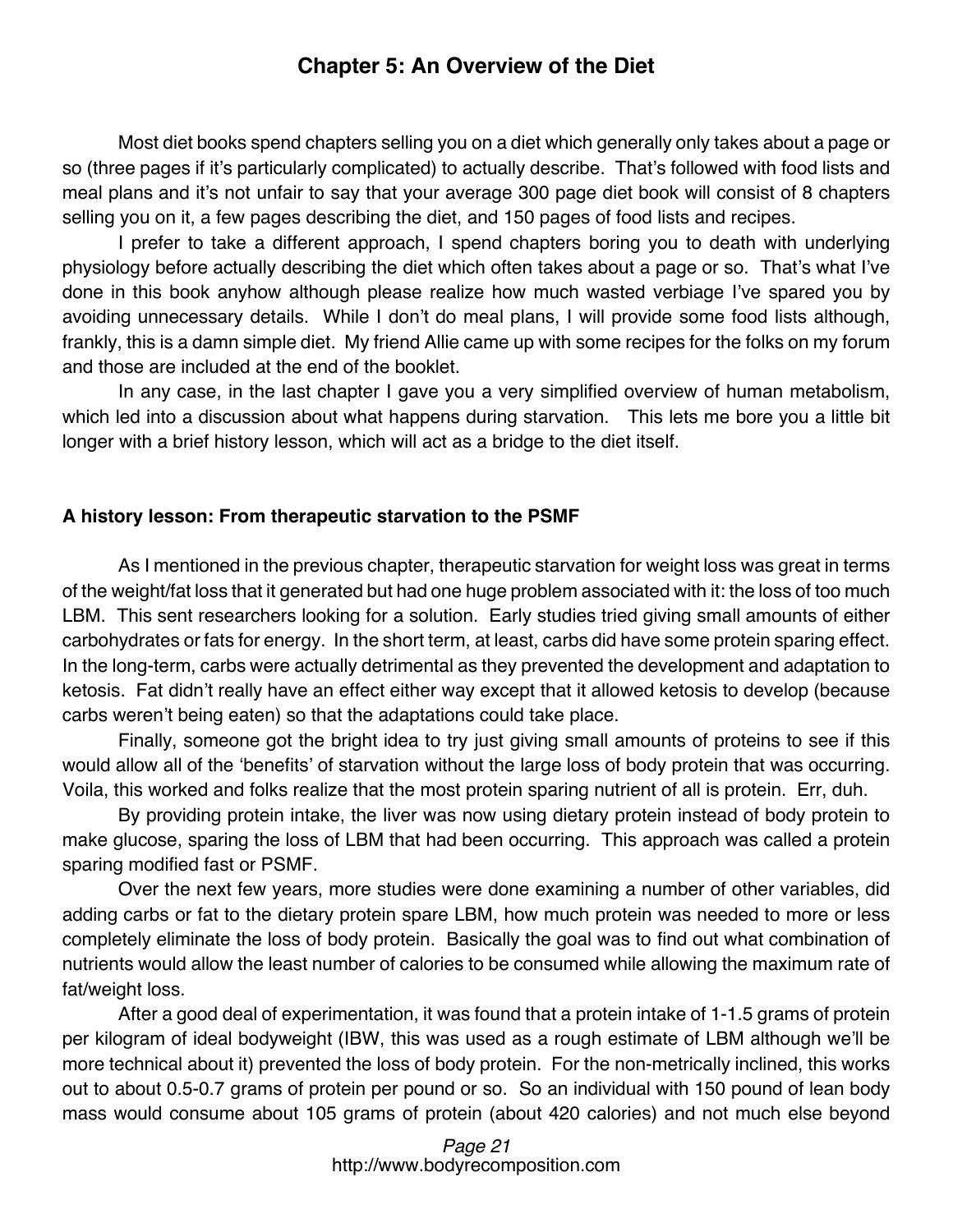## Chapter 5: An Overview of the Diet

Most diet books spend chapters selling you on a diet which generally only takes about a page or so (three pages if it's particularly complicated) to actually describe. That's followed with food lists and meal plans and it's not unfair to say that your average 300 page diet book will consist of 8 chapters selling you on it, a few pages describing the diet, and 150 pages of food lists and recipes.

I prefer to take a different approach, I spend chapters boring you to death with underlying physiology before actually describing the diet which often takes about a page or so. That's what I've done in this book anyhow although please realize how much wasted verbiage I've spared you by avoiding unnecessary details. While I don't do meal plans, I will provide some food lists although, frankly, this is a damn simple diet. My friend Allie came up with some recipes for the folks on my forum and those are included at the end of the booklet.

In any case, in the last chapter I gave you a very simplified overview of human metabolism, which led into a discussion about what happens during starvation. This lets me bore you a little bit longer with a brief history lesson, which will act as a bridge to the diet itself.

### A history lesson: From therapeutic starvation to the PSMF

As I mentioned in the previous chapter, therapeutic starvation for weight loss was great in terms of the weight/fat loss that it generated but had one huge problem associated with it: the loss of too much LBM. This sent researchers looking for a solution. Early studies tried giving small amounts of either carbohydrates or fats for energy. In the short term, at least, carbs did have some protein sparing effect. In the long-term, carbs were actually detrimental as they prevented the development and adaptation to ketosis. Fat didn't really have an effect either way except that it allowed ketosis to develop (because carbs weren't being eaten) so that the adaptations could take place.

Finally, someone got the bright idea to try just giving small amounts of proteins to see if this would allow all of the 'benefits' of starvation without the large loss of body protein that was occurring. Voila, this worked and folks realize that the most protein sparing nutrient of all is protein. Err, duh.

By providing protein intake, the liver was now using dietary protein instead of body protein to make glucose, sparing the loss of LBM that had been occurring. This approach was called a protein sparing modified fast or PSMF.

Over the next few years, more studies were done examining a number of other variables, did adding carbs or fat to the dietary protein spare LBM, how much protein was needed to more or less completely eliminate the loss of body protein. Basically the goal was to find out what combination of nutrients would allow the least number of calories to be consumed while allowing the maximum rate of fat/weight loss.

After a good deal of experimentation, it was found that a protein intake of 1-1.5 grams of protein per kilogram of ideal bodyweight (IBW, this was used as a rough estimate of LBM although we'll be more technical about it) prevented the loss of body protein. For the non-metrically inclined, this works out to about 0.5-0.7 grams of protein per pound or so. So an individual with 150 pound of lean body mass would consume about 105 grams of protein (about 420 calories) and not much else beyond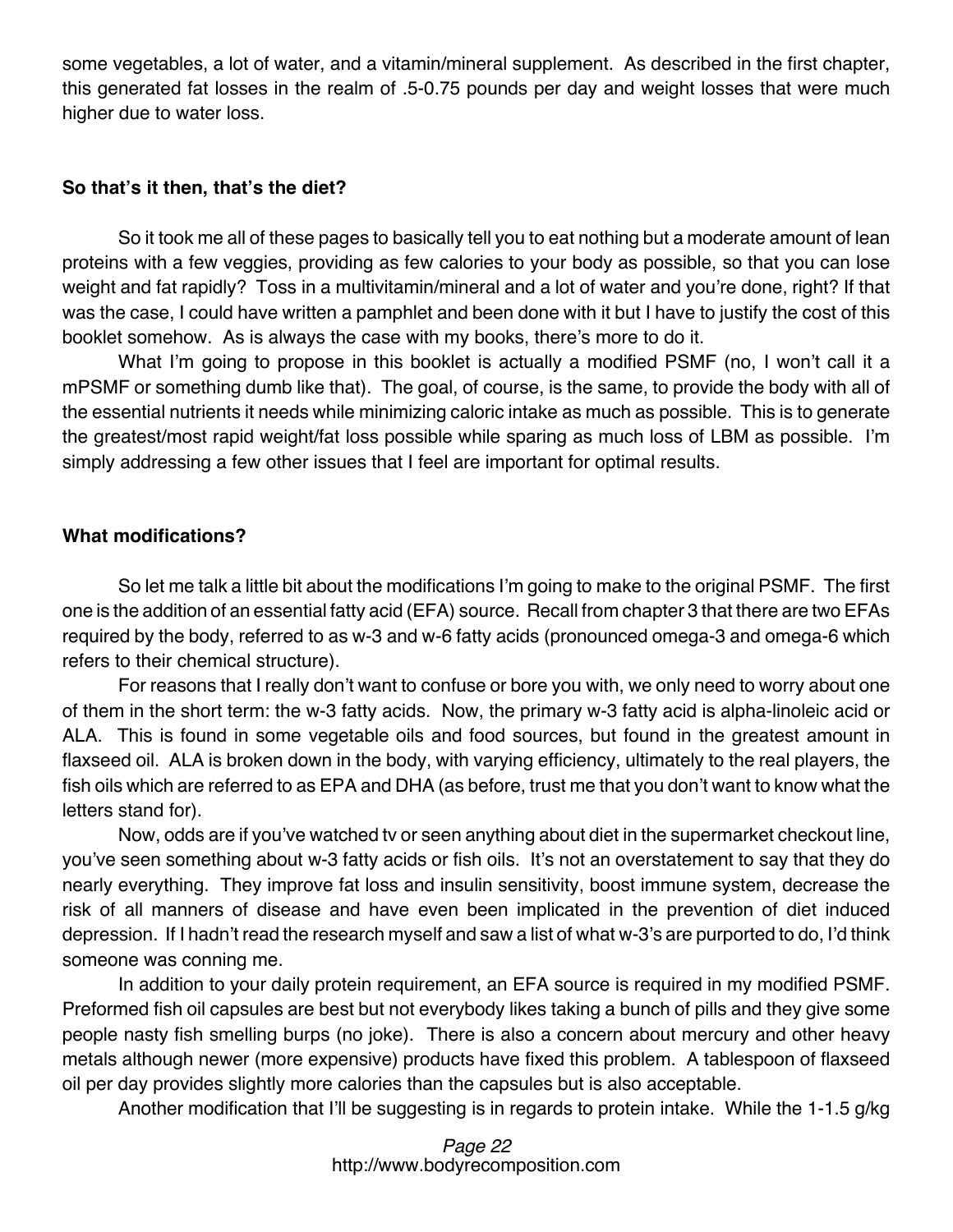some vegetables, a lot of water, and a vitamin/mineral supplement. As described in the first chapter, this generated fat losses in the realm of .5-0.75 pounds per day and weight losses that were much higher due to water loss.

**So that's it then, that's the diet?**

So it took me all of these pages to basically tell you to eat nothing but a moderate amount of lean proteins with a few veggies, providing as few calories to your body as possible, so that you can lose weight and fat rapidly? Toss in a multivitamin/mineral and a lot of water and you're done, right? If that was the case, I could have written a pamphlet and been done with it but I have to justify the cost of this booklet somehow. As is always the case with my books, there's more to do it.

What I'm going to propose in this booklet is actually a modified PSMF (no, I won't call it a mPSMF or something dumb like that). The goal, of course, is the same, to provide the body with all of the essential nutrients it needs while minimizing caloric intake as much as possible. This is to generate the greatest/most rapid weight/fat loss possible while sparing as much loss of LBM as possible. I'm simply addressing a few other issues that I feel are important for optimal results.

**What modifications?**

So let me talk a little bit about the modifications I'm going to make to the original PSMF. The first one is the addition of an essential fatty acid (EFA) source. Recall from chapter 3 that there are two EFAs required by the body, referred to as w-3 and w-6 fatty acids (pronounced omega-3 and omega-6 which refers to their chemical structure).

For reasons that I really don't want to confuse or bore you with, we only need to worry about one of them in the short term: the w-3 fatty acids. Now, the primary w-3 fatty acid is alpha-linoleic acid or ALA. This is found in some vegetable oils and food sources, but found in the greatest amount in flaxseed oil. ALA is broken down in the body, with varying efficiency, ultimately to the real players, the fish oils which are referred to as EPA and DHA (as before, trust me that you don't want to know what the letters stand for).

Now, odds are if you've watched tv or seen anything about diet in the supermarket checkout line, you've seen something about w-3 fatty acids or fish oils. It's not an overstatement to say that they do nearly everything. They improve fat loss and insulin sensitivity, boost immune system, decrease the risk of all manners of disease and have even been implicated in the prevention of diet induced depression. If I hadn't read the research myself and saw a list of what w-3's are purported to do, I'd think someone was conning me.

In addition to your daily protein requirement, an EFA source is required in my modified PSMF. Preformed fish oil capsules are best but not everybody likes taking a bunch of pills and they give some people nasty fish smelling burps (no joke). There is also a concern about mercury and other heavy metals although newer (more expensive) products have fixed this problem. A tablespoon of flaxseed oil per day provides slightly more calories than the capsules but is also acceptable.

Another modification that I'll be suggesting is in regards to protein intake. While the 1-1.5 g/kg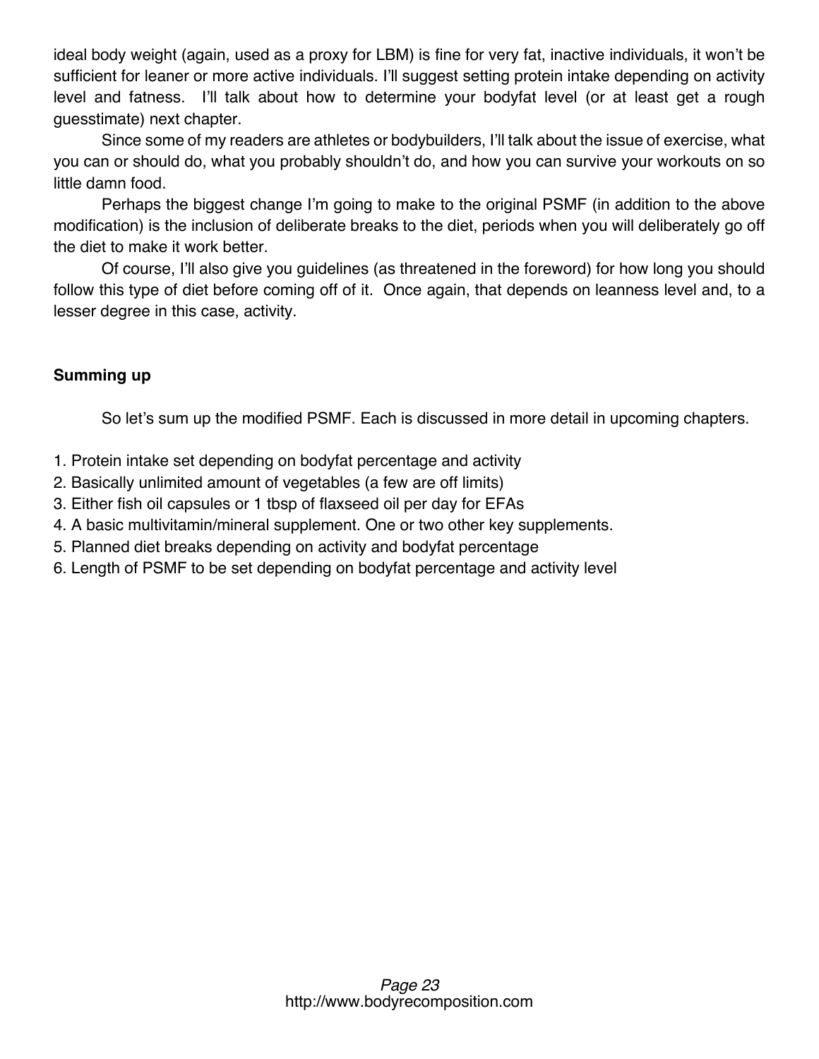ideal body weight (again, used as a proxy for LBM) is fine for very fat, inactive individuals, it won't be sufficient for leaner or more active individuals. I'll suggest setting protein intake depending on activity level and fatness. I'll talk about how to determine your bodyfat level (or at least get a rough guesstimate) next chapter.

Since some of my readers are athletes or bodybuilders, I'll talk about the issue of exercise, what you can or should do, what you probably shouldn't do, and how you can survive your workouts on so little damn food.

Perhaps the biggest change I'm going to make to the original PSMF (in addition to the above modification) is the inclusion of deliberate breaks to the diet, periods when you will deliberately go off the diet to make it work better.

Of course, I'll also give you guidelines (as threatened in the foreword) for how long you should follow this type of diet before coming off of it. Once again, that depends on leanness level and, to a lesser degree in this case, activity.

**Summing up**

So let's sum up the modified PSMF. Each is discussed in more detail in upcoming chapters.

1. Protein intake set depending on bodyfat percentage and activity
2. Basically unlimited amount of vegetables (a few are off limits)
3. Either fish oil capsules or 1 tbsp of flaxseed oil per day for EFAs
4. A basic multivitamin/mineral supplement. One or two other key supplements.
5. Planned diet breaks depending on activity and bodyfat percentage
6. Length of PSMF to be set depending on bodyfat percentage and activity level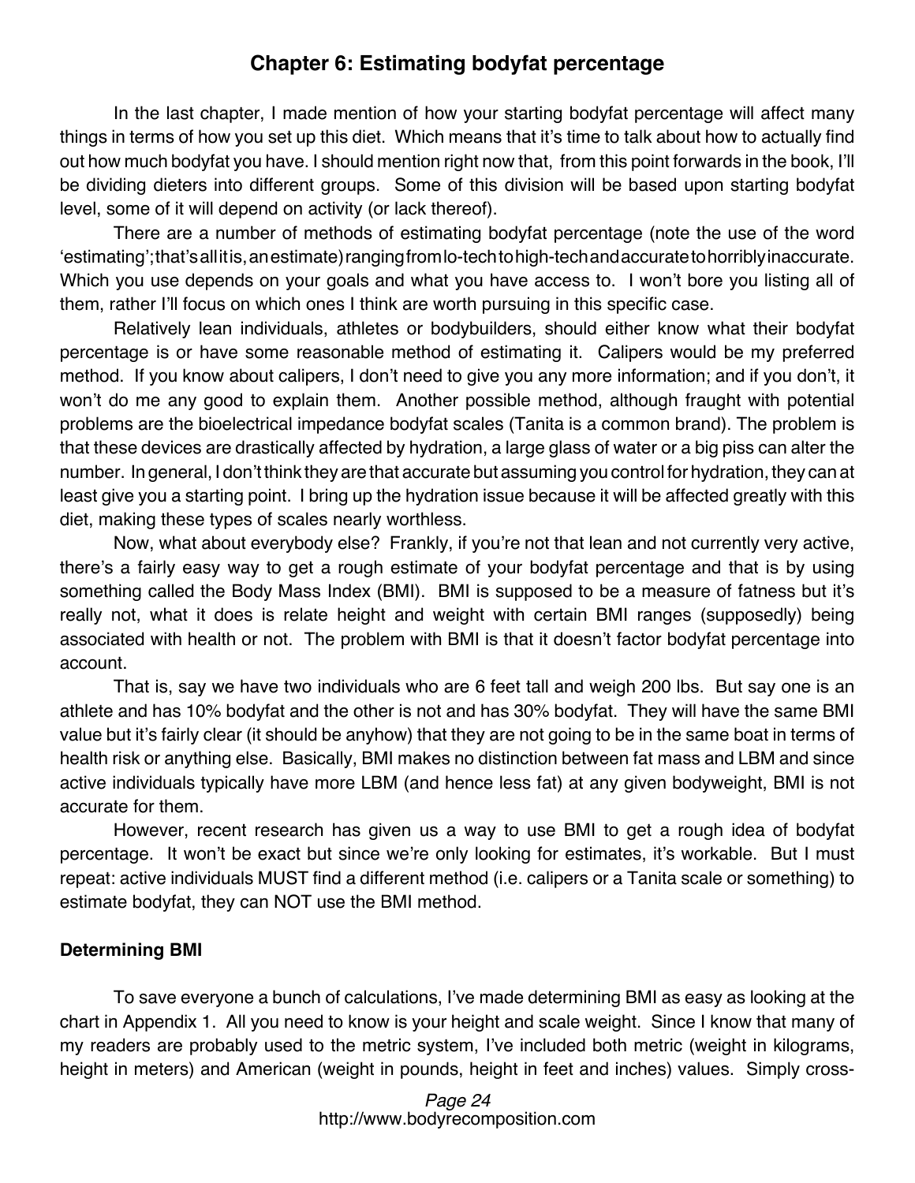# Chapter 6: Estimating bodyfat percentage

In the last chapter, I made mention of how your starting bodyfat percentage will affect many things in terms of how you set up this diet. Which means that it's time to talk about how to actually find out how much bodyfat you have. I should mention right now that, from this point forwards in the book, I'll be dividing dieters into different groups. Some of this division will be based upon starting bodyfat level, some of it will depend on activity (or lack thereof).

There are a number of methods of estimating bodyfat percentage (note the use of the word 'estimating'; that's all it is, an estimate) ranging from lo-tech to high-tech and accurate to horribly inaccurate. Which you use depends on your goals and what you have access to. I won't bore you listing all of them, rather I'll focus on which ones I think are worth pursuing in this specific case.

Relatively lean individuals, athletes or bodybuilders, should either know what their bodyfat percentage is or have some reasonable method of estimating it. Calipers would be my preferred method. If you know about calipers, I don't need to give you any more information; and if you don't, it won't do me any good to explain them. Another possible method, although fraught with potential problems are the bioelectrical impedance bodyfat scales (Tanita is a common brand). The problem is that these devices are drastically affected by hydration, a large glass of water or a big piss can alter the number. In general, I don't think they are that accurate but assuming you control for hydration, they can at least give you a starting point. I bring up the hydration issue because it will be affected greatly with this diet, making these types of scales nearly worthless.

Now, what about everybody else? Frankly, if you're not that lean and not currently very active, there's a fairly easy way to get a rough estimate of your bodyfat percentage and that is by using something called the Body Mass Index (BMI). BMI is supposed to be a measure of fatness but it's really not, what it does is relate height and weight with certain BMI ranges (supposedly) being associated with health or not. The problem with BMI is that it doesn't factor bodyfat percentage into account.

That is, say we have two individuals who are 6 feet tall and weigh 200 lbs. But say one is an athlete and has 10% bodyfat and the other is not and has 30% bodyfat. They will have the same BMI value but it's fairly clear (it should be anyhow) that they are not going to be in the same boat in terms of health risk or anything else. Basically, BMI makes no distinction between fat mass and LBM and since active individuals typically have more LBM (and hence less fat) at any given bodyweight, BMI is not accurate for them.

However, recent research has given us a way to use BMI to get a rough idea of bodyfat percentage. It won't be exact but since we're only looking for estimates, it's workable. But I must repeat: active individuals MUST find a different method (i.e. calipers or a Tanita scale or something) to estimate bodyfat, they can NOT use the BMI method.

### Determining BMI

To save everyone a bunch of calculations, I've made determining BMI as easy as looking at the chart in Appendix 1. All you need to know is your height and scale weight. Since I know that many of my readers are probably used to the metric system, I've included both metric (weight in kilograms, height in meters) and American (weight in pounds, height in feet and inches) values. Simply cross-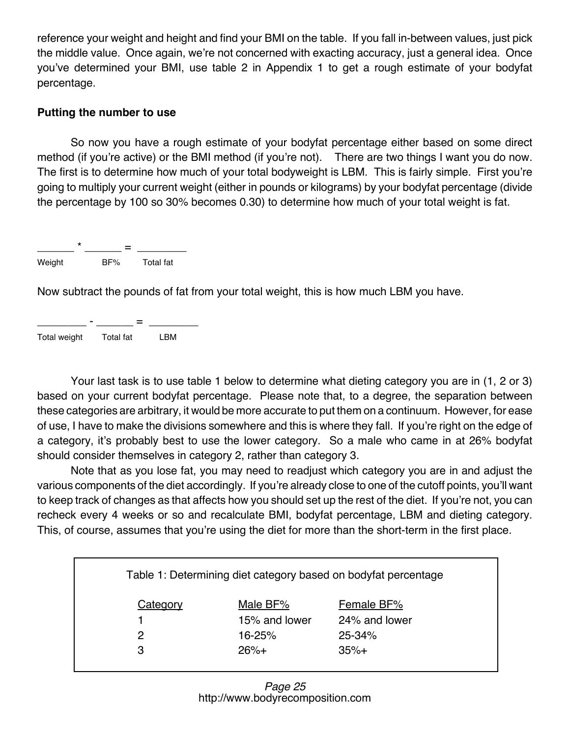reference your weight and height and find your BMI on the table. If you fall in-between values, just pick the middle value. Once again, we're not concerned with exacting accuracy, just a general idea. Once you've determined your BMI, use table 2 in Appendix 1 to get a rough estimate of your bodyfat percentage.

**Putting the number to use**

So now you have a rough estimate of your bodyfat percentage either based on some direct method (if you're active) or the BMI method (if you're not). There are two things I want you do now. The first is to determine how much of your total bodyweight is LBM. This is fairly simple. First you're going to multiply your current weight (either in pounds or kilograms) by your bodyfat percentage (divide the percentage by 100 so 30% becomes 0.30) to determine how much of your total weight is fat.

______ * ______ = ________
Weight BF% Total fat

Now subtract the pounds of fat from your total weight, this is how much LBM you have.

________ - ______ = ________
Total weight Total fat LBM

Your last task is to use table 1 below to determine what dieting category you are in (1, 2 or 3) based on your current bodyfat percentage. Please note that, to a degree, the separation between these categories are arbitrary, it would be more accurate to put them on a continuum. However, for ease of use, I have to make the divisions somewhere and this is where they fall. If you're right on the edge of a category, it's probably best to use the lower category. So a male who came in at 26% bodyfat should consider themselves in category 2, rather than category 3.

Note that as you lose fat, you may need to readjust which category you are in and adjust the various components of the diet accordingly. If you're already close to one of the cutoff points, you'll want to keep track of changes as that affects how you should set up the rest of the diet. If you're not, you can recheck every 4 weeks or so and recalculate BMI, bodyfat percentage, LBM and dieting category. This, of course, assumes that you're using the diet for more than the short-term in the first place.

Table 1: Determining diet category based on bodyfat percentage

| Category | Male BF% | Female BF% |
|---|---|---|
| 1 | 15% and lower | 24% and lower |
| 2 | 16-25% | 25-34% |
| 3 | 26%+ | 35%+ |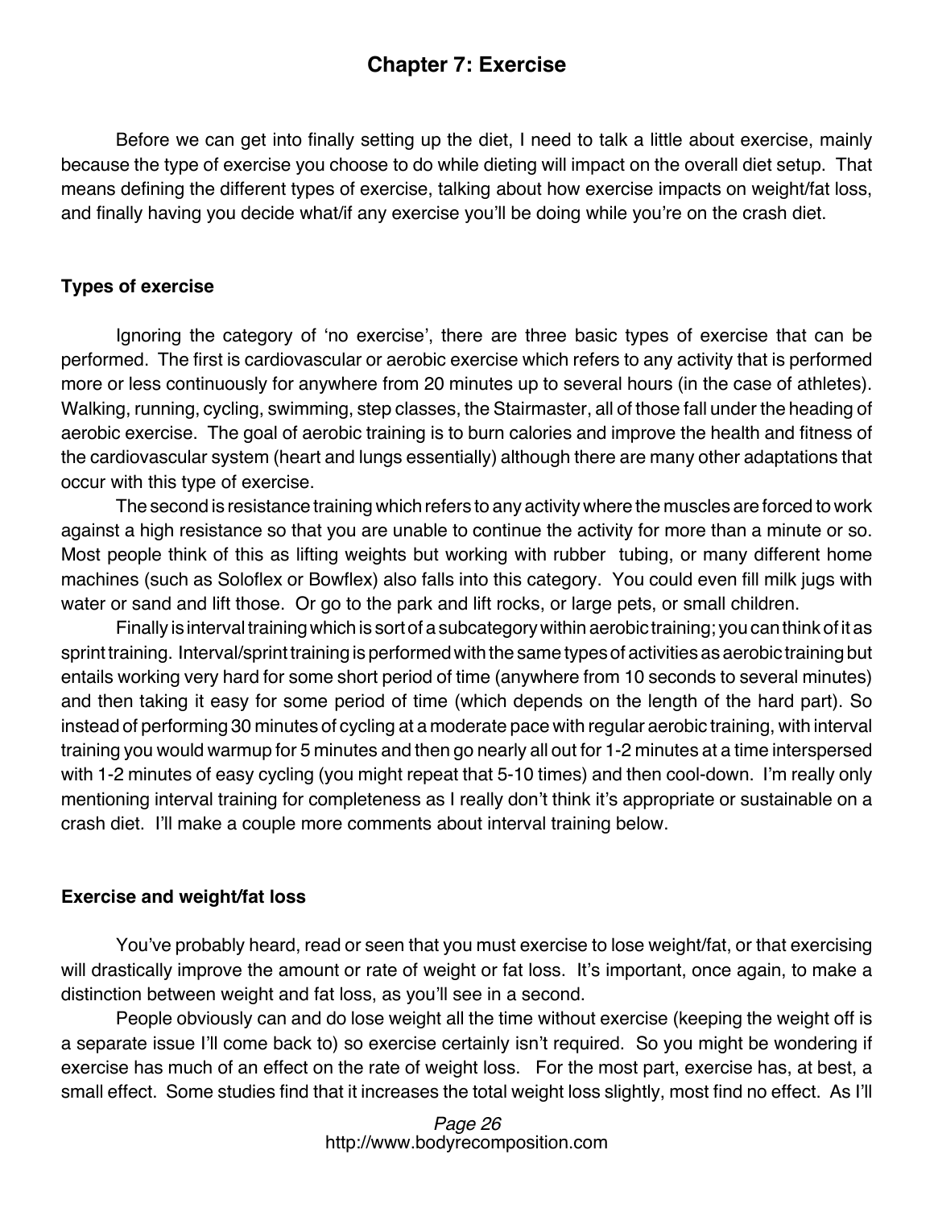# Chapter 7: Exercise

Before we can get into finally setting up the diet, I need to talk a little about exercise, mainly because the type of exercise you choose to do while dieting will impact on the overall diet setup. That means defining the different types of exercise, talking about how exercise impacts on weight/fat loss, and finally having you decide what/if any exercise you'll be doing while you're on the crash diet.

## Types of exercise

Ignoring the category of 'no exercise', there are three basic types of exercise that can be performed. The first is cardiovascular or aerobic exercise which refers to any activity that is performed more or less continuously for anywhere from 20 minutes up to several hours (in the case of athletes). Walking, running, cycling, swimming, step classes, the Stairmaster, all of those fall under the heading of aerobic exercise. The goal of aerobic training is to burn calories and improve the health and fitness of the cardiovascular system (heart and lungs essentially) although there are many other adaptations that occur with this type of exercise.

The second is resistance training which refers to any activity where the muscles are forced to work against a high resistance so that you are unable to continue the activity for more than a minute or so. Most people think of this as lifting weights but working with rubber tubing, or many different home machines (such as Soloflex or Bowflex) also falls into this category. You could even fill milk jugs with water or sand and lift those. Or go to the park and lift rocks, or large pets, or small children.

Finally is interval training which is sort of a subcategory within aerobic training; you can think of it as sprint training. Interval/sprint training is performed with the same types of activities as aerobic training but entails working very hard for some short period of time (anywhere from 10 seconds to several minutes) and then taking it easy for some period of time (which depends on the length of the hard part). So instead of performing 30 minutes of cycling at a moderate pace with regular aerobic training, with interval training you would warmup for 5 minutes and then go nearly all out for 1-2 minutes at a time interspersed with 1-2 minutes of easy cycling (you might repeat that 5-10 times) and then cool-down. I'm really only mentioning interval training for completeness as I really don't think it's appropriate or sustainable on a crash diet. I'll make a couple more comments about interval training below.

## Exercise and weight/fat loss

You've probably heard, read or seen that you must exercise to lose weight/fat, or that exercising will drastically improve the amount or rate of weight or fat loss. It's important, once again, to make a distinction between weight and fat loss, as you'll see in a second.

People obviously can and do lose weight all the time without exercise (keeping the weight off is a separate issue I'll come back to) so exercise certainly isn't required. So you might be wondering if exercise has much of an effect on the rate of weight loss. For the most part, exercise has, at best, a small effect. Some studies find that it increases the total weight loss slightly, most find no effect. As I'll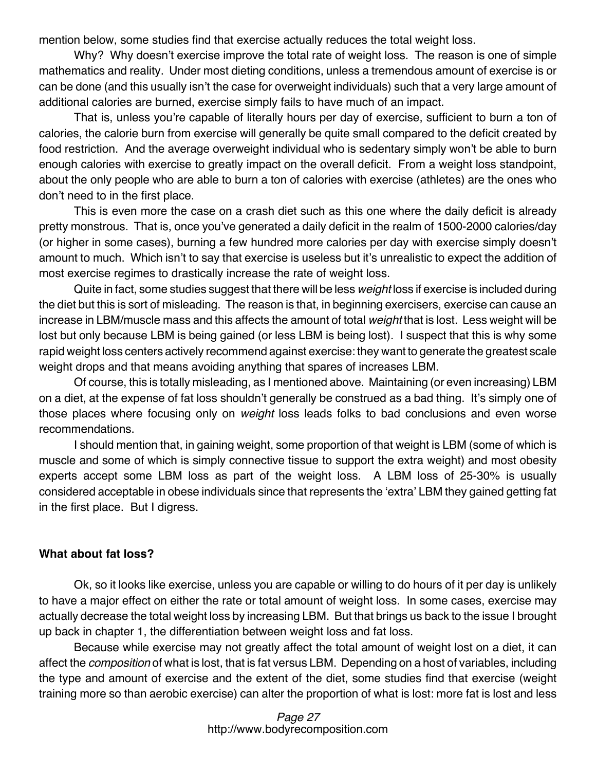mention below, some studies find that exercise actually reduces the total weight loss.

Why? Why doesn't exercise improve the total rate of weight loss. The reason is one of simple mathematics and reality. Under most dieting conditions, unless a tremendous amount of exercise is or can be done (and this usually isn't the case for overweight individuals) such that a very large amount of additional calories are burned, exercise simply fails to have much of an impact.

That is, unless you're capable of literally hours per day of exercise, sufficient to burn a ton of calories, the calorie burn from exercise will generally be quite small compared to the deficit created by food restriction. And the average overweight individual who is sedentary simply won't be able to burn enough calories with exercise to greatly impact on the overall deficit. From a weight loss standpoint, about the only people who are able to burn a ton of calories with exercise (athletes) are the ones who don't need to in the first place.

This is even more the case on a crash diet such as this one where the daily deficit is already pretty monstrous. That is, once you've generated a daily deficit in the realm of 1500-2000 calories/day (or higher in some cases), burning a few hundred more calories per day with exercise simply doesn't amount to much. Which isn't to say that exercise is useless but it's unrealistic to expect the addition of most exercise regimes to drastically increase the rate of weight loss.

Quite in fact, some studies suggest that there will be less *weight* loss if exercise is included during the diet but this is sort of misleading. The reason is that, in beginning exercisers, exercise can cause an increase in LBM/muscle mass and this affects the amount of total *weight* that is lost. Less weight will be lost but only because LBM is being gained (or less LBM is being lost). I suspect that this is why some rapid weight loss centers actively recommend against exercise: they want to generate the greatest scale weight drops and that means avoiding anything that spares of increases LBM.

Of course, this is totally misleading, as I mentioned above. Maintaining (or even increasing) LBM on a diet, at the expense of fat loss shouldn't generally be construed as a bad thing. It's simply one of those places where focusing only on *weight* loss leads folks to bad conclusions and even worse recommendations.

I should mention that, in gaining weight, some proportion of that weight is LBM (some of which is muscle and some of which is simply connective tissue to support the extra weight) and most obesity experts accept some LBM loss as part of the weight loss. A LBM loss of 25-30% is usually considered acceptable in obese individuals since that represents the 'extra' LBM they gained getting fat in the first place. But I digress.

**What about fat loss?**

Ok, so it looks like exercise, unless you are capable or willing to do hours of it per day is unlikely to have a major effect on either the rate or total amount of weight loss. In some cases, exercise may actually decrease the total weight loss by increasing LBM. But that brings us back to the issue I brought up back in chapter 1, the differentiation between weight loss and fat loss.

Because while exercise may not greatly affect the total amount of weight lost on a diet, it can affect the *composition* of what is lost, that is fat versus LBM. Depending on a host of variables, including the type and amount of exercise and the extent of the diet, some studies find that exercise (weight training more so than aerobic exercise) can alter the proportion of what is lost: more fat is lost and less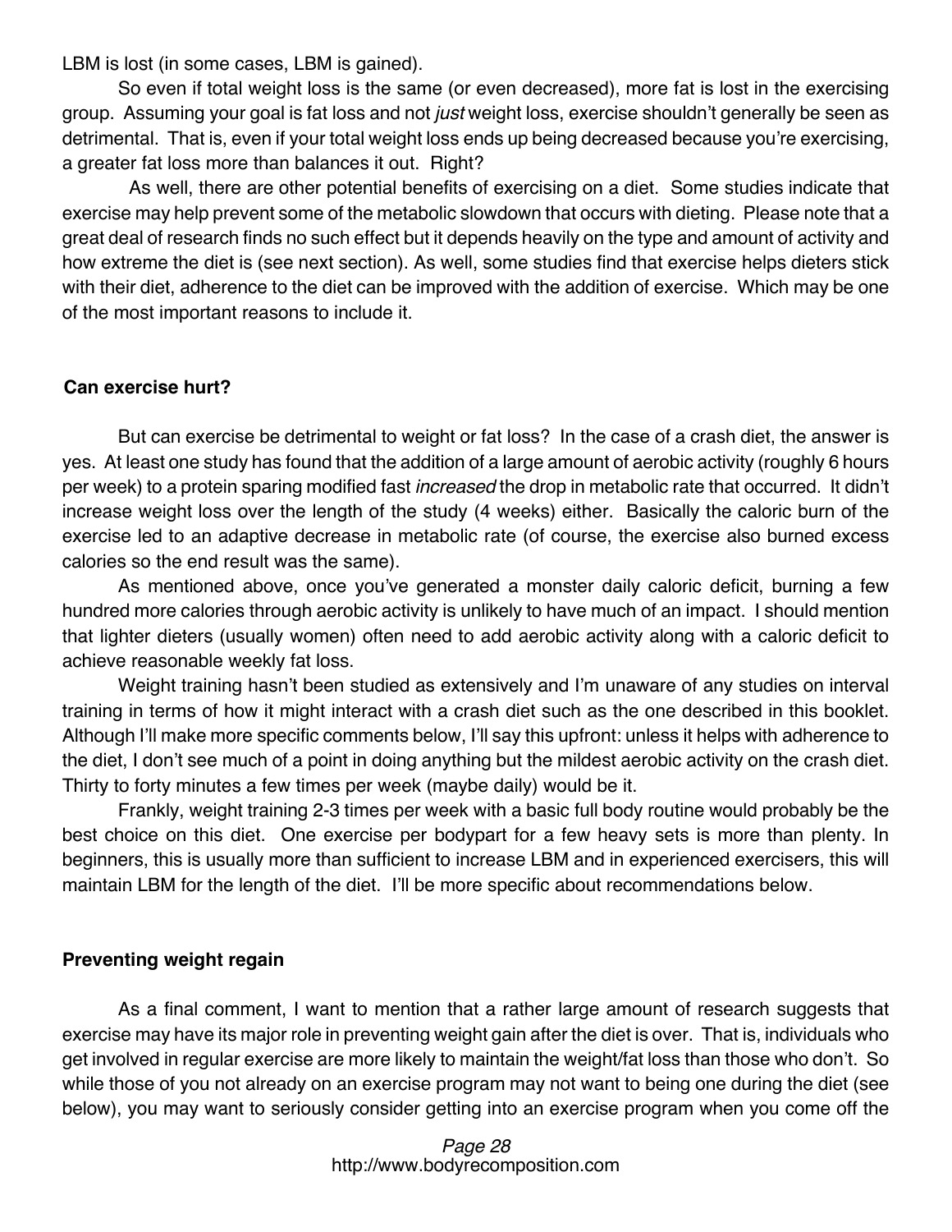LBM is lost (in some cases, LBM is gained).

So even if total weight loss is the same (or even decreased), more fat is lost in the exercising group. Assuming your goal is fat loss and not *just* weight loss, exercise shouldn't generally be seen as detrimental. That is, even if your total weight loss ends up being decreased because you're exercising, a greater fat loss more than balances it out. Right?

As well, there are other potential benefits of exercising on a diet. Some studies indicate that exercise may help prevent some of the metabolic slowdown that occurs with dieting. Please note that a great deal of research finds no such effect but it depends heavily on the type and amount of activity and how extreme the diet is (see next section). As well, some studies find that exercise helps dieters stick with their diet, adherence to the diet can be improved with the addition of exercise. Which may be one of the most important reasons to include it.

### Can exercise hurt?

But can exercise be detrimental to weight or fat loss? In the case of a crash diet, the answer is yes. At least one study has found that the addition of a large amount of aerobic activity (roughly 6 hours per week) to a protein sparing modified fast *increased* the drop in metabolic rate that occurred. It didn't increase weight loss over the length of the study (4 weeks) either. Basically the caloric burn of the exercise led to an adaptive decrease in metabolic rate (of course, the exercise also burned excess calories so the end result was the same).

As mentioned above, once you've generated a monster daily caloric deficit, burning a few hundred more calories through aerobic activity is unlikely to have much of an impact. I should mention that lighter dieters (usually women) often need to add aerobic activity along with a caloric deficit to achieve reasonable weekly fat loss.

Weight training hasn't been studied as extensively and I'm unaware of any studies on interval training in terms of how it might interact with a crash diet such as the one described in this booklet. Although I'll make more specific comments below, I'll say this upfront: unless it helps with adherence to the diet, I don't see much of a point in doing anything but the mildest aerobic activity on the crash diet. Thirty to forty minutes a few times per week (maybe daily) would be it.

Frankly, weight training 2-3 times per week with a basic full body routine would probably be the best choice on this diet. One exercise per bodypart for a few heavy sets is more than plenty. In beginners, this is usually more than sufficient to increase LBM and in experienced exercisers, this will maintain LBM for the length of the diet. I'll be more specific about recommendations below.

### Preventing weight regain

As a final comment, I want to mention that a rather large amount of research suggests that exercise may have its major role in preventing weight gain after the diet is over. That is, individuals who get involved in regular exercise are more likely to maintain the weight/fat loss than those who don't. So while those of you not already on an exercise program may not want to being one during the diet (see below), you may want to seriously consider getting into an exercise program when you come off the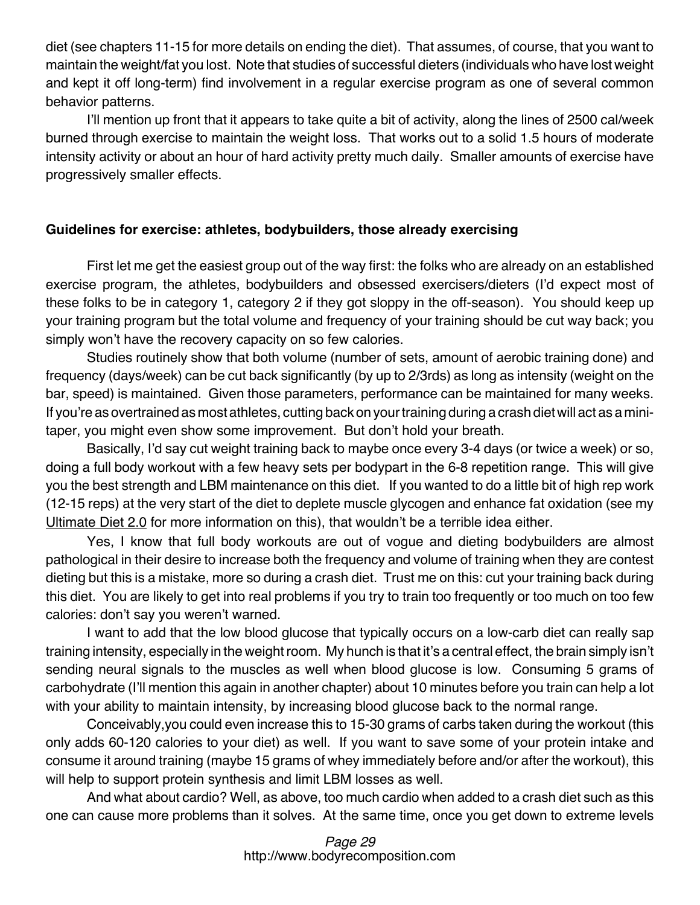diet (see chapters 11-15 for more details on ending the diet). That assumes, of course, that you want to maintain the weight/fat you lost. Note that studies of successful dieters (individuals who have lost weight and kept it off long-term) find involvement in a regular exercise program as one of several common behavior patterns.

I'll mention up front that it appears to take quite a bit of activity, along the lines of 2500 cal/week burned through exercise to maintain the weight loss. That works out to a solid 1.5 hours of moderate intensity activity or about an hour of hard activity pretty much daily. Smaller amounts of exercise have progressively smaller effects.

### Guidelines for exercise: athletes, bodybuilders, those already exercising

First let me get the easiest group out of the way first: the folks who are already on an established exercise program, the athletes, bodybuilders and obsessed exercisers/dieters (I'd expect most of these folks to be in category 1, category 2 if they got sloppy in the off-season). You should keep up your training program but the total volume and frequency of your training should be cut way back; you simply won't have the recovery capacity on so few calories.

Studies routinely show that both volume (number of sets, amount of aerobic training done) and frequency (days/week) can be cut back significantly (by up to 2/3rds) as long as intensity (weight on the bar, speed) is maintained. Given those parameters, performance can be maintained for many weeks. If you're as overtrained as most athletes, cutting back on your training during a crash diet will act as a mini-taper, you might even show some improvement. But don't hold your breath.

Basically, I'd say cut weight training back to maybe once every 3-4 days (or twice a week) or so, doing a full body workout with a few heavy sets per bodypart in the 6-8 repetition range. This will give you the best strength and LBM maintenance on this diet. If you wanted to do a little bit of high rep work (12-15 reps) at the very start of the diet to deplete muscle glycogen and enhance fat oxidation (see my Ultimate Diet 2.0 for more information on this), that wouldn't be a terrible idea either.

Yes, I know that full body workouts are out of vogue and dieting bodybuilders are almost pathological in their desire to increase both the frequency and volume of training when they are contest dieting but this is a mistake, more so during a crash diet. Trust me on this: cut your training back during this diet. You are likely to get into real problems if you try to train too frequently or too much on too few calories: don't say you weren't warned.

I want to add that the low blood glucose that typically occurs on a low-carb diet can really sap training intensity, especially in the weight room. My hunch is that it's a central effect, the brain simply isn't sending neural signals to the muscles as well when blood glucose is low. Consuming 5 grams of carbohydrate (I'll mention this again in another chapter) about 10 minutes before you train can help a lot with your ability to maintain intensity, by increasing blood glucose back to the normal range.

Conceivably, you could even increase this to 15-30 grams of carbs taken during the workout (this only adds 60-120 calories to your diet) as well. If you want to save some of your protein intake and consume it around training (maybe 15 grams of whey immediately before and/or after the workout), this will help to support protein synthesis and limit LBM losses as well.

And what about cardio? Well, as above, too much cardio when added to a crash diet such as this one can cause more problems than it solves. At the same time, once you get down to extreme levels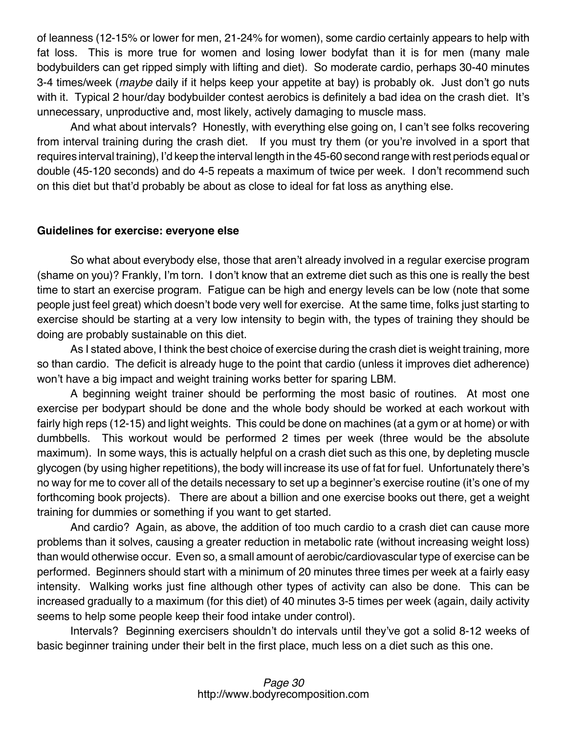of leanness (12-15% or lower for men, 21-24% for women), some cardio certainly appears to help with fat loss. This is more true for women and losing lower bodyfat than it is for men (many male bodybuilders can get ripped simply with lifting and diet). So moderate cardio, perhaps 30-40 minutes 3-4 times/week (*maybe* daily if it helps keep your appetite at bay) is probably ok. Just don't go nuts with it. Typical 2 hour/day bodybuilder contest aerobics is definitely a bad idea on the crash diet. It's unnecessary, unproductive and, most likely, actively damaging to muscle mass.

And what about intervals? Honestly, with everything else going on, I can't see folks recovering from interval training during the crash diet. If you must try them (or you're involved in a sport that requires interval training), I'd keep the interval length in the 45-60 second range with rest periods equal or double (45-120 seconds) and do 4-5 repeats a maximum of twice per week. I don't recommend such on this diet but that'd probably be about as close to ideal for fat loss as anything else.

### Guidelines for exercise: everyone else

So what about everybody else, those that aren't already involved in a regular exercise program (shame on you)? Frankly, I'm torn. I don't know that an extreme diet such as this one is really the best time to start an exercise program. Fatigue can be high and energy levels can be low (note that some people just feel great) which doesn't bode very well for exercise. At the same time, folks just starting to exercise should be starting at a very low intensity to begin with, the types of training they should be doing are probably sustainable on this diet.

As I stated above, I think the best choice of exercise during the crash diet is weight training, more so than cardio. The deficit is already huge to the point that cardio (unless it improves diet adherence) won't have a big impact and weight training works better for sparing LBM.

A beginning weight trainer should be performing the most basic of routines. At most one exercise per bodypart should be done and the whole body should be worked at each workout with fairly high reps (12-15) and light weights. This could be done on machines (at a gym or at home) or with dumbbells. This workout would be performed 2 times per week (three would be the absolute maximum). In some ways, this is actually helpful on a crash diet such as this one, by depleting muscle glycogen (by using higher repetitions), the body will increase its use of fat for fuel. Unfortunately there's no way for me to cover all of the details necessary to set up a beginner's exercise routine (it's one of my forthcoming book projects). There are about a billion and one exercise books out there, get a weight training for dummies or something if you want to get started.

And cardio? Again, as above, the addition of too much cardio to a crash diet can cause more problems than it solves, causing a greater reduction in metabolic rate (without increasing weight loss) than would otherwise occur. Even so, a small amount of aerobic/cardiovascular type of exercise can be performed. Beginners should start with a minimum of 20 minutes three times per week at a fairly easy intensity. Walking works just fine although other types of activity can also be done. This can be increased gradually to a maximum (for this diet) of 40 minutes 3-5 times per week (again, daily activity seems to help some people keep their food intake under control).

Intervals? Beginning exercisers shouldn't do intervals until they've got a solid 8-12 weeks of basic beginner training under their belt in the first place, much less on a diet such as this one.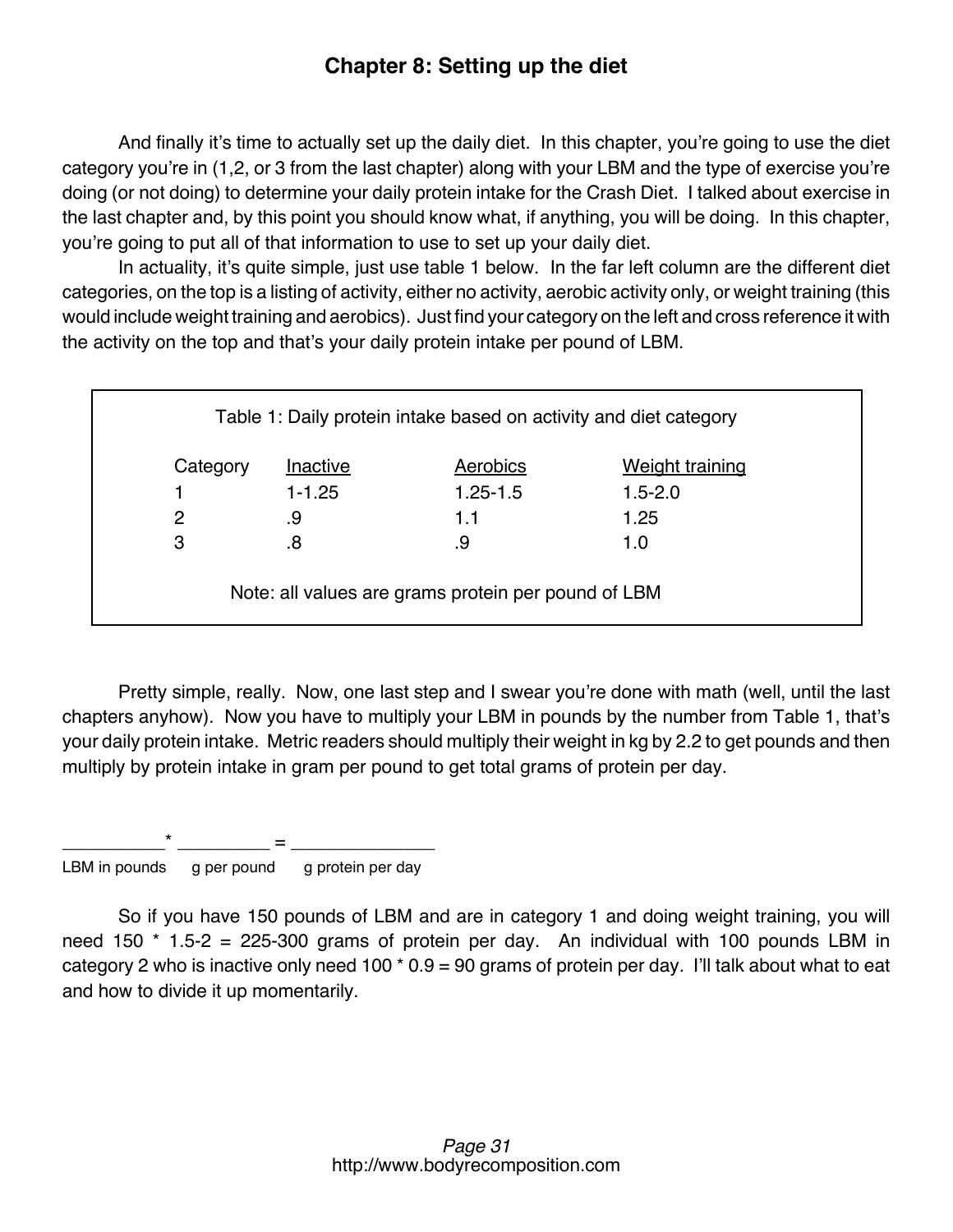## Chapter 8: Setting up the diet

And finally it's time to actually set up the daily diet. In this chapter, you're going to use the diet category you're in (1,2, or 3 from the last chapter) along with your LBM and the type of exercise you're doing (or not doing) to determine your daily protein intake for the Crash Diet. I talked about exercise in the last chapter and, by this point you should know what, if anything, you will be doing. In this chapter, you're going to put all of that information to use to set up your daily diet.

In actuality, it's quite simple, just use table 1 below. In the far left column are the different diet categories, on the top is a listing of activity, either no activity, aerobic activity only, or weight training (this would include weight training and aerobics). Just find your category on the left and cross reference it with the activity on the top and that's your daily protein intake per pound of LBM.

Table 1: Daily protein intake based on activity and diet category

| Category | Inactive | Aerobics | Weight training |
|---|---|---|---|
| 1 | 1-1.25 | 1.25-1.5 | 1.5-2.0 |
| 2 | .9 | 1.1 | 1.25 |
| 3 | .8 | .9 | 1.0 |

Note: all values are grams protein per pound of LBM

Pretty simple, really. Now, one last step and I swear you're done with math (well, until the last chapters anyhow). Now you have to multiply your LBM in pounds by the number from Table 1, that's your daily protein intake. Metric readers should multiply their weight in kg by 2.2 to get pounds and then multiply by protein intake in gram per pound to get total grams of protein per day.

__________* _________ = ______________

LBM in pounds    g per pound    g protein per day

So if you have 150 pounds of LBM and are in category 1 and doing weight training, you will need 150 * 1.5-2 = 225-300 grams of protein per day. An individual with 100 pounds LBM in category 2 who is inactive only need 100 * 0.9 = 90 grams of protein per day. I'll talk about what to eat and how to divide it up momentarily.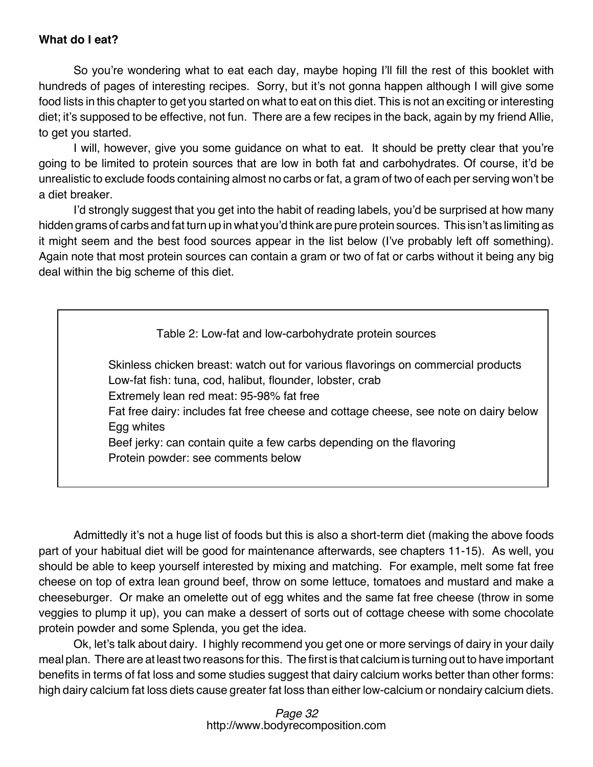**What do I eat?**

So you're wondering what to eat each day, maybe hoping I'll fill the rest of this booklet with hundreds of pages of interesting recipes. Sorry, but it's not gonna happen although I will give some food lists in this chapter to get you started on what to eat on this diet. This is not an exciting or interesting diet; it's supposed to be effective, not fun. There are a few recipes in the back, again by my friend Allie, to get you started.

I will, however, give you some guidance on what to eat. It should be pretty clear that you're going to be limited to protein sources that are low in both fat and carbohydrates. Of course, it'd be unrealistic to exclude foods containing almost no carbs or fat, a gram of two of each per serving won't be a diet breaker.

I'd strongly suggest that you get into the habit of reading labels, you'd be surprised at how many hidden grams of carbs and fat turn up in what you'd think are pure protein sources. This isn't as limiting as it might seem and the best food sources appear in the list below (I've probably left off something). Again note that most protein sources can contain a gram or two of fat or carbs without it being any big deal within the big scheme of this diet.

Table 2: Low-fat and low-carbohydrate protein sources

Skinless chicken breast: watch out for various flavorings on commercial products
Low-fat fish: tuna, cod, halibut, flounder, lobster, crab
Extremely lean red meat: 95-98% fat free
Fat free dairy: includes fat free cheese and cottage cheese, see note on dairy below
Egg whites
Beef jerky: can contain quite a few carbs depending on the flavoring
Protein powder: see comments below

Admittedly it's not a huge list of foods but this is also a short-term diet (making the above foods part of your habitual diet will be good for maintenance afterwards, see chapters 11-15). As well, you should be able to keep yourself interested by mixing and matching. For example, melt some fat free cheese on top of extra lean ground beef, throw on some lettuce, tomatoes and mustard and make a cheeseburger. Or make an omelette out of egg whites and the same fat free cheese (throw in some veggies to plump it up), you can make a dessert of sorts out of cottage cheese with some chocolate protein powder and some Splenda, you get the idea.

Ok, let's talk about dairy. I highly recommend you get one or more servings of dairy in your daily meal plan. There are at least two reasons for this. The first is that calcium is turning out to have important benefits in terms of fat loss and some studies suggest that dairy calcium works better than other forms: high dairy calcium fat loss diets cause greater fat loss than either low-calcium or nondairy calcium diets.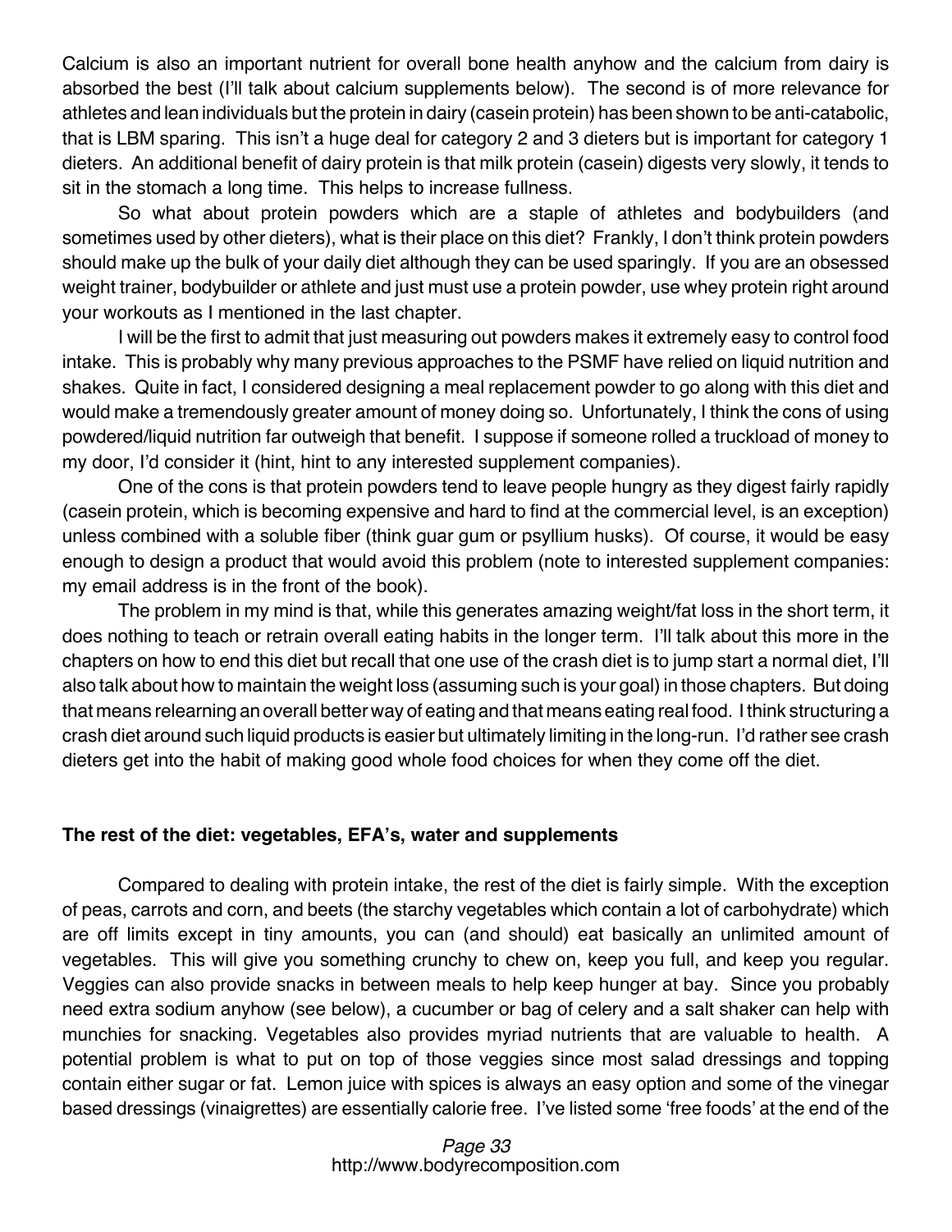Calcium is also an important nutrient for overall bone health anyhow and the calcium from dairy is absorbed the best (I'll talk about calcium supplements below). The second is of more relevance for athletes and lean individuals but the protein in dairy (casein protein) has been shown to be anti-catabolic, that is LBM sparing. This isn't a huge deal for category 2 and 3 dieters but is important for category 1 dieters. An additional benefit of dairy protein is that milk protein (casein) digests very slowly, it tends to sit in the stomach a long time. This helps to increase fullness.

So what about protein powders which are a staple of athletes and bodybuilders (and sometimes used by other dieters), what is their place on this diet? Frankly, I don't think protein powders should make up the bulk of your daily diet although they can be used sparingly. If you are an obsessed weight trainer, bodybuilder or athlete and just must use a protein powder, use whey protein right around your workouts as I mentioned in the last chapter.

I will be the first to admit that just measuring out powders makes it extremely easy to control food intake. This is probably why many previous approaches to the PSMF have relied on liquid nutrition and shakes. Quite in fact, I considered designing a meal replacement powder to go along with this diet and would make a tremendously greater amount of money doing so. Unfortunately, I think the cons of using powdered/liquid nutrition far outweigh that benefit. I suppose if someone rolled a truckload of money to my door, I'd consider it (hint, hint to any interested supplement companies).

One of the cons is that protein powders tend to leave people hungry as they digest fairly rapidly (casein protein, which is becoming expensive and hard to find at the commercial level, is an exception) unless combined with a soluble fiber (think guar gum or psyllium husks). Of course, it would be easy enough to design a product that would avoid this problem (note to interested supplement companies: my email address is in the front of the book).

The problem in my mind is that, while this generates amazing weight/fat loss in the short term, it does nothing to teach or retrain overall eating habits in the longer term. I'll talk about this more in the chapters on how to end this diet but recall that one use of the crash diet is to jump start a normal diet, I'll also talk about how to maintain the weight loss (assuming such is your goal) in those chapters. But doing that means relearning an overall better way of eating and that means eating real food. I think structuring a crash diet around such liquid products is easier but ultimately limiting in the long-run. I'd rather see crash dieters get into the habit of making good whole food choices for when they come off the diet.

### The rest of the diet: vegetables, EFA's, water and supplements

Compared to dealing with protein intake, the rest of the diet is fairly simple. With the exception of peas, carrots and corn, and beets (the starchy vegetables which contain a lot of carbohydrate) which are off limits except in tiny amounts, you can (and should) eat basically an unlimited amount of vegetables. This will give you something crunchy to chew on, keep you full, and keep you regular. Veggies can also provide snacks in between meals to help keep hunger at bay. Since you probably need extra sodium anyhow (see below), a cucumber or bag of celery and a salt shaker can help with munchies for snacking. Vegetables also provides myriad nutrients that are valuable to health. A potential problem is what to put on top of those veggies since most salad dressings and topping contain either sugar or fat. Lemon juice with spices is always an easy option and some of the vinegar based dressings (vinaigrettes) are essentially calorie free. I've listed some 'free foods' at the end of the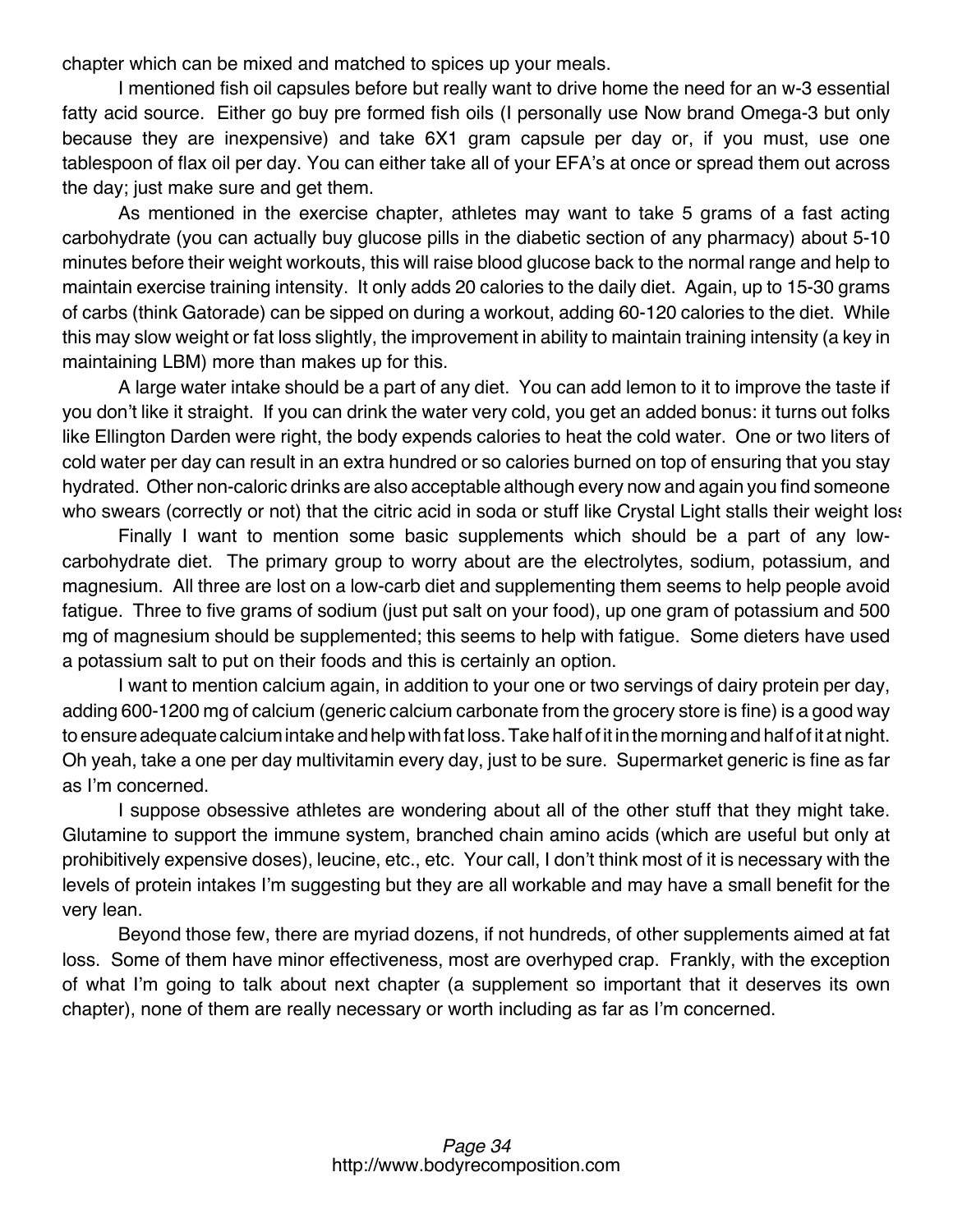chapter which can be mixed and matched to spices up your meals.

I mentioned fish oil capsules before but really want to drive home the need for an w-3 essential fatty acid source. Either go buy pre formed fish oils (I personally use Now brand Omega-3 but only because they are inexpensive) and take 6X1 gram capsule per day or, if you must, use one tablespoon of flax oil per day. You can either take all of your EFA's at once or spread them out across the day; just make sure and get them.

As mentioned in the exercise chapter, athletes may want to take 5 grams of a fast acting carbohydrate (you can actually buy glucose pills in the diabetic section of any pharmacy) about 5-10 minutes before their weight workouts, this will raise blood glucose back to the normal range and help to maintain exercise training intensity. It only adds 20 calories to the daily diet. Again, up to 15-30 grams of carbs (think Gatorade) can be sipped on during a workout, adding 60-120 calories to the diet. While this may slow weight or fat loss slightly, the improvement in ability to maintain training intensity (a key in maintaining LBM) more than makes up for this.

A large water intake should be a part of any diet. You can add lemon to it to improve the taste if you don't like it straight. If you can drink the water very cold, you get an added bonus: it turns out folks like Ellington Darden were right, the body expends calories to heat the cold water. One or two liters of cold water per day can result in an extra hundred or so calories burned on top of ensuring that you stay hydrated. Other non-caloric drinks are also acceptable although every now and again you find someone who swears (correctly or not) that the citric acid in soda or stuff like Crystal Light stalls their weight loss

Finally I want to mention some basic supplements which should be a part of any low-carbohydrate diet. The primary group to worry about are the electrolytes, sodium, potassium, and magnesium. All three are lost on a low-carb diet and supplementing them seems to help people avoid fatigue. Three to five grams of sodium (just put salt on your food), up one gram of potassium and 500 mg of magnesium should be supplemented; this seems to help with fatigue. Some dieters have used a potassium salt to put on their foods and this is certainly an option.

I want to mention calcium again, in addition to your one or two servings of dairy protein per day, adding 600-1200 mg of calcium (generic calcium carbonate from the grocery store is fine) is a good way to ensure adequate calcium intake and help with fat loss. Take half of it in the morning and half of it at night. Oh yeah, take a one per day multivitamin every day, just to be sure. Supermarket generic is fine as far as I'm concerned.

I suppose obsessive athletes are wondering about all of the other stuff that they might take. Glutamine to support the immune system, branched chain amino acids (which are useful but only at prohibitively expensive doses), leucine, etc., etc. Your call, I don't think most of it is necessary with the levels of protein intakes I'm suggesting but they are all workable and may have a small benefit for the very lean.

Beyond those few, there are myriad dozens, if not hundreds, of other supplements aimed at fat loss. Some of them have minor effectiveness, most are overhyped crap. Frankly, with the exception of what I'm going to talk about next chapter (a supplement so important that it deserves its own chapter), none of them are really necessary or worth including as far as I'm concerned.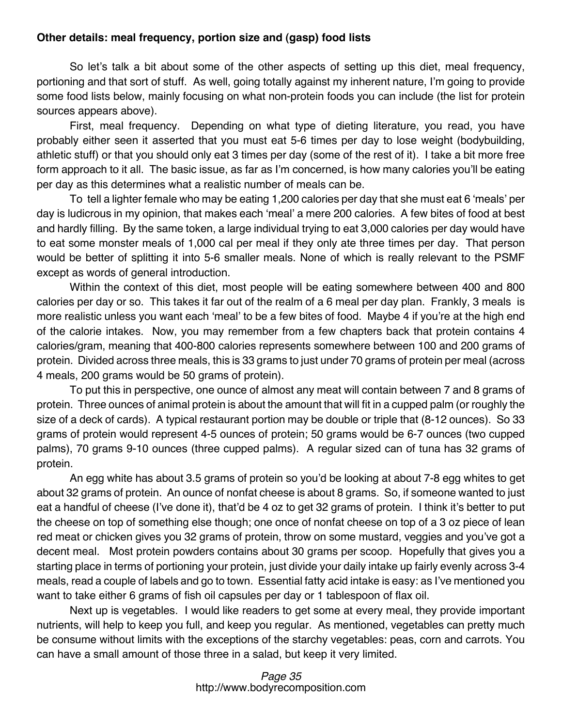**Other details: meal frequency, portion size and (gasp) food lists**

So let's talk a bit about some of the other aspects of setting up this diet, meal frequency, portioning and that sort of stuff. As well, going totally against my inherent nature, I'm going to provide some food lists below, mainly focusing on what non-protein foods you can include (the list for protein sources appears above).

First, meal frequency. Depending on what type of dieting literature, you read, you have probably either seen it asserted that you must eat 5-6 times per day to lose weight (bodybuilding, athletic stuff) or that you should only eat 3 times per day (some of the rest of it). I take a bit more free form approach to it all. The basic issue, as far as I'm concerned, is how many calories you'll be eating per day as this determines what a realistic number of meals can be.

To tell a lighter female who may be eating 1,200 calories per day that she must eat 6 'meals' per day is ludicrous in my opinion, that makes each 'meal' a mere 200 calories. A few bites of food at best and hardly filling. By the same token, a large individual trying to eat 3,000 calories per day would have to eat some monster meals of 1,000 cal per meal if they only ate three times per day. That person would be better of splitting it into 5-6 smaller meals. None of which is really relevant to the PSMF except as words of general introduction.

Within the context of this diet, most people will be eating somewhere between 400 and 800 calories per day or so. This takes it far out of the realm of a 6 meal per day plan. Frankly, 3 meals is more realistic unless you want each 'meal' to be a few bites of food. Maybe 4 if you're at the high end of the calorie intakes. Now, you may remember from a few chapters back that protein contains 4 calories/gram, meaning that 400-800 calories represents somewhere between 100 and 200 grams of protein. Divided across three meals, this is 33 grams to just under 70 grams of protein per meal (across 4 meals, 200 grams would be 50 grams of protein).

To put this in perspective, one ounce of almost any meat will contain between 7 and 8 grams of protein. Three ounces of animal protein is about the amount that will fit in a cupped palm (or roughly the size of a deck of cards). A typical restaurant portion may be double or triple that (8-12 ounces). So 33 grams of protein would represent 4-5 ounces of protein; 50 grams would be 6-7 ounces (two cupped palms), 70 grams 9-10 ounces (three cupped palms). A regular sized can of tuna has 32 grams of protein.

An egg white has about 3.5 grams of protein so you'd be looking at about 7-8 egg whites to get about 32 grams of protein. An ounce of nonfat cheese is about 8 grams. So, if someone wanted to just eat a handful of cheese (I've done it), that'd be 4 oz to get 32 grams of protein. I think it's better to put the cheese on top of something else though; one once of nonfat cheese on top of a 3 oz piece of lean red meat or chicken gives you 32 grams of protein, throw on some mustard, veggies and you've got a decent meal. Most protein powders contains about 30 grams per scoop. Hopefully that gives you a starting place in terms of portioning your protein, just divide your daily intake up fairly evenly across 3-4 meals, read a couple of labels and go to town. Essential fatty acid intake is easy: as I've mentioned you want to take either 6 grams of fish oil capsules per day or 1 tablespoon of flax oil.

Next up is vegetables. I would like readers to get some at every meal, they provide important nutrients, will help to keep you full, and keep you regular. As mentioned, vegetables can pretty much be consume without limits with the exceptions of the starchy vegetables: peas, corn and carrots. You can have a small amount of those three in a salad, but keep it very limited.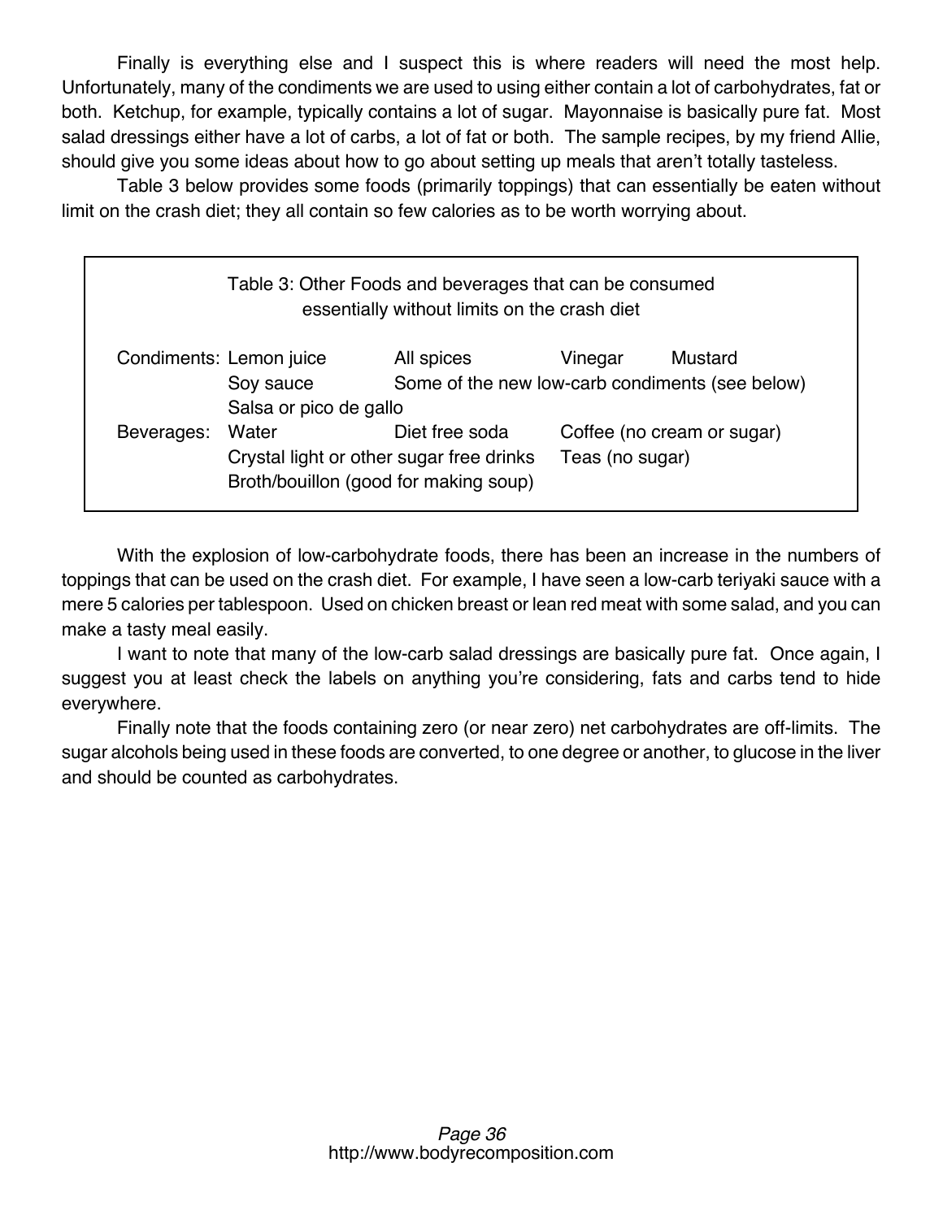Finally is everything else and I suspect this is where readers will need the most help. Unfortunately, many of the condiments we are used to using either contain a lot of carbohydrates, fat or both. Ketchup, for example, typically contains a lot of sugar. Mayonnaise is basically pure fat. Most salad dressings either have a lot of carbs, a lot of fat or both. The sample recipes, by my friend Allie, should give you some ideas about how to go about setting up meals that aren't totally tasteless.

Table 3 below provides some foods (primarily toppings) that can essentially be eaten without limit on the crash diet; they all contain so few calories as to be worth worrying about.

Table 3: Other Foods and beverages that can be consumed essentially without limits on the crash diet

| | | | | |
|---|---|---|---|---|
| Condiments: | Lemon juice | All spices | Vinegar | Mustard |
| | Soy sauce | Some of the new low-carb condiments (see below) | | |
| | Salsa or pico de gallo | | | |
| Beverages: | Water | Diet free soda | Coffee (no cream or sugar) | |
| | Crystal light or other sugar free drinks | | Teas (no sugar) | |
| | Broth/bouillon (good for making soup) | | | |

With the explosion of low-carbohydrate foods, there has been an increase in the numbers of toppings that can be used on the crash diet. For example, I have seen a low-carb teriyaki sauce with a mere 5 calories per tablespoon. Used on chicken breast or lean red meat with some salad, and you can make a tasty meal easily.

I want to note that many of the low-carb salad dressings are basically pure fat. Once again, I suggest you at least check the labels on anything you're considering, fats and carbs tend to hide everywhere.

Finally note that the foods containing zero (or near zero) net carbohydrates are off-limits. The sugar alcohols being used in these foods are converted, to one degree or another, to glucose in the liver and should be counted as carbohydrates.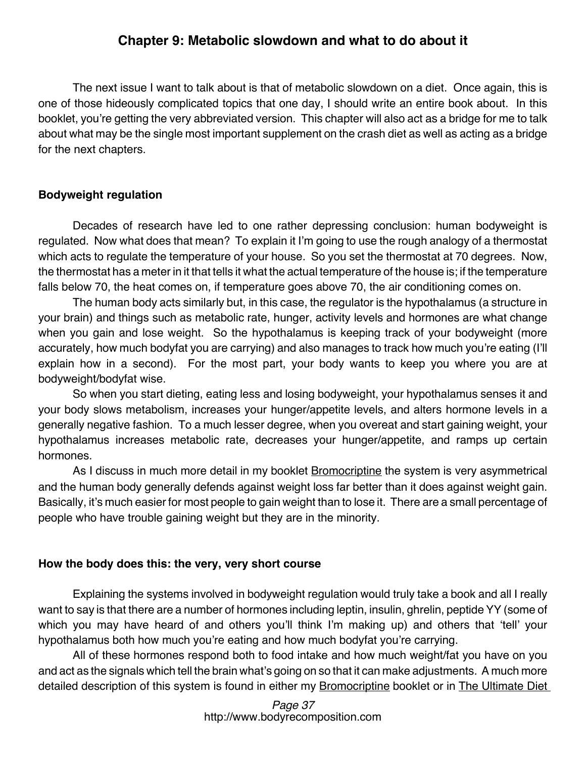## Chapter 9: Metabolic slowdown and what to do about it

The next issue I want to talk about is that of metabolic slowdown on a diet. Once again, this is one of those hideously complicated topics that one day, I should write an entire book about. In this booklet, you're getting the very abbreviated version. This chapter will also act as a bridge for me to talk about what may be the single most important supplement on the crash diet as well as acting as a bridge for the next chapters.

### Bodyweight regulation

Decades of research have led to one rather depressing conclusion: human bodyweight is regulated. Now what does that mean? To explain it I'm going to use the rough analogy of a thermostat which acts to regulate the temperature of your house. So you set the thermostat at 70 degrees. Now, the thermostat has a meter in it that tells it what the actual temperature of the house is; if the temperature falls below 70, the heat comes on, if temperature goes above 70, the air conditioning comes on.

The human body acts similarly but, in this case, the regulator is the hypothalamus (a structure in your brain) and things such as metabolic rate, hunger, activity levels and hormones are what change when you gain and lose weight. So the hypothalamus is keeping track of your bodyweight (more accurately, how much bodyfat you are carrying) and also manages to track how much you're eating (I'll explain how in a second). For the most part, your body wants to keep you where you are at bodyweight/bodyfat wise.

So when you start dieting, eating less and losing bodyweight, your hypothalamus senses it and your body slows metabolism, increases your hunger/appetite levels, and alters hormone levels in a generally negative fashion. To a much lesser degree, when you overeat and start gaining weight, your hypothalamus increases metabolic rate, decreases your hunger/appetite, and ramps up certain hormones.

As I discuss in much more detail in my booklet Bromocriptine the system is very asymmetrical and the human body generally defends against weight loss far better than it does against weight gain. Basically, it's much easier for most people to gain weight than to lose it. There are a small percentage of people who have trouble gaining weight but they are in the minority.

### How the body does this: the very, very short course

Explaining the systems involved in bodyweight regulation would truly take a book and all I really want to say is that there are a number of hormones including leptin, insulin, ghrelin, peptide YY (some of which you may have heard of and others you'll think I'm making up) and others that 'tell' your hypothalamus both how much you're eating and how much bodyfat you're carrying.

All of these hormones respond both to food intake and how much weight/fat you have on you and act as the signals which tell the brain what's going on so that it can make adjustments. A much more detailed description of this system is found in either my Bromocriptine booklet or in The Ultimate Diet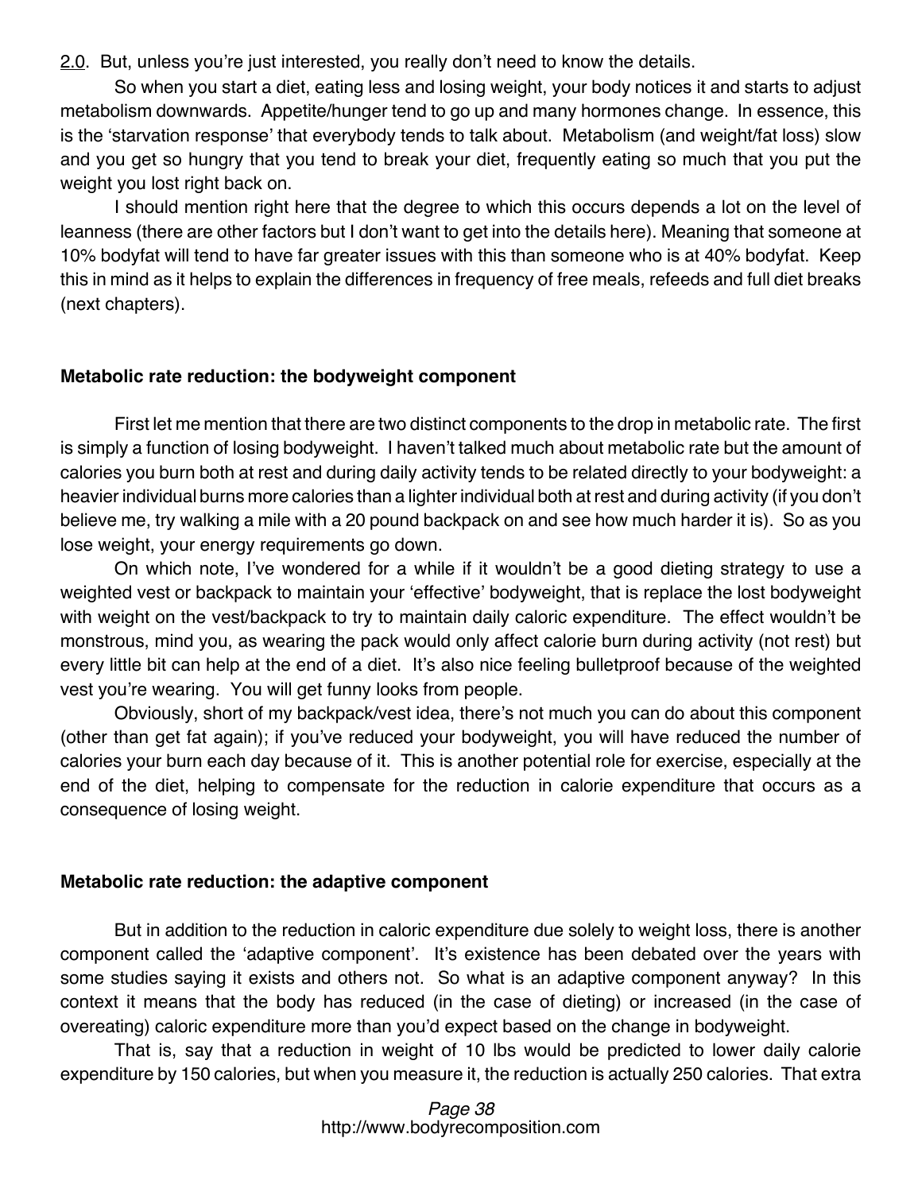2.0. But, unless you're just interested, you really don't need to know the details.

So when you start a diet, eating less and losing weight, your body notices it and starts to adjust metabolism downwards. Appetite/hunger tend to go up and many hormones change. In essence, this is the 'starvation response' that everybody tends to talk about. Metabolism (and weight/fat loss) slow and you get so hungry that you tend to break your diet, frequently eating so much that you put the weight you lost right back on.

I should mention right here that the degree to which this occurs depends a lot on the level of leanness (there are other factors but I don't want to get into the details here). Meaning that someone at 10% bodyfat will tend to have far greater issues with this than someone who is at 40% bodyfat. Keep this in mind as it helps to explain the differences in frequency of free meals, refeeds and full diet breaks (next chapters).

**Metabolic rate reduction: the bodyweight component**

First let me mention that there are two distinct components to the drop in metabolic rate. The first is simply a function of losing bodyweight. I haven't talked much about metabolic rate but the amount of calories you burn both at rest and during daily activity tends to be related directly to your bodyweight: a heavier individual burns more calories than a lighter individual both at rest and during activity (if you don't believe me, try walking a mile with a 20 pound backpack on and see how much harder it is). So as you lose weight, your energy requirements go down.

On which note, I've wondered for a while if it wouldn't be a good dieting strategy to use a weighted vest or backpack to maintain your 'effective' bodyweight, that is replace the lost bodyweight with weight on the vest/backpack to try to maintain daily caloric expenditure. The effect wouldn't be monstrous, mind you, as wearing the pack would only affect calorie burn during activity (not rest) but every little bit can help at the end of a diet. It's also nice feeling bulletproof because of the weighted vest you're wearing. You will get funny looks from people.

Obviously, short of my backpack/vest idea, there's not much you can do about this component (other than get fat again); if you've reduced your bodyweight, you will have reduced the number of calories your burn each day because of it. This is another potential role for exercise, especially at the end of the diet, helping to compensate for the reduction in calorie expenditure that occurs as a consequence of losing weight.

**Metabolic rate reduction: the adaptive component**

But in addition to the reduction in caloric expenditure due solely to weight loss, there is another component called the 'adaptive component'. It's existence has been debated over the years with some studies saying it exists and others not. So what is an adaptive component anyway? In this context it means that the body has reduced (in the case of dieting) or increased (in the case of overeating) caloric expenditure more than you'd expect based on the change in bodyweight.

That is, say that a reduction in weight of 10 lbs would be predicted to lower daily calorie expenditure by 150 calories, but when you measure it, the reduction is actually 250 calories. That extra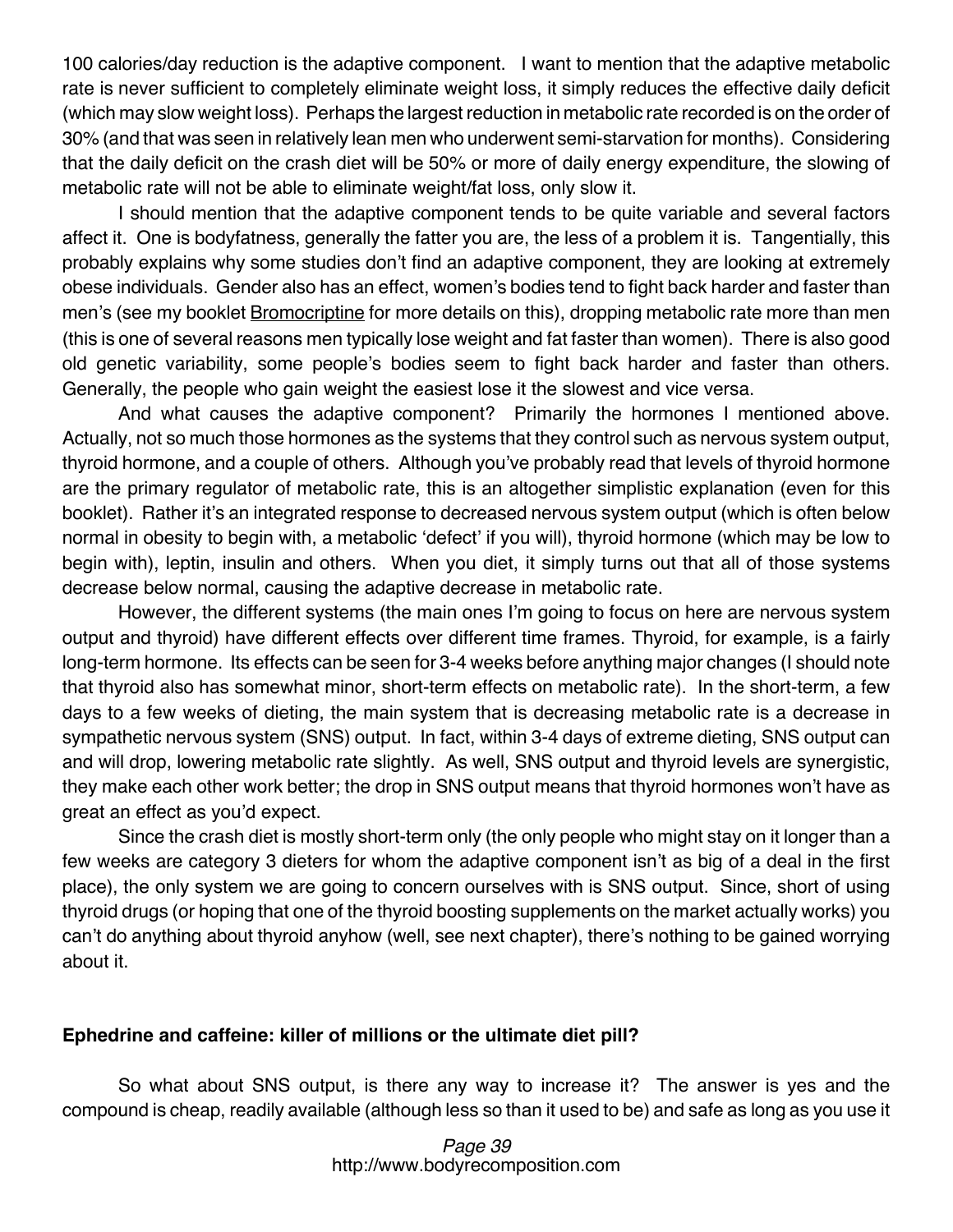100 calories/day reduction is the adaptive component. I want to mention that the adaptive metabolic rate is never sufficient to completely eliminate weight loss, it simply reduces the effective daily deficit (which may slow weight loss). Perhaps the largest reduction in metabolic rate recorded is on the order of 30% (and that was seen in relatively lean men who underwent semi-starvation for months). Considering that the daily deficit on the crash diet will be 50% or more of daily energy expenditure, the slowing of metabolic rate will not be able to eliminate weight/fat loss, only slow it.

I should mention that the adaptive component tends to be quite variable and several factors affect it. One is bodyfatness, generally the fatter you are, the less of a problem it is. Tangentially, this probably explains why some studies don't find an adaptive component, they are looking at extremely obese individuals. Gender also has an effect, women's bodies tend to fight back harder and faster than men's (see my booklet Bromocriptine for more details on this), dropping metabolic rate more than men (this is one of several reasons men typically lose weight and fat faster than women). There is also good old genetic variability, some people's bodies seem to fight back harder and faster than others. Generally, the people who gain weight the easiest lose it the slowest and vice versa.

And what causes the adaptive component? Primarily the hormones I mentioned above. Actually, not so much those hormones as the systems that they control such as nervous system output, thyroid hormone, and a couple of others. Although you've probably read that levels of thyroid hormone are the primary regulator of metabolic rate, this is an altogether simplistic explanation (even for this booklet). Rather it's an integrated response to decreased nervous system output (which is often below normal in obesity to begin with, a metabolic 'defect' if you will), thyroid hormone (which may be low to begin with), leptin, insulin and others. When you diet, it simply turns out that all of those systems decrease below normal, causing the adaptive decrease in metabolic rate.

However, the different systems (the main ones I'm going to focus on here are nervous system output and thyroid) have different effects over different time frames. Thyroid, for example, is a fairly long-term hormone. Its effects can be seen for 3-4 weeks before anything major changes (I should note that thyroid also has somewhat minor, short-term effects on metabolic rate). In the short-term, a few days to a few weeks of dieting, the main system that is decreasing metabolic rate is a decrease in sympathetic nervous system (SNS) output. In fact, within 3-4 days of extreme dieting, SNS output can and will drop, lowering metabolic rate slightly. As well, SNS output and thyroid levels are synergistic, they make each other work better; the drop in SNS output means that thyroid hormones won't have as great an effect as you'd expect.

Since the crash diet is mostly short-term only (the only people who might stay on it longer than a few weeks are category 3 dieters for whom the adaptive component isn't as big of a deal in the first place), the only system we are going to concern ourselves with is SNS output. Since, short of using thyroid drugs (or hoping that one of the thyroid boosting supplements on the market actually works) you can't do anything about thyroid anyhow (well, see next chapter), there's nothing to be gained worrying about it.

### Ephedrine and caffeine: killer of millions or the ultimate diet pill?

So what about SNS output, is there any way to increase it? The answer is yes and the compound is cheap, readily available (although less so than it used to be) and safe as long as you use it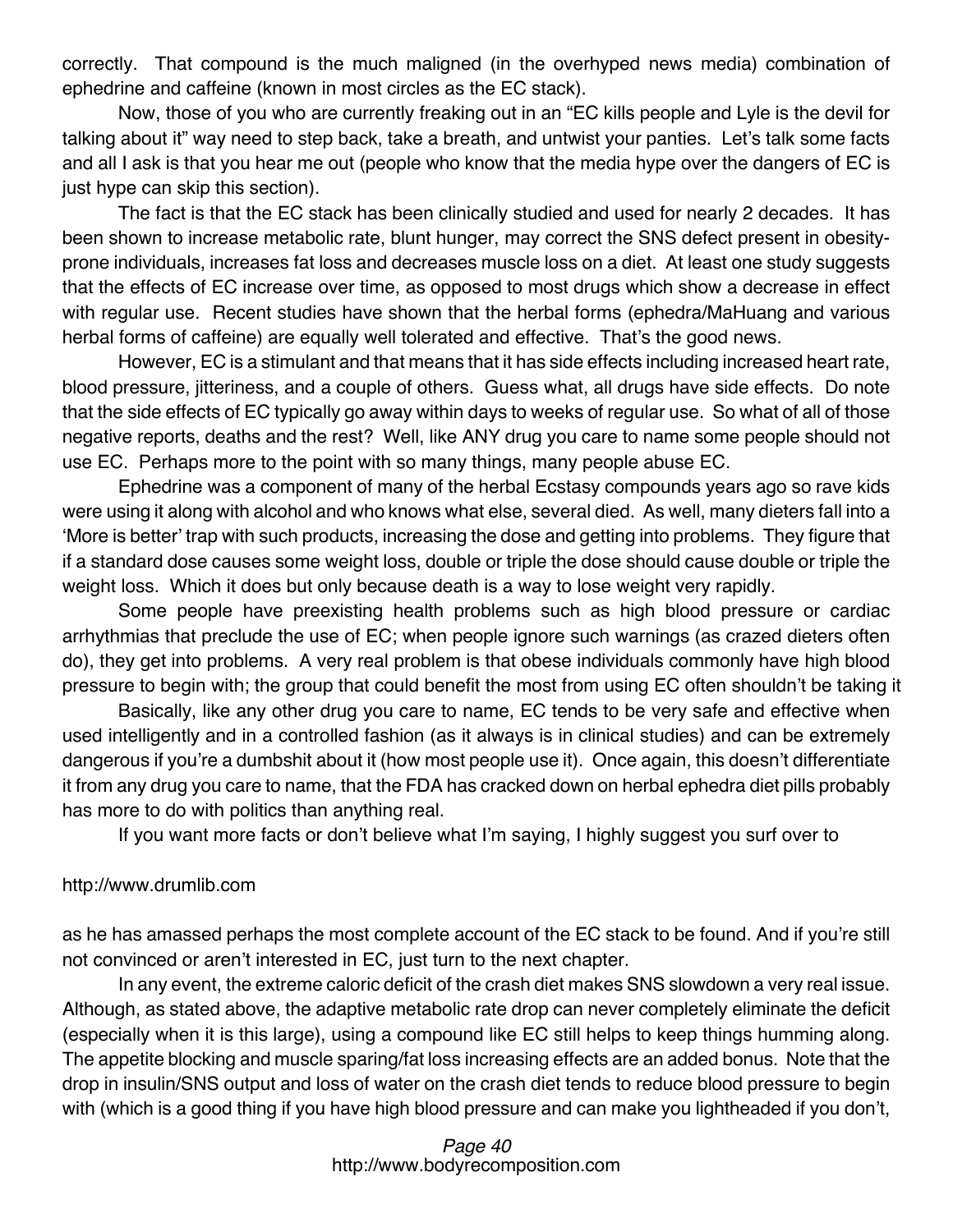correctly. That compound is the much maligned (in the overhyped news media) combination of ephedrine and caffeine (known in most circles as the EC stack).

Now, those of you who are currently freaking out in an "EC kills people and Lyle is the devil for talking about it" way need to step back, take a breath, and untwist your panties. Let's talk some facts and all I ask is that you hear me out (people who know that the media hype over the dangers of EC is just hype can skip this section).

The fact is that the EC stack has been clinically studied and used for nearly 2 decades. It has been shown to increase metabolic rate, blunt hunger, may correct the SNS defect present in obesity-prone individuals, increases fat loss and decreases muscle loss on a diet. At least one study suggests that the effects of EC increase over time, as opposed to most drugs which show a decrease in effect with regular use. Recent studies have shown that the herbal forms (ephedra/MaHuang and various herbal forms of caffeine) are equally well tolerated and effective. That's the good news.

However, EC is a stimulant and that means that it has side effects including increased heart rate, blood pressure, jitteriness, and a couple of others. Guess what, all drugs have side effects. Do note that the side effects of EC typically go away within days to weeks of regular use. So what of all of those negative reports, deaths and the rest? Well, like ANY drug you care to name some people should not use EC. Perhaps more to the point with so many things, many people abuse EC.

Ephedrine was a component of many of the herbal Ecstasy compounds years ago so rave kids were using it along with alcohol and who knows what else, several died. As well, many dieters fall into a 'More is better' trap with such products, increasing the dose and getting into problems. They figure that if a standard dose causes some weight loss, double or triple the dose should cause double or triple the weight loss. Which it does but only because death is a way to lose weight very rapidly.

Some people have preexisting health problems such as high blood pressure or cardiac arrhythmias that preclude the use of EC; when people ignore such warnings (as crazed dieters often do), they get into problems. A very real problem is that obese individuals commonly have high blood pressure to begin with; the group that could benefit the most from using EC often shouldn't be taking it

Basically, like any other drug you care to name, EC tends to be very safe and effective when used intelligently and in a controlled fashion (as it always is in clinical studies) and can be extremely dangerous if you're a dumbshit about it (how most people use it). Once again, this doesn't differentiate it from any drug you care to name, that the FDA has cracked down on herbal ephedra diet pills probably has more to do with politics than anything real.

If you want more facts or don't believe what I'm saying, I highly suggest you surf over to

http://www.drumlib.com

as he has amassed perhaps the most complete account of the EC stack to be found. And if you're still not convinced or aren't interested in EC, just turn to the next chapter.

In any event, the extreme caloric deficit of the crash diet makes SNS slowdown a very real issue. Although, as stated above, the adaptive metabolic rate drop can never completely eliminate the deficit (especially when it is this large), using a compound like EC still helps to keep things humming along. The appetite blocking and muscle sparing/fat loss increasing effects are an added bonus. Note that the drop in insulin/SNS output and loss of water on the crash diet tends to reduce blood pressure to begin with (which is a good thing if you have high blood pressure and can make you lightheaded if you don't,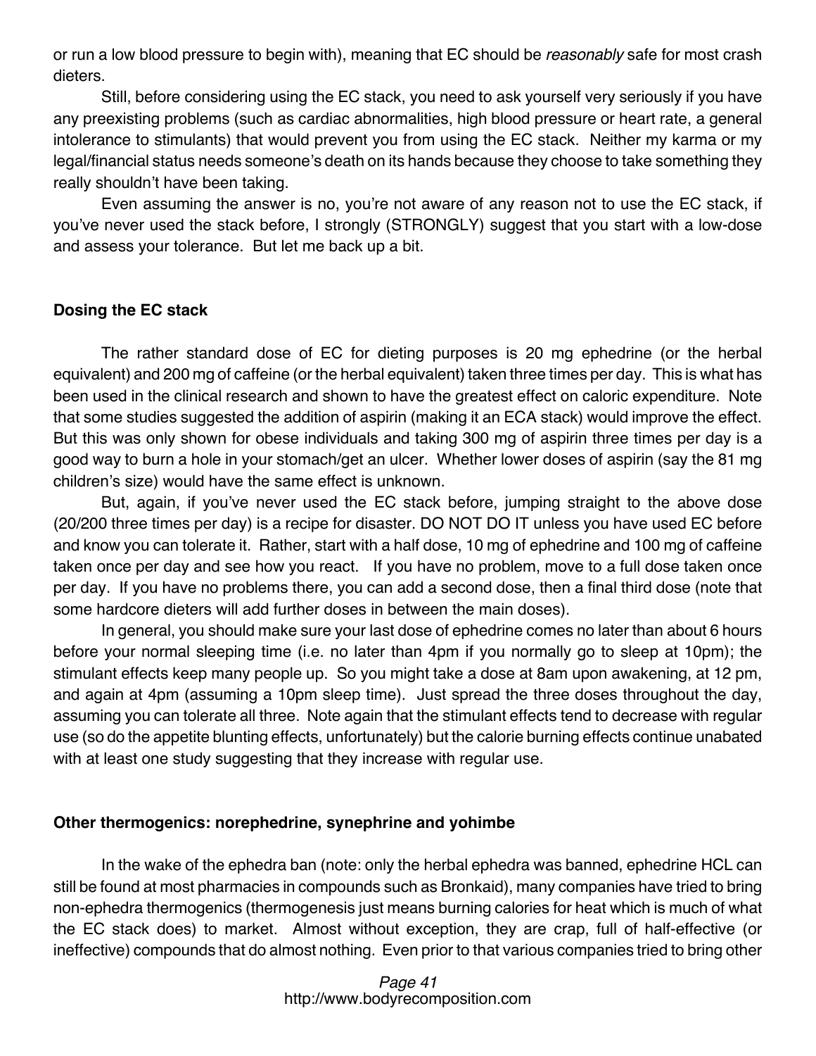or run a low blood pressure to begin with), meaning that EC should be *reasonably* safe for most crash dieters.

Still, before considering using the EC stack, you need to ask yourself very seriously if you have any preexisting problems (such as cardiac abnormalities, high blood pressure or heart rate, a general intolerance to stimulants) that would prevent you from using the EC stack. Neither my karma or my legal/financial status needs someone's death on its hands because they choose to take something they really shouldn't have been taking.

Even assuming the answer is no, you're not aware of any reason not to use the EC stack, if you've never used the stack before, I strongly (STRONGLY) suggest that you start with a low-dose and assess your tolerance. But let me back up a bit.

**Dosing the EC stack**

The rather standard dose of EC for dieting purposes is 20 mg ephedrine (or the herbal equivalent) and 200 mg of caffeine (or the herbal equivalent) taken three times per day. This is what has been used in the clinical research and shown to have the greatest effect on caloric expenditure. Note that some studies suggested the addition of aspirin (making it an ECA stack) would improve the effect. But this was only shown for obese individuals and taking 300 mg of aspirin three times per day is a good way to burn a hole in your stomach/get an ulcer. Whether lower doses of aspirin (say the 81 mg children's size) would have the same effect is unknown.

But, again, if you've never used the EC stack before, jumping straight to the above dose (20/200 three times per day) is a recipe for disaster. DO NOT DO IT unless you have used EC before and know you can tolerate it. Rather, start with a half dose, 10 mg of ephedrine and 100 mg of caffeine taken once per day and see how you react. If you have no problem, move to a full dose taken once per day. If you have no problems there, you can add a second dose, then a final third dose (note that some hardcore dieters will add further doses in between the main doses).

In general, you should make sure your last dose of ephedrine comes no later than about 6 hours before your normal sleeping time (i.e. no later than 4pm if you normally go to sleep at 10pm); the stimulant effects keep many people up. So you might take a dose at 8am upon awakening, at 12 pm, and again at 4pm (assuming a 10pm sleep time). Just spread the three doses throughout the day, assuming you can tolerate all three. Note again that the stimulant effects tend to decrease with regular use (so do the appetite blunting effects, unfortunately) but the calorie burning effects continue unabated with at least one study suggesting that they increase with regular use.

**Other thermogenics: norephedrine, synephrine and yohimbe**

In the wake of the ephedra ban (note: only the herbal ephedra was banned, ephedrine HCL can still be found at most pharmacies in compounds such as Bronkaid), many companies have tried to bring non-ephedra thermogenics (thermogenesis just means burning calories for heat which is much of what the EC stack does) to market. Almost without exception, they are crap, full of half-effective (or ineffective) compounds that do almost nothing. Even prior to that various companies tried to bring other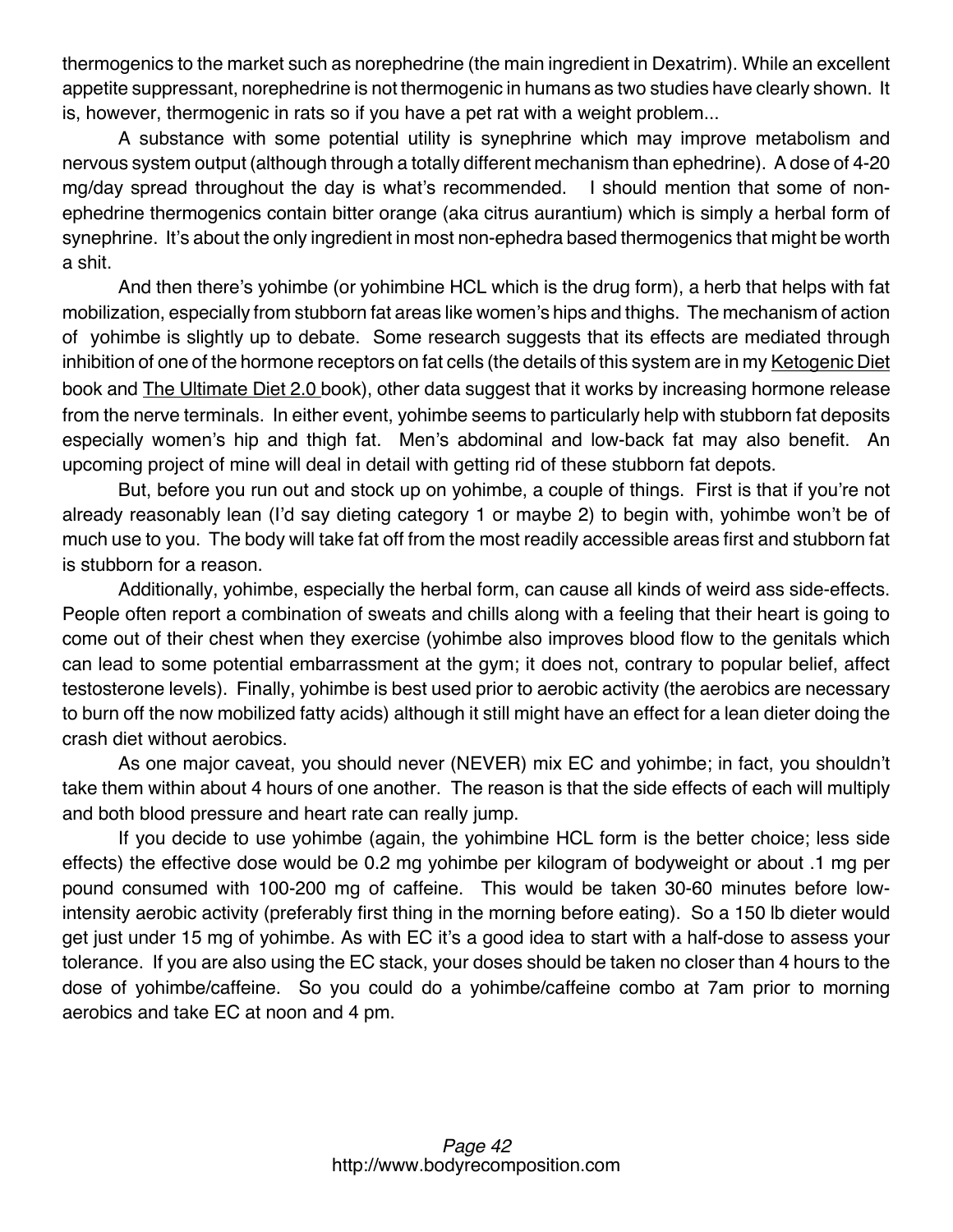thermogenics to the market such as norephedrine (the main ingredient in Dexatrim). While an excellent appetite suppressant, norephedrine is not thermogenic in humans as two studies have clearly shown. It is, however, thermogenic in rats so if you have a pet rat with a weight problem...

A substance with some potential utility is synephrine which may improve metabolism and nervous system output (although through a totally different mechanism than ephedrine). A dose of 4-20 mg/day spread throughout the day is what's recommended. I should mention that some of non-ephedrine thermogenics contain bitter orange (aka citrus aurantium) which is simply a herbal form of synephrine. It's about the only ingredient in most non-ephedra based thermogenics that might be worth a shit.

And then there's yohimbe (or yohimbine HCL which is the drug form), a herb that helps with fat mobilization, especially from stubborn fat areas like women's hips and thighs. The mechanism of action of yohimbe is slightly up to debate. Some research suggests that its effects are mediated through inhibition of one of the hormone receptors on fat cells (the details of this system are in my <u>Ketogenic Diet</u> book and <u>The Ultimate Diet 2.0</u> book), other data suggest that it works by increasing hormone release from the nerve terminals. In either event, yohimbe seems to particularly help with stubborn fat deposits especially women's hip and thigh fat. Men's abdominal and low-back fat may also benefit. An upcoming project of mine will deal in detail with getting rid of these stubborn fat depots.

But, before you run out and stock up on yohimbe, a couple of things. First is that if you're not already reasonably lean (I'd say dieting category 1 or maybe 2) to begin with, yohimbe won't be of much use to you. The body will take fat off from the most readily accessible areas first and stubborn fat is stubborn for a reason.

Additionally, yohimbe, especially the herbal form, can cause all kinds of weird ass side-effects. People often report a combination of sweats and chills along with a feeling that their heart is going to come out of their chest when they exercise (yohimbe also improves blood flow to the genitals which can lead to some potential embarrassment at the gym; it does not, contrary to popular belief, affect testosterone levels). Finally, yohimbe is best used prior to aerobic activity (the aerobics are necessary to burn off the now mobilized fatty acids) although it still might have an effect for a lean dieter doing the crash diet without aerobics.

As one major caveat, you should never (NEVER) mix EC and yohimbe; in fact, you shouldn't take them within about 4 hours of one another. The reason is that the side effects of each will multiply and both blood pressure and heart rate can really jump.

If you decide to use yohimbe (again, the yohimbine HCL form is the better choice; less side effects) the effective dose would be 0.2 mg yohimbe per kilogram of bodyweight or about .1 mg per pound consumed with 100-200 mg of caffeine. This would be taken 30-60 minutes before low-intensity aerobic activity (preferably first thing in the morning before eating). So a 150 lb dieter would get just under 15 mg of yohimbe. As with EC it's a good idea to start with a half-dose to assess your tolerance. If you are also using the EC stack, your doses should be taken no closer than 4 hours to the dose of yohimbe/caffeine. So you could do a yohimbe/caffeine combo at 7am prior to morning aerobics and take EC at noon and 4 pm.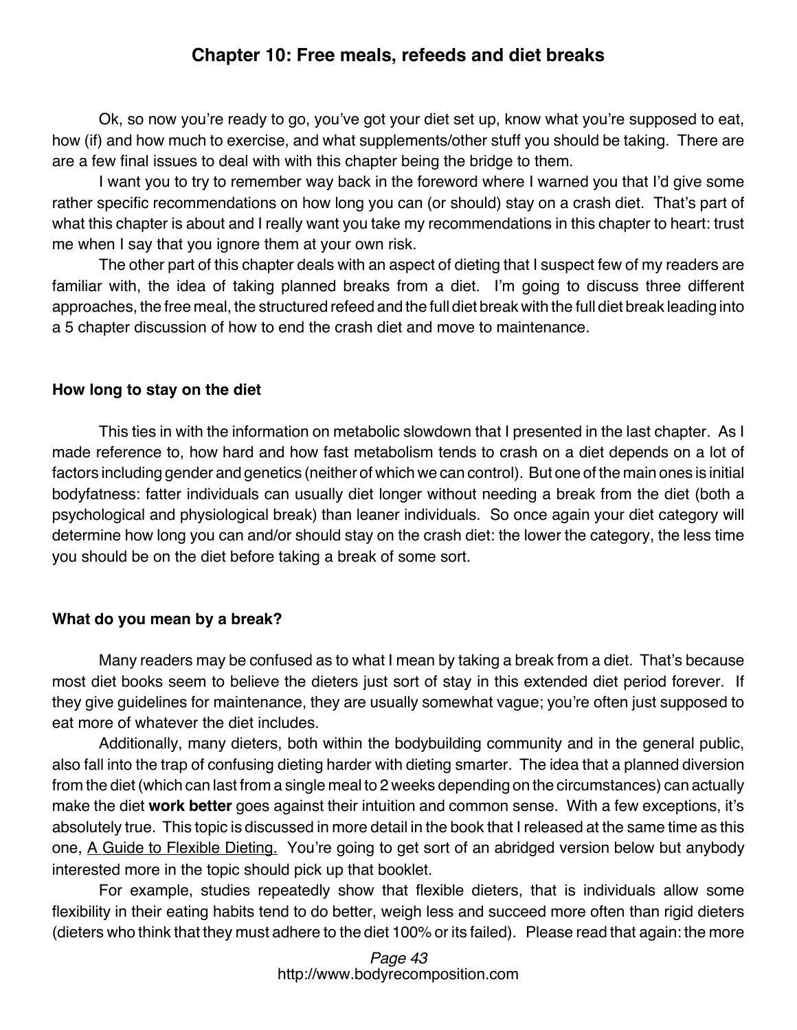# Chapter 10: Free meals, refeeds and diet breaks

Ok, so now you're ready to go, you've got your diet set up, know what you're supposed to eat, how (if) and how much to exercise, and what supplements/other stuff you should be taking. There are are a few final issues to deal with with this chapter being the bridge to them.

I want you to try to remember way back in the foreword where I warned you that I'd give some rather specific recommendations on how long you can (or should) stay on a crash diet. That's part of what this chapter is about and I really want you take my recommendations in this chapter to heart: trust me when I say that you ignore them at your own risk.

The other part of this chapter deals with an aspect of dieting that I suspect few of my readers are familiar with, the idea of taking planned breaks from a diet. I'm going to discuss three different approaches, the free meal, the structured refeed and the full diet break with the full diet break leading into a 5 chapter discussion of how to end the crash diet and move to maintenance.

### How long to stay on the diet

This ties in with the information on metabolic slowdown that I presented in the last chapter. As I made reference to, how hard and how fast metabolism tends to crash on a diet depends on a lot of factors including gender and genetics (neither of which we can control). But one of the main ones is initial bodyfatness: fatter individuals can usually diet longer without needing a break from the diet (both a psychological and physiological break) than leaner individuals. So once again your diet category will determine how long you can and/or should stay on the crash diet: the lower the category, the less time you should be on the diet before taking a break of some sort.

### What do you mean by a break?

Many readers may be confused as to what I mean by taking a break from a diet. That's because most diet books seem to believe the dieters just sort of stay in this extended diet period forever. If they give guidelines for maintenance, they are usually somewhat vague; you're often just supposed to eat more of whatever the diet includes.

Additionally, many dieters, both within the bodybuilding community and in the general public, also fall into the trap of confusing dieting harder with dieting smarter. The idea that a planned diversion from the diet (which can last from a single meal to 2 weeks depending on the circumstances) can actually make the diet **work better** goes against their intuition and common sense. With a few exceptions, it's absolutely true. This topic is discussed in more detail in the book that I released at the same time as this one, <u>A Guide to Flexible Dieting.</u> You're going to get sort of an abridged version below but anybody interested more in the topic should pick up that booklet.

For example, studies repeatedly show that flexible dieters, that is individuals allow some flexibility in their eating habits tend to do better, weigh less and succeed more often than rigid dieters (dieters who think that they must adhere to the diet 100% or its failed). Please read that again: the more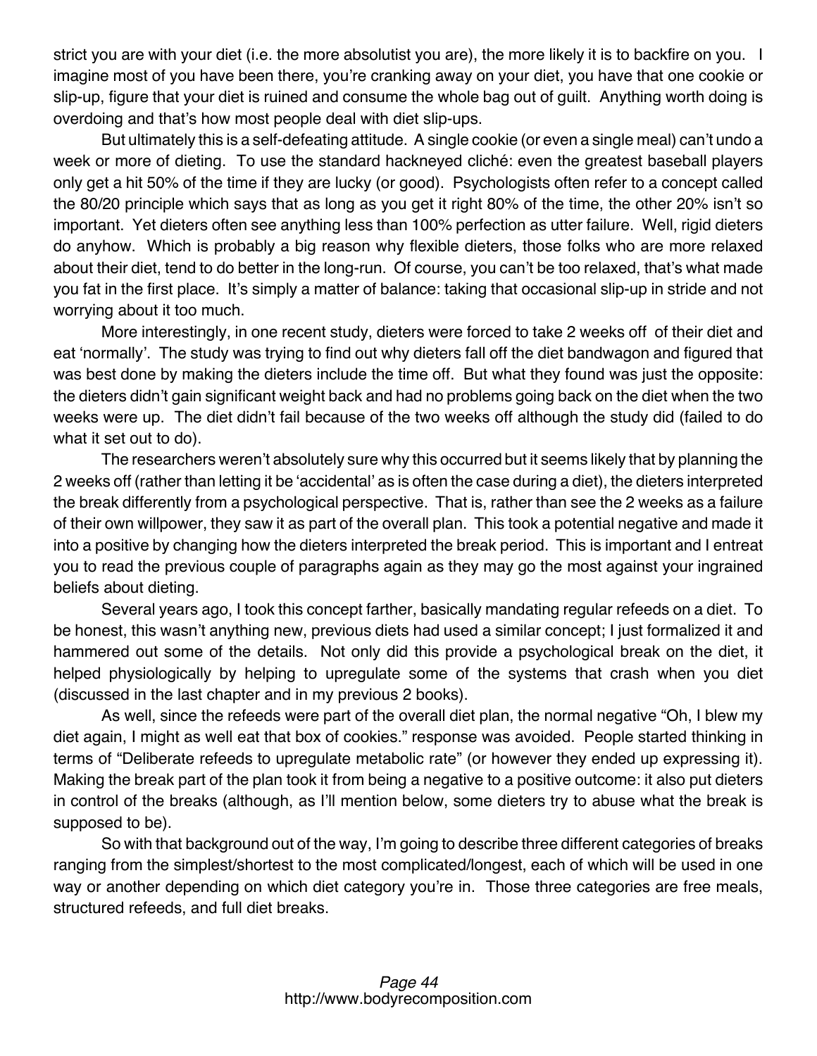strict you are with your diet (i.e. the more absolutist you are), the more likely it is to backfire on you. I imagine most of you have been there, you're cranking away on your diet, you have that one cookie or slip-up, figure that your diet is ruined and consume the whole bag out of guilt. Anything worth doing is overdoing and that's how most people deal with diet slip-ups.

But ultimately this is a self-defeating attitude. A single cookie (or even a single meal) can't undo a week or more of dieting. To use the standard hackneyed cliché: even the greatest baseball players only get a hit 50% of the time if they are lucky (or good). Psychologists often refer to a concept called the 80/20 principle which says that as long as you get it right 80% of the time, the other 20% isn't so important. Yet dieters often see anything less than 100% perfection as utter failure. Well, rigid dieters do anyhow. Which is probably a big reason why flexible dieters, those folks who are more relaxed about their diet, tend to do better in the long-run. Of course, you can't be too relaxed, that's what made you fat in the first place. It's simply a matter of balance: taking that occasional slip-up in stride and not worrying about it too much.

More interestingly, in one recent study, dieters were forced to take 2 weeks off of their diet and eat 'normally'. The study was trying to find out why dieters fall off the diet bandwagon and figured that was best done by making the dieters include the time off. But what they found was just the opposite: the dieters didn't gain significant weight back and had no problems going back on the diet when the two weeks were up. The diet didn't fail because of the two weeks off although the study did (failed to do what it set out to do).

The researchers weren't absolutely sure why this occurred but it seems likely that by planning the 2 weeks off (rather than letting it be 'accidental' as is often the case during a diet), the dieters interpreted the break differently from a psychological perspective. That is, rather than see the 2 weeks as a failure of their own willpower, they saw it as part of the overall plan. This took a potential negative and made it into a positive by changing how the dieters interpreted the break period. This is important and I entreat you to read the previous couple of paragraphs again as they may go the most against your ingrained beliefs about dieting.

Several years ago, I took this concept farther, basically mandating regular refeeds on a diet. To be honest, this wasn't anything new, previous diets had used a similar concept; I just formalized it and hammered out some of the details. Not only did this provide a psychological break on the diet, it helped physiologically by helping to upregulate some of the systems that crash when you diet (discussed in the last chapter and in my previous 2 books).

As well, since the refeeds were part of the overall diet plan, the normal negative "Oh, I blew my diet again, I might as well eat that box of cookies." response was avoided. People started thinking in terms of "Deliberate refeeds to upregulate metabolic rate" (or however they ended up expressing it). Making the break part of the plan took it from being a negative to a positive outcome: it also put dieters in control of the breaks (although, as I'll mention below, some dieters try to abuse what the break is supposed to be).

So with that background out of the way, I'm going to describe three different categories of breaks ranging from the simplest/shortest to the most complicated/longest, each of which will be used in one way or another depending on which diet category you're in. Those three categories are free meals, structured refeeds, and full diet breaks.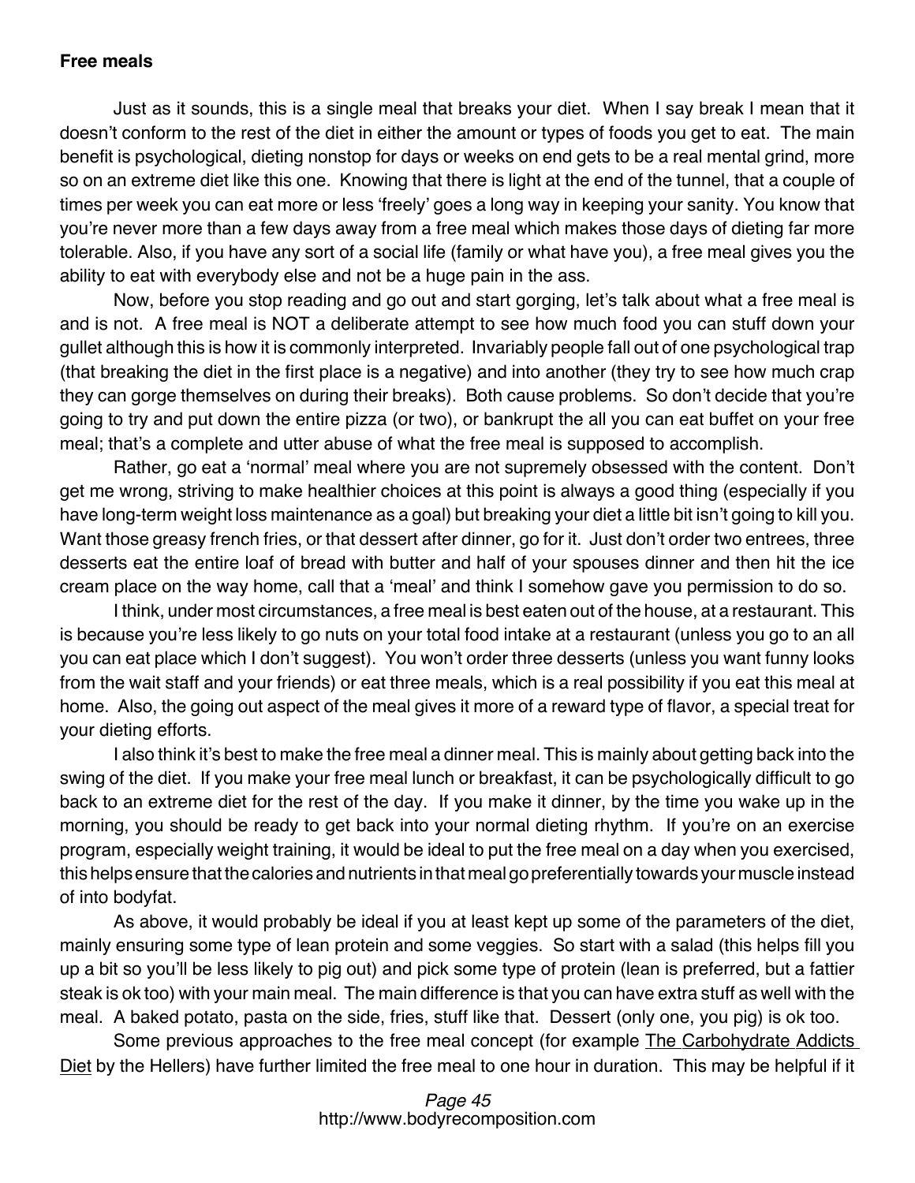**Free meals**

Just as it sounds, this is a single meal that breaks your diet. When I say break I mean that it doesn't conform to the rest of the diet in either the amount or types of foods you get to eat. The main benefit is psychological, dieting nonstop for days or weeks on end gets to be a real mental grind, more so on an extreme diet like this one. Knowing that there is light at the end of the tunnel, that a couple of times per week you can eat more or less 'freely' goes a long way in keeping your sanity. You know that you're never more than a few days away from a free meal which makes those days of dieting far more tolerable. Also, if you have any sort of a social life (family or what have you), a free meal gives you the ability to eat with everybody else and not be a huge pain in the ass.

Now, before you stop reading and go out and start gorging, let's talk about what a free meal is and is not. A free meal is NOT a deliberate attempt to see how much food you can stuff down your gullet although this is how it is commonly interpreted. Invariably people fall out of one psychological trap (that breaking the diet in the first place is a negative) and into another (they try to see how much crap they can gorge themselves on during their breaks). Both cause problems. So don't decide that you're going to try and put down the entire pizza (or two), or bankrupt the all you can eat buffet on your free meal; that's a complete and utter abuse of what the free meal is supposed to accomplish.

Rather, go eat a 'normal' meal where you are not supremely obsessed with the content. Don't get me wrong, striving to make healthier choices at this point is always a good thing (especially if you have long-term weight loss maintenance as a goal) but breaking your diet a little bit isn't going to kill you. Want those greasy french fries, or that dessert after dinner, go for it. Just don't order two entrees, three desserts eat the entire loaf of bread with butter and half of your spouses dinner and then hit the ice cream place on the way home, call that a 'meal' and think I somehow gave you permission to do so.

I think, under most circumstances, a free meal is best eaten out of the house, at a restaurant. This is because you're less likely to go nuts on your total food intake at a restaurant (unless you go to an all you can eat place which I don't suggest). You won't order three desserts (unless you want funny looks from the wait staff and your friends) or eat three meals, which is a real possibility if you eat this meal at home. Also, the going out aspect of the meal gives it more of a reward type of flavor, a special treat for your dieting efforts.

I also think it's best to make the free meal a dinner meal. This is mainly about getting back into the swing of the diet. If you make your free meal lunch or breakfast, it can be psychologically difficult to go back to an extreme diet for the rest of the day. If you make it dinner, by the time you wake up in the morning, you should be ready to get back into your normal dieting rhythm. If you're on an exercise program, especially weight training, it would be ideal to put the free meal on a day when you exercised, this helps ensure that the calories and nutrients in that meal go preferentially towards your muscle instead of into bodyfat.

As above, it would probably be ideal if you at least kept up some of the parameters of the diet, mainly ensuring some type of lean protein and some veggies. So start with a salad (this helps fill you up a bit so you'll be less likely to pig out) and pick some type of protein (lean is preferred, but a fattier steak is ok too) with your main meal. The main difference is that you can have extra stuff as well with the meal. A baked potato, pasta on the side, fries, stuff like that. Dessert (only one, you pig) is ok too.

Some previous approaches to the free meal concept (for example The Carbohydrate Addicts Diet by the Hellers) have further limited the free meal to one hour in duration. This may be helpful if it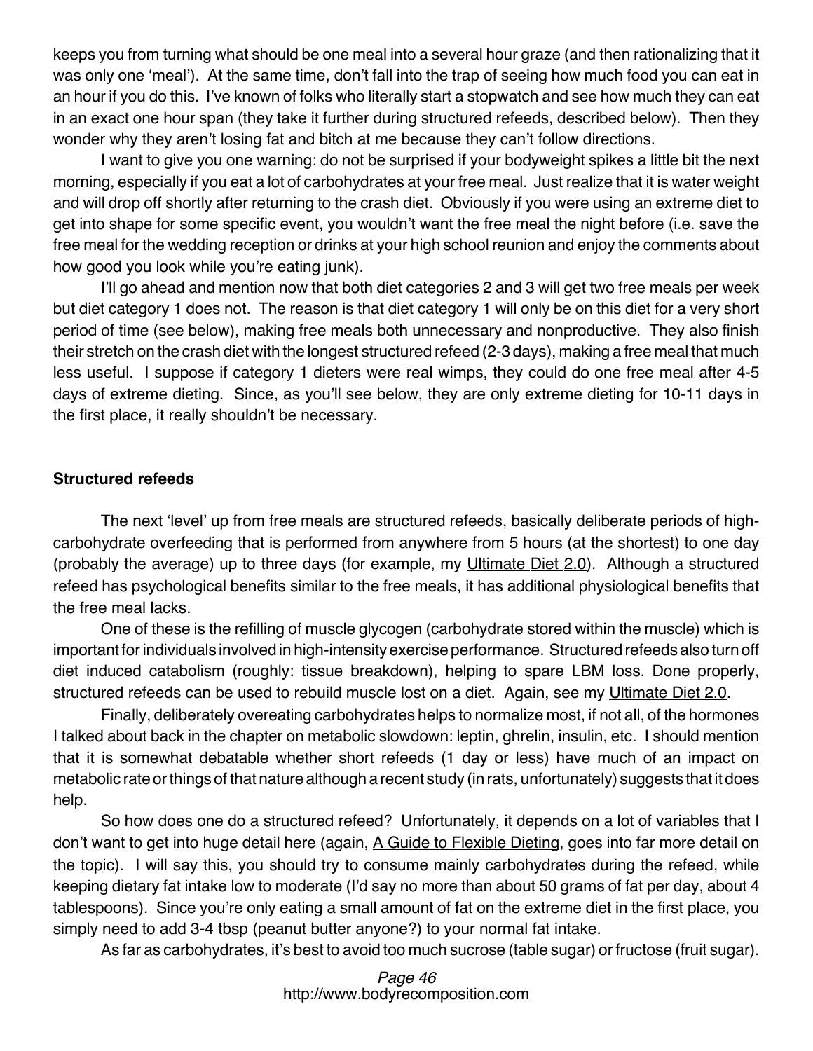keeps you from turning what should be one meal into a several hour graze (and then rationalizing that it was only one 'meal'). At the same time, don't fall into the trap of seeing how much food you can eat in an hour if you do this. I've known of folks who literally start a stopwatch and see how much they can eat in an exact one hour span (they take it further during structured refeeds, described below). Then they wonder why they aren't losing fat and bitch at me because they can't follow directions.

I want to give you one warning: do not be surprised if your bodyweight spikes a little bit the next morning, especially if you eat a lot of carbohydrates at your free meal. Just realize that it is water weight and will drop off shortly after returning to the crash diet. Obviously if you were using an extreme diet to get into shape for some specific event, you wouldn't want the free meal the night before (i.e. save the free meal for the wedding reception or drinks at your high school reunion and enjoy the comments about how good you look while you're eating junk).

I'll go ahead and mention now that both diet categories 2 and 3 will get two free meals per week but diet category 1 does not. The reason is that diet category 1 will only be on this diet for a very short period of time (see below), making free meals both unnecessary and nonproductive. They also finish their stretch on the crash diet with the longest structured refeed (2-3 days), making a free meal that much less useful. I suppose if category 1 dieters were real wimps, they could do one free meal after 4-5 days of extreme dieting. Since, as you'll see below, they are only extreme dieting for 10-11 days in the first place, it really shouldn't be necessary.

### Structured refeeds

The next 'level' up from free meals are structured refeeds, basically deliberate periods of high-carbohydrate overfeeding that is performed from anywhere from 5 hours (at the shortest) to one day (probably the average) up to three days (for example, my Ultimate Diet 2.0). Although a structured refeed has psychological benefits similar to the free meals, it has additional physiological benefits that the free meal lacks.

One of these is the refilling of muscle glycogen (carbohydrate stored within the muscle) which is important for individuals involved in high-intensity exercise performance. Structured refeeds also turn off diet induced catabolism (roughly: tissue breakdown), helping to spare LBM loss. Done properly, structured refeeds can be used to rebuild muscle lost on a diet. Again, see my Ultimate Diet 2.0.

Finally, deliberately overeating carbohydrates helps to normalize most, if not all, of the hormones I talked about back in the chapter on metabolic slowdown: leptin, ghrelin, insulin, etc. I should mention that it is somewhat debatable whether short refeeds (1 day or less) have much of an impact on metabolic rate or things of that nature although a recent study (in rats, unfortunately) suggests that it does help.

So how does one do a structured refeed? Unfortunately, it depends on a lot of variables that I don't want to get into huge detail here (again, A Guide to Flexible Dieting, goes into far more detail on the topic). I will say this, you should try to consume mainly carbohydrates during the refeed, while keeping dietary fat intake low to moderate (I'd say no more than about 50 grams of fat per day, about 4 tablespoons). Since you're only eating a small amount of fat on the extreme diet in the first place, you simply need to add 3-4 tbsp (peanut butter anyone?) to your normal fat intake.

As far as carbohydrates, it's best to avoid too much sucrose (table sugar) or fructose (fruit sugar).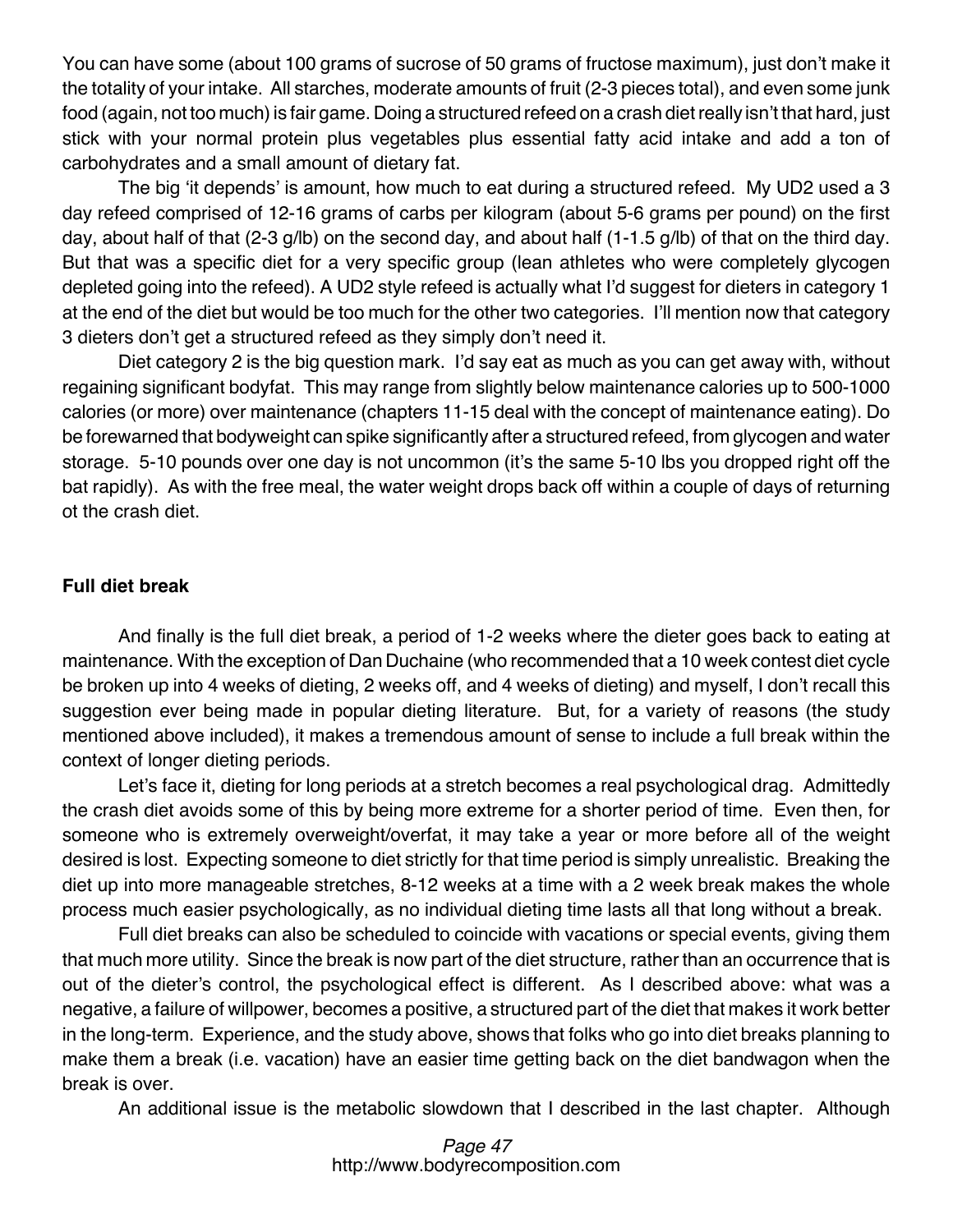You can have some (about 100 grams of sucrose of 50 grams of fructose maximum), just don't make it the totality of your intake. All starches, moderate amounts of fruit (2-3 pieces total), and even some junk food (again, not too much) is fair game. Doing a structured refeed on a crash diet really isn't that hard, just stick with your normal protein plus vegetables plus essential fatty acid intake and add a ton of carbohydrates and a small amount of dietary fat.

The big 'it depends' is amount, how much to eat during a structured refeed. My UD2 used a 3 day refeed comprised of 12-16 grams of carbs per kilogram (about 5-6 grams per pound) on the first day, about half of that (2-3 g/lb) on the second day, and about half (1-1.5 g/lb) of that on the third day. But that was a specific diet for a very specific group (lean athletes who were completely glycogen depleted going into the refeed). A UD2 style refeed is actually what I'd suggest for dieters in category 1 at the end of the diet but would be too much for the other two categories. I'll mention now that category 3 dieters don't get a structured refeed as they simply don't need it.

Diet category 2 is the big question mark. I'd say eat as much as you can get away with, without regaining significant bodyfat. This may range from slightly below maintenance calories up to 500-1000 calories (or more) over maintenance (chapters 11-15 deal with the concept of maintenance eating). Do be forewarned that bodyweight can spike significantly after a structured refeed, from glycogen and water storage. 5-10 pounds over one day is not uncommon (it's the same 5-10 lbs you dropped right off the bat rapidly). As with the free meal, the water weight drops back off within a couple of days of returning ot the crash diet.

### Full diet break

And finally is the full diet break, a period of 1-2 weeks where the dieter goes back to eating at maintenance. With the exception of Dan Duchaine (who recommended that a 10 week contest diet cycle be broken up into 4 weeks of dieting, 2 weeks off, and 4 weeks of dieting) and myself, I don't recall this suggestion ever being made in popular dieting literature. But, for a variety of reasons (the study mentioned above included), it makes a tremendous amount of sense to include a full break within the context of longer dieting periods.

Let's face it, dieting for long periods at a stretch becomes a real psychological drag. Admittedly the crash diet avoids some of this by being more extreme for a shorter period of time. Even then, for someone who is extremely overweight/overfat, it may take a year or more before all of the weight desired is lost. Expecting someone to diet strictly for that time period is simply unrealistic. Breaking the diet up into more manageable stretches, 8-12 weeks at a time with a 2 week break makes the whole process much easier psychologically, as no individual dieting time lasts all that long without a break.

Full diet breaks can also be scheduled to coincide with vacations or special events, giving them that much more utility. Since the break is now part of the diet structure, rather than an occurrence that is out of the dieter's control, the psychological effect is different. As I described above: what was a negative, a failure of willpower, becomes a positive, a structured part of the diet that makes it work better in the long-term. Experience, and the study above, shows that folks who go into diet breaks planning to make them a break (i.e. vacation) have an easier time getting back on the diet bandwagon when the break is over.

An additional issue is the metabolic slowdown that I described in the last chapter. Although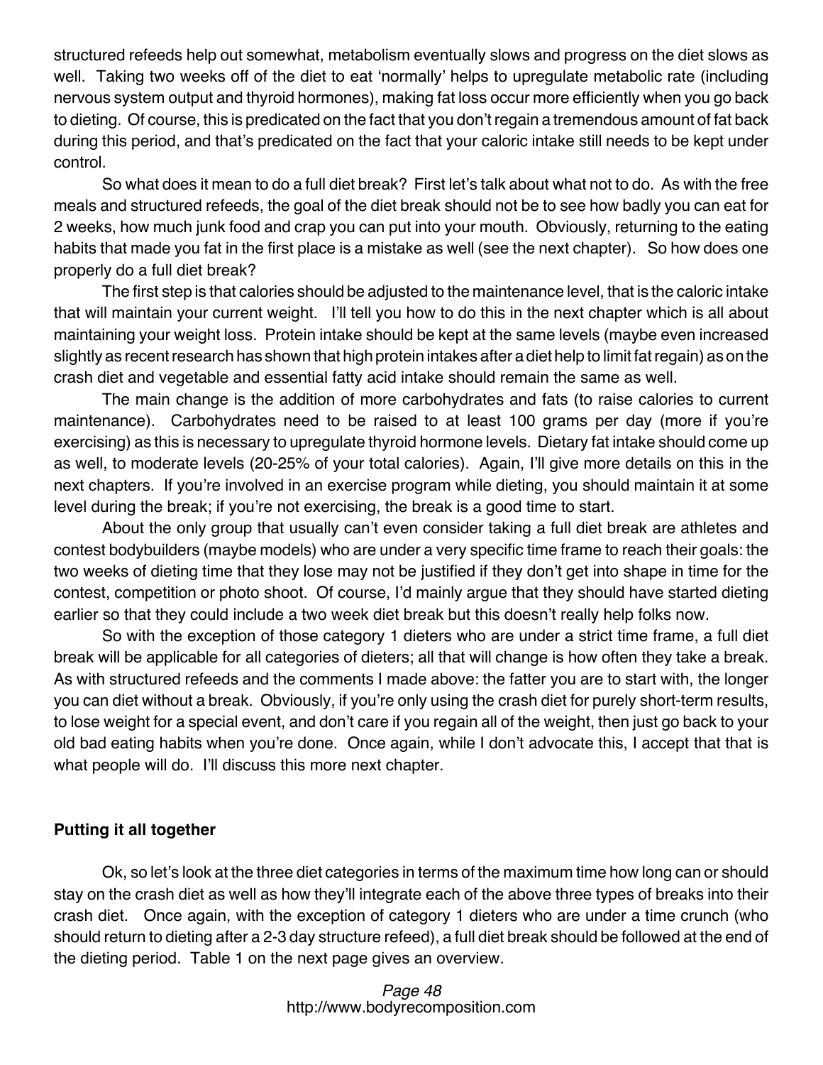structured refeeds help out somewhat, metabolism eventually slows and progress on the diet slows as well. Taking two weeks off of the diet to eat 'normally' helps to upregulate metabolic rate (including nervous system output and thyroid hormones), making fat loss occur more efficiently when you go back to dieting. Of course, this is predicated on the fact that you don't regain a tremendous amount of fat back during this period, and that's predicated on the fact that your caloric intake still needs to be kept under control.

So what does it mean to do a full diet break? First let's talk about what not to do. As with the free meals and structured refeeds, the goal of the diet break should not be to see how badly you can eat for 2 weeks, how much junk food and crap you can put into your mouth. Obviously, returning to the eating habits that made you fat in the first place is a mistake as well (see the next chapter). So how does one properly do a full diet break?

The first step is that calories should be adjusted to the maintenance level, that is the caloric intake that will maintain your current weight. I'll tell you how to do this in the next chapter which is all about maintaining your weight loss. Protein intake should be kept at the same levels (maybe even increased slightly as recent research has shown that high protein intakes after a diet help to limit fat regain) as on the crash diet and vegetable and essential fatty acid intake should remain the same as well.

The main change is the addition of more carbohydrates and fats (to raise calories to current maintenance). Carbohydrates need to be raised to at least 100 grams per day (more if you're exercising) as this is necessary to upregulate thyroid hormone levels. Dietary fat intake should come up as well, to moderate levels (20-25% of your total calories). Again, I'll give more details on this in the next chapters. If you're involved in an exercise program while dieting, you should maintain it at some level during the break; if you're not exercising, the break is a good time to start.

About the only group that usually can't even consider taking a full diet break are athletes and contest bodybuilders (maybe models) who are under a very specific time frame to reach their goals: the two weeks of dieting time that they lose may not be justified if they don't get into shape in time for the contest, competition or photo shoot. Of course, I'd mainly argue that they should have started dieting earlier so that they could include a two week diet break but this doesn't really help folks now.

So with the exception of those category 1 dieters who are under a strict time frame, a full diet break will be applicable for all categories of dieters; all that will change is how often they take a break. As with structured refeeds and the comments I made above: the fatter you are to start with, the longer you can diet without a break. Obviously, if you're only using the crash diet for purely short-term results, to lose weight for a special event, and don't care if you regain all of the weight, then just go back to your old bad eating habits when you're done. Once again, while I don't advocate this, I accept that that is what people will do. I'll discuss this more next chapter.

**Putting it all together**

Ok, so let's look at the three diet categories in terms of the maximum time how long can or should stay on the crash diet as well as how they'll integrate each of the above three types of breaks into their crash diet. Once again, with the exception of category 1 dieters who are under a time crunch (who should return to dieting after a 2-3 day structure refeed), a full diet break should be followed at the end of the dieting period. Table 1 on the next page gives an overview.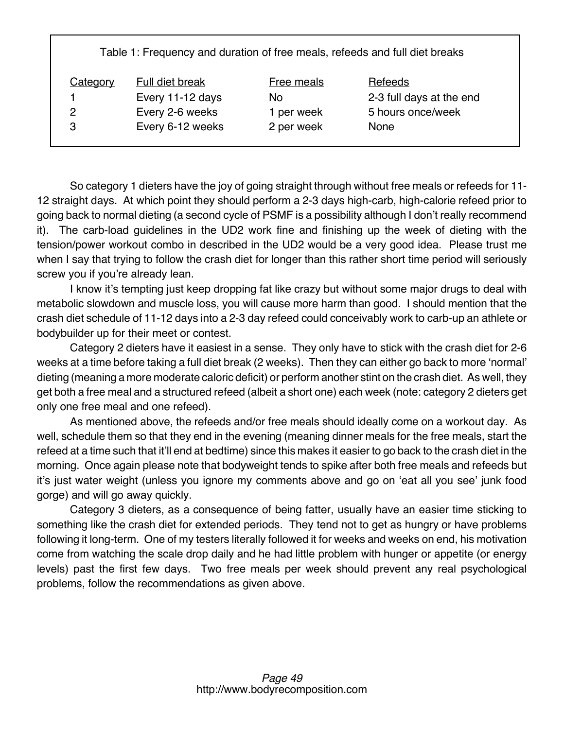Table 1: Frequency and duration of free meals, refeeds and full diet breaks

| Category | Full diet break | Free meals | Refeeds |
|---|---|---|---|
| 1 | Every 11-12 days | No | 2-3 full days at the end |
| 2 | Every 2-6 weeks | 1 per week | 5 hours once/week |
| 3 | Every 6-12 weeks | 2 per week | None |

So category 1 dieters have the joy of going straight through without free meals or refeeds for 11-12 straight days. At which point they should perform a 2-3 days high-carb, high-calorie refeed prior to going back to normal dieting (a second cycle of PSMF is a possibility although I don't really recommend it). The carb-load guidelines in the UD2 work fine and finishing up the week of dieting with the tension/power workout combo in described in the UD2 would be a very good idea. Please trust me when I say that trying to follow the crash diet for longer than this rather short time period will seriously screw you if you're already lean.

I know it's tempting just keep dropping fat like crazy but without some major drugs to deal with metabolic slowdown and muscle loss, you will cause more harm than good. I should mention that the crash diet schedule of 11-12 days into a 2-3 day refeed could conceivably work to carb-up an athlete or bodybuilder up for their meet or contest.

Category 2 dieters have it easiest in a sense. They only have to stick with the crash diet for 2-6 weeks at a time before taking a full diet break (2 weeks). Then they can either go back to more 'normal' dieting (meaning a more moderate caloric deficit) or perform another stint on the crash diet. As well, they get both a free meal and a structured refeed (albeit a short one) each week (note: category 2 dieters get only one free meal and one refeed).

As mentioned above, the refeeds and/or free meals should ideally come on a workout day. As well, schedule them so that they end in the evening (meaning dinner meals for the free meals, start the refeed at a time such that it'll end at bedtime) since this makes it easier to go back to the crash diet in the morning. Once again please note that bodyweight tends to spike after both free meals and refeeds but it's just water weight (unless you ignore my comments above and go on 'eat all you see' junk food gorge) and will go away quickly.

Category 3 dieters, as a consequence of being fatter, usually have an easier time sticking to something like the crash diet for extended periods. They tend not to get as hungry or have problems following it long-term. One of my testers literally followed it for weeks and weeks on end, his motivation come from watching the scale drop daily and he had little problem with hunger or appetite (or energy levels) past the first few days. Two free meals per week should prevent any real psychological problems, follow the recommendations as given above.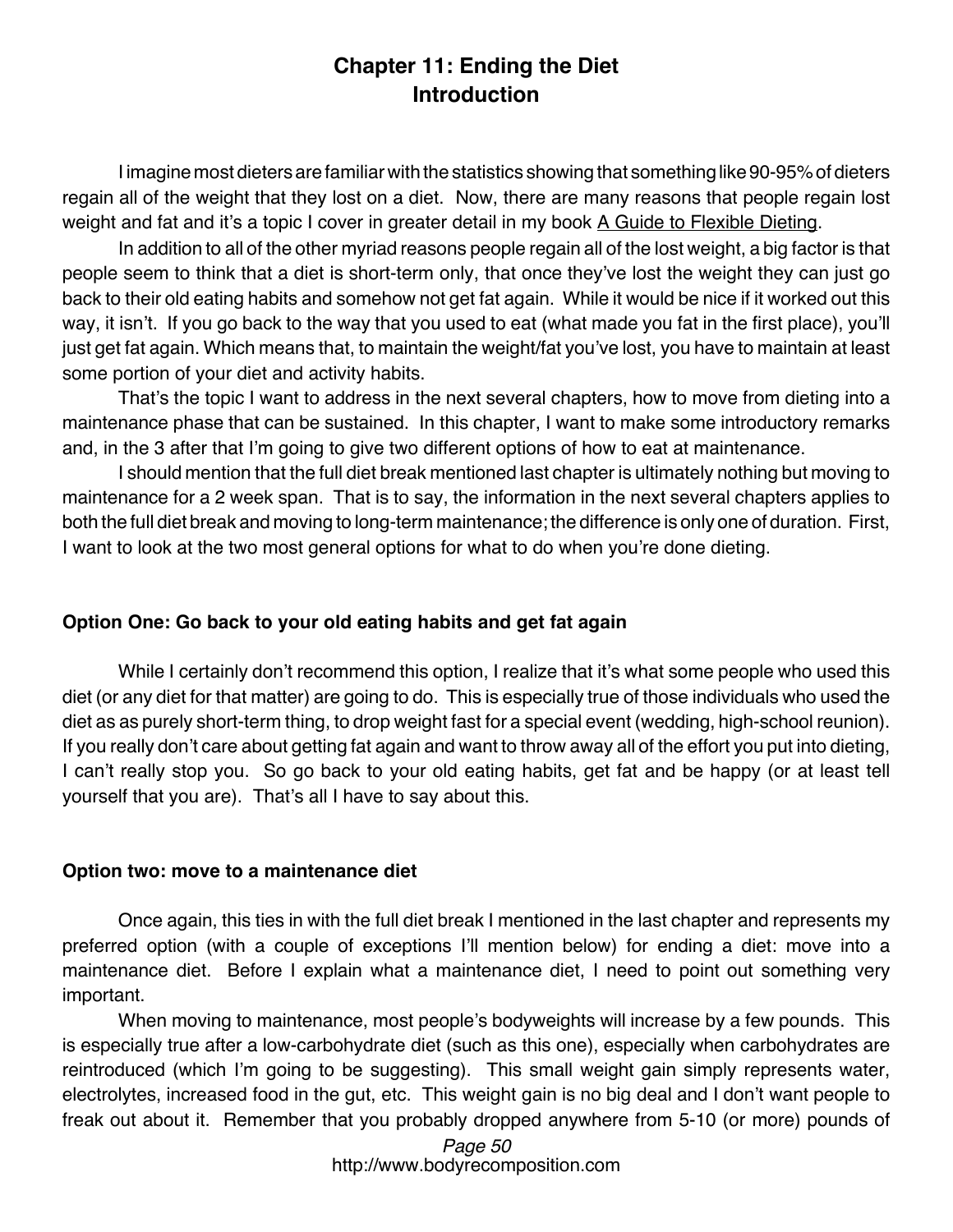# Chapter 11: Ending the Diet
## Introduction

I imagine most dieters are familiar with the statistics showing that something like 90-95% of dieters regain all of the weight that they lost on a diet. Now, there are many reasons that people regain lost weight and fat and it's a topic I cover in greater detail in my book A Guide to Flexible Dieting.

In addition to all of the other myriad reasons people regain all of the lost weight, a big factor is that people seem to think that a diet is short-term only, that once they've lost the weight they can just go back to their old eating habits and somehow not get fat again. While it would be nice if it worked out this way, it isn't. If you go back to the way that you used to eat (what made you fat in the first place), you'll just get fat again. Which means that, to maintain the weight/fat you've lost, you have to maintain at least some portion of your diet and activity habits.

That's the topic I want to address in the next several chapters, how to move from dieting into a maintenance phase that can be sustained. In this chapter, I want to make some introductory remarks and, in the 3 after that I'm going to give two different options of how to eat at maintenance.

I should mention that the full diet break mentioned last chapter is ultimately nothing but moving to maintenance for a 2 week span. That is to say, the information in the next several chapters applies to both the full diet break and moving to long-term maintenance; the difference is only one of duration. First, I want to look at the two most general options for what to do when you're done dieting.

### Option One: Go back to your old eating habits and get fat again

While I certainly don't recommend this option, I realize that it's what some people who used this diet (or any diet for that matter) are going to do. This is especially true of those individuals who used the diet as as purely short-term thing, to drop weight fast for a special event (wedding, high-school reunion). If you really don't care about getting fat again and want to throw away all of the effort you put into dieting, I can't really stop you. So go back to your old eating habits, get fat and be happy (or at least tell yourself that you are). That's all I have to say about this.

### Option two: move to a maintenance diet

Once again, this ties in with the full diet break I mentioned in the last chapter and represents my preferred option (with a couple of exceptions I'll mention below) for ending a diet: move into a maintenance diet. Before I explain what a maintenance diet, I need to point out something very important.

When moving to maintenance, most people's bodyweights will increase by a few pounds. This is especially true after a low-carbohydrate diet (such as this one), especially when carbohydrates are reintroduced (which I'm going to be suggesting). This small weight gain simply represents water, electrolytes, increased food in the gut, etc. This weight gain is no big deal and I don't want people to freak out about it. Remember that you probably dropped anywhere from 5-10 (or more) pounds of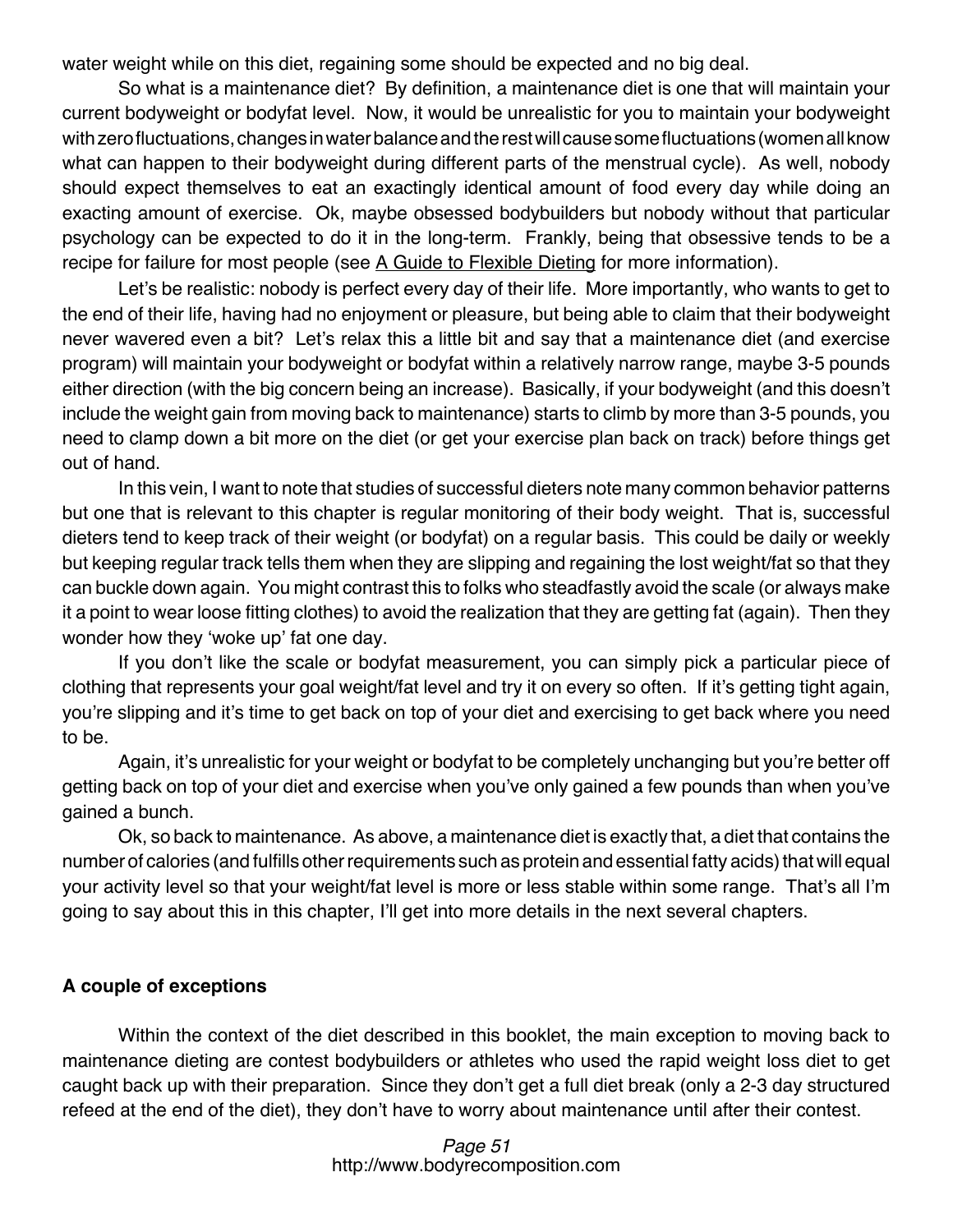water weight while on this diet, regaining some should be expected and no big deal.

So what is a maintenance diet? By definition, a maintenance diet is one that will maintain your current bodyweight or bodyfat level. Now, it would be unrealistic for you to maintain your bodyweight with zero fluctuations, changes in water balance and the rest will cause some fluctuations (women all know what can happen to their bodyweight during different parts of the menstrual cycle). As well, nobody should expect themselves to eat an exactingly identical amount of food every day while doing an exacting amount of exercise. Ok, maybe obsessed bodybuilders but nobody without that particular psychology can be expected to do it in the long-term. Frankly, being that obsessive tends to be a recipe for failure for most people (see A Guide to Flexible Dieting for more information).

Let's be realistic: nobody is perfect every day of their life. More importantly, who wants to get to the end of their life, having had no enjoyment or pleasure, but being able to claim that their bodyweight never wavered even a bit? Let's relax this a little bit and say that a maintenance diet (and exercise program) will maintain your bodyweight or bodyfat within a relatively narrow range, maybe 3-5 pounds either direction (with the big concern being an increase). Basically, if your bodyweight (and this doesn't include the weight gain from moving back to maintenance) starts to climb by more than 3-5 pounds, you need to clamp down a bit more on the diet (or get your exercise plan back on track) before things get out of hand.

In this vein, I want to note that studies of successful dieters note many common behavior patterns but one that is relevant to this chapter is regular monitoring of their body weight. That is, successful dieters tend to keep track of their weight (or bodyfat) on a regular basis. This could be daily or weekly but keeping regular track tells them when they are slipping and regaining the lost weight/fat so that they can buckle down again. You might contrast this to folks who steadfastly avoid the scale (or always make it a point to wear loose fitting clothes) to avoid the realization that they are getting fat (again). Then they wonder how they 'woke up' fat one day.

If you don't like the scale or bodyfat measurement, you can simply pick a particular piece of clothing that represents your goal weight/fat level and try it on every so often. If it's getting tight again, you're slipping and it's time to get back on top of your diet and exercising to get back where you need to be.

Again, it's unrealistic for your weight or bodyfat to be completely unchanging but you're better off getting back on top of your diet and exercise when you've only gained a few pounds than when you've gained a bunch.

Ok, so back to maintenance. As above, a maintenance diet is exactly that, a diet that contains the number of calories (and fulfills other requirements such as protein and essential fatty acids) that will equal your activity level so that your weight/fat level is more or less stable within some range. That's all I'm going to say about this in this chapter, I'll get into more details in the next several chapters.

### A couple of exceptions

Within the context of the diet described in this booklet, the main exception to moving back to maintenance dieting are contest bodybuilders or athletes who used the rapid weight loss diet to get caught back up with their preparation. Since they don't get a full diet break (only a 2-3 day structured refeed at the end of the diet), they don't have to worry about maintenance until after their contest.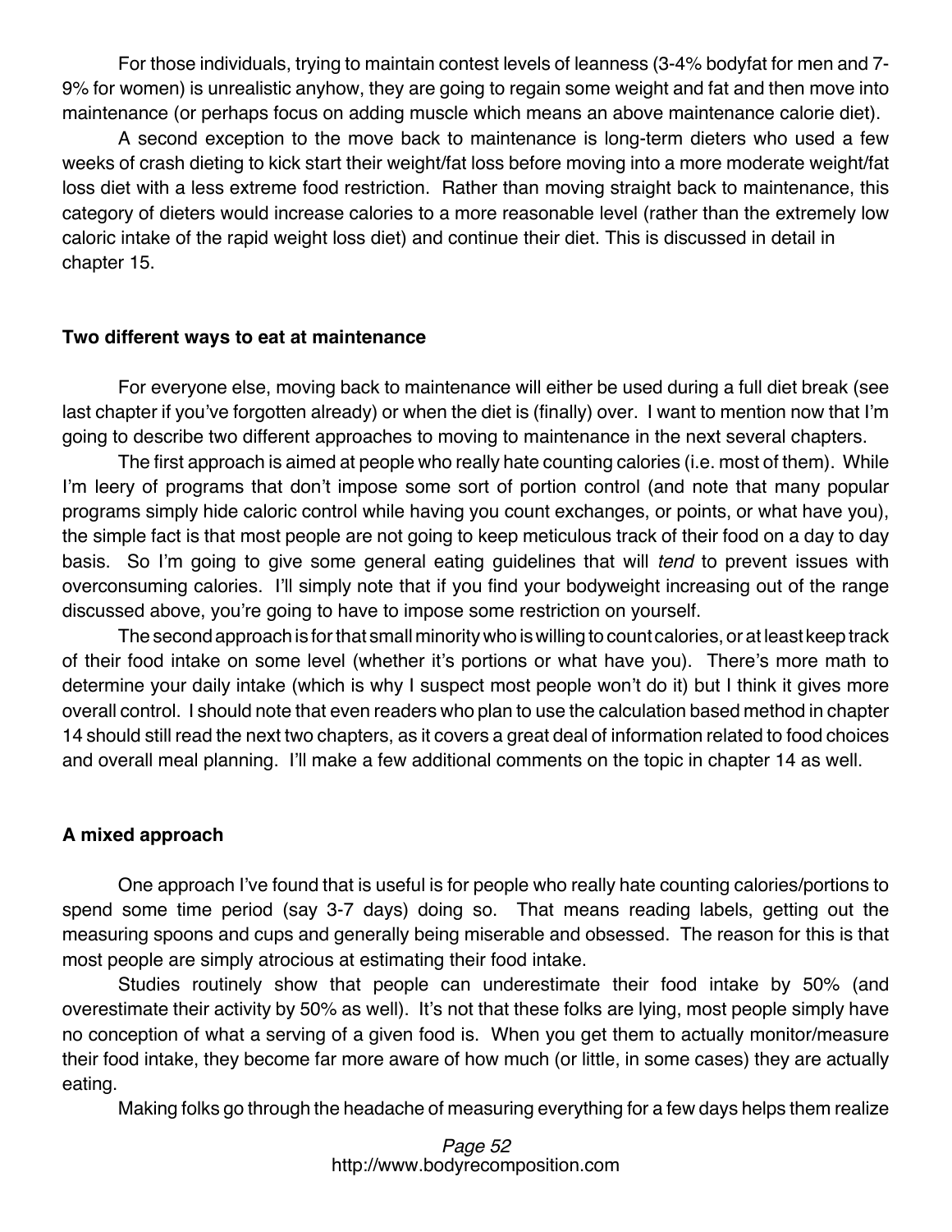For those individuals, trying to maintain contest levels of leanness (3-4% bodyfat for men and 7-9% for women) is unrealistic anyhow, they are going to regain some weight and fat and then move into maintenance (or perhaps focus on adding muscle which means an above maintenance calorie diet).

A second exception to the move back to maintenance is long-term dieters who used a few weeks of crash dieting to kick start their weight/fat loss before moving into a more moderate weight/fat loss diet with a less extreme food restriction. Rather than moving straight back to maintenance, this category of dieters would increase calories to a more reasonable level (rather than the extremely low caloric intake of the rapid weight loss diet) and continue their diet. This is discussed in detail in chapter 15.

### Two different ways to eat at maintenance

For everyone else, moving back to maintenance will either be used during a full diet break (see last chapter if you've forgotten already) or when the diet is (finally) over. I want to mention now that I'm going to describe two different approaches to moving to maintenance in the next several chapters.

The first approach is aimed at people who really hate counting calories (i.e. most of them). While I'm leery of programs that don't impose some sort of portion control (and note that many popular programs simply hide caloric control while having you count exchanges, or points, or what have you), the simple fact is that most people are not going to keep meticulous track of their food on a day to day basis. So I'm going to give some general eating guidelines that will *tend* to prevent issues with overconsuming calories. I'll simply note that if you find your bodyweight increasing out of the range discussed above, you're going to have to impose some restriction on yourself.

The second approach is for that small minority who is willing to count calories, or at least keep track of their food intake on some level (whether it's portions or what have you). There's more math to determine your daily intake (which is why I suspect most people won't do it) but I think it gives more overall control. I should note that even readers who plan to use the calculation based method in chapter 14 should still read the next two chapters, as it covers a great deal of information related to food choices and overall meal planning. I'll make a few additional comments on the topic in chapter 14 as well.

### A mixed approach

One approach I've found that is useful is for people who really hate counting calories/portions to spend some time period (say 3-7 days) doing so. That means reading labels, getting out the measuring spoons and cups and generally being miserable and obsessed. The reason for this is that most people are simply atrocious at estimating their food intake.

Studies routinely show that people can underestimate their food intake by 50% (and overestimate their activity by 50% as well). It's not that these folks are lying, most people simply have no conception of what a serving of a given food is. When you get them to actually monitor/measure their food intake, they become far more aware of how much (or little, in some cases) they are actually eating.

Making folks go through the headache of measuring everything for a few days helps them realize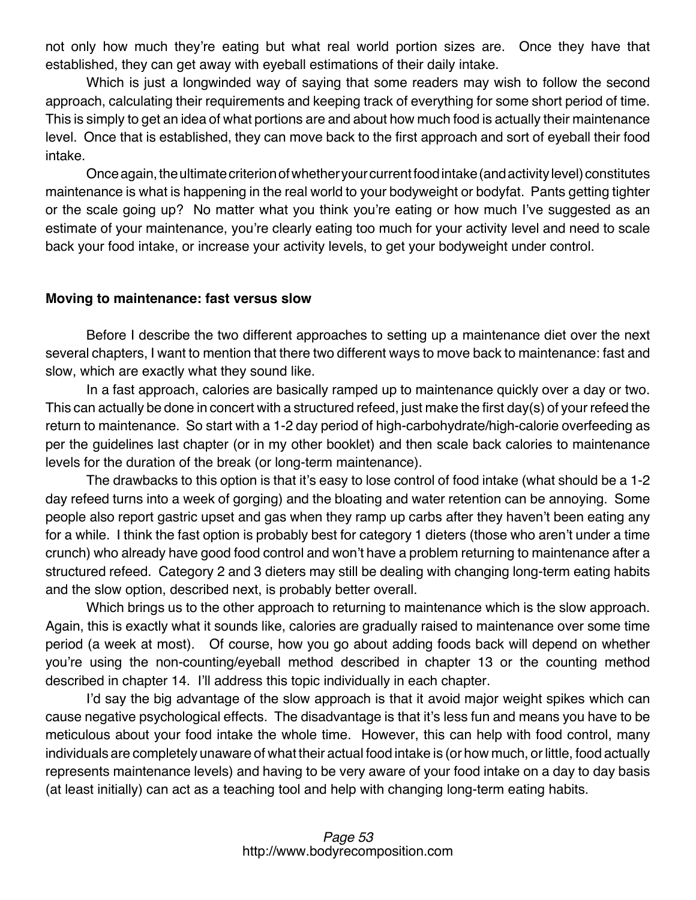not only how much they're eating but what real world portion sizes are. Once they have that established, they can get away with eyeball estimations of their daily intake.

Which is just a longwinded way of saying that some readers may wish to follow the second approach, calculating their requirements and keeping track of everything for some short period of time. This is simply to get an idea of what portions are and about how much food is actually their maintenance level. Once that is established, they can move back to the first approach and sort of eyeball their food intake.

Once again, the ultimate criterion of whether your current food intake (and activity level) constitutes maintenance is what is happening in the real world to your bodyweight or bodyfat. Pants getting tighter or the scale going up? No matter what you think you're eating or how much I've suggested as an estimate of your maintenance, you're clearly eating too much for your activity level and need to scale back your food intake, or increase your activity levels, to get your bodyweight under control.

**Moving to maintenance: fast versus slow**

Before I describe the two different approaches to setting up a maintenance diet over the next several chapters, I want to mention that there two different ways to move back to maintenance: fast and slow, which are exactly what they sound like.

In a fast approach, calories are basically ramped up to maintenance quickly over a day or two. This can actually be done in concert with a structured refeed, just make the first day(s) of your refeed the return to maintenance. So start with a 1-2 day period of high-carbohydrate/high-calorie overfeeding as per the guidelines last chapter (or in my other booklet) and then scale back calories to maintenance levels for the duration of the break (or long-term maintenance).

The drawbacks to this option is that it's easy to lose control of food intake (what should be a 1-2 day refeed turns into a week of gorging) and the bloating and water retention can be annoying. Some people also report gastric upset and gas when they ramp up carbs after they haven't been eating any for a while. I think the fast option is probably best for category 1 dieters (those who aren't under a time crunch) who already have good food control and won't have a problem returning to maintenance after a structured refeed. Category 2 and 3 dieters may still be dealing with changing long-term eating habits and the slow option, described next, is probably better overall.

Which brings us to the other approach to returning to maintenance which is the slow approach. Again, this is exactly what it sounds like, calories are gradually raised to maintenance over some time period (a week at most). Of course, how you go about adding foods back will depend on whether you're using the non-counting/eyeball method described in chapter 13 or the counting method described in chapter 14. I'll address this topic individually in each chapter.

I'd say the big advantage of the slow approach is that it avoid major weight spikes which can cause negative psychological effects. The disadvantage is that it's less fun and means you have to be meticulous about your food intake the whole time. However, this can help with food control, many individuals are completely unaware of what their actual food intake is (or how much, or little, food actually represents maintenance levels) and having to be very aware of your food intake on a day to day basis (at least initially) can act as a teaching tool and help with changing long-term eating habits.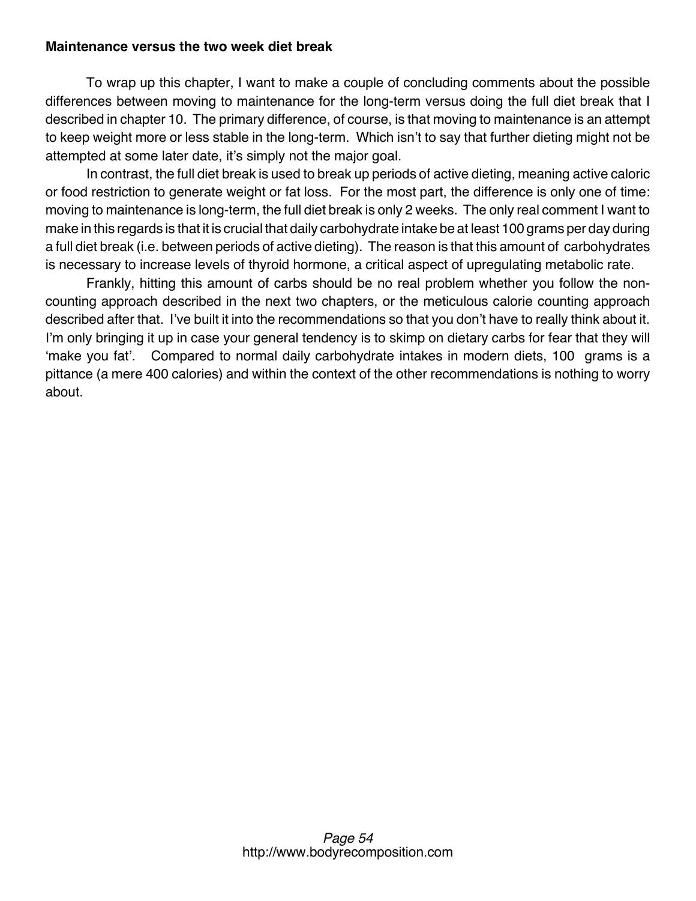**Maintenance versus the two week diet break**

To wrap up this chapter, I want to make a couple of concluding comments about the possible differences between moving to maintenance for the long-term versus doing the full diet break that I described in chapter 10. The primary difference, of course, is that moving to maintenance is an attempt to keep weight more or less stable in the long-term. Which isn't to say that further dieting might not be attempted at some later date, it's simply not the major goal.

In contrast, the full diet break is used to break up periods of active dieting, meaning active caloric or food restriction to generate weight or fat loss. For the most part, the difference is only one of time: moving to maintenance is long-term, the full diet break is only 2 weeks. The only real comment I want to make in this regards is that it is crucial that daily carbohydrate intake be at least 100 grams per day during a full diet break (i.e. between periods of active dieting). The reason is that this amount of carbohydrates is necessary to increase levels of thyroid hormone, a critical aspect of upregulating metabolic rate.

Frankly, hitting this amount of carbs should be no real problem whether you follow the non-counting approach described in the next two chapters, or the meticulous calorie counting approach described after that. I've built it into the recommendations so that you don't have to really think about it. I'm only bringing it up in case your general tendency is to skimp on dietary carbs for fear that they will 'make you fat'. Compared to normal daily carbohydrate intakes in modern diets, 100 grams is a pittance (a mere 400 calories) and within the context of the other recommendations is nothing to worry about.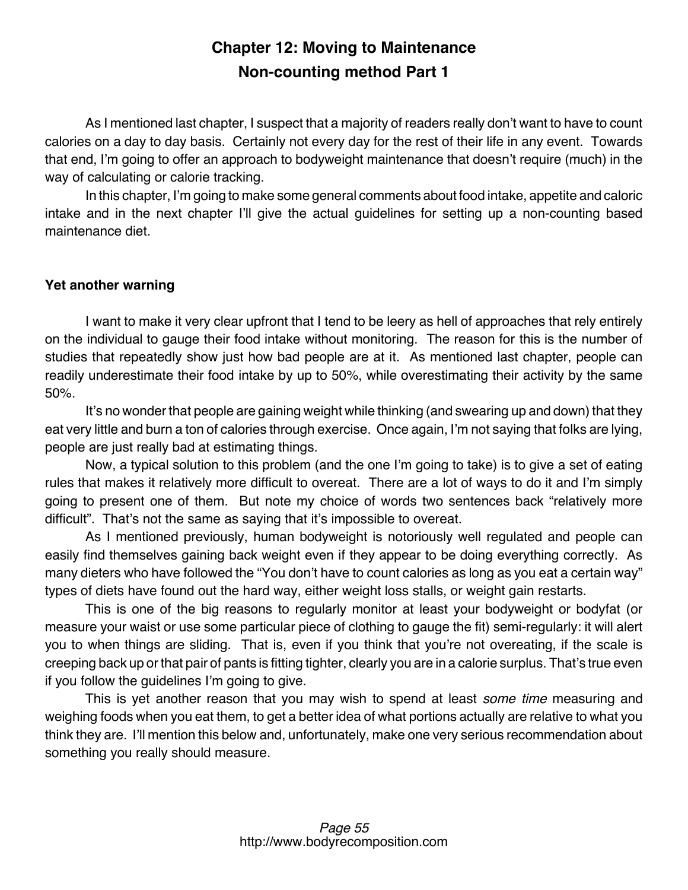# Chapter 12: Moving to Maintenance
## Non-counting method Part 1

As I mentioned last chapter, I suspect that a majority of readers really don't want to have to count calories on a day to day basis. Certainly not every day for the rest of their life in any event. Towards that end, I'm going to offer an approach to bodyweight maintenance that doesn't require (much) in the way of calculating or calorie tracking.

In this chapter, I'm going to make some general comments about food intake, appetite and caloric intake and in the next chapter I'll give the actual guidelines for setting up a non-counting based maintenance diet.

### Yet another warning

I want to make it very clear upfront that I tend to be leery as hell of approaches that rely entirely on the individual to gauge their food intake without monitoring. The reason for this is the number of studies that repeatedly show just how bad people are at it. As mentioned last chapter, people can readily underestimate their food intake by up to 50%, while overestimating their activity by the same 50%.

It's no wonder that people are gaining weight while thinking (and swearing up and down) that they eat very little and burn a ton of calories through exercise. Once again, I'm not saying that folks are lying, people are just really bad at estimating things.

Now, a typical solution to this problem (and the one I'm going to take) is to give a set of eating rules that makes it relatively more difficult to overeat. There are a lot of ways to do it and I'm simply going to present one of them. But note my choice of words two sentences back "relatively more difficult". That's not the same as saying that it's impossible to overeat.

As I mentioned previously, human bodyweight is notoriously well regulated and people can easily find themselves gaining back weight even if they appear to be doing everything correctly. As many dieters who have followed the "You don't have to count calories as long as you eat a certain way" types of diets have found out the hard way, either weight loss stalls, or weight gain restarts.

This is one of the big reasons to regularly monitor at least your bodyweight or bodyfat (or measure your waist or use some particular piece of clothing to gauge the fit) semi-regularly: it will alert you to when things are sliding. That is, even if you think that you're not overeating, if the scale is creeping back up or that pair of pants is fitting tighter, clearly you are in a calorie surplus. That's true even if you follow the guidelines I'm going to give.

This is yet another reason that you may wish to spend at least *some time* measuring and weighing foods when you eat them, to get a better idea of what portions actually are relative to what you think they are. I'll mention this below and, unfortunately, make one very serious recommendation about something you really should measure.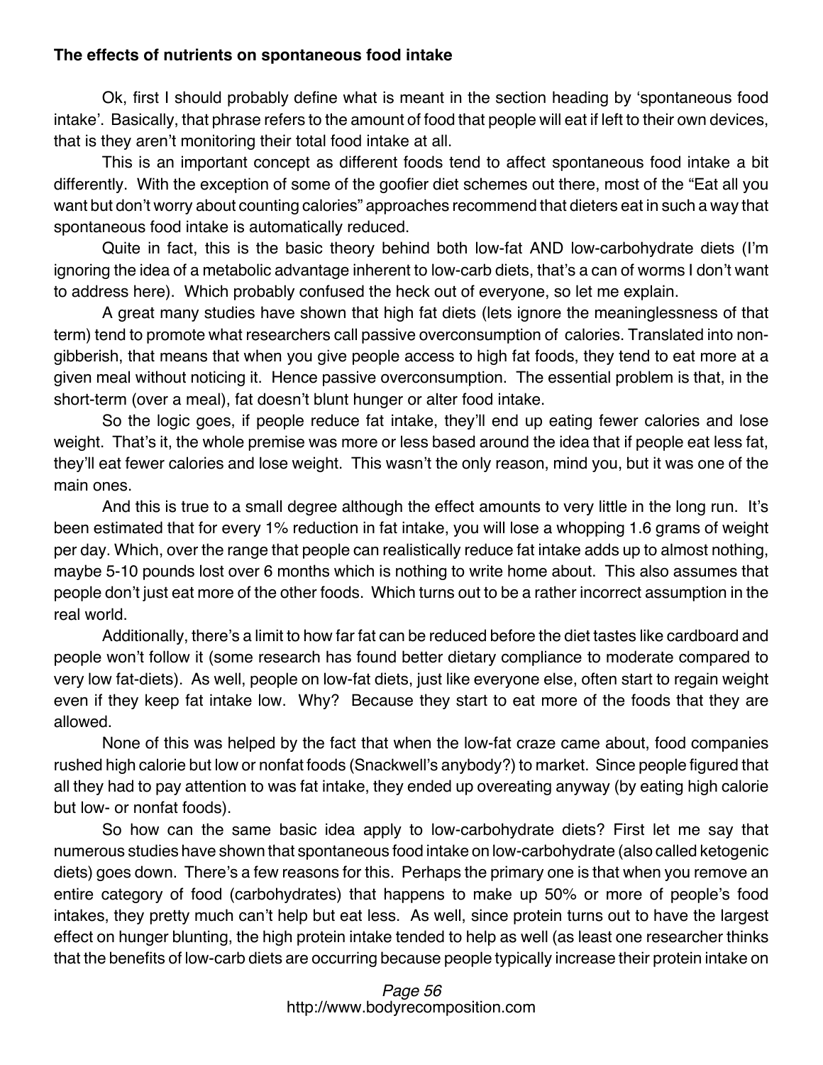**The effects of nutrients on spontaneous food intake**

Ok, first I should probably define what is meant in the section heading by 'spontaneous food intake'. Basically, that phrase refers to the amount of food that people will eat if left to their own devices, that is they aren't monitoring their total food intake at all.

This is an important concept as different foods tend to affect spontaneous food intake a bit differently. With the exception of some of the goofier diet schemes out there, most of the "Eat all you want but don't worry about counting calories" approaches recommend that dieters eat in such a way that spontaneous food intake is automatically reduced.

Quite in fact, this is the basic theory behind both low-fat AND low-carbohydrate diets (I'm ignoring the idea of a metabolic advantage inherent to low-carb diets, that's a can of worms I don't want to address here). Which probably confused the heck out of everyone, so let me explain.

A great many studies have shown that high fat diets (lets ignore the meaninglessness of that term) tend to promote what researchers call passive overconsumption of calories. Translated into non-gibberish, that means that when you give people access to high fat foods, they tend to eat more at a given meal without noticing it. Hence passive overconsumption. The essential problem is that, in the short-term (over a meal), fat doesn't blunt hunger or alter food intake.

So the logic goes, if people reduce fat intake, they'll end up eating fewer calories and lose weight. That's it, the whole premise was more or less based around the idea that if people eat less fat, they'll eat fewer calories and lose weight. This wasn't the only reason, mind you, but it was one of the main ones.

And this is true to a small degree although the effect amounts to very little in the long run. It's been estimated that for every 1% reduction in fat intake, you will lose a whopping 1.6 grams of weight per day. Which, over the range that people can realistically reduce fat intake adds up to almost nothing, maybe 5-10 pounds lost over 6 months which is nothing to write home about. This also assumes that people don't just eat more of the other foods. Which turns out to be a rather incorrect assumption in the real world.

Additionally, there's a limit to how far fat can be reduced before the diet tastes like cardboard and people won't follow it (some research has found better dietary compliance to moderate compared to very low fat-diets). As well, people on low-fat diets, just like everyone else, often start to regain weight even if they keep fat intake low. Why? Because they start to eat more of the foods that they are allowed.

None of this was helped by the fact that when the low-fat craze came about, food companies rushed high calorie but low or nonfat foods (Snackwell's anybody?) to market. Since people figured that all they had to pay attention to was fat intake, they ended up overeating anyway (by eating high calorie but low- or nonfat foods).

So how can the same basic idea apply to low-carbohydrate diets? First let me say that numerous studies have shown that spontaneous food intake on low-carbohydrate (also called ketogenic diets) goes down. There's a few reasons for this. Perhaps the primary one is that when you remove an entire category of food (carbohydrates) that happens to make up 50% or more of people's food intakes, they pretty much can't help but eat less. As well, since protein turns out to have the largest effect on hunger blunting, the high protein intake tended to help as well (as least one researcher thinks that the benefits of low-carb diets are occurring because people typically increase their protein intake on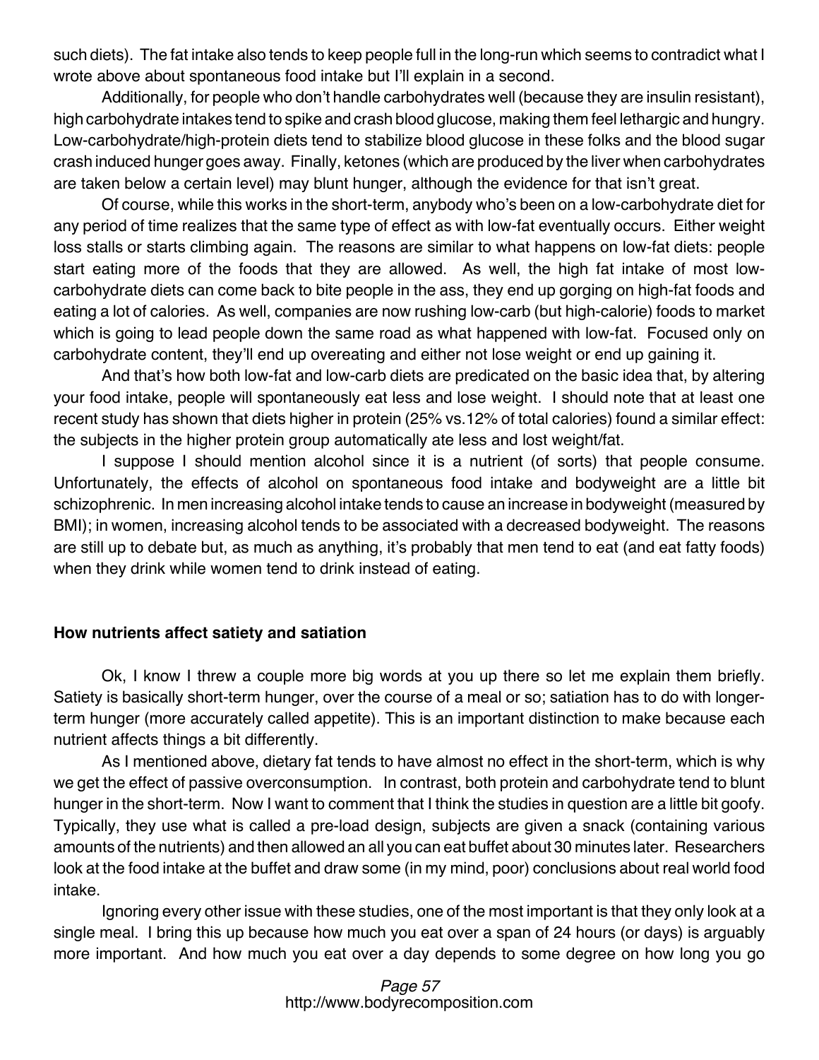such diets). The fat intake also tends to keep people full in the long-run which seems to contradict what I wrote above about spontaneous food intake but I'll explain in a second.

Additionally, for people who don't handle carbohydrates well (because they are insulin resistant), high carbohydrate intakes tend to spike and crash blood glucose, making them feel lethargic and hungry. Low-carbohydrate/high-protein diets tend to stabilize blood glucose in these folks and the blood sugar crash induced hunger goes away. Finally, ketones (which are produced by the liver when carbohydrates are taken below a certain level) may blunt hunger, although the evidence for that isn't great.

Of course, while this works in the short-term, anybody who's been on a low-carbohydrate diet for any period of time realizes that the same type of effect as with low-fat eventually occurs. Either weight loss stalls or starts climbing again. The reasons are similar to what happens on low-fat diets: people start eating more of the foods that they are allowed. As well, the high fat intake of most low-carbohydrate diets can come back to bite people in the ass, they end up gorging on high-fat foods and eating a lot of calories. As well, companies are now rushing low-carb (but high-calorie) foods to market which is going to lead people down the same road as what happened with low-fat. Focused only on carbohydrate content, they'll end up overeating and either not lose weight or end up gaining it.

And that's how both low-fat and low-carb diets are predicated on the basic idea that, by altering your food intake, people will spontaneously eat less and lose weight. I should note that at least one recent study has shown that diets higher in protein (25% vs.12% of total calories) found a similar effect: the subjects in the higher protein group automatically ate less and lost weight/fat.

I suppose I should mention alcohol since it is a nutrient (of sorts) that people consume. Unfortunately, the effects of alcohol on spontaneous food intake and bodyweight are a little bit schizophrenic. In men increasing alcohol intake tends to cause an increase in bodyweight (measured by BMI); in women, increasing alcohol tends to be associated with a decreased bodyweight. The reasons are still up to debate but, as much as anything, it's probably that men tend to eat (and eat fatty foods) when they drink while women tend to drink instead of eating.

**How nutrients affect satiety and satiation**

Ok, I know I threw a couple more big words at you up there so let me explain them briefly. Satiety is basically short-term hunger, over the course of a meal or so; satiation has to do with longer-term hunger (more accurately called appetite). This is an important distinction to make because each nutrient affects things a bit differently.

As I mentioned above, dietary fat tends to have almost no effect in the short-term, which is why we get the effect of passive overconsumption. In contrast, both protein and carbohydrate tend to blunt hunger in the short-term. Now I want to comment that I think the studies in question are a little bit goofy. Typically, they use what is called a pre-load design, subjects are given a snack (containing various amounts of the nutrients) and then allowed an all you can eat buffet about 30 minutes later. Researchers look at the food intake at the buffet and draw some (in my mind, poor) conclusions about real world food intake.

Ignoring every other issue with these studies, one of the most important is that they only look at a single meal. I bring this up because how much you eat over a span of 24 hours (or days) is arguably more important. And how much you eat over a day depends to some degree on how long you go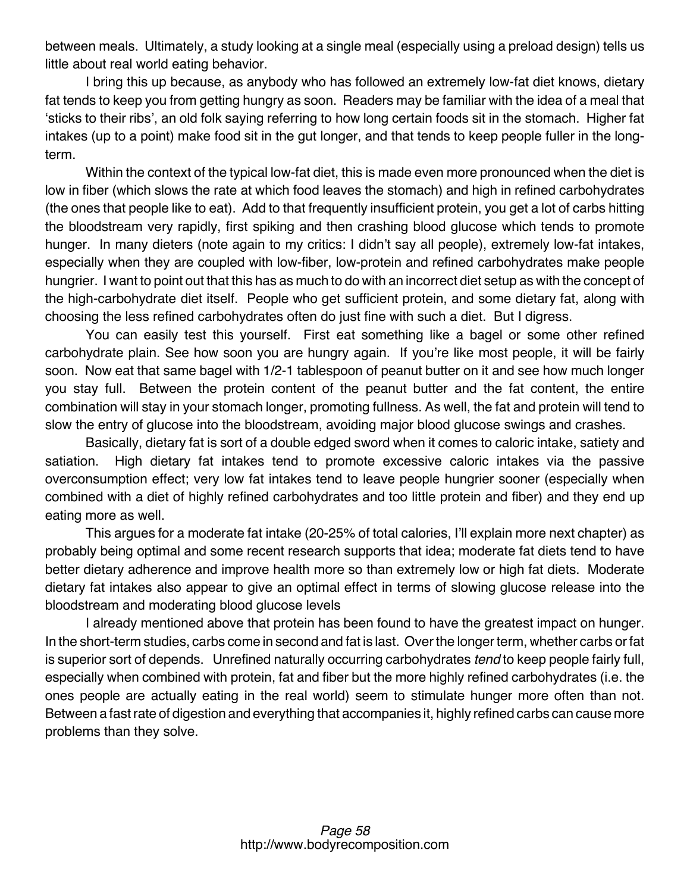between meals. Ultimately, a study looking at a single meal (especially using a preload design) tells us little about real world eating behavior.

I bring this up because, as anybody who has followed an extremely low-fat diet knows, dietary fat tends to keep you from getting hungry as soon. Readers may be familiar with the idea of a meal that 'sticks to their ribs', an old folk saying referring to how long certain foods sit in the stomach. Higher fat intakes (up to a point) make food sit in the gut longer, and that tends to keep people fuller in the long-term.

Within the context of the typical low-fat diet, this is made even more pronounced when the diet is low in fiber (which slows the rate at which food leaves the stomach) and high in refined carbohydrates (the ones that people like to eat). Add to that frequently insufficient protein, you get a lot of carbs hitting the bloodstream very rapidly, first spiking and then crashing blood glucose which tends to promote hunger. In many dieters (note again to my critics: I didn't say all people), extremely low-fat intakes, especially when they are coupled with low-fiber, low-protein and refined carbohydrates make people hungrier. I want to point out that this has as much to do with an incorrect diet setup as with the concept of the high-carbohydrate diet itself. People who get sufficient protein, and some dietary fat, along with choosing the less refined carbohydrates often do just fine with such a diet. But I digress.

You can easily test this yourself. First eat something like a bagel or some other refined carbohydrate plain. See how soon you are hungry again. If you're like most people, it will be fairly soon. Now eat that same bagel with 1/2-1 tablespoon of peanut butter on it and see how much longer you stay full. Between the protein content of the peanut butter and the fat content, the entire combination will stay in your stomach longer, promoting fullness. As well, the fat and protein will tend to slow the entry of glucose into the bloodstream, avoiding major blood glucose swings and crashes.

Basically, dietary fat is sort of a double edged sword when it comes to caloric intake, satiety and satiation. High dietary fat intakes tend to promote excessive caloric intakes via the passive overconsumption effect; very low fat intakes tend to leave people hungrier sooner (especially when combined with a diet of highly refined carbohydrates and too little protein and fiber) and they end up eating more as well.

This argues for a moderate fat intake (20-25% of total calories, I'll explain more next chapter) as probably being optimal and some recent research supports that idea; moderate fat diets tend to have better dietary adherence and improve health more so than extremely low or high fat diets. Moderate dietary fat intakes also appear to give an optimal effect in terms of slowing glucose release into the bloodstream and moderating blood glucose levels

I already mentioned above that protein has been found to have the greatest impact on hunger. In the short-term studies, carbs come in second and fat is last. Over the longer term, whether carbs or fat is superior sort of depends. Unrefined naturally occurring carbohydrates *tend* to keep people fairly full, especially when combined with protein, fat and fiber but the more highly refined carbohydrates (i.e. the ones people are actually eating in the real world) seem to stimulate hunger more often than not. Between a fast rate of digestion and everything that accompanies it, highly refined carbs can cause more problems than they solve.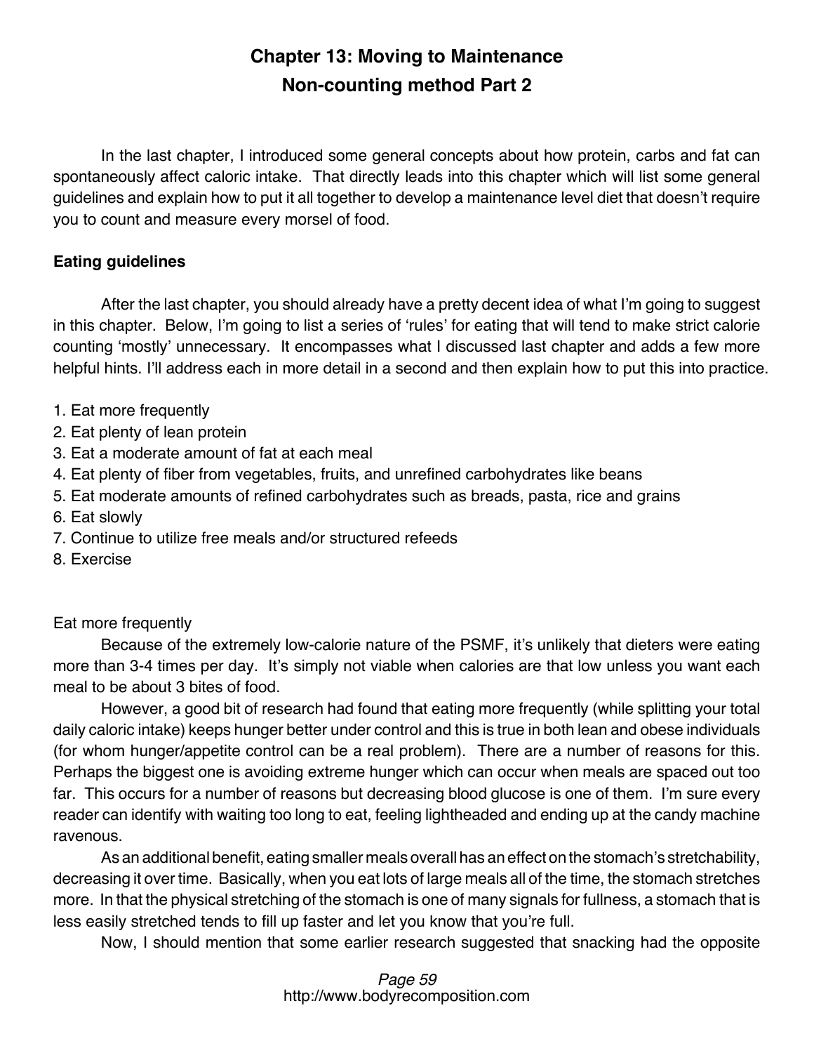# Chapter 13: Moving to Maintenance
## Non-counting method Part 2

In the last chapter, I introduced some general concepts about how protein, carbs and fat can spontaneously affect caloric intake. That directly leads into this chapter which will list some general guidelines and explain how to put it all together to develop a maintenance level diet that doesn't require you to count and measure every morsel of food.

### Eating guidelines

After the last chapter, you should already have a pretty decent idea of what I'm going to suggest in this chapter. Below, I'm going to list a series of 'rules' for eating that will tend to make strict calorie counting 'mostly' unnecessary. It encompasses what I discussed last chapter and adds a few more helpful hints. I'll address each in more detail in a second and then explain how to put this into practice.

1. Eat more frequently
2. Eat plenty of lean protein
3. Eat a moderate amount of fat at each meal
4. Eat plenty of fiber from vegetables, fruits, and unrefined carbohydrates like beans
5. Eat moderate amounts of refined carbohydrates such as breads, pasta, rice and grains
6. Eat slowly
7. Continue to utilize free meals and/or structured refeeds
8. Exercise

Eat more frequently

Because of the extremely low-calorie nature of the PSMF, it's unlikely that dieters were eating more than 3-4 times per day. It's simply not viable when calories are that low unless you want each meal to be about 3 bites of food.

However, a good bit of research had found that eating more frequently (while splitting your total daily caloric intake) keeps hunger better under control and this is true in both lean and obese individuals (for whom hunger/appetite control can be a real problem). There are a number of reasons for this. Perhaps the biggest one is avoiding extreme hunger which can occur when meals are spaced out too far. This occurs for a number of reasons but decreasing blood glucose is one of them. I'm sure every reader can identify with waiting too long to eat, feeling lightheaded and ending up at the candy machine ravenous.

As an additional benefit, eating smaller meals overall has an effect on the stomach's stretchability, decreasing it over time. Basically, when you eat lots of large meals all of the time, the stomach stretches more. In that the physical stretching of the stomach is one of many signals for fullness, a stomach that is less easily stretched tends to fill up faster and let you know that you're full.

Now, I should mention that some earlier research suggested that snacking had the opposite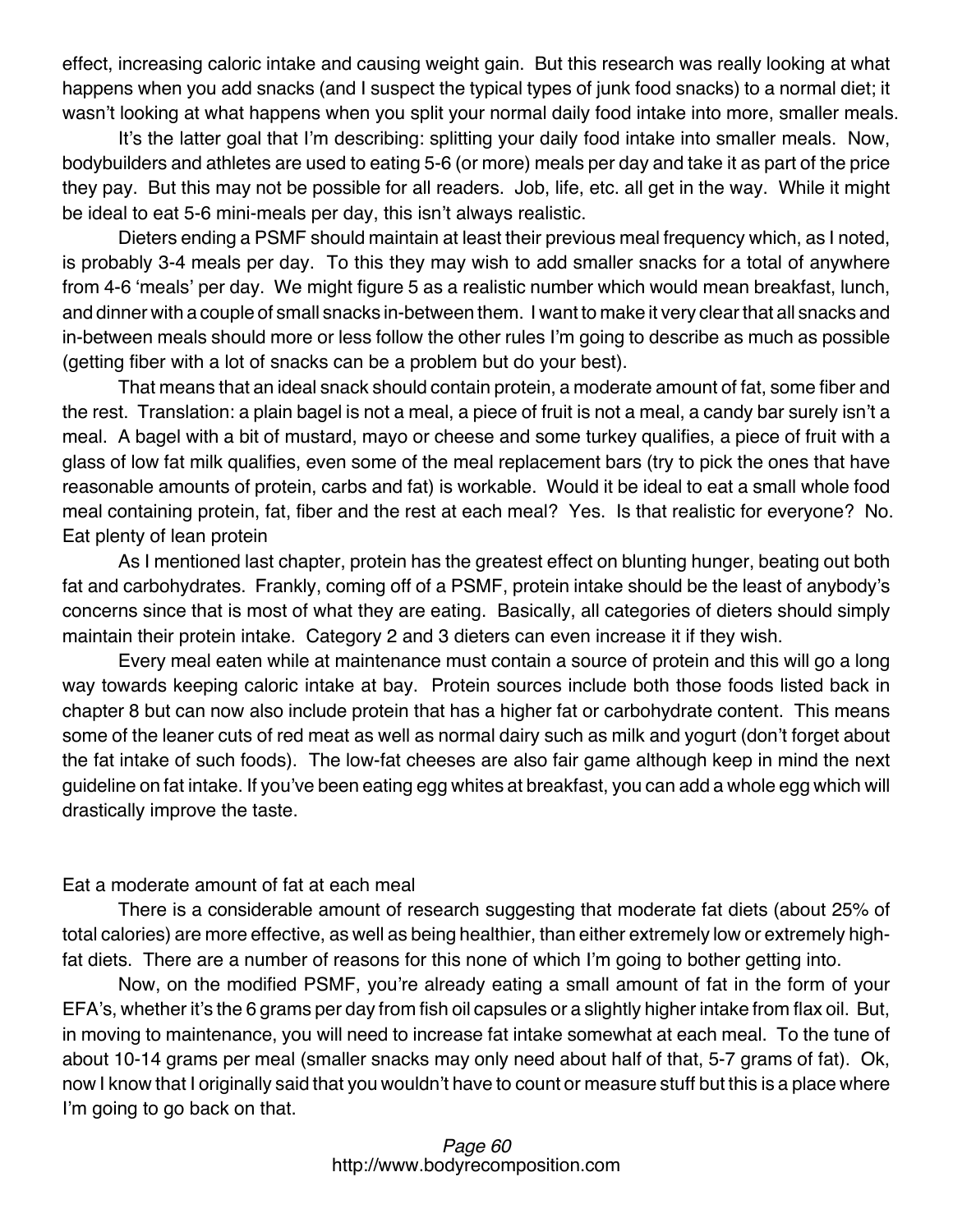effect, increasing caloric intake and causing weight gain. But this research was really looking at what happens when you add snacks (and I suspect the typical types of junk food snacks) to a normal diet; it wasn't looking at what happens when you split your normal daily food intake into more, smaller meals.

It's the latter goal that I'm describing: splitting your daily food intake into smaller meals. Now, bodybuilders and athletes are used to eating 5-6 (or more) meals per day and take it as part of the price they pay. But this may not be possible for all readers. Job, life, etc. all get in the way. While it might be ideal to eat 5-6 mini-meals per day, this isn't always realistic.

Dieters ending a PSMF should maintain at least their previous meal frequency which, as I noted, is probably 3-4 meals per day. To this they may wish to add smaller snacks for a total of anywhere from 4-6 'meals' per day. We might figure 5 as a realistic number which would mean breakfast, lunch, and dinner with a couple of small snacks in-between them. I want to make it very clear that all snacks and in-between meals should more or less follow the other rules I'm going to describe as much as possible (getting fiber with a lot of snacks can be a problem but do your best).

That means that an ideal snack should contain protein, a moderate amount of fat, some fiber and the rest. Translation: a plain bagel is not a meal, a piece of fruit is not a meal, a candy bar surely isn't a meal. A bagel with a bit of mustard, mayo or cheese and some turkey qualifies, a piece of fruit with a glass of low fat milk qualifies, even some of the meal replacement bars (try to pick the ones that have reasonable amounts of protein, carbs and fat) is workable. Would it be ideal to eat a small whole food meal containing protein, fat, fiber and the rest at each meal? Yes. Is that realistic for everyone? No.

### Eat plenty of lean protein

As I mentioned last chapter, protein has the greatest effect on blunting hunger, beating out both fat and carbohydrates. Frankly, coming off of a PSMF, protein intake should be the least of anybody's concerns since that is most of what they are eating. Basically, all categories of dieters should simply maintain their protein intake. Category 2 and 3 dieters can even increase it if they wish.

Every meal eaten while at maintenance must contain a source of protein and this will go a long way towards keeping caloric intake at bay. Protein sources include both those foods listed back in chapter 8 but can now also include protein that has a higher fat or carbohydrate content. This means some of the leaner cuts of red meat as well as normal dairy such as milk and yogurt (don't forget about the fat intake of such foods). The low-fat cheeses are also fair game although keep in mind the next guideline on fat intake. If you've been eating egg whites at breakfast, you can add a whole egg which will drastically improve the taste.

### Eat a moderate amount of fat at each meal

There is a considerable amount of research suggesting that moderate fat diets (about 25% of total calories) are more effective, as well as being healthier, than either extremely low or extremely high-fat diets. There are a number of reasons for this none of which I'm going to bother getting into.

Now, on the modified PSMF, you're already eating a small amount of fat in the form of your EFA's, whether it's the 6 grams per day from fish oil capsules or a slightly higher intake from flax oil. But, in moving to maintenance, you will need to increase fat intake somewhat at each meal. To the tune of about 10-14 grams per meal (smaller snacks may only need about half of that, 5-7 grams of fat). Ok, now I know that I originally said that you wouldn't have to count or measure stuff but this is a place where I'm going to go back on that.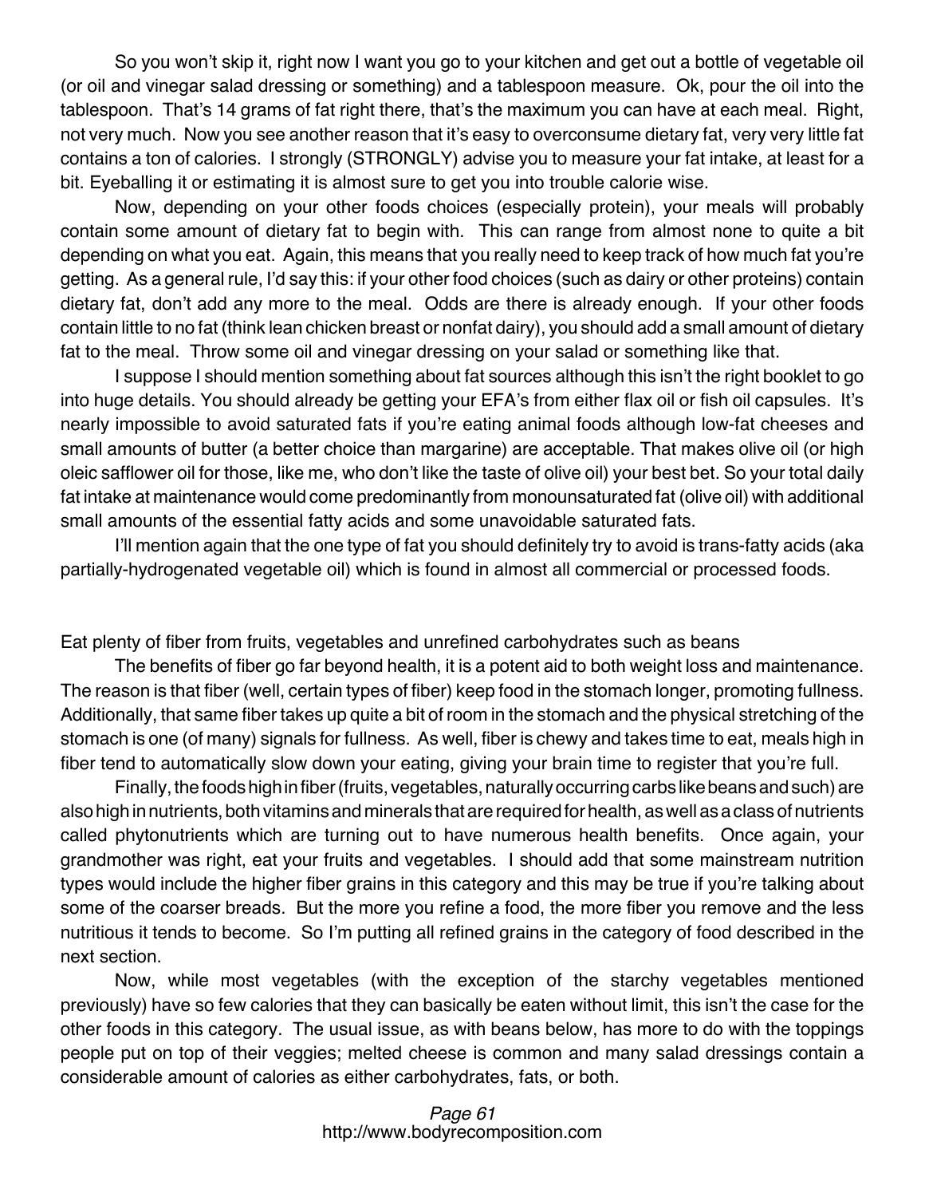So you won't skip it, right now I want you go to your kitchen and get out a bottle of vegetable oil (or oil and vinegar salad dressing or something) and a tablespoon measure. Ok, pour the oil into the tablespoon. That's 14 grams of fat right there, that's the maximum you can have at each meal. Right, not very much. Now you see another reason that it's easy to overconsume dietary fat, very very little fat contains a ton of calories. I strongly (STRONGLY) advise you to measure your fat intake, at least for a bit. Eyeballing it or estimating it is almost sure to get you into trouble calorie wise.

Now, depending on your other foods choices (especially protein), your meals will probably contain some amount of dietary fat to begin with. This can range from almost none to quite a bit depending on what you eat. Again, this means that you really need to keep track of how much fat you're getting. As a general rule, I'd say this: if your other food choices (such as dairy or other proteins) contain dietary fat, don't add any more to the meal. Odds are there is already enough. If your other foods contain little to no fat (think lean chicken breast or nonfat dairy), you should add a small amount of dietary fat to the meal. Throw some oil and vinegar dressing on your salad or something like that.

I suppose I should mention something about fat sources although this isn't the right booklet to go into huge details. You should already be getting your EFA's from either flax oil or fish oil capsules. It's nearly impossible to avoid saturated fats if you're eating animal foods although low-fat cheeses and small amounts of butter (a better choice than margarine) are acceptable. That makes olive oil (or high oleic safflower oil for those, like me, who don't like the taste of olive oil) your best bet. So your total daily fat intake at maintenance would come predominantly from monounsaturated fat (olive oil) with additional small amounts of the essential fatty acids and some unavoidable saturated fats.

I'll mention again that the one type of fat you should definitely try to avoid is trans-fatty acids (aka partially-hydrogenated vegetable oil) which is found in almost all commercial or processed foods.

Eat plenty of fiber from fruits, vegetables and unrefined carbohydrates such as beans

The benefits of fiber go far beyond health, it is a potent aid to both weight loss and maintenance. The reason is that fiber (well, certain types of fiber) keep food in the stomach longer, promoting fullness. Additionally, that same fiber takes up quite a bit of room in the stomach and the physical stretching of the stomach is one (of many) signals for fullness. As well, fiber is chewy and takes time to eat, meals high in fiber tend to automatically slow down your eating, giving your brain time to register that you're full.

Finally, the foods high in fiber (fruits, vegetables, naturally occurring carbs like beans and such) are also high in nutrients, both vitamins and minerals that are required for health, as well as a class of nutrients called phytonutrients which are turning out to have numerous health benefits. Once again, your grandmother was right, eat your fruits and vegetables. I should add that some mainstream nutrition types would include the higher fiber grains in this category and this may be true if you're talking about some of the coarser breads. But the more you refine a food, the more fiber you remove and the less nutritious it tends to become. So I'm putting all refined grains in the category of food described in the next section.

Now, while most vegetables (with the exception of the starchy vegetables mentioned previously) have so few calories that they can basically be eaten without limit, this isn't the case for the other foods in this category. The usual issue, as with beans below, has more to do with the toppings people put on top of their veggies; melted cheese is common and many salad dressings contain a considerable amount of calories as either carbohydrates, fats, or both.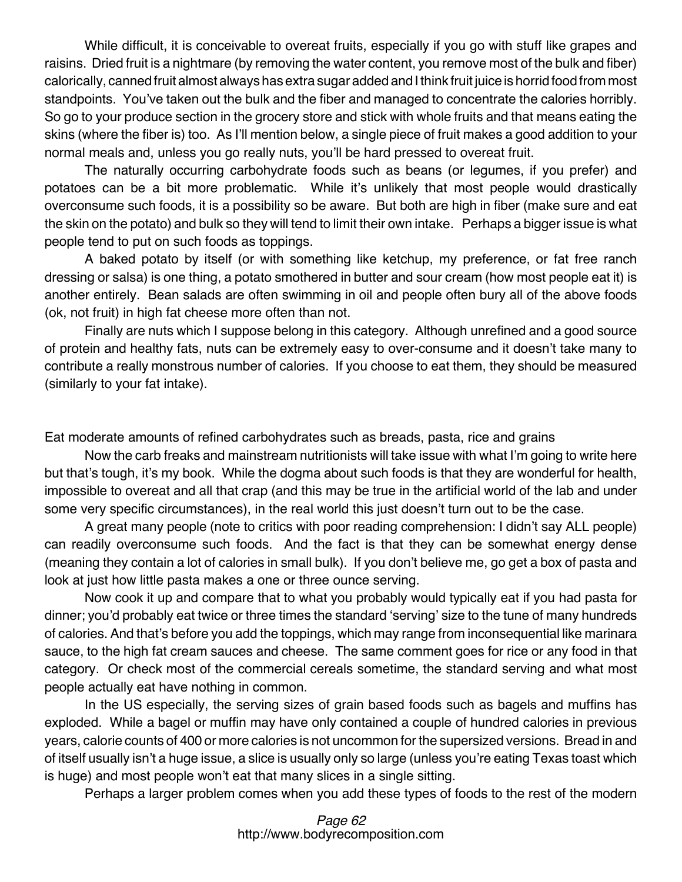While difficult, it is conceivable to overeat fruits, especially if you go with stuff like grapes and raisins. Dried fruit is a nightmare (by removing the water content, you remove most of the bulk and fiber) calorically, canned fruit almost always has extra sugar added and I think fruit juice is horrid food from most standpoints. You've taken out the bulk and the fiber and managed to concentrate the calories horribly. So go to your produce section in the grocery store and stick with whole fruits and that means eating the skins (where the fiber is) too. As I'll mention below, a single piece of fruit makes a good addition to your normal meals and, unless you go really nuts, you'll be hard pressed to overeat fruit.

The naturally occurring carbohydrate foods such as beans (or legumes, if you prefer) and potatoes can be a bit more problematic. While it's unlikely that most people would drastically overconsume such foods, it is a possibility so be aware. But both are high in fiber (make sure and eat the skin on the potato) and bulk so they will tend to limit their own intake. Perhaps a bigger issue is what people tend to put on such foods as toppings.

A baked potato by itself (or with something like ketchup, my preference, or fat free ranch dressing or salsa) is one thing, a potato smothered in butter and sour cream (how most people eat it) is another entirely. Bean salads are often swimming in oil and people often bury all of the above foods (ok, not fruit) in high fat cheese more often than not.

Finally are nuts which I suppose belong in this category. Although unrefined and a good source of protein and healthy fats, nuts can be extremely easy to over-consume and it doesn't take many to contribute a really monstrous number of calories. If you choose to eat them, they should be measured (similarly to your fat intake).

Eat moderate amounts of refined carbohydrates such as breads, pasta, rice and grains

Now the carb freaks and mainstream nutritionists will take issue with what I'm going to write here but that's tough, it's my book. While the dogma about such foods is that they are wonderful for health, impossible to overeat and all that crap (and this may be true in the artificial world of the lab and under some very specific circumstances), in the real world this just doesn't turn out to be the case.

A great many people (note to critics with poor reading comprehension: I didn't say ALL people) can readily overconsume such foods. And the fact is that they can be somewhat energy dense (meaning they contain a lot of calories in small bulk). If you don't believe me, go get a box of pasta and look at just how little pasta makes a one or three ounce serving.

Now cook it up and compare that to what you probably would typically eat if you had pasta for dinner; you'd probably eat twice or three times the standard 'serving' size to the tune of many hundreds of calories. And that's before you add the toppings, which may range from inconsequential like marinara sauce, to the high fat cream sauces and cheese. The same comment goes for rice or any food in that category. Or check most of the commercial cereals sometime, the standard serving and what most people actually eat have nothing in common.

In the US especially, the serving sizes of grain based foods such as bagels and muffins has exploded. While a bagel or muffin may have only contained a couple of hundred calories in previous years, calorie counts of 400 or more calories is not uncommon for the supersized versions. Bread in and of itself usually isn't a huge issue, a slice is usually only so large (unless you're eating Texas toast which is huge) and most people won't eat that many slices in a single sitting.

Perhaps a larger problem comes when you add these types of foods to the rest of the modern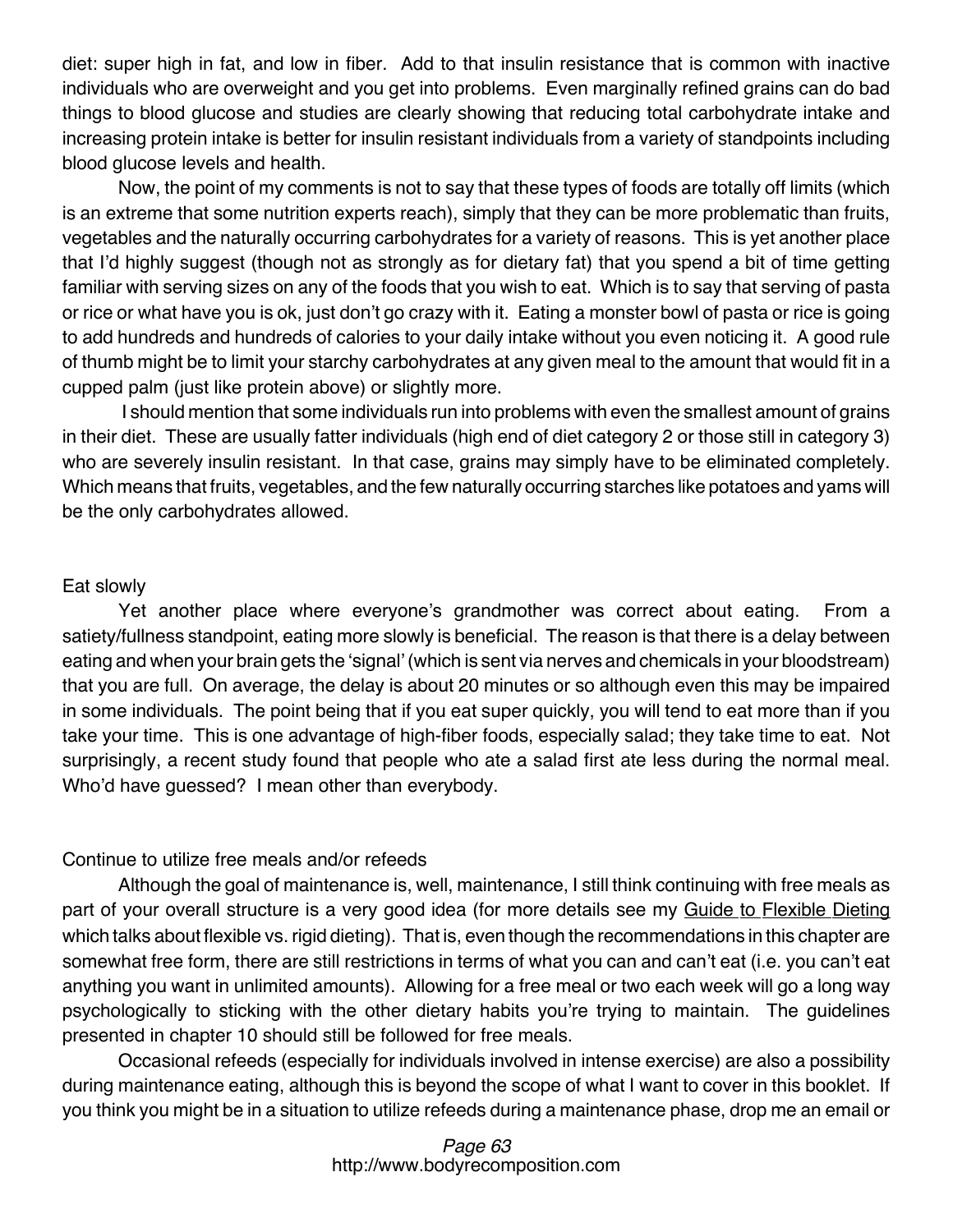diet: super high in fat, and low in fiber. Add to that insulin resistance that is common with inactive individuals who are overweight and you get into problems. Even marginally refined grains can do bad things to blood glucose and studies are clearly showing that reducing total carbohydrate intake and increasing protein intake is better for insulin resistant individuals from a variety of standpoints including blood glucose levels and health.

Now, the point of my comments is not to say that these types of foods are totally off limits (which is an extreme that some nutrition experts reach), simply that they can be more problematic than fruits, vegetables and the naturally occurring carbohydrates for a variety of reasons. This is yet another place that I'd highly suggest (though not as strongly as for dietary fat) that you spend a bit of time getting familiar with serving sizes on any of the foods that you wish to eat. Which is to say that serving of pasta or rice or what have you is ok, just don't go crazy with it. Eating a monster bowl of pasta or rice is going to add hundreds and hundreds of calories to your daily intake without you even noticing it. A good rule of thumb might be to limit your starchy carbohydrates at any given meal to the amount that would fit in a cupped palm (just like protein above) or slightly more.

I should mention that some individuals run into problems with even the smallest amount of grains in their diet. These are usually fatter individuals (high end of diet category 2 or those still in category 3) who are severely insulin resistant. In that case, grains may simply have to be eliminated completely. Which means that fruits, vegetables, and the few naturally occurring starches like potatoes and yams will be the only carbohydrates allowed.

### Eat slowly

Yet another place where everyone's grandmother was correct about eating. From a satiety/fullness standpoint, eating more slowly is beneficial. The reason is that there is a delay between eating and when your brain gets the 'signal' (which is sent via nerves and chemicals in your bloodstream) that you are full. On average, the delay is about 20 minutes or so although even this may be impaired in some individuals. The point being that if you eat super quickly, you will tend to eat more than if you take your time. This is one advantage of high-fiber foods, especially salad; they take time to eat. Not surprisingly, a recent study found that people who ate a salad first ate less during the normal meal. Who'd have guessed? I mean other than everybody.

### Continue to utilize free meals and/or refeeds

Although the goal of maintenance is, well, maintenance, I still think continuing with free meals as part of your overall structure is a very good idea (for more details see my Guide to Flexible Dieting which talks about flexible vs. rigid dieting). That is, even though the recommendations in this chapter are somewhat free form, there are still restrictions in terms of what you can and can't eat (i.e. you can't eat anything you want in unlimited amounts). Allowing for a free meal or two each week will go a long way psychologically to sticking with the other dietary habits you're trying to maintain. The guidelines presented in chapter 10 should still be followed for free meals.

Occasional refeeds (especially for individuals involved in intense exercise) are also a possibility during maintenance eating, although this is beyond the scope of what I want to cover in this booklet. If you think you might be in a situation to utilize refeeds during a maintenance phase, drop me an email or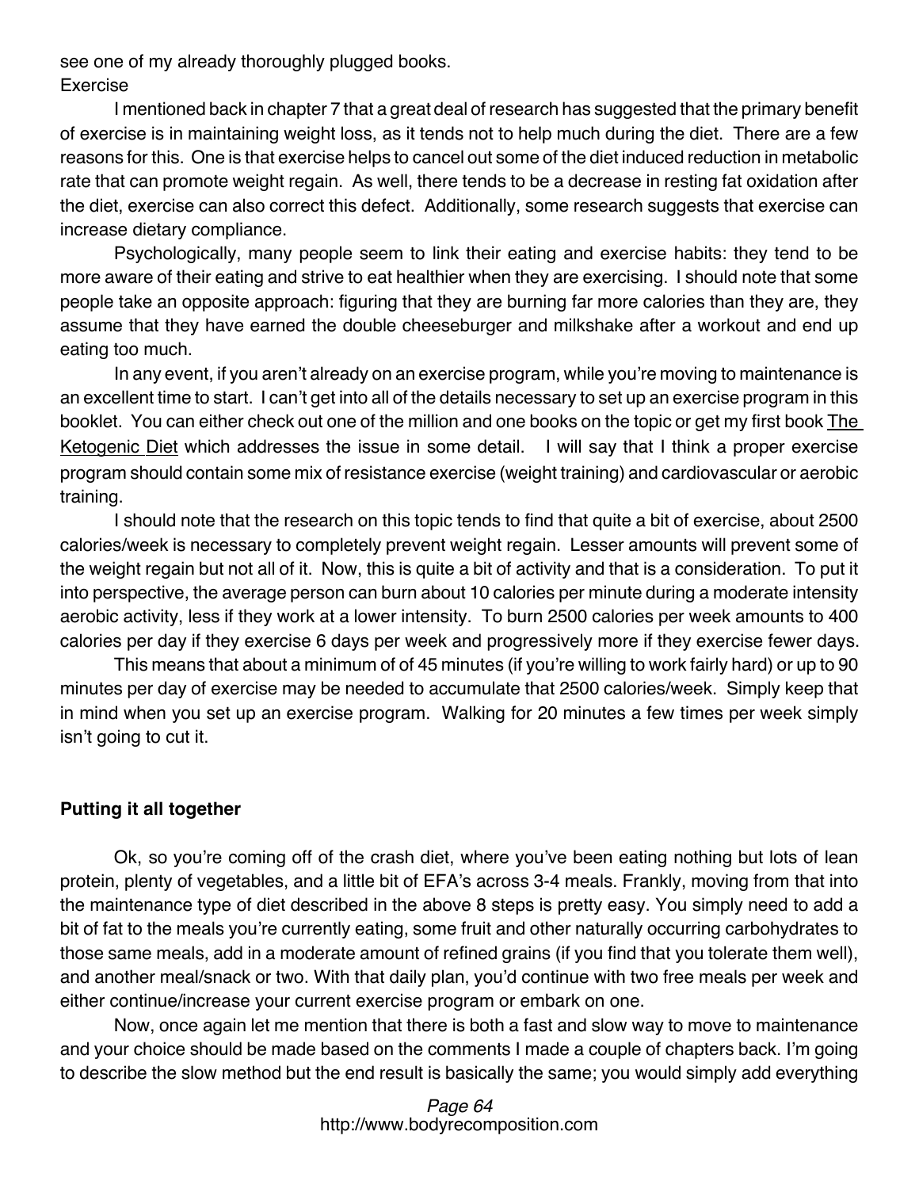see one of my already thoroughly plugged books.

Exercise

I mentioned back in chapter 7 that a great deal of research has suggested that the primary benefit of exercise is in maintaining weight loss, as it tends not to help much during the diet. There are a few reasons for this. One is that exercise helps to cancel out some of the diet induced reduction in metabolic rate that can promote weight regain. As well, there tends to be a decrease in resting fat oxidation after the diet, exercise can also correct this defect. Additionally, some research suggests that exercise can increase dietary compliance.

Psychologically, many people seem to link their eating and exercise habits: they tend to be more aware of their eating and strive to eat healthier when they are exercising. I should note that some people take an opposite approach: figuring that they are burning far more calories than they are, they assume that they have earned the double cheeseburger and milkshake after a workout and end up eating too much.

In any event, if you aren't already on an exercise program, while you're moving to maintenance is an excellent time to start. I can't get into all of the details necessary to set up an exercise program in this booklet. You can either check out one of the million and one books on the topic or get my first book The Ketogenic Diet which addresses the issue in some detail. I will say that I think a proper exercise program should contain some mix of resistance exercise (weight training) and cardiovascular or aerobic training.

I should note that the research on this topic tends to find that quite a bit of exercise, about 2500 calories/week is necessary to completely prevent weight regain. Lesser amounts will prevent some of the weight regain but not all of it. Now, this is quite a bit of activity and that is a consideration. To put it into perspective, the average person can burn about 10 calories per minute during a moderate intensity aerobic activity, less if they work at a lower intensity. To burn 2500 calories per week amounts to 400 calories per day if they exercise 6 days per week and progressively more if they exercise fewer days.

This means that about a minimum of of 45 minutes (if you're willing to work fairly hard) or up to 90 minutes per day of exercise may be needed to accumulate that 2500 calories/week. Simply keep that in mind when you set up an exercise program. Walking for 20 minutes a few times per week simply isn't going to cut it.

**Putting it all together**

Ok, so you're coming off of the crash diet, where you've been eating nothing but lots of lean protein, plenty of vegetables, and a little bit of EFA's across 3-4 meals. Frankly, moving from that into the maintenance type of diet described in the above 8 steps is pretty easy. You simply need to add a bit of fat to the meals you're currently eating, some fruit and other naturally occurring carbohydrates to those same meals, add in a moderate amount of refined grains (if you find that you tolerate them well), and another meal/snack or two. With that daily plan, you'd continue with two free meals per week and either continue/increase your current exercise program or embark on one.

Now, once again let me mention that there is both a fast and slow way to move to maintenance and your choice should be made based on the comments I made a couple of chapters back. I'm going to describe the slow method but the end result is basically the same; you would simply add everything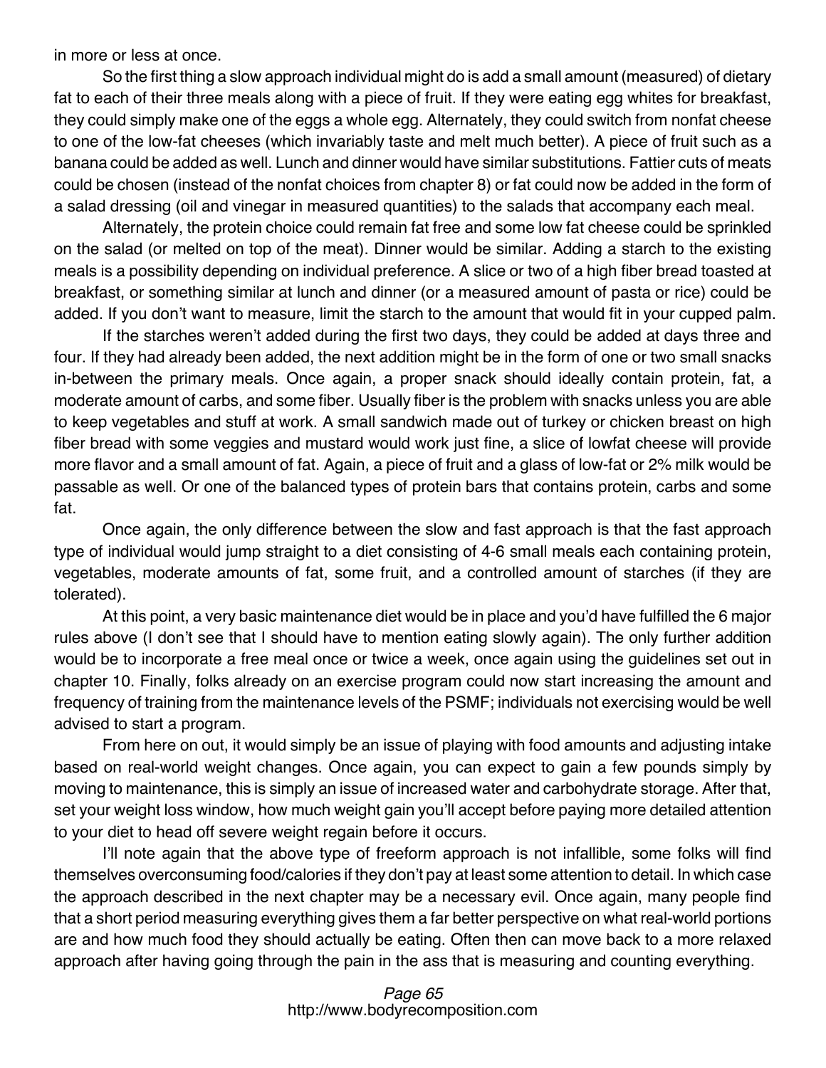in more or less at once.

So the first thing a slow approach individual might do is add a small amount (measured) of dietary fat to each of their three meals along with a piece of fruit. If they were eating egg whites for breakfast, they could simply make one of the eggs a whole egg. Alternately, they could switch from nonfat cheese to one of the low-fat cheeses (which invariably taste and melt much better). A piece of fruit such as a banana could be added as well. Lunch and dinner would have similar substitutions. Fattier cuts of meats could be chosen (instead of the nonfat choices from chapter 8) or fat could now be added in the form of a salad dressing (oil and vinegar in measured quantities) to the salads that accompany each meal.

Alternately, the protein choice could remain fat free and some low fat cheese could be sprinkled on the salad (or melted on top of the meat). Dinner would be similar. Adding a starch to the existing meals is a possibility depending on individual preference. A slice or two of a high fiber bread toasted at breakfast, or something similar at lunch and dinner (or a measured amount of pasta or rice) could be added. If you don't want to measure, limit the starch to the amount that would fit in your cupped palm.

If the starches weren't added during the first two days, they could be added at days three and four. If they had already been added, the next addition might be in the form of one or two small snacks in-between the primary meals. Once again, a proper snack should ideally contain protein, fat, a moderate amount of carbs, and some fiber. Usually fiber is the problem with snacks unless you are able to keep vegetables and stuff at work. A small sandwich made out of turkey or chicken breast on high fiber bread with some veggies and mustard would work just fine, a slice of lowfat cheese will provide more flavor and a small amount of fat. Again, a piece of fruit and a glass of low-fat or 2% milk would be passable as well. Or one of the balanced types of protein bars that contains protein, carbs and some fat.

Once again, the only difference between the slow and fast approach is that the fast approach type of individual would jump straight to a diet consisting of 4-6 small meals each containing protein, vegetables, moderate amounts of fat, some fruit, and a controlled amount of starches (if they are tolerated).

At this point, a very basic maintenance diet would be in place and you'd have fulfilled the 6 major rules above (I don't see that I should have to mention eating slowly again). The only further addition would be to incorporate a free meal once or twice a week, once again using the guidelines set out in chapter 10. Finally, folks already on an exercise program could now start increasing the amount and frequency of training from the maintenance levels of the PSMF; individuals not exercising would be well advised to start a program.

From here on out, it would simply be an issue of playing with food amounts and adjusting intake based on real-world weight changes. Once again, you can expect to gain a few pounds simply by moving to maintenance, this is simply an issue of increased water and carbohydrate storage. After that, set your weight loss window, how much weight gain you'll accept before paying more detailed attention to your diet to head off severe weight regain before it occurs.

I'll note again that the above type of freeform approach is not infallible, some folks will find themselves overconsuming food/calories if they don't pay at least some attention to detail. In which case the approach described in the next chapter may be a necessary evil. Once again, many people find that a short period measuring everything gives them a far better perspective on what real-world portions are and how much food they should actually be eating. Often then can move back to a more relaxed approach after having going through the pain in the ass that is measuring and counting everything.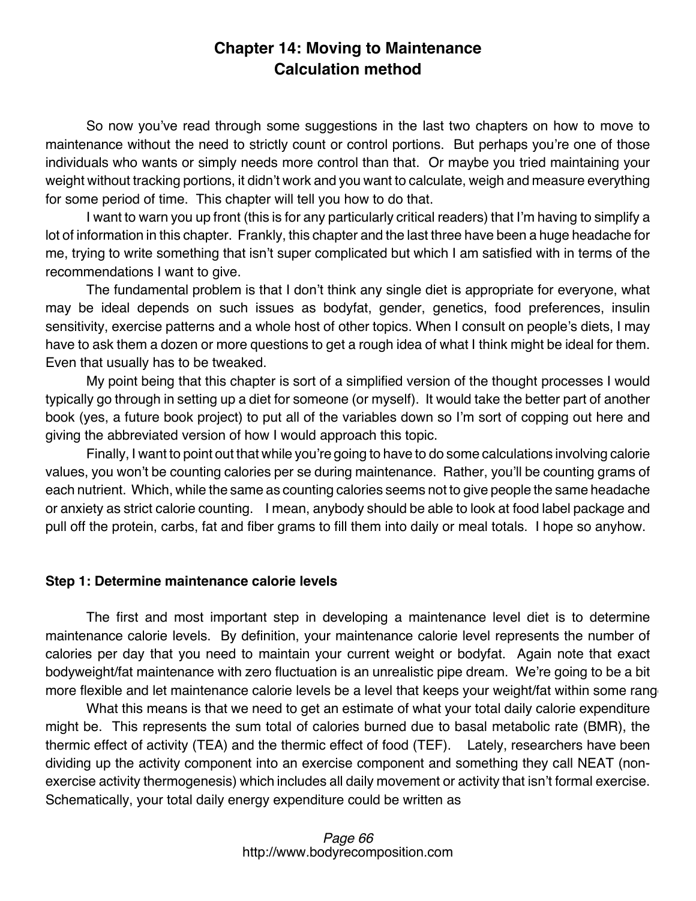# Chapter 14: Moving to Maintenance
## Calculation method

So now you've read through some suggestions in the last two chapters on how to move to maintenance without the need to strictly count or control portions. But perhaps you're one of those individuals who wants or simply needs more control than that. Or maybe you tried maintaining your weight without tracking portions, it didn't work and you want to calculate, weigh and measure everything for some period of time. This chapter will tell you how to do that.

I want to warn you up front (this is for any particularly critical readers) that I'm having to simplify a lot of information in this chapter. Frankly, this chapter and the last three have been a huge headache for me, trying to write something that isn't super complicated but which I am satisfied with in terms of the recommendations I want to give.

The fundamental problem is that I don't think any single diet is appropriate for everyone, what may be ideal depends on such issues as bodyfat, gender, genetics, food preferences, insulin sensitivity, exercise patterns and a whole host of other topics. When I consult on people's diets, I may have to ask them a dozen or more questions to get a rough idea of what I think might be ideal for them. Even that usually has to be tweaked.

My point being that this chapter is sort of a simplified version of the thought processes I would typically go through in setting up a diet for someone (or myself). It would take the better part of another book (yes, a future book project) to put all of the variables down so I'm sort of copping out here and giving the abbreviated version of how I would approach this topic.

Finally, I want to point out that while you're going to have to do some calculations involving calorie values, you won't be counting calories per se during maintenance. Rather, you'll be counting grams of each nutrient. Which, while the same as counting calories seems not to give people the same headache or anxiety as strict calorie counting. I mean, anybody should be able to look at food label package and pull off the protein, carbs, fat and fiber grams to fill them into daily or meal totals. I hope so anyhow.

### Step 1: Determine maintenance calorie levels

The first and most important step in developing a maintenance level diet is to determine maintenance calorie levels. By definition, your maintenance calorie level represents the number of calories per day that you need to maintain your current weight or bodyfat. Again note that exact bodyweight/fat maintenance with zero fluctuation is an unrealistic pipe dream. We're going to be a bit more flexible and let maintenance calorie levels be a level that keeps your weight/fat within some range

What this means is that we need to get an estimate of what your total daily calorie expenditure might be. This represents the sum total of calories burned due to basal metabolic rate (BMR), the thermic effect of activity (TEA) and the thermic effect of food (TEF). Lately, researchers have been dividing up the activity component into an exercise component and something they call NEAT (non-exercise activity thermogenesis) which includes all daily movement or activity that isn't formal exercise. Schematically, your total daily energy expenditure could be written as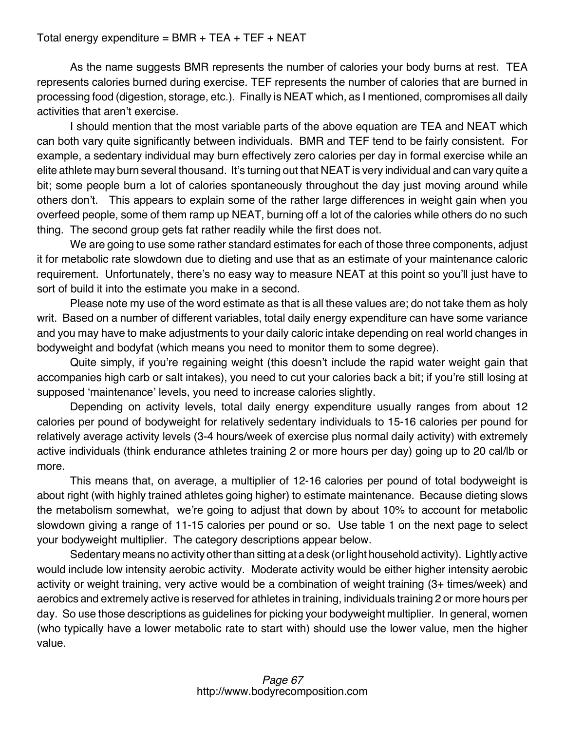Total energy expenditure = BMR + TEA + TEF + NEAT

As the name suggests BMR represents the number of calories your body burns at rest. TEA represents calories burned during exercise. TEF represents the number of calories that are burned in processing food (digestion, storage, etc.). Finally is NEAT which, as I mentioned, compromises all daily activities that aren't exercise.

I should mention that the most variable parts of the above equation are TEA and NEAT which can both vary quite significantly between individuals. BMR and TEF tend to be fairly consistent. For example, a sedentary individual may burn effectively zero calories per day in formal exercise while an elite athlete may burn several thousand. It's turning out that NEAT is very individual and can vary quite a bit; some people burn a lot of calories spontaneously throughout the day just moving around while others don't. This appears to explain some of the rather large differences in weight gain when you overfeed people, some of them ramp up NEAT, burning off a lot of the calories while others do no such thing. The second group gets fat rather readily while the first does not.

We are going to use some rather standard estimates for each of those three components, adjust it for metabolic rate slowdown due to dieting and use that as an estimate of your maintenance caloric requirement. Unfortunately, there's no easy way to measure NEAT at this point so you'll just have to sort of build it into the estimate you make in a second.

Please note my use of the word estimate as that is all these values are; do not take them as holy writ. Based on a number of different variables, total daily energy expenditure can have some variance and you may have to make adjustments to your daily caloric intake depending on real world changes in bodyweight and bodyfat (which means you need to monitor them to some degree).

Quite simply, if you're regaining weight (this doesn't include the rapid water weight gain that accompanies high carb or salt intakes), you need to cut your calories back a bit; if you're still losing at supposed 'maintenance' levels, you need to increase calories slightly.

Depending on activity levels, total daily energy expenditure usually ranges from about 12 calories per pound of bodyweight for relatively sedentary individuals to 15-16 calories per pound for relatively average activity levels (3-4 hours/week of exercise plus normal daily activity) with extremely active individuals (think endurance athletes training 2 or more hours per day) going up to 20 cal/lb or more.

This means that, on average, a multiplier of 12-16 calories per pound of total bodyweight is about right (with highly trained athletes going higher) to estimate maintenance. Because dieting slows the metabolism somewhat, we're going to adjust that down by about 10% to account for metabolic slowdown giving a range of 11-15 calories per pound or so. Use table 1 on the next page to select your bodyweight multiplier. The category descriptions appear below.

Sedentary means no activity other than sitting at a desk (or light household activity). Lightly active would include low intensity aerobic activity. Moderate activity would be either higher intensity aerobic activity or weight training, very active would be a combination of weight training (3+ times/week) and aerobics and extremely active is reserved for athletes in training, individuals training 2 or more hours per day. So use those descriptions as guidelines for picking your bodyweight multiplier. In general, women (who typically have a lower metabolic rate to start with) should use the lower value, men the higher value.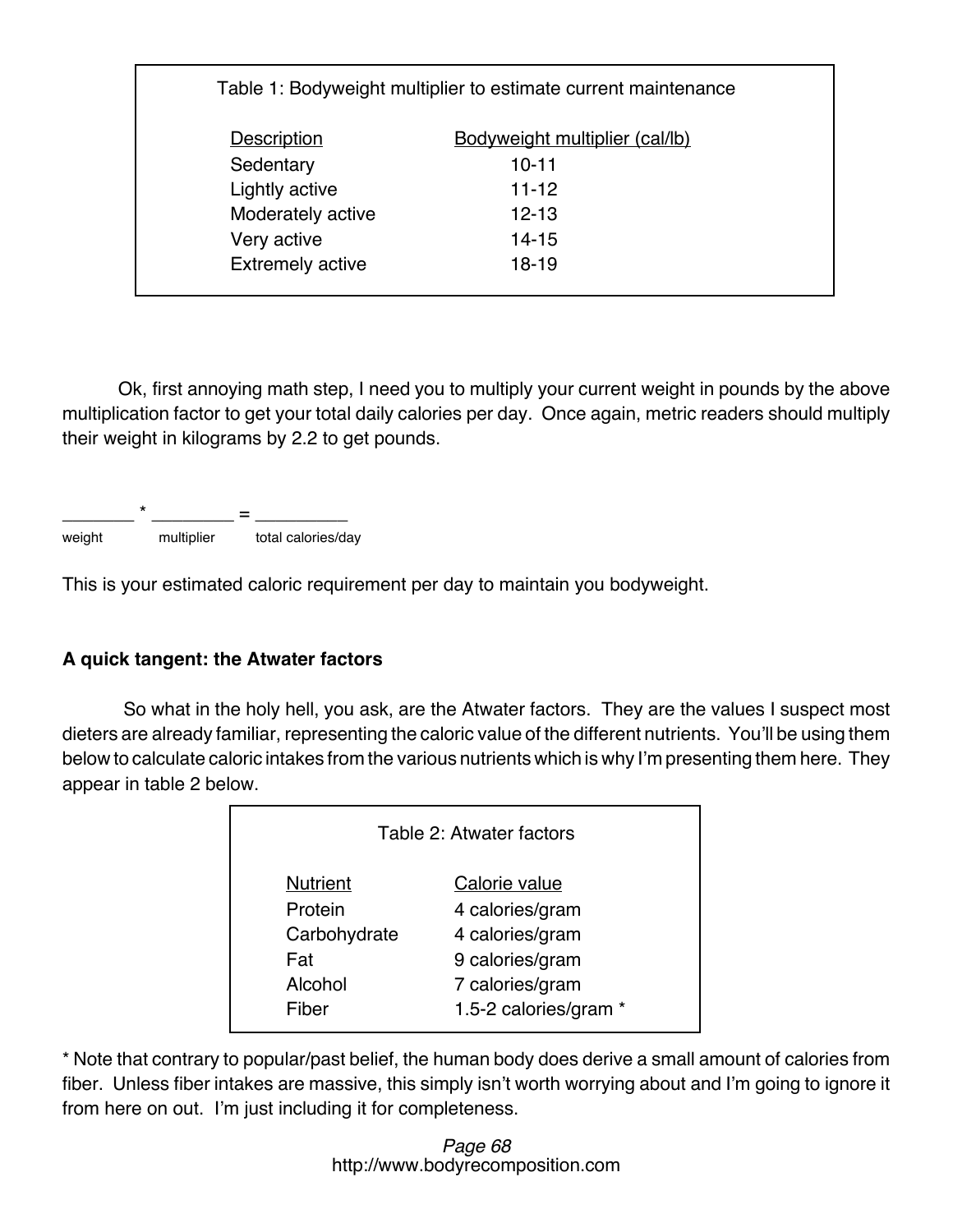Table 1: Bodyweight multiplier to estimate current maintenance

| Description | Bodyweight multiplier (cal/lb) |
| --- | --- |
| Sedentary | 10-11 |
| Lightly active | 11-12 |
| Moderately active | 12-13 |
| Very active | 14-15 |
| Extremely active | 18-19 |

Ok, first annoying math step, I need you to multiply your current weight in pounds by the above multiplication factor to get your total daily calories per day. Once again, metric readers should multiply their weight in kilograms by 2.2 to get pounds.

_______ * ________ = _________
weight multiplier total calories/day

This is your estimated caloric requirement per day to maintain you bodyweight.

**A quick tangent: the Atwater factors**

So what in the holy hell, you ask, are the Atwater factors. They are the values I suspect most dieters are already familiar, representing the caloric value of the different nutrients. You'll be using them below to calculate caloric intakes from the various nutrients which is why I'm presenting them here. They appear in table 2 below.

Table 2: Atwater factors

| Nutrient | Calorie value |
| --- | --- |
| Protein | 4 calories/gram |
| Carbohydrate | 4 calories/gram |
| Fat | 9 calories/gram |
| Alcohol | 7 calories/gram |
| Fiber | 1.5-2 calories/gram * |

* Note that contrary to popular/past belief, the human body does derive a small amount of calories from fiber. Unless fiber intakes are massive, this simply isn't worth worrying about and I'm going to ignore it from here on out. I'm just including it for completeness.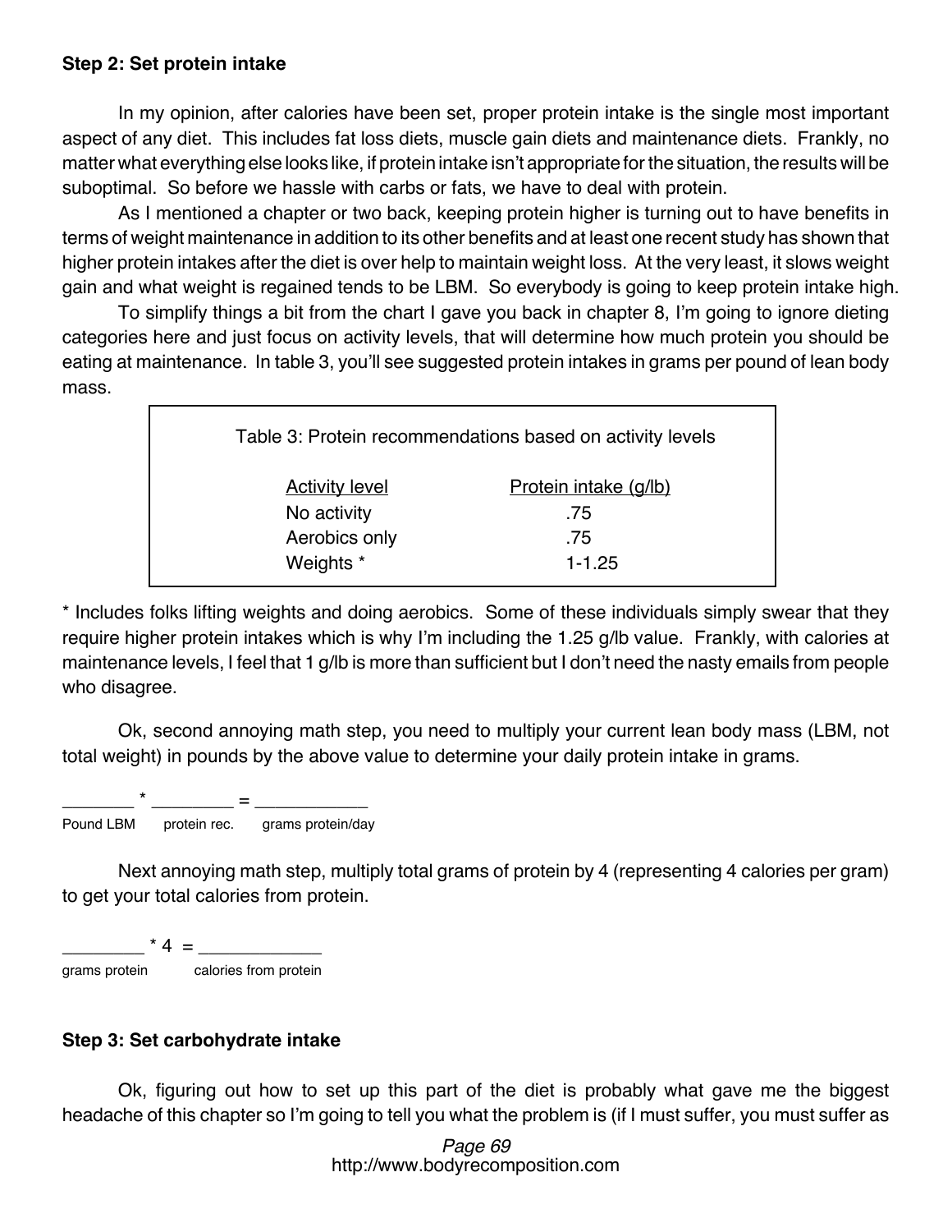**Step 2: Set protein intake**

In my opinion, after calories have been set, proper protein intake is the single most important aspect of any diet. This includes fat loss diets, muscle gain diets and maintenance diets. Frankly, no matter what everything else looks like, if protein intake isn't appropriate for the situation, the results will be suboptimal. So before we hassle with carbs or fats, we have to deal with protein.

As I mentioned a chapter or two back, keeping protein higher is turning out to have benefits in terms of weight maintenance in addition to its other benefits and at least one recent study has shown that higher protein intakes after the diet is over help to maintain weight loss. At the very least, it slows weight gain and what weight is regained tends to be LBM. So everybody is going to keep protein intake high.

To simplify things a bit from the chart I gave you back in chapter 8, I'm going to ignore dieting categories here and just focus on activity levels, that will determine how much protein you should be eating at maintenance. In table 3, you'll see suggested protein intakes in grams per pound of lean body mass.

Table 3: Protein recommendations based on activity levels

| Activity level | Protein intake (g/lb) |
|---|---|
| No activity | .75 |
| Aerobics only | .75 |
| Weights * | 1-1.25 |

* Includes folks lifting weights and doing aerobics. Some of these individuals simply swear that they require higher protein intakes which is why I'm including the 1.25 g/lb value. Frankly, with calories at maintenance levels, I feel that 1 g/lb is more than sufficient but I don't need the nasty emails from people who disagree.

Ok, second annoying math step, you need to multiply your current lean body mass (LBM, not total weight) in pounds by the above value to determine your daily protein intake in grams.

_______ * ________ = ___________

Pound LBM     protein rec.     grams protein/day

Next annoying math step, multiply total grams of protein by 4 (representing 4 calories per gram) to get your total calories from protein.

________ * 4 = ____________

grams protein     calories from protein

**Step 3: Set carbohydrate intake**

Ok, figuring out how to set up this part of the diet is probably what gave me the biggest headache of this chapter so I'm going to tell you what the problem is (if I must suffer, you must suffer as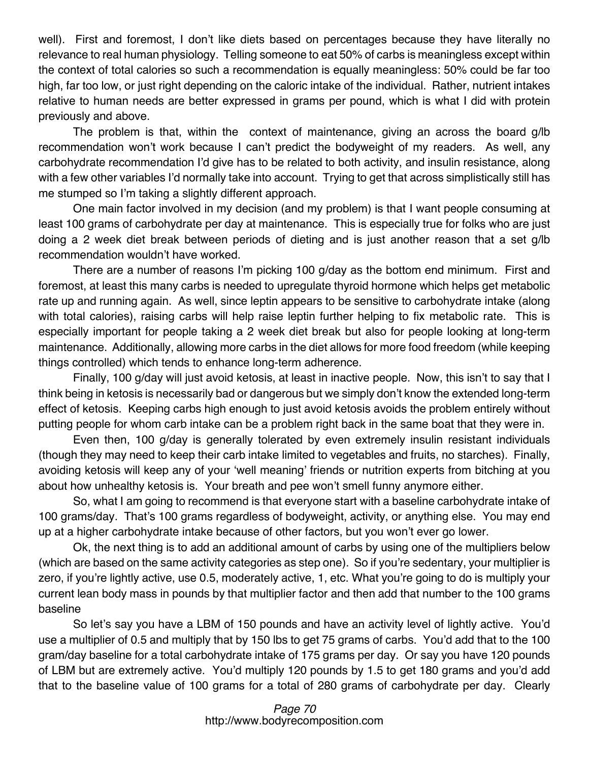well). First and foremost, I don't like diets based on percentages because they have literally no relevance to real human physiology. Telling someone to eat 50% of carbs is meaningless except within the context of total calories so such a recommendation is equally meaningless: 50% could be far too high, far too low, or just right depending on the caloric intake of the individual. Rather, nutrient intakes relative to human needs are better expressed in grams per pound, which is what I did with protein previously and above.

The problem is that, within the context of maintenance, giving an across the board g/lb recommendation won't work because I can't predict the bodyweight of my readers. As well, any carbohydrate recommendation I'd give has to be related to both activity, and insulin resistance, along with a few other variables I'd normally take into account. Trying to get that across simplistically still has me stumped so I'm taking a slightly different approach.

One main factor involved in my decision (and my problem) is that I want people consuming at least 100 grams of carbohydrate per day at maintenance. This is especially true for folks who are just doing a 2 week diet break between periods of dieting and is just another reason that a set g/lb recommendation wouldn't have worked.

There are a number of reasons I'm picking 100 g/day as the bottom end minimum. First and foremost, at least this many carbs is needed to upregulate thyroid hormone which helps get metabolic rate up and running again. As well, since leptin appears to be sensitive to carbohydrate intake (along with total calories), raising carbs will help raise leptin further helping to fix metabolic rate. This is especially important for people taking a 2 week diet break but also for people looking at long-term maintenance. Additionally, allowing more carbs in the diet allows for more food freedom (while keeping things controlled) which tends to enhance long-term adherence.

Finally, 100 g/day will just avoid ketosis, at least in inactive people. Now, this isn't to say that I think being in ketosis is necessarily bad or dangerous but we simply don't know the extended long-term effect of ketosis. Keeping carbs high enough to just avoid ketosis avoids the problem entirely without putting people for whom carb intake can be a problem right back in the same boat that they were in.

Even then, 100 g/day is generally tolerated by even extremely insulin resistant individuals (though they may need to keep their carb intake limited to vegetables and fruits, no starches). Finally, avoiding ketosis will keep any of your 'well meaning' friends or nutrition experts from bitching at you about how unhealthy ketosis is. Your breath and pee won't smell funny anymore either.

So, what I am going to recommend is that everyone start with a baseline carbohydrate intake of 100 grams/day. That's 100 grams regardless of bodyweight, activity, or anything else. You may end up at a higher carbohydrate intake because of other factors, but you won't ever go lower.

Ok, the next thing is to add an additional amount of carbs by using one of the multipliers below (which are based on the same activity categories as step one). So if you're sedentary, your multiplier is zero, if you're lightly active, use 0.5, moderately active, 1, etc. What you're going to do is multiply your current lean body mass in pounds by that multiplier factor and then add that number to the 100 grams baseline

So let's say you have a LBM of 150 pounds and have an activity level of lightly active. You'd use a multiplier of 0.5 and multiply that by 150 lbs to get 75 grams of carbs. You'd add that to the 100 gram/day baseline for a total carbohydrate intake of 175 grams per day. Or say you have 120 pounds of LBM but are extremely active. You'd multiply 120 pounds by 1.5 to get 180 grams and you'd add that to the baseline value of 100 grams for a total of 280 grams of carbohydrate per day. Clearly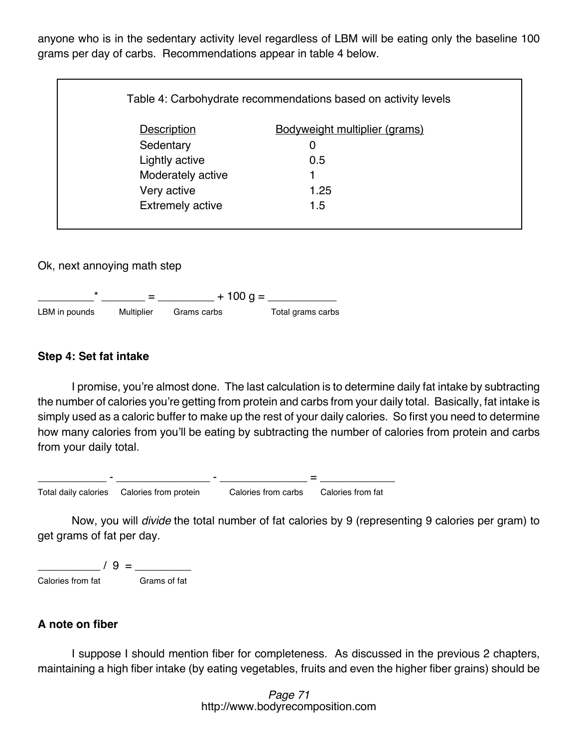anyone who is in the sedentary activity level regardless of LBM will be eating only the baseline 100 grams per day of carbs. Recommendations appear in table 4 below.

Table 4: Carbohydrate recommendations based on activity levels

| Description | Bodyweight multiplier (grams) |
|---|---|
| Sedentary | 0 |
| Lightly active | 0.5 |
| Moderately active | 1 |
| Very active | 1.25 |
| Extremely active | 1.5 |

Ok, next annoying math step

_________* _______ = _________ + 100 g = ___________

LBM in pounds    Multiplier    Grams carbs    Total grams carbs

**Step 4: Set fat intake**

I promise, you're almost done. The last calculation is to determine daily fat intake by subtracting the number of calories you're getting from protein and carbs from your daily total. Basically, fat intake is simply used as a caloric buffer to make up the rest of your daily calories. So first you need to determine how many calories from you'll be eating by subtracting the number of calories from protein and carbs from your daily total.

___________ - _______________ - ______________ = ____________

Total daily calories    Calories from protein    Calories from carbs    Calories from fat

Now, you will *divide* the total number of fat calories by 9 (representing 9 calories per gram) to get grams of fat per day.

__________ / 9 = _________

Calories from fat    Grams of fat

**A note on fiber**

I suppose I should mention fiber for completeness. As discussed in the previous 2 chapters, maintaining a high fiber intake (by eating vegetables, fruits and even the higher fiber grains) should be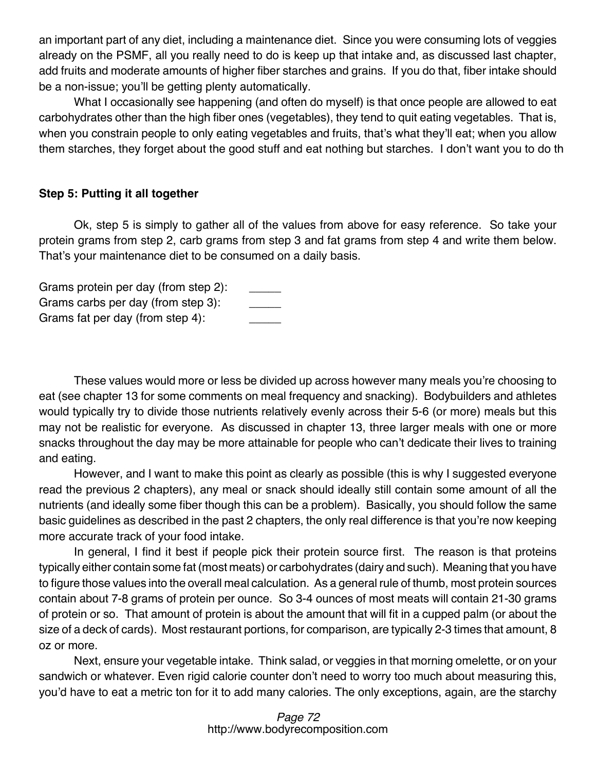an important part of any diet, including a maintenance diet. Since you were consuming lots of veggies already on the PSMF, all you really need to do is keep up that intake and, as discussed last chapter, add fruits and moderate amounts of higher fiber starches and grains. If you do that, fiber intake should be a non-issue; you'll be getting plenty automatically.

What I occasionally see happening (and often do myself) is that once people are allowed to eat carbohydrates other than the high fiber ones (vegetables), they tend to quit eating vegetables. That is, when you constrain people to only eating vegetables and fruits, that's what they'll eat; when you allow them starches, they forget about the good stuff and eat nothing but starches. I don't want you to do th

**Step 5: Putting it all together**

Ok, step 5 is simply to gather all of the values from above for easy reference. So take your protein grams from step 2, carb grams from step 3 and fat grams from step 4 and write them below. That's your maintenance diet to be consumed on a daily basis.

Grams protein per day (from step 2): _____
Grams carbs per day (from step 3): _____
Grams fat per day (from step 4): _____

These values would more or less be divided up across however many meals you're choosing to eat (see chapter 13 for some comments on meal frequency and snacking). Bodybuilders and athletes would typically try to divide those nutrients relatively evenly across their 5-6 (or more) meals but this may not be realistic for everyone. As discussed in chapter 13, three larger meals with one or more snacks throughout the day may be more attainable for people who can't dedicate their lives to training and eating.

However, and I want to make this point as clearly as possible (this is why I suggested everyone read the previous 2 chapters), any meal or snack should ideally still contain some amount of all the nutrients (and ideally some fiber though this can be a problem). Basically, you should follow the same basic guidelines as described in the past 2 chapters, the only real difference is that you're now keeping more accurate track of your food intake.

In general, I find it best if people pick their protein source first. The reason is that proteins typically either contain some fat (most meats) or carbohydrates (dairy and such). Meaning that you have to figure those values into the overall meal calculation. As a general rule of thumb, most protein sources contain about 7-8 grams of protein per ounce. So 3-4 ounces of most meats will contain 21-30 grams of protein or so. That amount of protein is about the amount that will fit in a cupped palm (or about the size of a deck of cards). Most restaurant portions, for comparison, are typically 2-3 times that amount, 8 oz or more.

Next, ensure your vegetable intake. Think salad, or veggies in that morning omelette, or on your sandwich or whatever. Even rigid calorie counter don't need to worry too much about measuring this, you'd have to eat a metric ton for it to add many calories. The only exceptions, again, are the starchy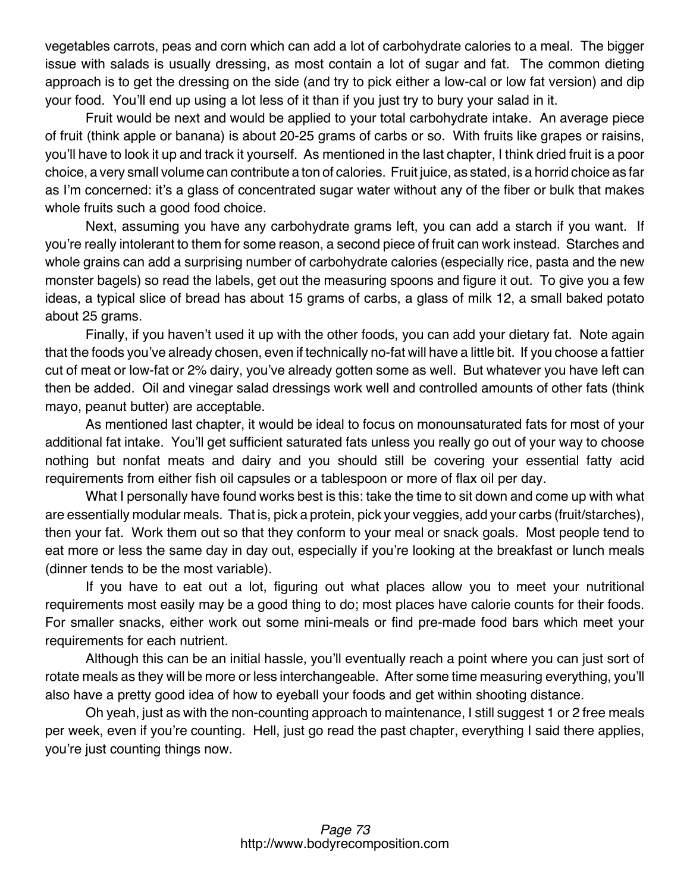vegetables carrots, peas and corn which can add a lot of carbohydrate calories to a meal. The bigger issue with salads is usually dressing, as most contain a lot of sugar and fat. The common dieting approach is to get the dressing on the side (and try to pick either a low-cal or low fat version) and dip your food. You'll end up using a lot less of it than if you just try to bury your salad in it.

Fruit would be next and would be applied to your total carbohydrate intake. An average piece of fruit (think apple or banana) is about 20-25 grams of carbs or so. With fruits like grapes or raisins, you'll have to look it up and track it yourself. As mentioned in the last chapter, I think dried fruit is a poor choice, a very small volume can contribute a ton of calories. Fruit juice, as stated, is a horrid choice as far as I'm concerned: it's a glass of concentrated sugar water without any of the fiber or bulk that makes whole fruits such a good food choice.

Next, assuming you have any carbohydrate grams left, you can add a starch if you want. If you're really intolerant to them for some reason, a second piece of fruit can work instead. Starches and whole grains can add a surprising number of carbohydrate calories (especially rice, pasta and the new monster bagels) so read the labels, get out the measuring spoons and figure it out. To give you a few ideas, a typical slice of bread has about 15 grams of carbs, a glass of milk 12, a small baked potato about 25 grams.

Finally, if you haven't used it up with the other foods, you can add your dietary fat. Note again that the foods you've already chosen, even if technically no-fat will have a little bit. If you choose a fattier cut of meat or low-fat or 2% dairy, you've already gotten some as well. But whatever you have left can then be added. Oil and vinegar salad dressings work well and controlled amounts of other fats (think mayo, peanut butter) are acceptable.

As mentioned last chapter, it would be ideal to focus on monounsaturated fats for most of your additional fat intake. You'll get sufficient saturated fats unless you really go out of your way to choose nothing but nonfat meats and dairy and you should still be covering your essential fatty acid requirements from either fish oil capsules or a tablespoon or more of flax oil per day.

What I personally have found works best is this: take the time to sit down and come up with what are essentially modular meals. That is, pick a protein, pick your veggies, add your carbs (fruit/starches), then your fat. Work them out so that they conform to your meal or snack goals. Most people tend to eat more or less the same day in day out, especially if you're looking at the breakfast or lunch meals (dinner tends to be the most variable).

If you have to eat out a lot, figuring out what places allow you to meet your nutritional requirements most easily may be a good thing to do; most places have calorie counts for their foods. For smaller snacks, either work out some mini-meals or find pre-made food bars which meet your requirements for each nutrient.

Although this can be an initial hassle, you'll eventually reach a point where you can just sort of rotate meals as they will be more or less interchangeable. After some time measuring everything, you'll also have a pretty good idea of how to eyeball your foods and get within shooting distance.

Oh yeah, just as with the non-counting approach to maintenance, I still suggest 1 or 2 free meals per week, even if you're counting. Hell, just go read the past chapter, everything I said there applies, you're just counting things now.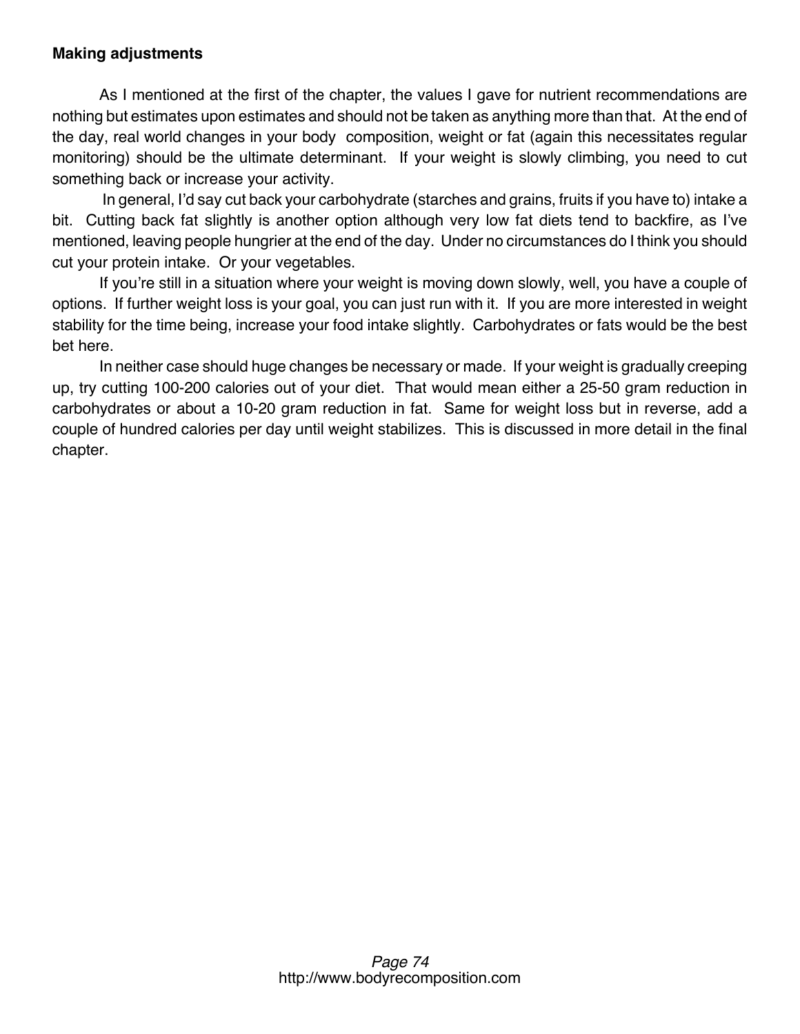**Making adjustments**

As I mentioned at the first of the chapter, the values I gave for nutrient recommendations are nothing but estimates upon estimates and should not be taken as anything more than that. At the end of the day, real world changes in your body composition, weight or fat (again this necessitates regular monitoring) should be the ultimate determinant. If your weight is slowly climbing, you need to cut something back or increase your activity.

In general, I'd say cut back your carbohydrate (starches and grains, fruits if you have to) intake a bit. Cutting back fat slightly is another option although very low fat diets tend to backfire, as I've mentioned, leaving people hungrier at the end of the day. Under no circumstances do I think you should cut your protein intake. Or your vegetables.

If you're still in a situation where your weight is moving down slowly, well, you have a couple of options. If further weight loss is your goal, you can just run with it. If you are more interested in weight stability for the time being, increase your food intake slightly. Carbohydrates or fats would be the best bet here.

In neither case should huge changes be necessary or made. If your weight is gradually creeping up, try cutting 100-200 calories out of your diet. That would mean either a 25-50 gram reduction in carbohydrates or about a 10-20 gram reduction in fat. Same for weight loss but in reverse, add a couple of hundred calories per day until weight stabilizes. This is discussed in more detail in the final chapter.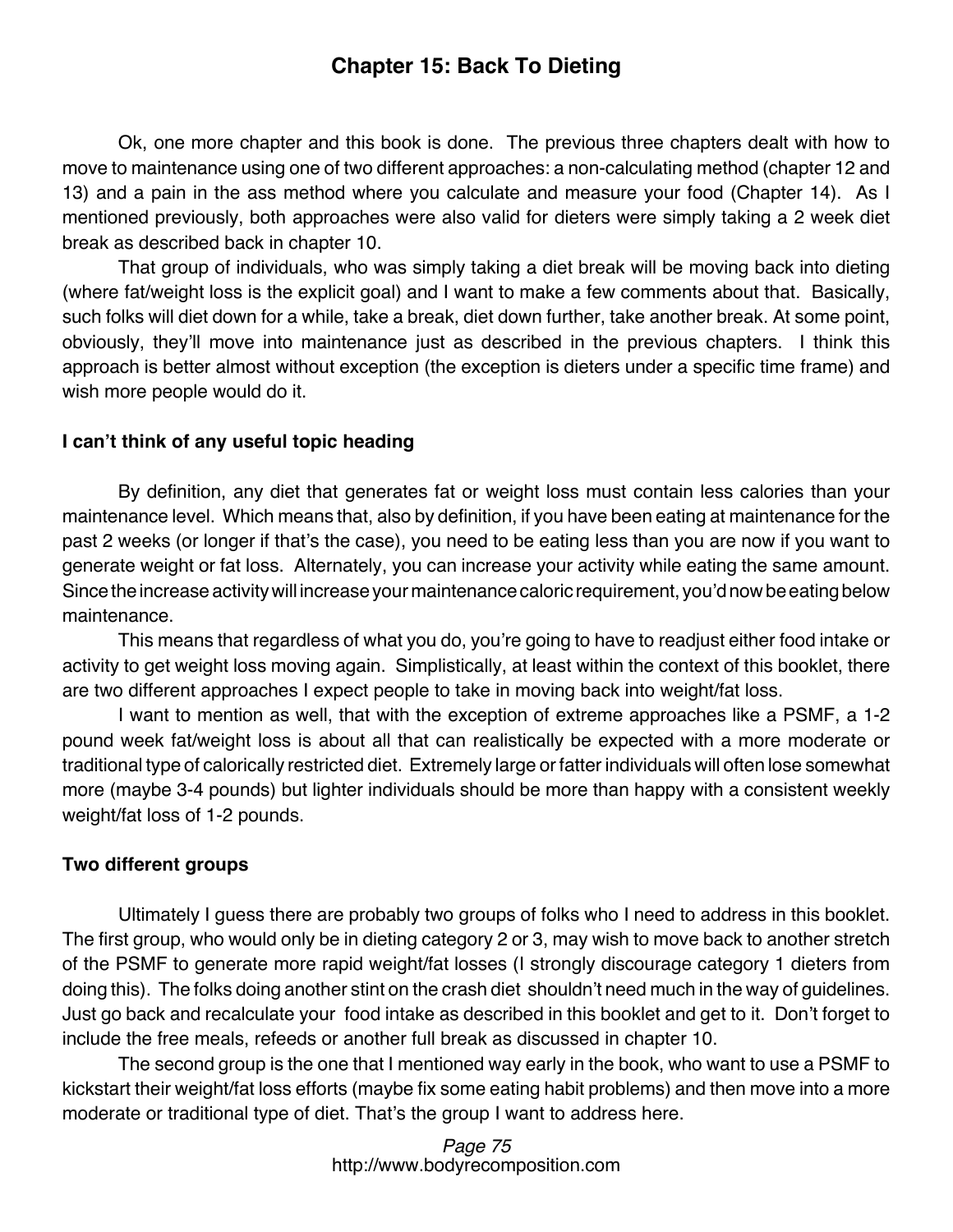# Chapter 15: Back To Dieting

Ok, one more chapter and this book is done. The previous three chapters dealt with how to move to maintenance using one of two different approaches: a non-calculating method (chapter 12 and 13) and a pain in the ass method where you calculate and measure your food (Chapter 14). As I mentioned previously, both approaches were also valid for dieters were simply taking a 2 week diet break as described back in chapter 10.

That group of individuals, who was simply taking a diet break will be moving back into dieting (where fat/weight loss is the explicit goal) and I want to make a few comments about that. Basically, such folks will diet down for a while, take a break, diet down further, take another break. At some point, obviously, they'll move into maintenance just as described in the previous chapters. I think this approach is better almost without exception (the exception is dieters under a specific time frame) and wish more people would do it.

## I can't think of any useful topic heading

By definition, any diet that generates fat or weight loss must contain less calories than your maintenance level. Which means that, also by definition, if you have been eating at maintenance for the past 2 weeks (or longer if that's the case), you need to be eating less than you are now if you want to generate weight or fat loss. Alternately, you can increase your activity while eating the same amount. Since the increase activity will increase your maintenance caloric requirement, you'd now be eating below maintenance.

This means that regardless of what you do, you're going to have to readjust either food intake or activity to get weight loss moving again. Simplistically, at least within the context of this booklet, there are two different approaches I expect people to take in moving back into weight/fat loss.

I want to mention as well, that with the exception of extreme approaches like a PSMF, a 1-2 pound week fat/weight loss is about all that can realistically be expected with a more moderate or traditional type of calorically restricted diet. Extremely large or fatter individuals will often lose somewhat more (maybe 3-4 pounds) but lighter individuals should be more than happy with a consistent weekly weight/fat loss of 1-2 pounds.

## Two different groups

Ultimately I guess there are probably two groups of folks who I need to address in this booklet. The first group, who would only be in dieting category 2 or 3, may wish to move back to another stretch of the PSMF to generate more rapid weight/fat losses (I strongly discourage category 1 dieters from doing this). The folks doing another stint on the crash diet shouldn't need much in the way of guidelines. Just go back and recalculate your food intake as described in this booklet and get to it. Don't forget to include the free meals, refeeds or another full break as discussed in chapter 10.

The second group is the one that I mentioned way early in the book, who want to use a PSMF to kickstart their weight/fat loss efforts (maybe fix some eating habit problems) and then move into a more moderate or traditional type of diet. That's the group I want to address here.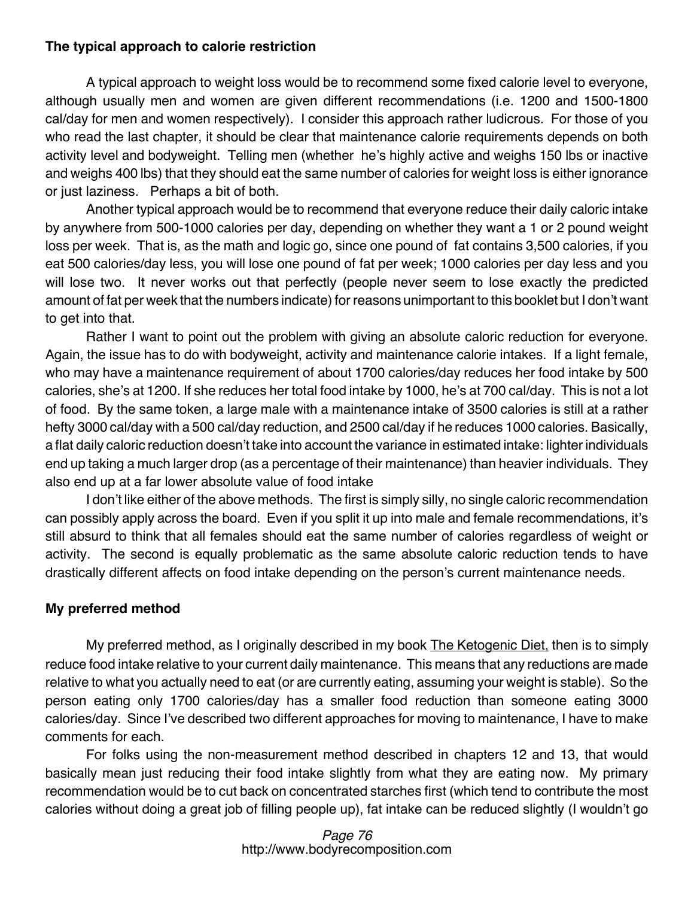**The typical approach to calorie restriction**

A typical approach to weight loss would be to recommend some fixed calorie level to everyone, although usually men and women are given different recommendations (i.e. 1200 and 1500-1800 cal/day for men and women respectively). I consider this approach rather ludicrous. For those of you who read the last chapter, it should be clear that maintenance calorie requirements depends on both activity level and bodyweight. Telling men (whether he's highly active and weighs 150 lbs or inactive and weighs 400 lbs) that they should eat the same number of calories for weight loss is either ignorance or just laziness. Perhaps a bit of both.

Another typical approach would be to recommend that everyone reduce their daily caloric intake by anywhere from 500-1000 calories per day, depending on whether they want a 1 or 2 pound weight loss per week. That is, as the math and logic go, since one pound of fat contains 3,500 calories, if you eat 500 calories/day less, you will lose one pound of fat per week; 1000 calories per day less and you will lose two. It never works out that perfectly (people never seem to lose exactly the predicted amount of fat per week that the numbers indicate) for reasons unimportant to this booklet but I don't want to get into that.

Rather I want to point out the problem with giving an absolute caloric reduction for everyone. Again, the issue has to do with bodyweight, activity and maintenance calorie intakes. If a light female, who may have a maintenance requirement of about 1700 calories/day reduces her food intake by 500 calories, she's at 1200. If she reduces her total food intake by 1000, he's at 700 cal/day. This is not a lot of food. By the same token, a large male with a maintenance intake of 3500 calories is still at a rather hefty 3000 cal/day with a 500 cal/day reduction, and 2500 cal/day if he reduces 1000 calories. Basically, a flat daily caloric reduction doesn't take into account the variance in estimated intake: lighter individuals end up taking a much larger drop (as a percentage of their maintenance) than heavier individuals. They also end up at a far lower absolute value of food intake

I don't like either of the above methods. The first is simply silly, no single caloric recommendation can possibly apply across the board. Even if you split it up into male and female recommendations, it's still absurd to think that all females should eat the same number of calories regardless of weight or activity. The second is equally problematic as the same absolute caloric reduction tends to have drastically different affects on food intake depending on the person's current maintenance needs.

**My preferred method**

My preferred method, as I originally described in my book The Ketogenic Diet, then is to simply reduce food intake relative to your current daily maintenance. This means that any reductions are made relative to what you actually need to eat (or are currently eating, assuming your weight is stable). So the person eating only 1700 calories/day has a smaller food reduction than someone eating 3000 calories/day. Since I've described two different approaches for moving to maintenance, I have to make comments for each.

For folks using the non-measurement method described in chapters 12 and 13, that would basically mean just reducing their food intake slightly from what they are eating now. My primary recommendation would be to cut back on concentrated starches first (which tend to contribute the most calories without doing a great job of filling people up), fat intake can be reduced slightly (I wouldn't go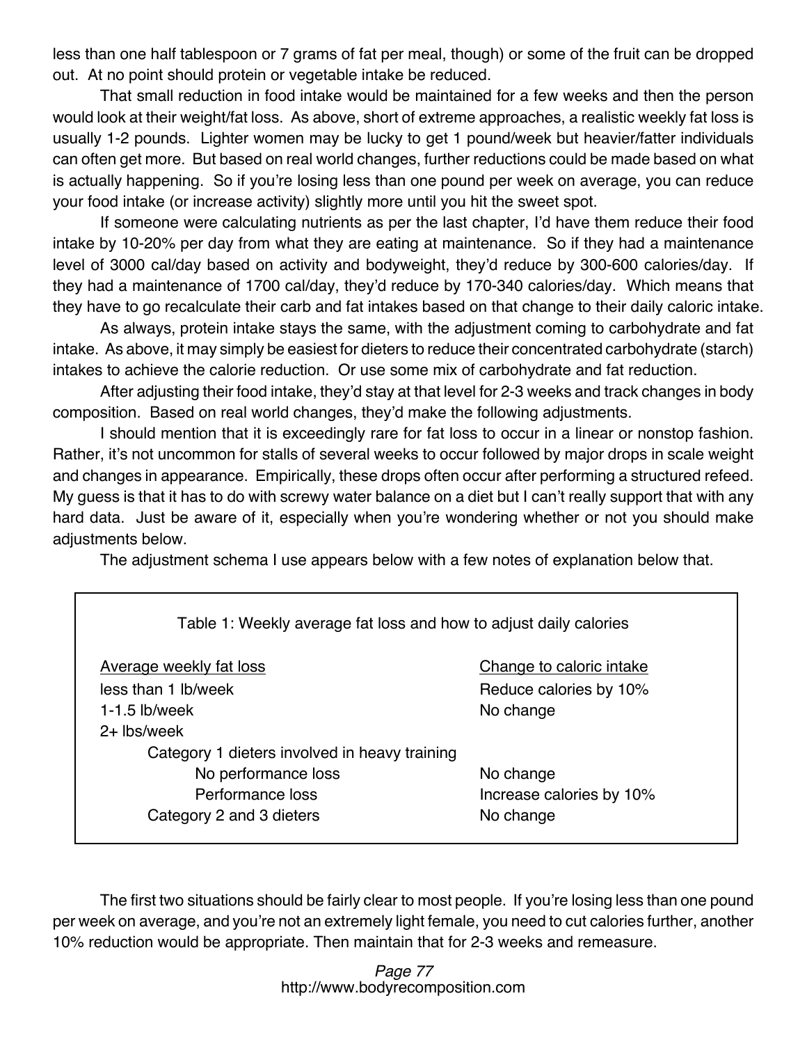less than one half tablespoon or 7 grams of fat per meal, though) or some of the fruit can be dropped out. At no point should protein or vegetable intake be reduced.

That small reduction in food intake would be maintained for a few weeks and then the person would look at their weight/fat loss. As above, short of extreme approaches, a realistic weekly fat loss is usually 1-2 pounds. Lighter women may be lucky to get 1 pound/week but heavier/fatter individuals can often get more. But based on real world changes, further reductions could be made based on what is actually happening. So if you're losing less than one pound per week on average, you can reduce your food intake (or increase activity) slightly more until you hit the sweet spot.

If someone were calculating nutrients as per the last chapter, I'd have them reduce their food intake by 10-20% per day from what they are eating at maintenance. So if they had a maintenance level of 3000 cal/day based on activity and bodyweight, they'd reduce by 300-600 calories/day. If they had a maintenance of 1700 cal/day, they'd reduce by 170-340 calories/day. Which means that they have to go recalculate their carb and fat intakes based on that change to their daily caloric intake.

As always, protein intake stays the same, with the adjustment coming to carbohydrate and fat intake. As above, it may simply be easiest for dieters to reduce their concentrated carbohydrate (starch) intakes to achieve the calorie reduction. Or use some mix of carbohydrate and fat reduction.

After adjusting their food intake, they'd stay at that level for 2-3 weeks and track changes in body composition. Based on real world changes, they'd make the following adjustments.

I should mention that it is exceedingly rare for fat loss to occur in a linear or nonstop fashion. Rather, it's not uncommon for stalls of several weeks to occur followed by major drops in scale weight and changes in appearance. Empirically, these drops often occur after performing a structured refeed. My guess is that it has to do with screwy water balance on a diet but I can't really support that with any hard data. Just be aware of it, especially when you're wondering whether or not you should make adjustments below.

The adjustment schema I use appears below with a few notes of explanation below that.

Table 1: Weekly average fat loss and how to adjust daily calories

| Average weekly fat loss | Change to caloric intake |
|---|---|
| less than 1 lb/week | Reduce calories by 10% |
| 1-1.5 lb/week | No change |
| 2+ lbs/week | |
| Category 1 dieters involved in heavy training | |
| No performance loss | No change |
| Performance loss | Increase calories by 10% |
| Category 2 and 3 dieters | No change |

The first two situations should be fairly clear to most people. If you're losing less than one pound per week on average, and you're not an extremely light female, you need to cut calories further, another 10% reduction would be appropriate. Then maintain that for 2-3 weeks and remeasure.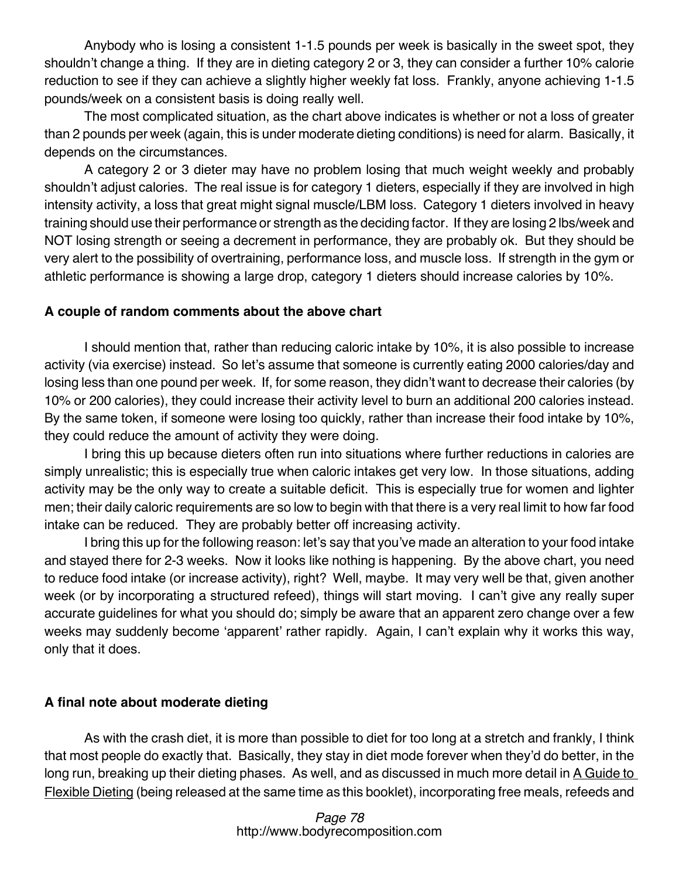Anybody who is losing a consistent 1-1.5 pounds per week is basically in the sweet spot, they shouldn't change a thing. If they are in dieting category 2 or 3, they can consider a further 10% calorie reduction to see if they can achieve a slightly higher weekly fat loss. Frankly, anyone achieving 1-1.5 pounds/week on a consistent basis is doing really well.

The most complicated situation, as the chart above indicates is whether or not a loss of greater than 2 pounds per week (again, this is under moderate dieting conditions) is need for alarm. Basically, it depends on the circumstances.

A category 2 or 3 dieter may have no problem losing that much weight weekly and probably shouldn't adjust calories. The real issue is for category 1 dieters, especially if they are involved in high intensity activity, a loss that great might signal muscle/LBM loss. Category 1 dieters involved in heavy training should use their performance or strength as the deciding factor. If they are losing 2 lbs/week and NOT losing strength or seeing a decrement in performance, they are probably ok. But they should be very alert to the possibility of overtraining, performance loss, and muscle loss. If strength in the gym or athletic performance is showing a large drop, category 1 dieters should increase calories by 10%.

**A couple of random comments about the above chart**

I should mention that, rather than reducing caloric intake by 10%, it is also possible to increase activity (via exercise) instead. So let's assume that someone is currently eating 2000 calories/day and losing less than one pound per week. If, for some reason, they didn't want to decrease their calories (by 10% or 200 calories), they could increase their activity level to burn an additional 200 calories instead. By the same token, if someone were losing too quickly, rather than increase their food intake by 10%, they could reduce the amount of activity they were doing.

I bring this up because dieters often run into situations where further reductions in calories are simply unrealistic; this is especially true when caloric intakes get very low. In those situations, adding activity may be the only way to create a suitable deficit. This is especially true for women and lighter men; their daily caloric requirements are so low to begin with that there is a very real limit to how far food intake can be reduced. They are probably better off increasing activity.

I bring this up for the following reason: let's say that you've made an alteration to your food intake and stayed there for 2-3 weeks. Now it looks like nothing is happening. By the above chart, you need to reduce food intake (or increase activity), right? Well, maybe. It may very well be that, given another week (or by incorporating a structured refeed), things will start moving. I can't give any really super accurate guidelines for what you should do; simply be aware that an apparent zero change over a few weeks may suddenly become 'apparent' rather rapidly. Again, I can't explain why it works this way, only that it does.

**A final note about moderate dieting**

As with the crash diet, it is more than possible to diet for too long at a stretch and frankly, I think that most people do exactly that. Basically, they stay in diet mode forever when they'd do better, in the long run, breaking up their dieting phases. As well, and as discussed in much more detail in <u>A Guide to Flexible Dieting</u> (being released at the same time as this booklet), incorporating free meals, refeeds and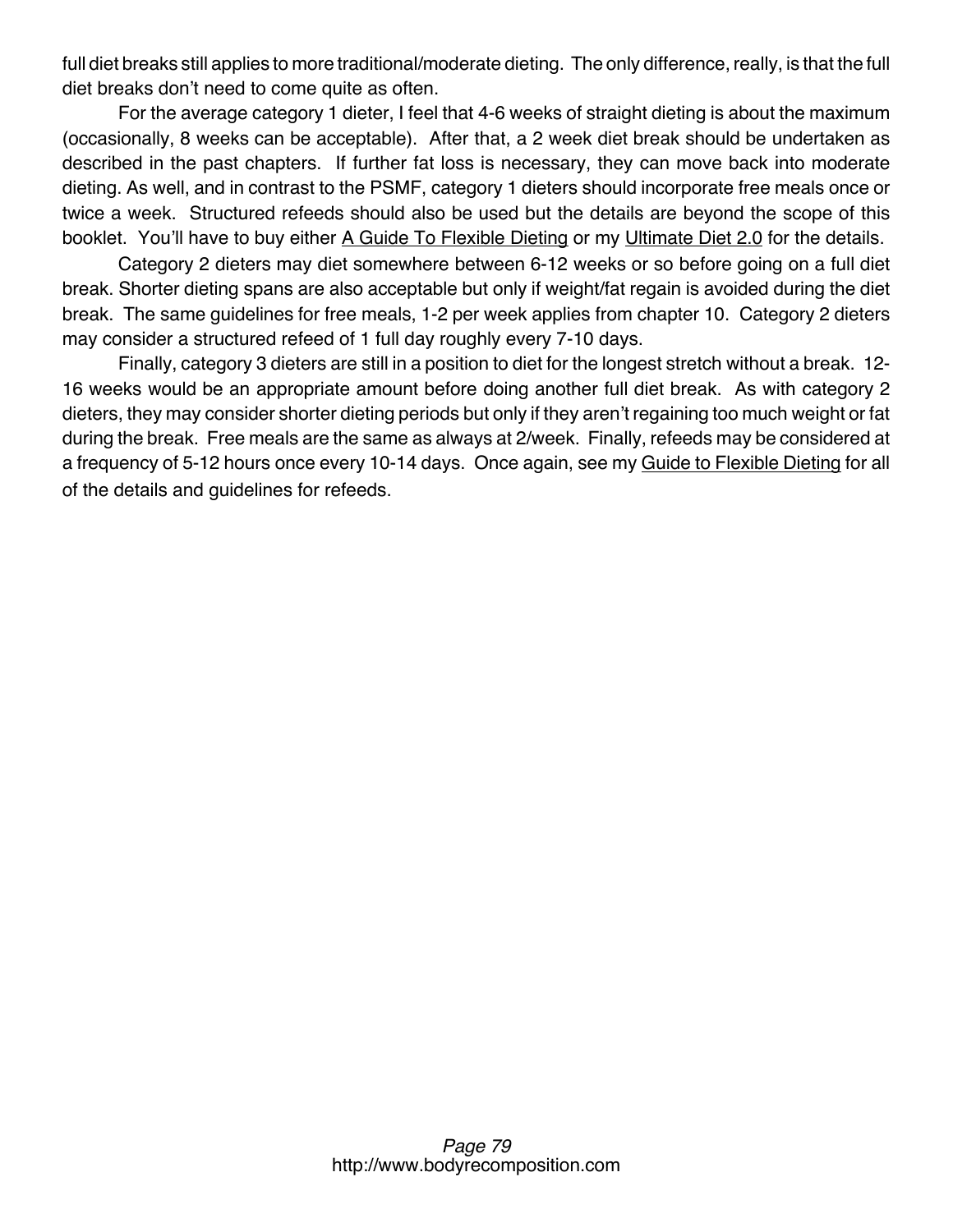full diet breaks still applies to more traditional/moderate dieting. The only difference, really, is that the full diet breaks don't need to come quite as often.

For the average category 1 dieter, I feel that 4-6 weeks of straight dieting is about the maximum (occasionally, 8 weeks can be acceptable). After that, a 2 week diet break should be undertaken as described in the past chapters. If further fat loss is necessary, they can move back into moderate dieting. As well, and in contrast to the PSMF, category 1 dieters should incorporate free meals once or twice a week. Structured refeeds should also be used but the details are beyond the scope of this booklet. You'll have to buy either A Guide To Flexible Dieting or my Ultimate Diet 2.0 for the details.

Category 2 dieters may diet somewhere between 6-12 weeks or so before going on a full diet break. Shorter dieting spans are also acceptable but only if weight/fat regain is avoided during the diet break. The same guidelines for free meals, 1-2 per week applies from chapter 10. Category 2 dieters may consider a structured refeed of 1 full day roughly every 7-10 days.

Finally, category 3 dieters are still in a position to diet for the longest stretch without a break. 12-16 weeks would be an appropriate amount before doing another full diet break. As with category 2 dieters, they may consider shorter dieting periods but only if they aren't regaining too much weight or fat during the break. Free meals are the same as always at 2/week. Finally, refeeds may be considered at a frequency of 5-12 hours once every 10-14 days. Once again, see my Guide to Flexible Dieting for all of the details and guidelines for refeeds.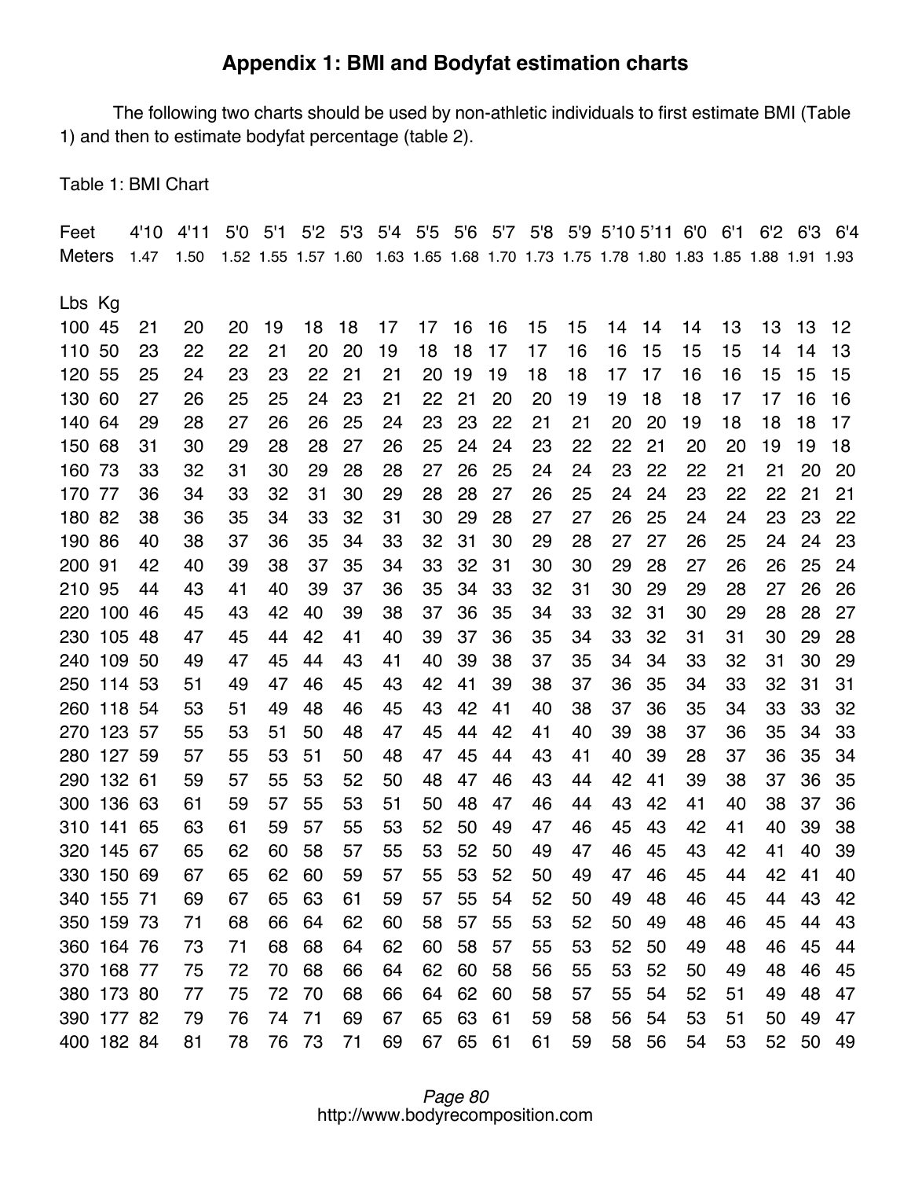## Appendix 1: BMI and Bodyfat estimation charts

The following two charts should be used by non-athletic individuals to first estimate BMI (Table 1) and then to estimate bodyfat percentage (table 2).

Table 1: BMI Chart

| Feet | | 4'10 | 4'11 | 5'0 | 5'1 | 5'2 | 5'3 | 5'4 | 5'5 | 5'6 | 5'7 | 5'8 | 5'9 | 5'10 | 5'11 | 6'0 | 6'1 | 6'2 | 6'3 | 6'4 |
|---|---|---|---|---|---|---|---|---|---|---|---|---|---|---|---|---|---|---|---|---|
| Meters | | 1.47 | 1.50 | 1.52 | 1.55 | 1.57 | 1.60 | 1.63 | 1.65 | 1.68 | 1.70 | 1.73 | 1.75 | 1.78 | 1.80 | 1.83 | 1.85 | 1.88 | 1.91 | 1.93 |
| Lbs | Kg | | | | | | | | | | | | | | | | | | | |
| 100 | 45 | 21 | 20 | 20 | 19 | 18 | 18 | 17 | 17 | 16 | 16 | 15 | 15 | 14 | 14 | 14 | 13 | 13 | 13 | 12 |
| 110 | 50 | 23 | 22 | 22 | 21 | 20 | 20 | 19 | 18 | 18 | 17 | 17 | 16 | 16 | 15 | 15 | 15 | 14 | 14 | 13 |
| 120 | 55 | 25 | 24 | 23 | 23 | 22 | 21 | 21 | 20 | 19 | 19 | 18 | 18 | 17 | 17 | 16 | 16 | 15 | 15 | 15 |
| 130 | 60 | 27 | 26 | 25 | 25 | 24 | 23 | 21 | 22 | 21 | 20 | 20 | 19 | 19 | 18 | 18 | 17 | 17 | 16 | 16 |
| 140 | 64 | 29 | 28 | 27 | 26 | 26 | 25 | 24 | 23 | 23 | 22 | 21 | 21 | 20 | 20 | 19 | 18 | 18 | 18 | 17 |
| 150 | 68 | 31 | 30 | 29 | 28 | 28 | 27 | 26 | 25 | 24 | 24 | 23 | 22 | 22 | 21 | 20 | 20 | 19 | 19 | 18 |
| 160 | 73 | 33 | 32 | 31 | 30 | 29 | 28 | 28 | 27 | 26 | 25 | 24 | 24 | 23 | 22 | 22 | 21 | 21 | 20 | 20 |
| 170 | 77 | 36 | 34 | 33 | 32 | 31 | 30 | 29 | 28 | 28 | 27 | 26 | 25 | 24 | 24 | 23 | 22 | 22 | 21 | 21 |
| 180 | 82 | 38 | 36 | 35 | 34 | 33 | 32 | 31 | 30 | 29 | 28 | 27 | 27 | 26 | 25 | 24 | 24 | 23 | 23 | 22 |
| 190 | 86 | 40 | 38 | 37 | 36 | 35 | 34 | 33 | 32 | 31 | 30 | 29 | 28 | 27 | 27 | 26 | 25 | 24 | 24 | 23 |
| 200 | 91 | 42 | 40 | 39 | 38 | 37 | 35 | 34 | 33 | 32 | 31 | 30 | 30 | 29 | 28 | 27 | 26 | 26 | 25 | 24 |
| 210 | 95 | 44 | 43 | 41 | 40 | 39 | 37 | 36 | 35 | 34 | 33 | 32 | 31 | 30 | 29 | 29 | 28 | 27 | 26 | 26 |
| 220 | 100 | 46 | 45 | 43 | 42 | 40 | 39 | 38 | 37 | 36 | 35 | 34 | 33 | 32 | 31 | 30 | 29 | 28 | 28 | 27 |
| 230 | 105 | 48 | 47 | 45 | 44 | 42 | 41 | 40 | 39 | 37 | 36 | 35 | 34 | 33 | 32 | 31 | 31 | 30 | 29 | 28 |
| 240 | 109 | 50 | 49 | 47 | 45 | 44 | 43 | 41 | 40 | 39 | 38 | 37 | 35 | 34 | 34 | 33 | 32 | 31 | 30 | 29 |
| 250 | 114 | 53 | 51 | 49 | 47 | 46 | 45 | 43 | 42 | 41 | 39 | 38 | 37 | 36 | 35 | 34 | 33 | 32 | 31 | 31 |
| 260 | 118 | 54 | 53 | 51 | 49 | 48 | 46 | 45 | 43 | 42 | 41 | 40 | 38 | 37 | 36 | 35 | 34 | 33 | 33 | 32 |
| 270 | 123 | 57 | 55 | 53 | 51 | 50 | 48 | 47 | 45 | 44 | 42 | 41 | 40 | 39 | 38 | 37 | 36 | 35 | 34 | 33 |
| 280 | 127 | 59 | 57 | 55 | 53 | 51 | 50 | 48 | 47 | 45 | 44 | 43 | 41 | 40 | 39 | 28 | 37 | 36 | 35 | 34 |
| 290 | 132 | 61 | 59 | 57 | 55 | 53 | 52 | 50 | 48 | 47 | 46 | 43 | 44 | 42 | 41 | 39 | 38 | 37 | 36 | 35 |
| 300 | 136 | 63 | 61 | 59 | 57 | 55 | 53 | 51 | 50 | 48 | 47 | 46 | 44 | 43 | 42 | 41 | 40 | 38 | 37 | 36 |
| 310 | 141 | 65 | 63 | 61 | 59 | 57 | 55 | 53 | 52 | 50 | 49 | 47 | 46 | 45 | 43 | 42 | 41 | 40 | 39 | 38 |
| 320 | 145 | 67 | 65 | 62 | 60 | 58 | 57 | 55 | 53 | 52 | 50 | 49 | 47 | 46 | 45 | 43 | 42 | 41 | 40 | 39 |
| 330 | 150 | 69 | 67 | 65 | 62 | 60 | 59 | 57 | 55 | 53 | 52 | 50 | 49 | 47 | 46 | 45 | 44 | 42 | 41 | 40 |
| 340 | 155 | 71 | 69 | 67 | 65 | 63 | 61 | 59 | 57 | 55 | 54 | 52 | 50 | 49 | 48 | 46 | 45 | 44 | 43 | 42 |
| 350 | 159 | 73 | 71 | 68 | 66 | 64 | 62 | 60 | 58 | 57 | 55 | 53 | 52 | 50 | 49 | 48 | 46 | 45 | 44 | 43 |
| 360 | 164 | 76 | 73 | 71 | 68 | 68 | 64 | 62 | 60 | 58 | 57 | 55 | 53 | 52 | 50 | 49 | 48 | 46 | 45 | 44 |
| 370 | 168 | 77 | 75 | 72 | 70 | 68 | 66 | 64 | 62 | 60 | 58 | 56 | 55 | 53 | 52 | 50 | 49 | 48 | 46 | 45 |
| 380 | 173 | 80 | 77 | 75 | 72 | 70 | 68 | 66 | 64 | 62 | 60 | 58 | 57 | 55 | 54 | 52 | 51 | 49 | 48 | 47 |
| 390 | 177 | 82 | 79 | 76 | 74 | 71 | 69 | 67 | 65 | 63 | 61 | 59 | 58 | 56 | 54 | 53 | 51 | 50 | 49 | 47 |
| 400 | 182 | 84 | 81 | 78 | 76 | 73 | 71 | 69 | 67 | 65 | 61 | 61 | 59 | 58 | 56 | 54 | 53 | 52 | 50 | 49 |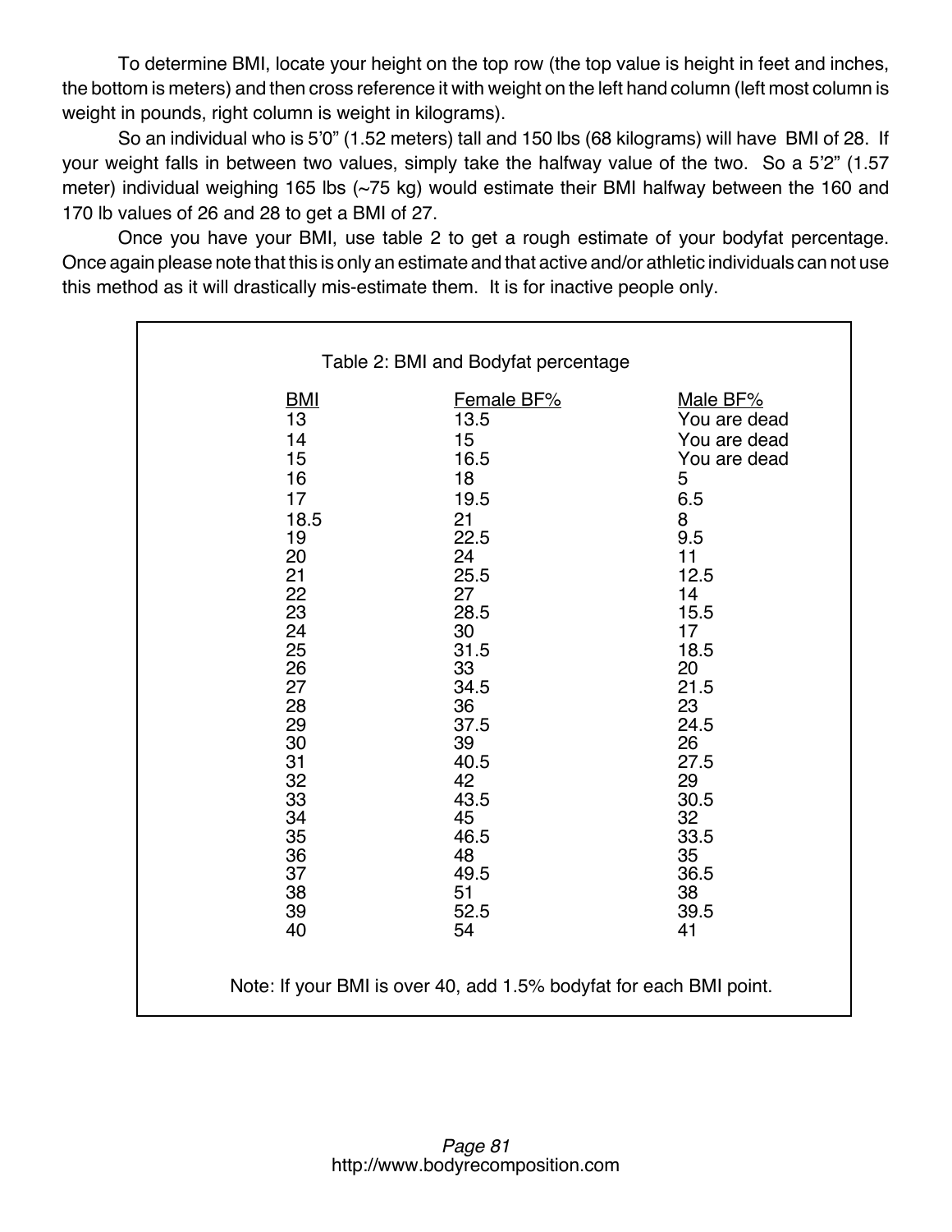To determine BMI, locate your height on the top row (the top value is height in feet and inches, the bottom is meters) and then cross reference it with weight on the left hand column (left most column is weight in pounds, right column is weight in kilograms).

So an individual who is 5'0" (1.52 meters) tall and 150 lbs (68 kilograms) will have BMI of 28. If your weight falls in between two values, simply take the halfway value of the two. So a 5'2" (1.57 meter) individual weighing 165 lbs (~75 kg) would estimate their BMI halfway between the 160 and 170 lb values of 26 and 28 to get a BMI of 27.

Once you have your BMI, use table 2 to get a rough estimate of your bodyfat percentage. Once again please note that this is only an estimate and that active and/or athletic individuals can not use this method as it will drastically mis-estimate them. It is for inactive people only.

Table 2: BMI and Bodyfat percentage

| BMI | Female BF% | Male BF% |
|---|---|---|
| 13 | 13.5 | You are dead |
| 14 | 15 | You are dead |
| 15 | 16.5 | You are dead |
| 16 | 18 | 5 |
| 17 | 19.5 | 6.5 |
| 18.5 | 21 | 8 |
| 19 | 22.5 | 9.5 |
| 20 | 24 | 11 |
| 21 | 25.5 | 12.5 |
| 22 | 27 | 14 |
| 23 | 28.5 | 15.5 |
| 24 | 30 | 17 |
| 25 | 31.5 | 18.5 |
| 26 | 33 | 20 |
| 27 | 34.5 | 21.5 |
| 28 | 36 | 23 |
| 29 | 37.5 | 24.5 |
| 30 | 39 | 26 |
| 31 | 40.5 | 27.5 |
| 32 | 42 | 29 |
| 33 | 43.5 | 30.5 |
| 34 | 45 | 32 |
| 35 | 46.5 | 33.5 |
| 36 | 48 | 35 |
| 37 | 49.5 | 36.5 |
| 38 | 51 | 38 |
| 39 | 52.5 | 39.5 |
| 40 | 54 | 41 |

Note: If your BMI is over 40, add 1.5% bodyfat for each BMI point.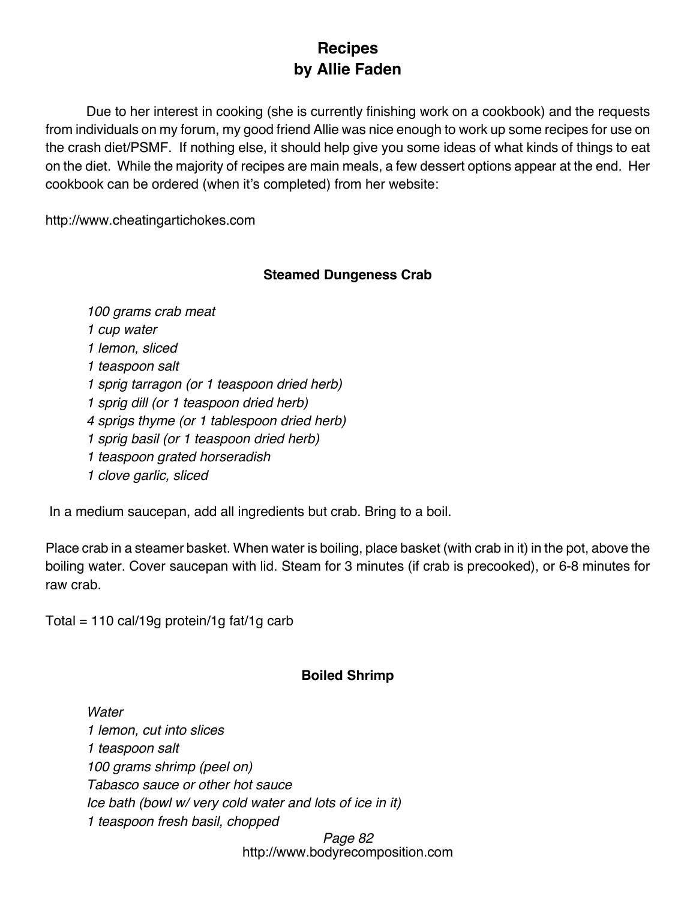# Recipes
# by Allie Faden

Due to her interest in cooking (she is currently finishing work on a cookbook) and the requests from individuals on my forum, my good friend Allie was nice enough to work up some recipes for use on the crash diet/PSMF. If nothing else, it should help give you some ideas of what kinds of things to eat on the diet. While the majority of recipes are main meals, a few dessert options appear at the end. Her cookbook can be ordered (when it's completed) from her website:

http://www.cheatingartichokes.com

### Steamed Dungeness Crab

*100 grams crab meat*
*1 cup water*
*1 lemon, sliced*
*1 teaspoon salt*
*1 sprig tarragon (or 1 teaspoon dried herb)*
*1 sprig dill (or 1 teaspoon dried herb)*
*4 sprigs thyme (or 1 tablespoon dried herb)*
*1 sprig basil (or 1 teaspoon dried herb)*
*1 teaspoon grated horseradish*
*1 clove garlic, sliced*

In a medium saucepan, add all ingredients but crab. Bring to a boil.

Place crab in a steamer basket. When water is boiling, place basket (with crab in it) in the pot, above the boiling water. Cover saucepan with lid. Steam for 3 minutes (if crab is precooked), or 6-8 minutes for raw crab.

Total = 110 cal/19g protein/1g fat/1g carb

### Boiled Shrimp

*Water*
*1 lemon, cut into slices*
*1 teaspoon salt*
*100 grams shrimp (peel on)*
*Tabasco sauce or other hot sauce*
*Ice bath (bowl w/ very cold water and lots of ice in it)*
*1 teaspoon fresh basil, chopped*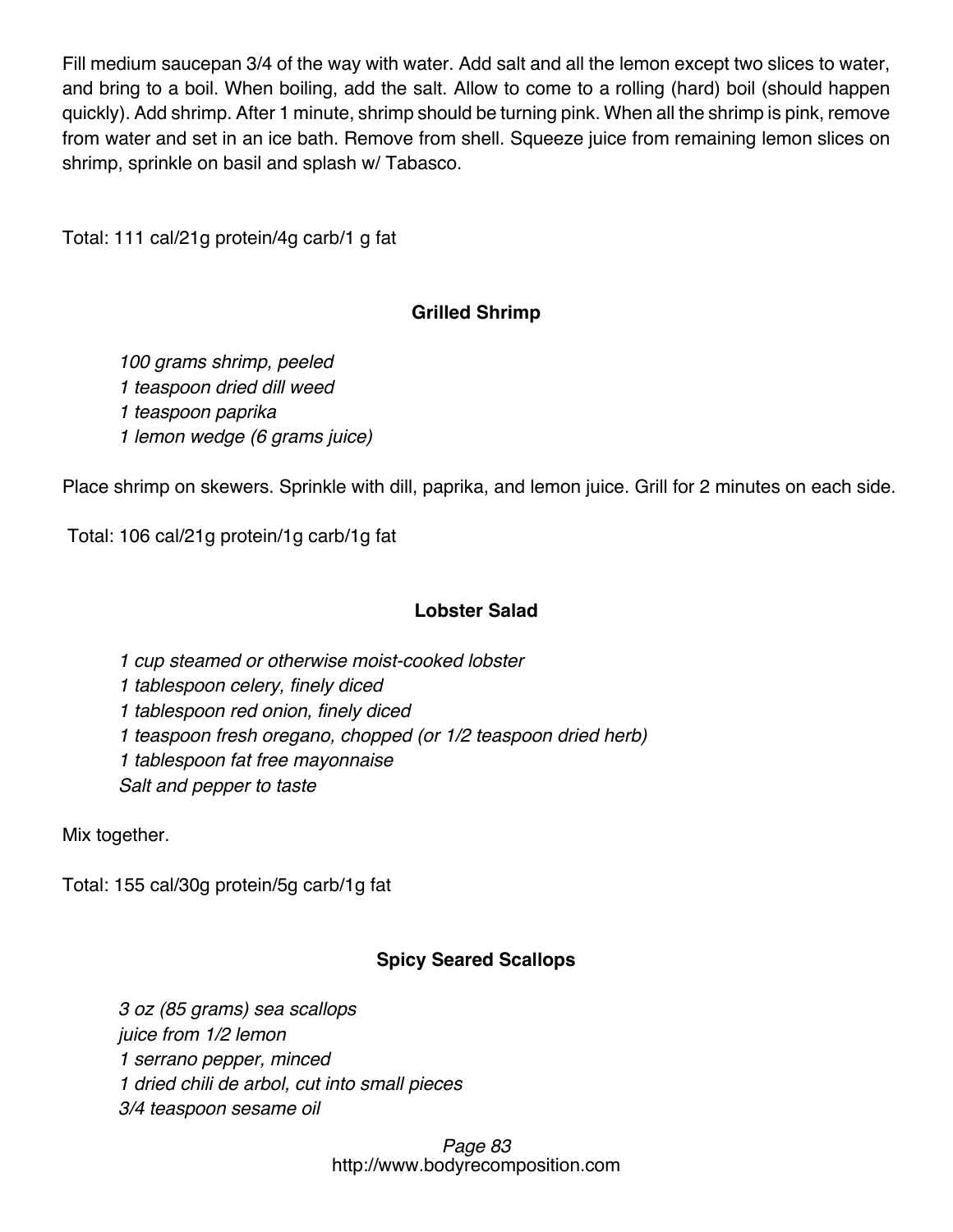Fill medium saucepan 3/4 of the way with water. Add salt and all the lemon except two slices to water, and bring to a boil. When boiling, add the salt. Allow to come to a rolling (hard) boil (should happen quickly). Add shrimp. After 1 minute, shrimp should be turning pink. When all the shrimp is pink, remove from water and set in an ice bath. Remove from shell. Squeeze juice from remaining lemon slices on shrimp, sprinkle on basil and splash w/ Tabasco.

Total: 111 cal/21g protein/4g carb/1 g fat

### Grilled Shrimp

*100 grams shrimp, peeled*
*1 teaspoon dried dill weed*
*1 teaspoon paprika*
*1 lemon wedge (6 grams juice)*

Place shrimp on skewers. Sprinkle with dill, paprika, and lemon juice. Grill for 2 minutes on each side.

Total: 106 cal/21g protein/1g carb/1g fat

### Lobster Salad

*1 cup steamed or otherwise moist-cooked lobster*
*1 tablespoon celery, finely diced*
*1 tablespoon red onion, finely diced*
*1 teaspoon fresh oregano, chopped (or 1/2 teaspoon dried herb)*
*1 tablespoon fat free mayonnaise*
*Salt and pepper to taste*

Mix together.

Total: 155 cal/30g protein/5g carb/1g fat

### Spicy Seared Scallops

*3 oz (85 grams) sea scallops*
*juice from 1/2 lemon*
*1 serrano pepper, minced*
*1 dried chili de arbol, cut into small pieces*
*3/4 teaspoon sesame oil*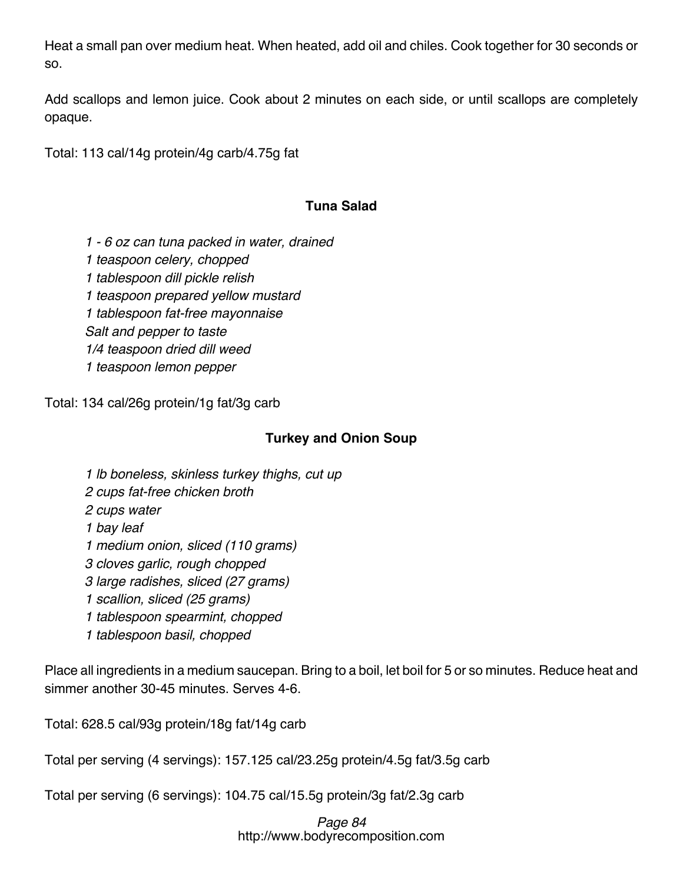Heat a small pan over medium heat. When heated, add oil and chiles. Cook together for 30 seconds or so.

Add scallops and lemon juice. Cook about 2 minutes on each side, or until scallops are completely opaque.

Total: 113 cal/14g protein/4g carb/4.75g fat

### Tuna Salad

*1 - 6 oz can tuna packed in water, drained*
*1 teaspoon celery, chopped*
*1 tablespoon dill pickle relish*
*1 teaspoon prepared yellow mustard*
*1 tablespoon fat-free mayonnaise*
*Salt and pepper to taste*
*1/4 teaspoon dried dill weed*
*1 teaspoon lemon pepper*

Total: 134 cal/26g protein/1g fat/3g carb

### Turkey and Onion Soup

*1 lb boneless, skinless turkey thighs, cut up*
*2 cups fat-free chicken broth*
*2 cups water*
*1 bay leaf*
*1 medium onion, sliced (110 grams)*
*3 cloves garlic, rough chopped*
*3 large radishes, sliced (27 grams)*
*1 scallion, sliced (25 grams)*
*1 tablespoon spearmint, chopped*
*1 tablespoon basil, chopped*

Place all ingredients in a medium saucepan. Bring to a boil, let boil for 5 or so minutes. Reduce heat and simmer another 30-45 minutes. Serves 4-6.

Total: 628.5 cal/93g protein/18g fat/14g carb

Total per serving (4 servings): 157.125 cal/23.25g protein/4.5g fat/3.5g carb

Total per serving (6 servings): 104.75 cal/15.5g protein/3g fat/2.3g carb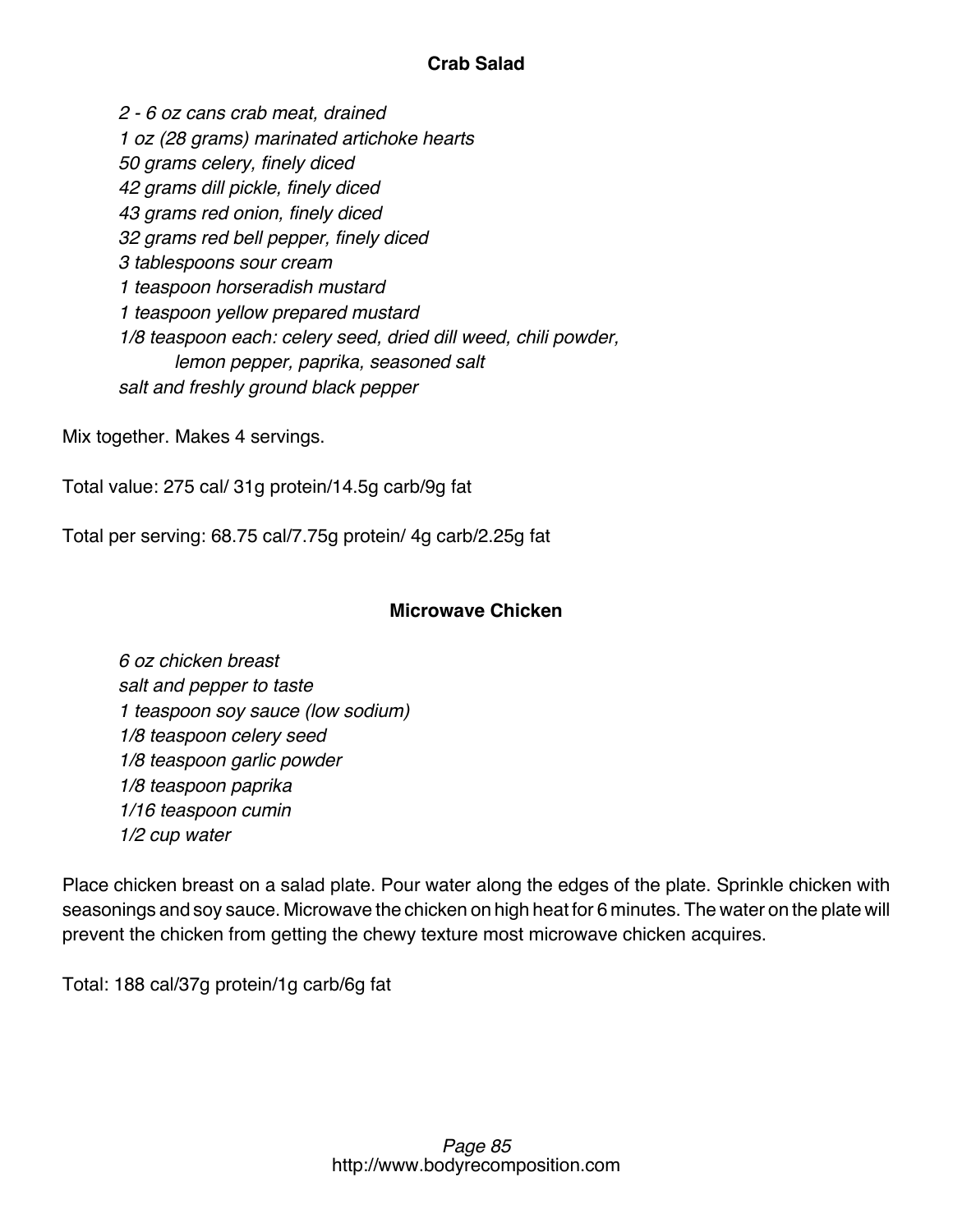## Crab Salad

*2 - 6 oz cans crab meat, drained*
*1 oz (28 grams) marinated artichoke hearts*
*50 grams celery, finely diced*
*42 grams dill pickle, finely diced*
*43 grams red onion, finely diced*
*32 grams red bell pepper, finely diced*
*3 tablespoons sour cream*
*1 teaspoon horseradish mustard*
*1 teaspoon yellow prepared mustard*
*1/8 teaspoon each: celery seed, dried dill weed, chili powder, lemon pepper, paprika, seasoned salt*
*salt and freshly ground black pepper*

Mix together. Makes 4 servings.

Total value: 275 cal/ 31g protein/14.5g carb/9g fat

Total per serving: 68.75 cal/7.75g protein/ 4g carb/2.25g fat

## Microwave Chicken

*6 oz chicken breast*
*salt and pepper to taste*
*1 teaspoon soy sauce (low sodium)*
*1/8 teaspoon celery seed*
*1/8 teaspoon garlic powder*
*1/8 teaspoon paprika*
*1/16 teaspoon cumin*
*1/2 cup water*

Place chicken breast on a salad plate. Pour water along the edges of the plate. Sprinkle chicken with seasonings and soy sauce. Microwave the chicken on high heat for 6 minutes. The water on the plate will prevent the chicken from getting the chewy texture most microwave chicken acquires.

Total: 188 cal/37g protein/1g carb/6g fat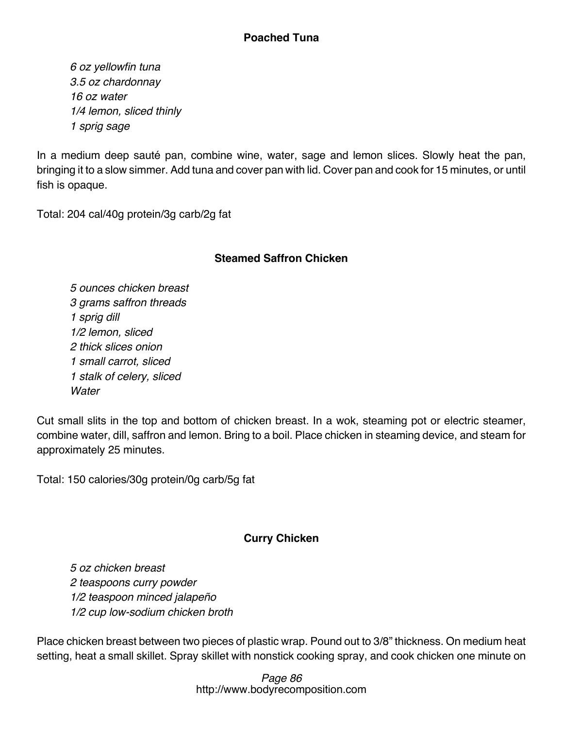### Poached Tuna

*6 oz yellowfin tuna*
*3.5 oz chardonnay*
*16 oz water*
*1/4 lemon, sliced thinly*
*1 sprig sage*

In a medium deep sauté pan, combine wine, water, sage and lemon slices. Slowly heat the pan, bringing it to a slow simmer. Add tuna and cover pan with lid. Cover pan and cook for 15 minutes, or until fish is opaque.

Total: 204 cal/40g protein/3g carb/2g fat

### Steamed Saffron Chicken

*5 ounces chicken breast*
*3 grams saffron threads*
*1 sprig dill*
*1/2 lemon, sliced*
*2 thick slices onion*
*1 small carrot, sliced*
*1 stalk of celery, sliced*
*Water*

Cut small slits in the top and bottom of chicken breast. In a wok, steaming pot or electric steamer, combine water, dill, saffron and lemon. Bring to a boil. Place chicken in steaming device, and steam for approximately 25 minutes.

Total: 150 calories/30g protein/0g carb/5g fat

### Curry Chicken

*5 oz chicken breast*
*2 teaspoons curry powder*
*1/2 teaspoon minced jalapeño*
*1/2 cup low-sodium chicken broth*

Place chicken breast between two pieces of plastic wrap. Pound out to 3/8" thickness. On medium heat setting, heat a small skillet. Spray skillet with nonstick cooking spray, and cook chicken one minute on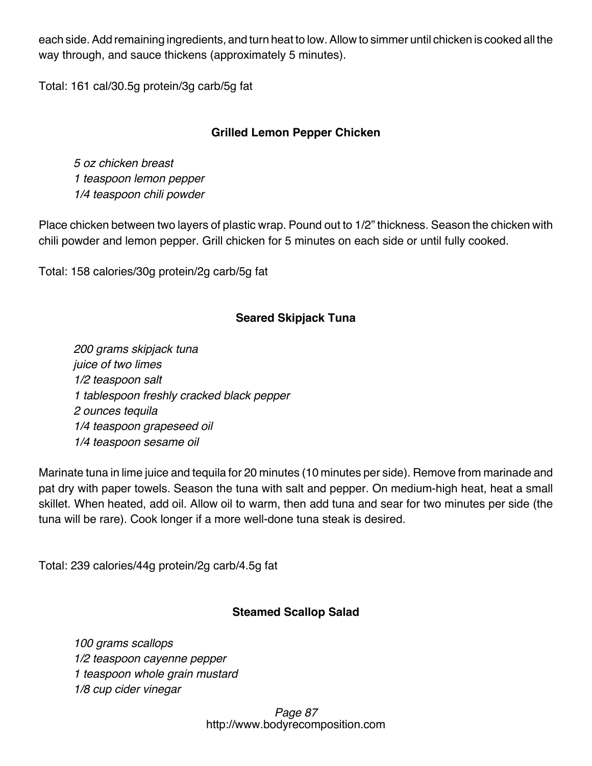each side. Add remaining ingredients, and turn heat to low. Allow to simmer until chicken is cooked all the way through, and sauce thickens (approximately 5 minutes).

Total: 161 cal/30.5g protein/3g carb/5g fat

### Grilled Lemon Pepper Chicken

*5 oz chicken breast*
*1 teaspoon lemon pepper*
*1/4 teaspoon chili powder*

Place chicken between two layers of plastic wrap. Pound out to 1/2" thickness. Season the chicken with chili powder and lemon pepper. Grill chicken for 5 minutes on each side or until fully cooked.

Total: 158 calories/30g protein/2g carb/5g fat

### Seared Skipjack Tuna

*200 grams skipjack tuna*
*juice of two limes*
*1/2 teaspoon salt*
*1 tablespoon freshly cracked black pepper*
*2 ounces tequila*
*1/4 teaspoon grapeseed oil*
*1/4 teaspoon sesame oil*

Marinate tuna in lime juice and tequila for 20 minutes (10 minutes per side). Remove from marinade and pat dry with paper towels. Season the tuna with salt and pepper. On medium-high heat, heat a small skillet. When heated, add oil. Allow oil to warm, then add tuna and sear for two minutes per side (the tuna will be rare). Cook longer if a more well-done tuna steak is desired.

Total: 239 calories/44g protein/2g carb/4.5g fat

### Steamed Scallop Salad

*100 grams scallops*
*1/2 teaspoon cayenne pepper*
*1 teaspoon whole grain mustard*
*1/8 cup cider vinegar*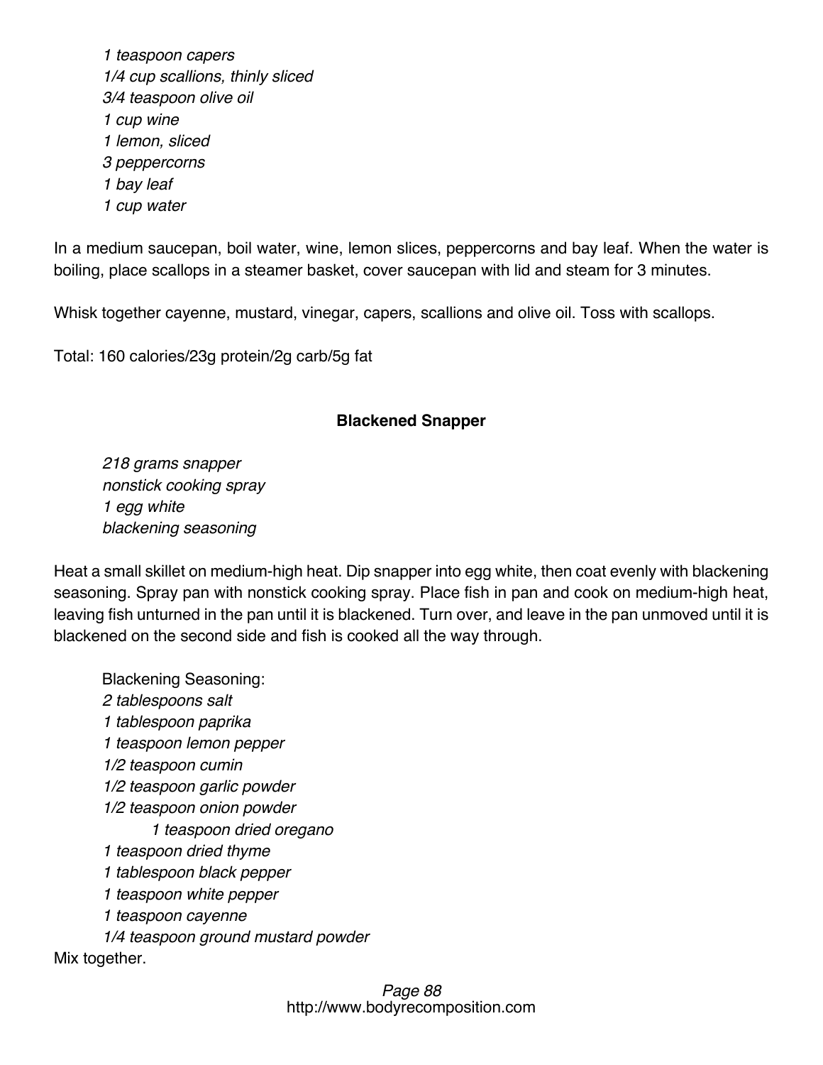*1 teaspoon capers*
*1/4 cup scallions, thinly sliced*
*3/4 teaspoon olive oil*
*1 cup wine*
*1 lemon, sliced*
*3 peppercorns*
*1 bay leaf*
*1 cup water*

In a medium saucepan, boil water, wine, lemon slices, peppercorns and bay leaf. When the water is boiling, place scallops in a steamer basket, cover saucepan with lid and steam for 3 minutes.

Whisk together cayenne, mustard, vinegar, capers, scallions and olive oil. Toss with scallops.

Total: 160 calories/23g protein/2g carb/5g fat

**Blackened Snapper**

*218 grams snapper*
*nonstick cooking spray*
*1 egg white*
*blackening seasoning*

Heat a small skillet on medium-high heat. Dip snapper into egg white, then coat evenly with blackening seasoning. Spray pan with nonstick cooking spray. Place fish in pan and cook on medium-high heat, leaving fish unturned in the pan until it is blackened. Turn over, and leave in the pan unmoved until it is blackened on the second side and fish is cooked all the way through.

Blackening Seasoning:
*2 tablespoons salt*
*1 tablespoon paprika*
*1 teaspoon lemon pepper*
*1/2 teaspoon cumin*
*1/2 teaspoon garlic powder*
*1/2 teaspoon onion powder*
*1 teaspoon dried oregano*
*1 teaspoon dried thyme*
*1 tablespoon black pepper*
*1 teaspoon white pepper*
*1 teaspoon cayenne*
*1/4 teaspoon ground mustard powder*

Mix together.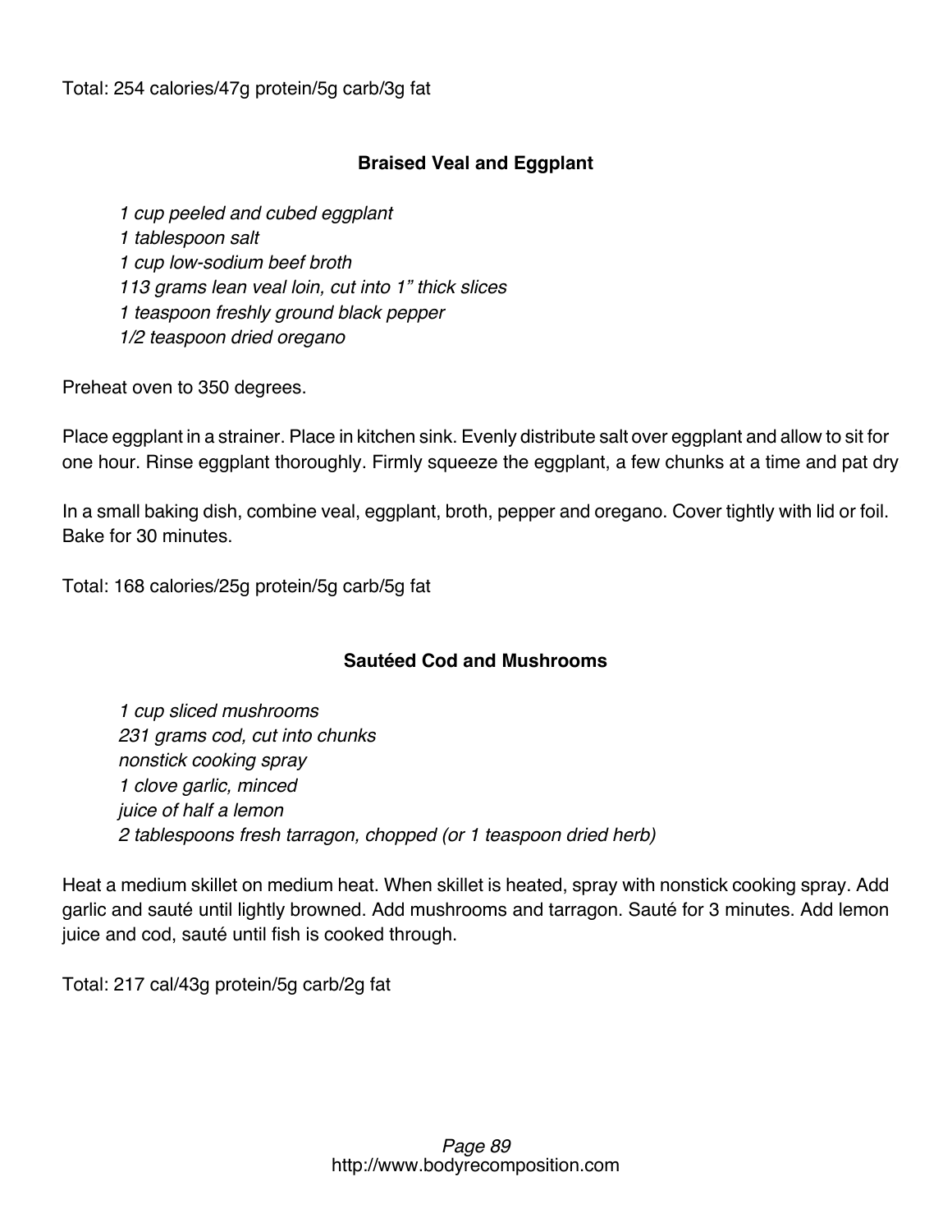Total: 254 calories/47g protein/5g carb/3g fat

### Braised Veal and Eggplant

*1 cup peeled and cubed eggplant*
*1 tablespoon salt*
*1 cup low-sodium beef broth*
*113 grams lean veal loin, cut into 1" thick slices*
*1 teaspoon freshly ground black pepper*
*1/2 teaspoon dried oregano*

Preheat oven to 350 degrees.

Place eggplant in a strainer. Place in kitchen sink. Evenly distribute salt over eggplant and allow to sit for one hour. Rinse eggplant thoroughly. Firmly squeeze the eggplant, a few chunks at a time and pat dry

In a small baking dish, combine veal, eggplant, broth, pepper and oregano. Cover tightly with lid or foil. Bake for 30 minutes.

Total: 168 calories/25g protein/5g carb/5g fat

### Sautéed Cod and Mushrooms

*1 cup sliced mushrooms*
*231 grams cod, cut into chunks*
*nonstick cooking spray*
*1 clove garlic, minced*
*juice of half a lemon*
*2 tablespoons fresh tarragon, chopped (or 1 teaspoon dried herb)*

Heat a medium skillet on medium heat. When skillet is heated, spray with nonstick cooking spray. Add garlic and sauté until lightly browned. Add mushrooms and tarragon. Sauté for 3 minutes. Add lemon juice and cod, sauté until fish is cooked through.

Total: 217 cal/43g protein/5g carb/2g fat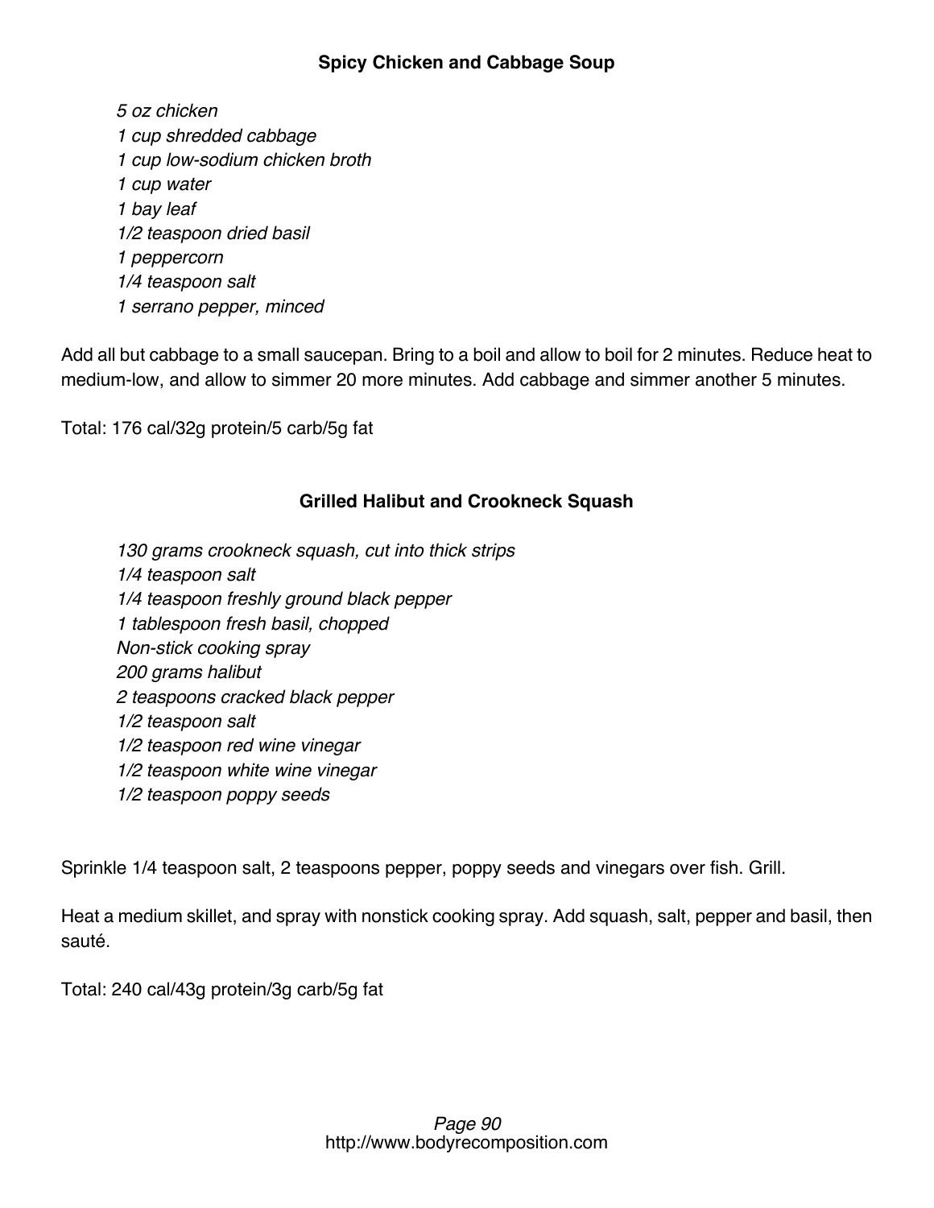### Spicy Chicken and Cabbage Soup

*5 oz chicken*
*1 cup shredded cabbage*
*1 cup low-sodium chicken broth*
*1 cup water*
*1 bay leaf*
*1/2 teaspoon dried basil*
*1 peppercorn*
*1/4 teaspoon salt*
*1 serrano pepper, minced*

Add all but cabbage to a small saucepan. Bring to a boil and allow to boil for 2 minutes. Reduce heat to medium-low, and allow to simmer 20 more minutes. Add cabbage and simmer another 5 minutes.

Total: 176 cal/32g protein/5 carb/5g fat

### Grilled Halibut and Crookneck Squash

*130 grams crookneck squash, cut into thick strips*
*1/4 teaspoon salt*
*1/4 teaspoon freshly ground black pepper*
*1 tablespoon fresh basil, chopped*
*Non-stick cooking spray*
*200 grams halibut*
*2 teaspoons cracked black pepper*
*1/2 teaspoon salt*
*1/2 teaspoon red wine vinegar*
*1/2 teaspoon white wine vinegar*
*1/2 teaspoon poppy seeds*

Sprinkle 1/4 teaspoon salt, 2 teaspoons pepper, poppy seeds and vinegars over fish. Grill.

Heat a medium skillet, and spray with nonstick cooking spray. Add squash, salt, pepper and basil, then sauté.

Total: 240 cal/43g protein/3g carb/5g fat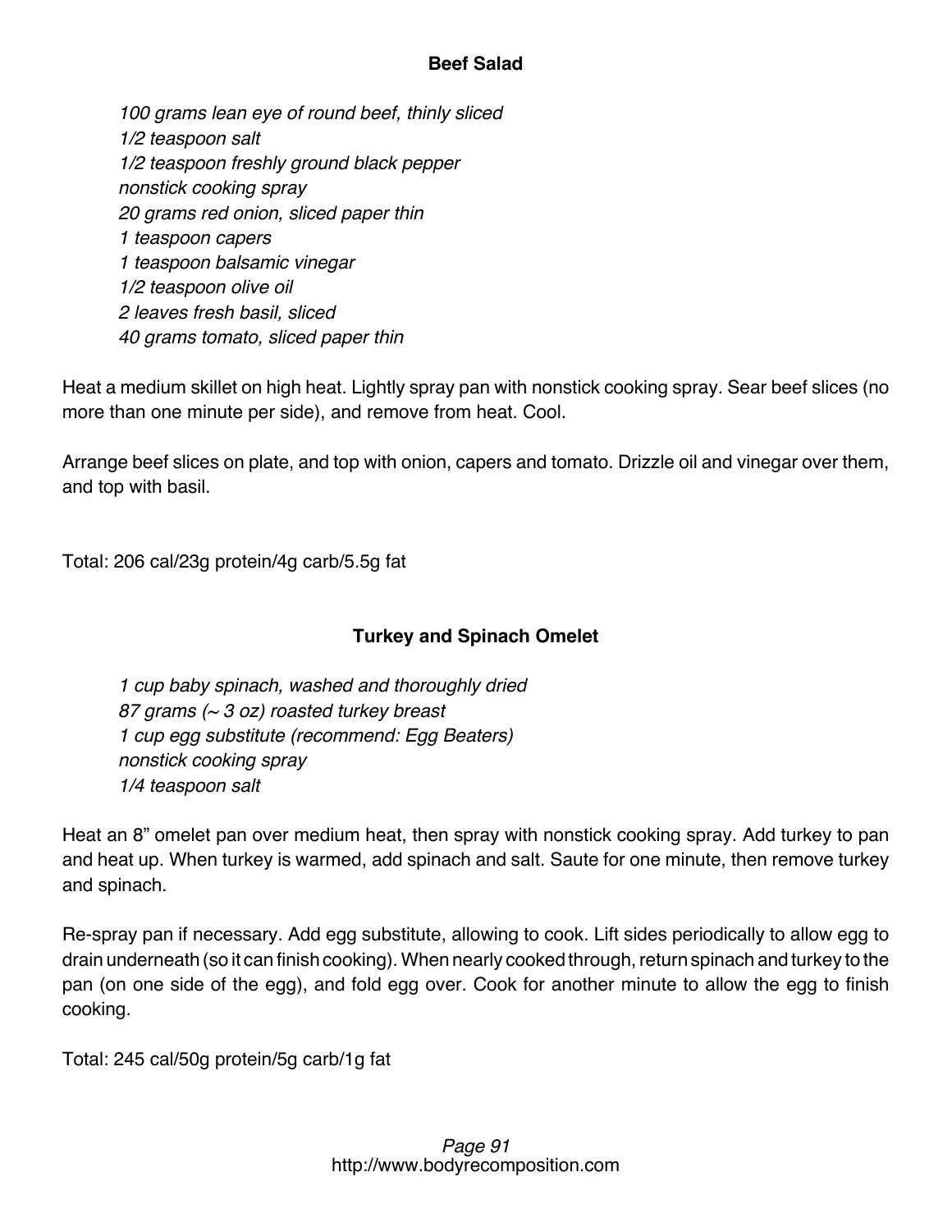## Beef Salad

*100 grams lean eye of round beef, thinly sliced*
*1/2 teaspoon salt*
*1/2 teaspoon freshly ground black pepper*
*nonstick cooking spray*
*20 grams red onion, sliced paper thin*
*1 teaspoon capers*
*1 teaspoon balsamic vinegar*
*1/2 teaspoon olive oil*
*2 leaves fresh basil, sliced*
*40 grams tomato, sliced paper thin*

Heat a medium skillet on high heat. Lightly spray pan with nonstick cooking spray. Sear beef slices (no more than one minute per side), and remove from heat. Cool.

Arrange beef slices on plate, and top with onion, capers and tomato. Drizzle oil and vinegar over them, and top with basil.

Total: 206 cal/23g protein/4g carb/5.5g fat

## Turkey and Spinach Omelet

*1 cup baby spinach, washed and thoroughly dried*
*87 grams (~ 3 oz) roasted turkey breast*
*1 cup egg substitute (recommend: Egg Beaters)*
*nonstick cooking spray*
*1/4 teaspoon salt*

Heat an 8" omelet pan over medium heat, then spray with nonstick cooking spray. Add turkey to pan and heat up. When turkey is warmed, add spinach and salt. Saute for one minute, then remove turkey and spinach.

Re-spray pan if necessary. Add egg substitute, allowing to cook. Lift sides periodically to allow egg to drain underneath (so it can finish cooking). When nearly cooked through, return spinach and turkey to the pan (on one side of the egg), and fold egg over. Cook for another minute to allow the egg to finish cooking.

Total: 245 cal/50g protein/5g carb/1g fat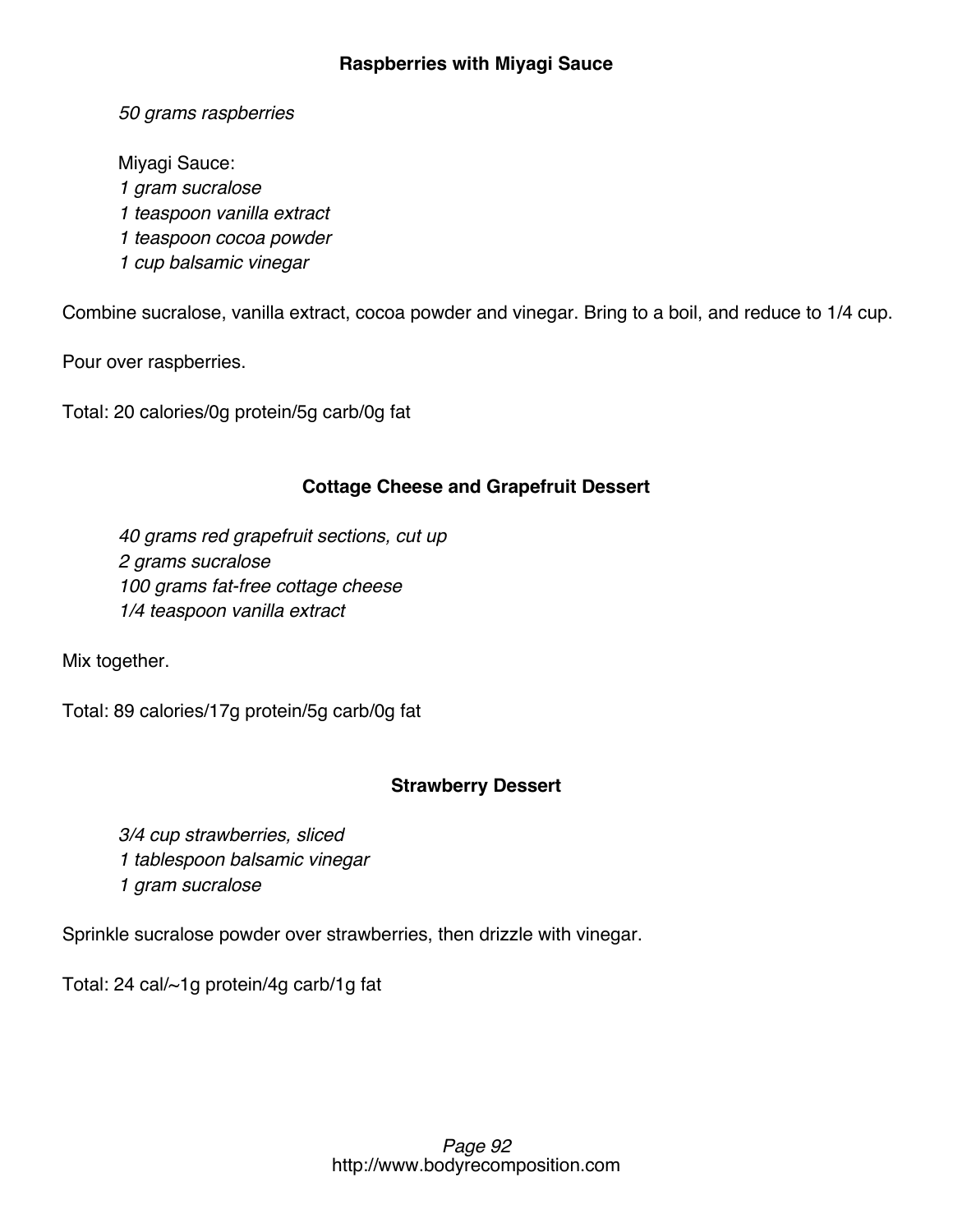### Raspberries with Miyagi Sauce

*50 grams raspberries*

Miyagi Sauce:
*1 gram sucralose*
*1 teaspoon vanilla extract*
*1 teaspoon cocoa powder*
*1 cup balsamic vinegar*

Combine sucralose, vanilla extract, cocoa powder and vinegar. Bring to a boil, and reduce to 1/4 cup.

Pour over raspberries.

Total: 20 calories/0g protein/5g carb/0g fat

### Cottage Cheese and Grapefruit Dessert

*40 grams red grapefruit sections, cut up*
*2 grams sucralose*
*100 grams fat-free cottage cheese*
*1/4 teaspoon vanilla extract*

Mix together.

Total: 89 calories/17g protein/5g carb/0g fat

### Strawberry Dessert

*3/4 cup strawberries, sliced*
*1 tablespoon balsamic vinegar*
*1 gram sucralose*

Sprinkle sucralose powder over strawberries, then drizzle with vinegar.

Total: 24 cal/~1g protein/4g carb/1g fat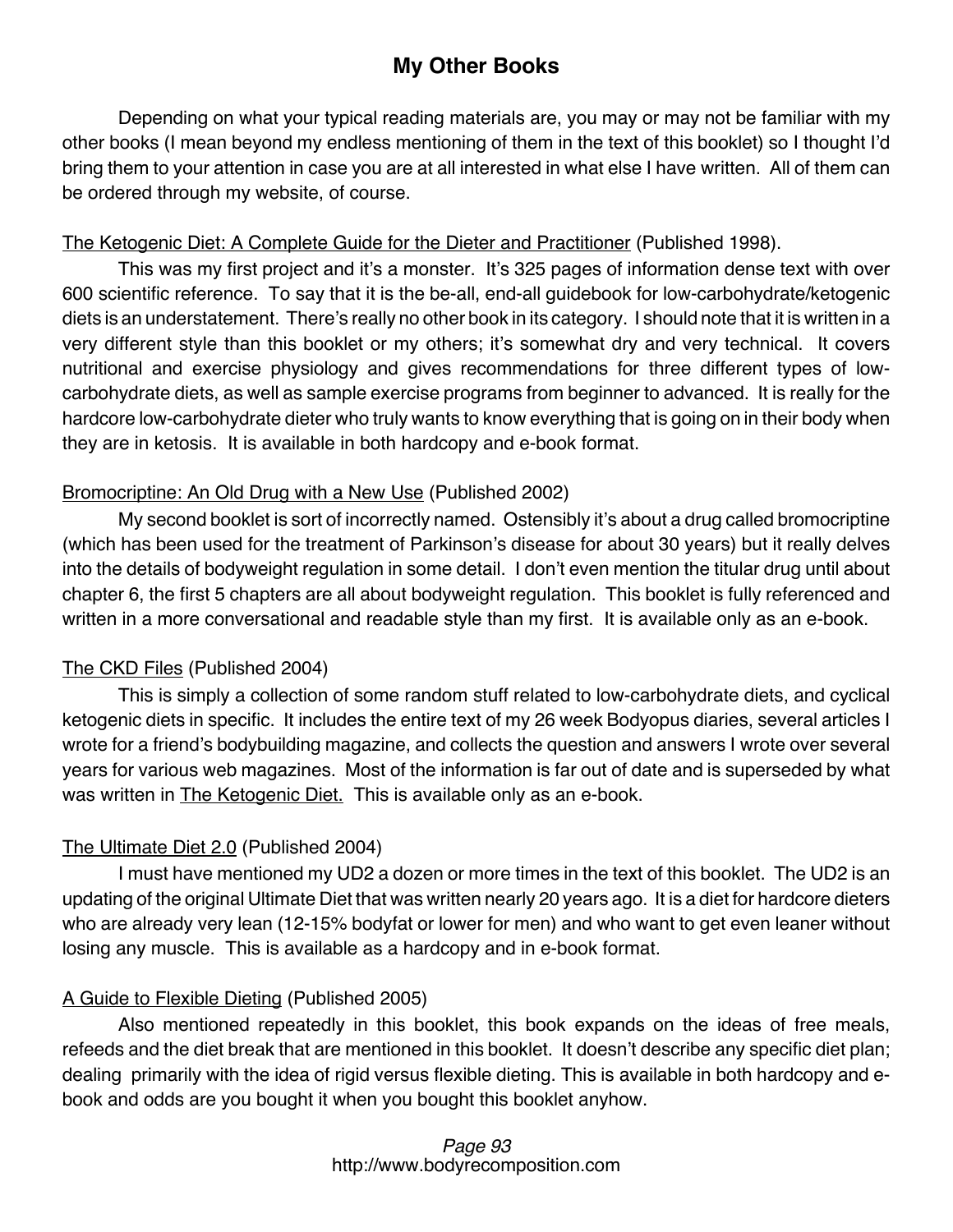# My Other Books

Depending on what your typical reading materials are, you may or may not be familiar with my other books (I mean beyond my endless mentioning of them in the text of this booklet) so I thought I'd bring them to your attention in case you are at all interested in what else I have written. All of them can be ordered through my website, of course.

<u>The Ketogenic Diet: A Complete Guide for the Dieter and Practitioner</u> (Published 1998).

This was my first project and it's a monster. It's 325 pages of information dense text with over 600 scientific reference. To say that it is the be-all, end-all guidebook for low-carbohydrate/ketogenic diets is an understatement. There's really no other book in its category. I should note that it is written in a very different style than this booklet or my others; it's somewhat dry and very technical. It covers nutritional and exercise physiology and gives recommendations for three different types of low-carbohydrate diets, as well as sample exercise programs from beginner to advanced. It is really for the hardcore low-carbohydrate dieter who truly wants to know everything that is going on in their body when they are in ketosis. It is available in both hardcopy and e-book format.

<u>Bromocriptine: An Old Drug with a New Use</u> (Published 2002)

My second booklet is sort of incorrectly named. Ostensibly it's about a drug called bromocriptine (which has been used for the treatment of Parkinson's disease for about 30 years) but it really delves into the details of bodyweight regulation in some detail. I don't even mention the titular drug until about chapter 6, the first 5 chapters are all about bodyweight regulation. This booklet is fully referenced and written in a more conversational and readable style than my first. It is available only as an e-book.

<u>The CKD Files</u> (Published 2004)

This is simply a collection of some random stuff related to low-carbohydrate diets, and cyclical ketogenic diets in specific. It includes the entire text of my 26 week Bodyopus diaries, several articles I wrote for a friend's bodybuilding magazine, and collects the question and answers I wrote over several years for various web magazines. Most of the information is far out of date and is superseded by what was written in <u>The Ketogenic Diet.</u> This is available only as an e-book.

<u>The Ultimate Diet 2.0</u> (Published 2004)

I must have mentioned my UD2 a dozen or more times in the text of this booklet. The UD2 is an updating of the original Ultimate Diet that was written nearly 20 years ago. It is a diet for hardcore dieters who are already very lean (12-15% bodyfat or lower for men) and who want to get even leaner without losing any muscle. This is available as a hardcopy and in e-book format.

<u>A Guide to Flexible Dieting</u> (Published 2005)

Also mentioned repeatedly in this booklet, this book expands on the ideas of free meals, refeeds and the diet break that are mentioned in this booklet. It doesn't describe any specific diet plan; dealing primarily with the idea of rigid versus flexible dieting. This is available in both hardcopy and e-book and odds are you bought it when you bought this booklet anyhow.